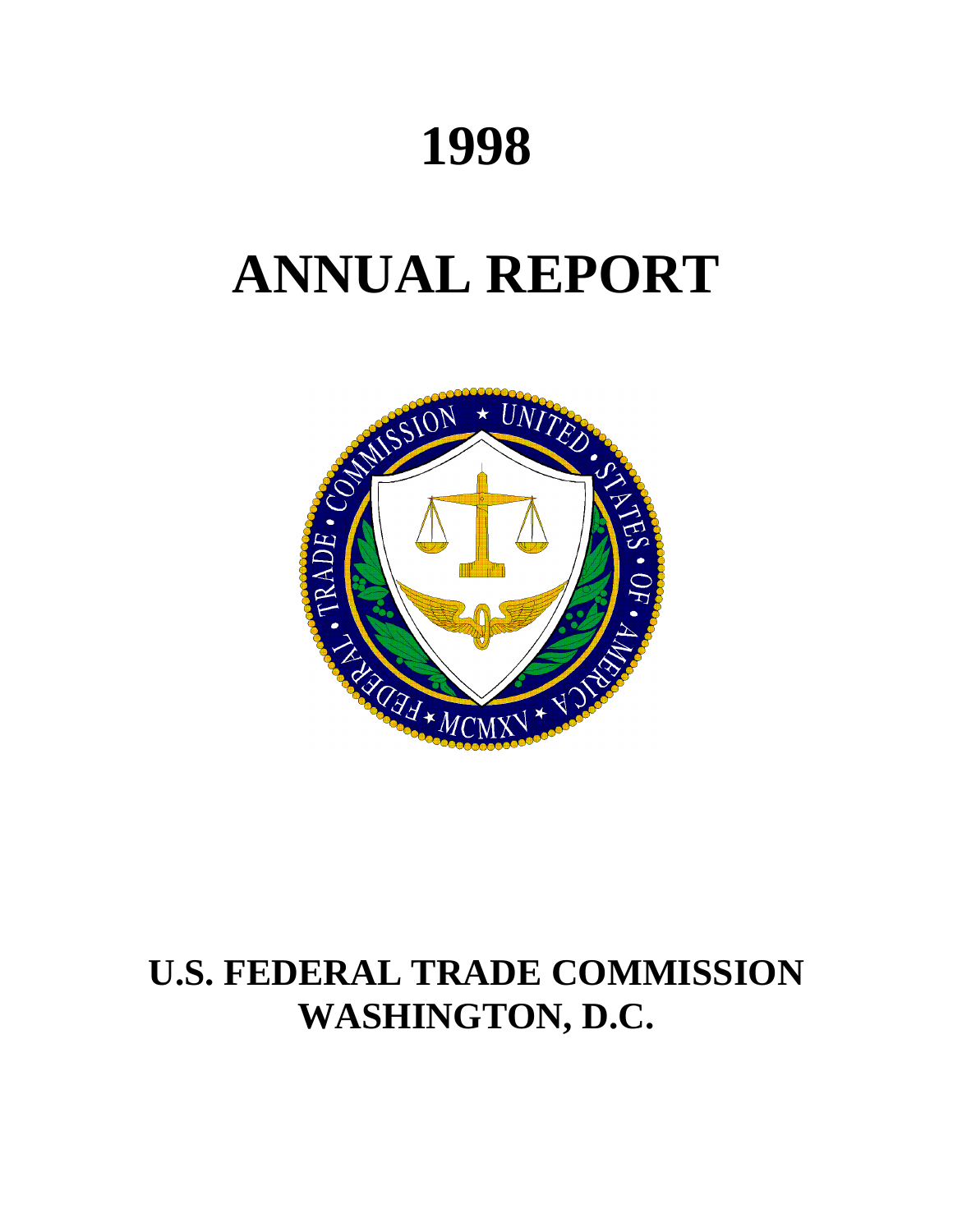# 1998

# ANNUAL REPORT

# U.S. FEDERAL TRADE COMMISSION
# WASHINGTON, D.C.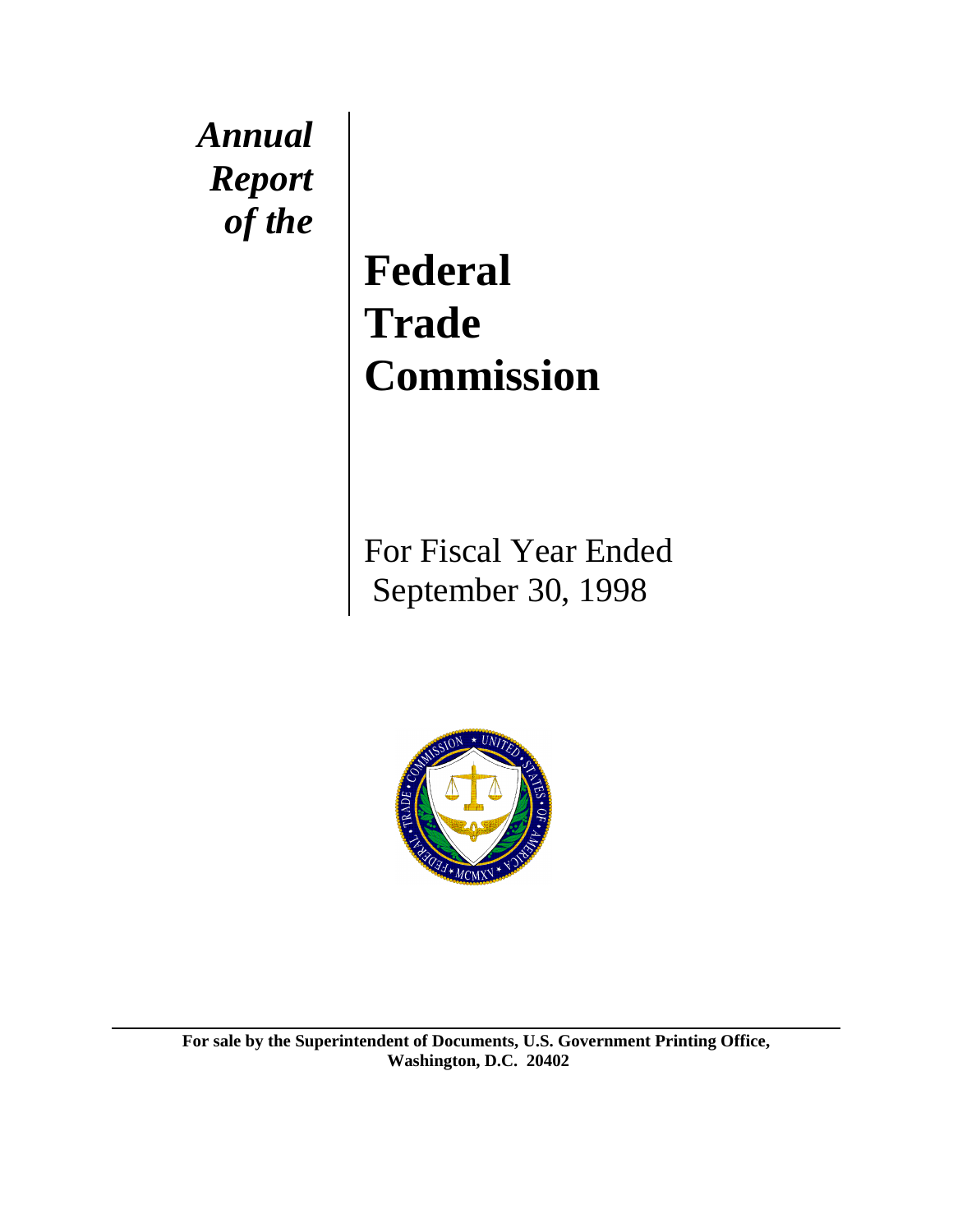*Annual Report of the*

# Federal Trade Commission

For Fiscal Year Ended September 30, 1998

**For sale by the Superintendent of Documents, U.S. Government Printing Office, Washington, D.C. 20402**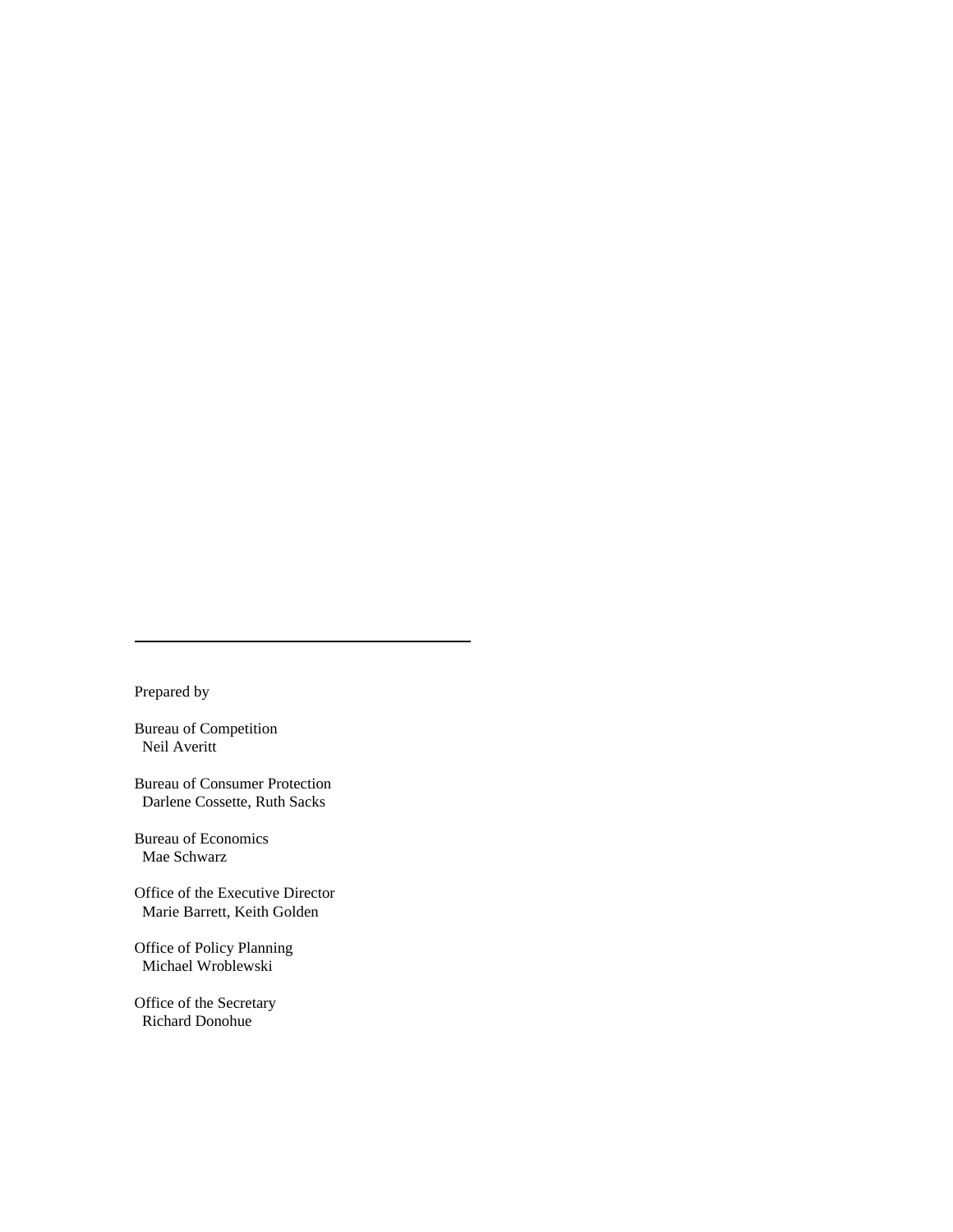---

Prepared by

Bureau of Competition
Neil Averitt

Bureau of Consumer Protection
Darlene Cossette, Ruth Sacks

Bureau of Economics
Mae Schwarz

Office of the Executive Director
Marie Barrett, Keith Golden

Office of Policy Planning
Michael Wroblewski

Office of the Secretary
Richard Donohue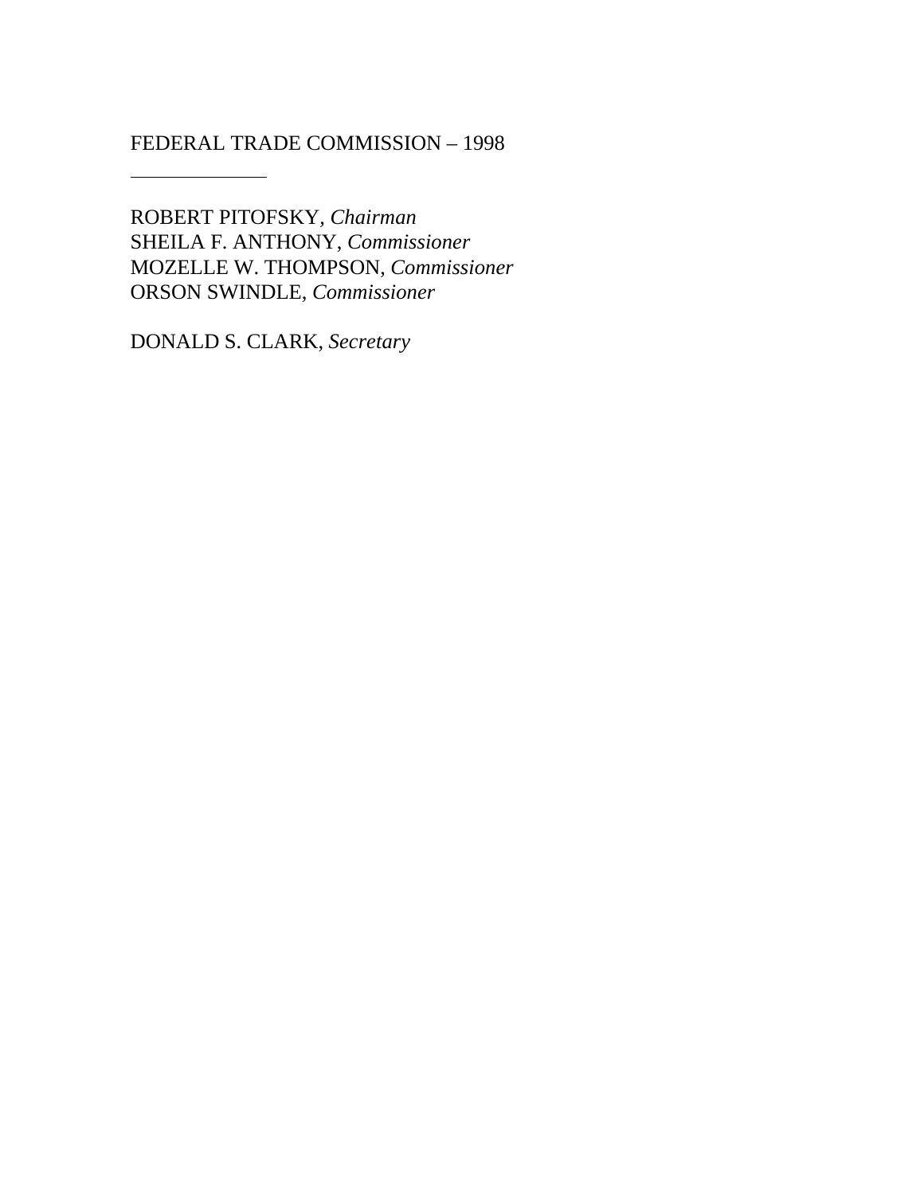FEDERAL TRADE COMMISSION – 1998

---

ROBERT PITOFSKY, *Chairman*
SHEILA F. ANTHONY, *Commissioner*
MOZELLE W. THOMPSON, *Commissioner*
ORSON SWINDLE, *Commissioner*

DONALD S. CLARK, *Secretary*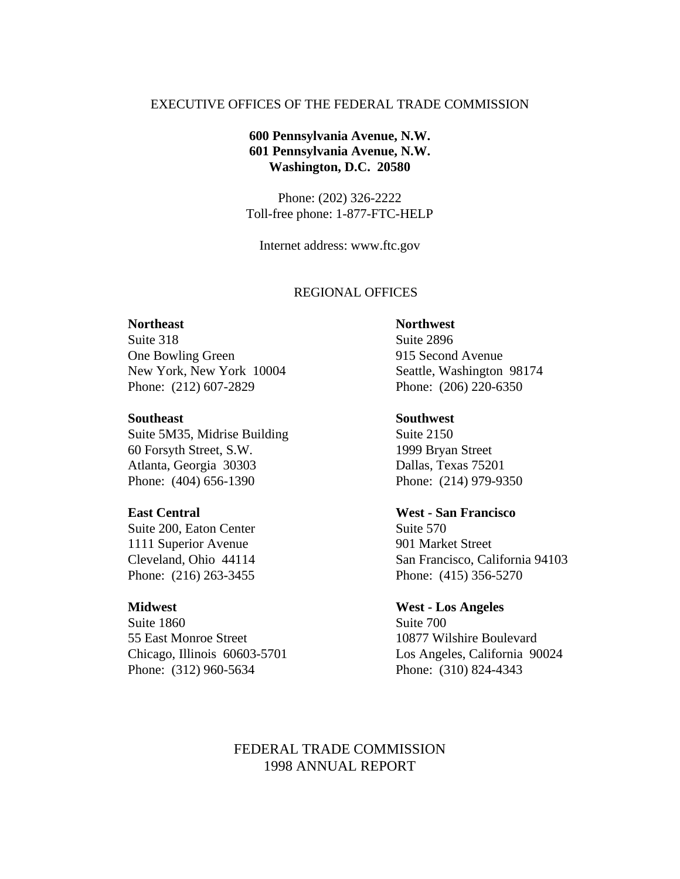EXECUTIVE OFFICES OF THE FEDERAL TRADE COMMISSION

**600 Pennsylvania Avenue, N.W.**
**601 Pennsylvania Avenue, N.W.**
**Washington, D.C. 20580**

Phone: (202) 326-2222
Toll-free phone: 1-877-FTC-HELP

Internet address: www.ftc.gov

REGIONAL OFFICES

**Northeast**
Suite 318
One Bowling Green
New York, New York 10004
Phone: (212) 607-2829

**Southeast**
Suite 5M35, Midrise Building
60 Forsyth Street, S.W.
Atlanta, Georgia 30303
Phone: (404) 656-1390

**East Central**
Suite 200, Eaton Center
1111 Superior Avenue
Cleveland, Ohio 44114
Phone: (216) 263-3455

**Midwest**
Suite 1860
55 East Monroe Street
Chicago, Illinois 60603-5701
Phone: (312) 960-5634

**Northwest**
Suite 2896
915 Second Avenue
Seattle, Washington 98174
Phone: (206) 220-6350

**Southwest**
Suite 2150
1999 Bryan Street
Dallas, Texas 75201
Phone: (214) 979-9350

**West - San Francisco**
Suite 570
901 Market Street
San Francisco, California 94103
Phone: (415) 356-5270

**West - Los Angeles**
Suite 700
10877 Wilshire Boulevard
Los Angeles, California 90024
Phone: (310) 824-4343

FEDERAL TRADE COMMISSION
1998 ANNUAL REPORT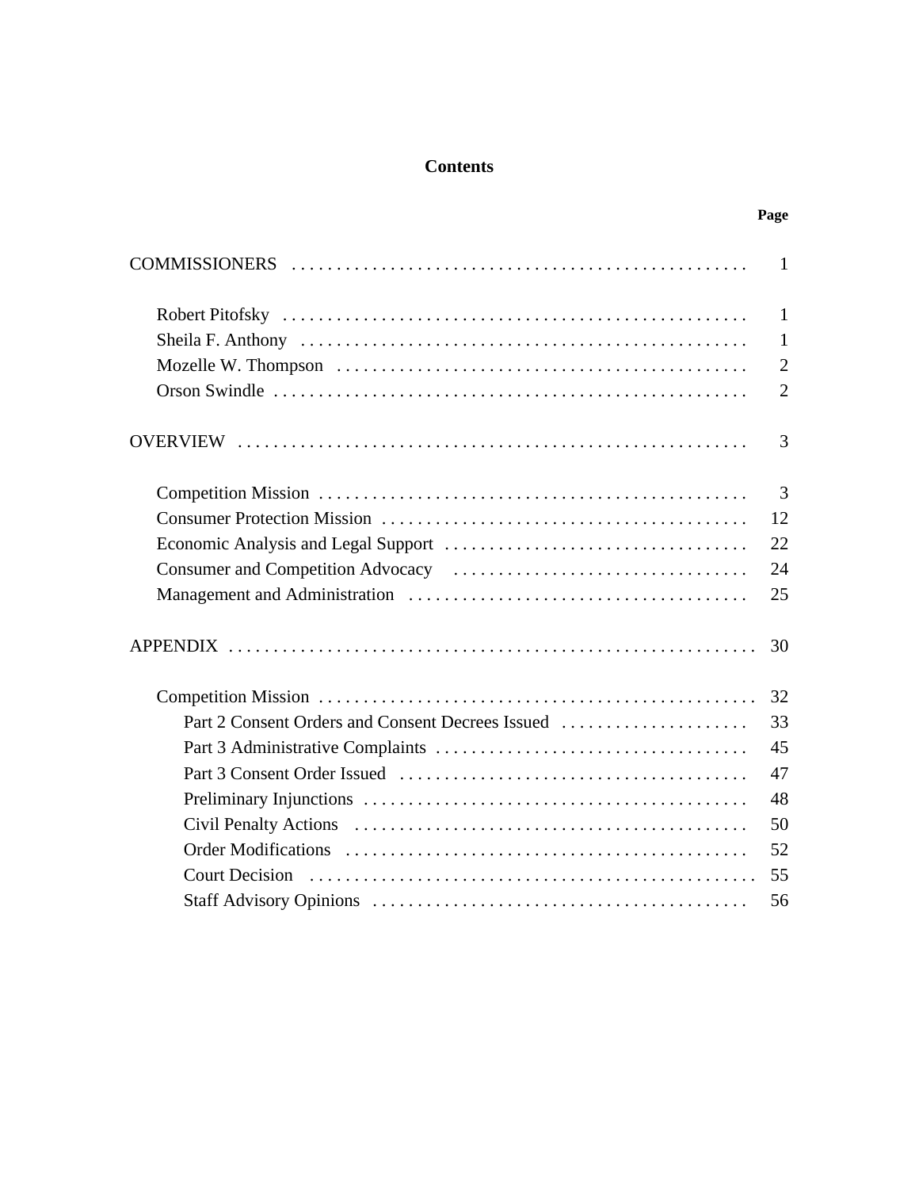# Contents

| | Page |
|---|---|
| COMMISSIONERS | 1 |
| Robert Pitofsky | 1 |
| Sheila F. Anthony | 1 |
| Mozelle W. Thompson | 2 |
| Orson Swindle | 2 |
| OVERVIEW | 3 |
| Competition Mission | 3 |
| Consumer Protection Mission | 12 |
| Economic Analysis and Legal Support | 22 |
| Consumer and Competition Advocacy | 24 |
| Management and Administration | 25 |
| APPENDIX | 30 |
| Competition Mission | 32 |
| Part 2 Consent Orders and Consent Decrees Issued | 33 |
| Part 3 Administrative Complaints | 45 |
| Part 3 Consent Order Issued | 47 |
| Preliminary Injunctions | 48 |
| Civil Penalty Actions | 50 |
| Order Modifications | 52 |
| Court Decision | 55 |
| Staff Advisory Opinions | 56 |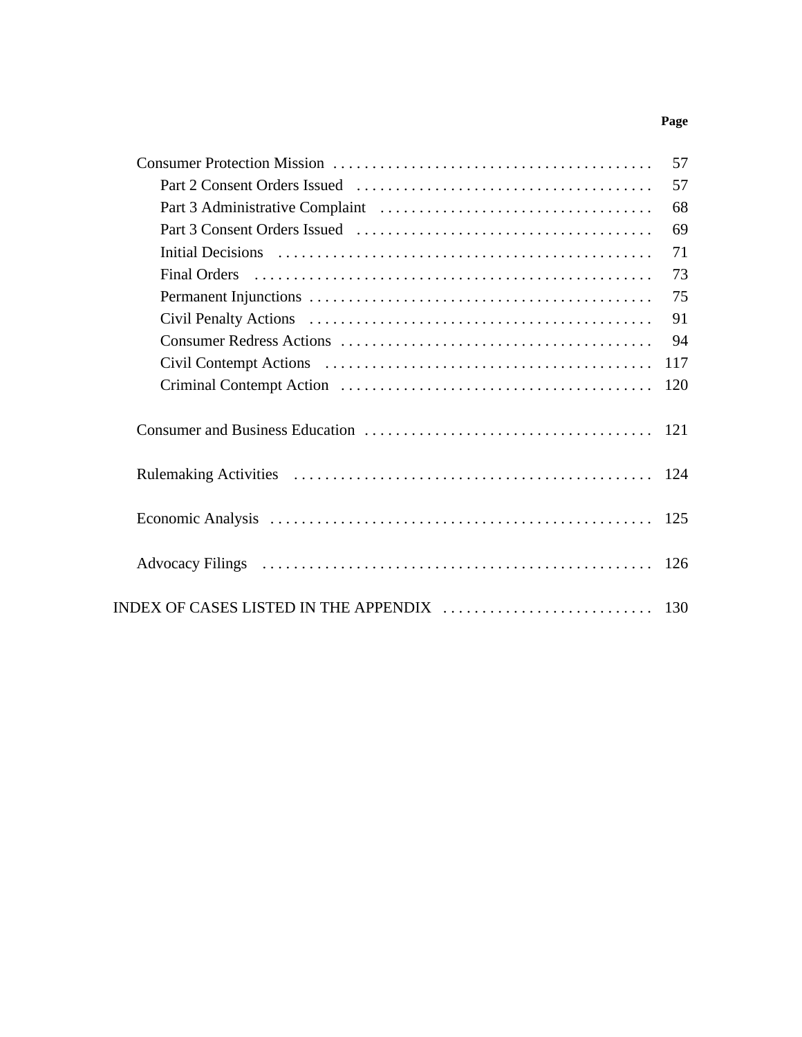| | Page |
|---|---|
| Consumer Protection Mission | 57 |
| Part 2 Consent Orders Issued | 57 |
| Part 3 Administrative Complaint | 68 |
| Part 3 Consent Orders Issued | 69 |
| Initial Decisions | 71 |
| Final Orders | 73 |
| Permanent Injunctions | 75 |
| Civil Penalty Actions | 91 |
| Consumer Redress Actions | 94 |
| Civil Contempt Actions | 117 |
| Criminal Contempt Action | 120 |
| Consumer and Business Education | 121 |
| Rulemaking Activities | 124 |
| Economic Analysis | 125 |
| Advocacy Filings | 126 |
| INDEX OF CASES LISTED IN THE APPENDIX | 130 |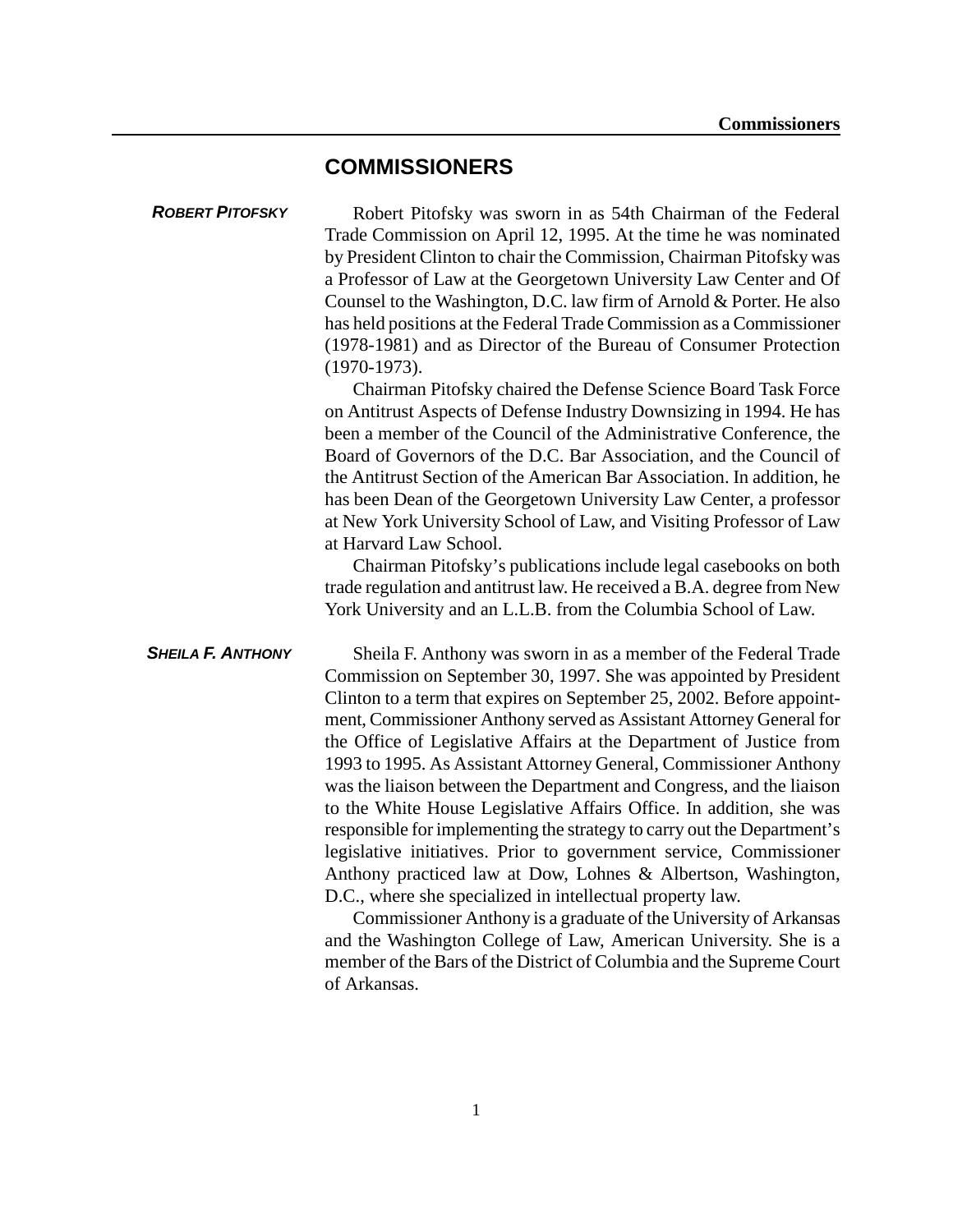# COMMISSIONERS

***ROBERT PITOFSKY***

Robert Pitofsky was sworn in as 54th Chairman of the Federal Trade Commission on April 12, 1995. At the time he was nominated by President Clinton to chair the Commission, Chairman Pitofsky was a Professor of Law at the Georgetown University Law Center and Of Counsel to the Washington, D.C. law firm of Arnold & Porter. He also has held positions at the Federal Trade Commission as a Commissioner (1978-1981) and as Director of the Bureau of Consumer Protection (1970-1973).

Chairman Pitofsky chaired the Defense Science Board Task Force on Antitrust Aspects of Defense Industry Downsizing in 1994. He has been a member of the Council of the Administrative Conference, the Board of Governors of the D.C. Bar Association, and the Council of the Antitrust Section of the American Bar Association. In addition, he has been Dean of the Georgetown University Law Center, a professor at New York University School of Law, and Visiting Professor of Law at Harvard Law School.

Chairman Pitofsky's publications include legal casebooks on both trade regulation and antitrust law. He received a B.A. degree from New York University and an L.L.B. from the Columbia School of Law.

***SHEILA F. ANTHONY***

Sheila F. Anthony was sworn in as a member of the Federal Trade Commission on September 30, 1997. She was appointed by President Clinton to a term that expires on September 25, 2002. Before appointment, Commissioner Anthony served as Assistant Attorney General for the Office of Legislative Affairs at the Department of Justice from 1993 to 1995. As Assistant Attorney General, Commissioner Anthony was the liaison between the Department and Congress, and the liaison to the White House Legislative Affairs Office. In addition, she was responsible for implementing the strategy to carry out the Department's legislative initiatives. Prior to government service, Commissioner Anthony practiced law at Dow, Lohnes & Albertson, Washington, D.C., where she specialized in intellectual property law.

Commissioner Anthony is a graduate of the University of Arkansas and the Washington College of Law, American University. She is a member of the Bars of the District of Columbia and the Supreme Court of Arkansas.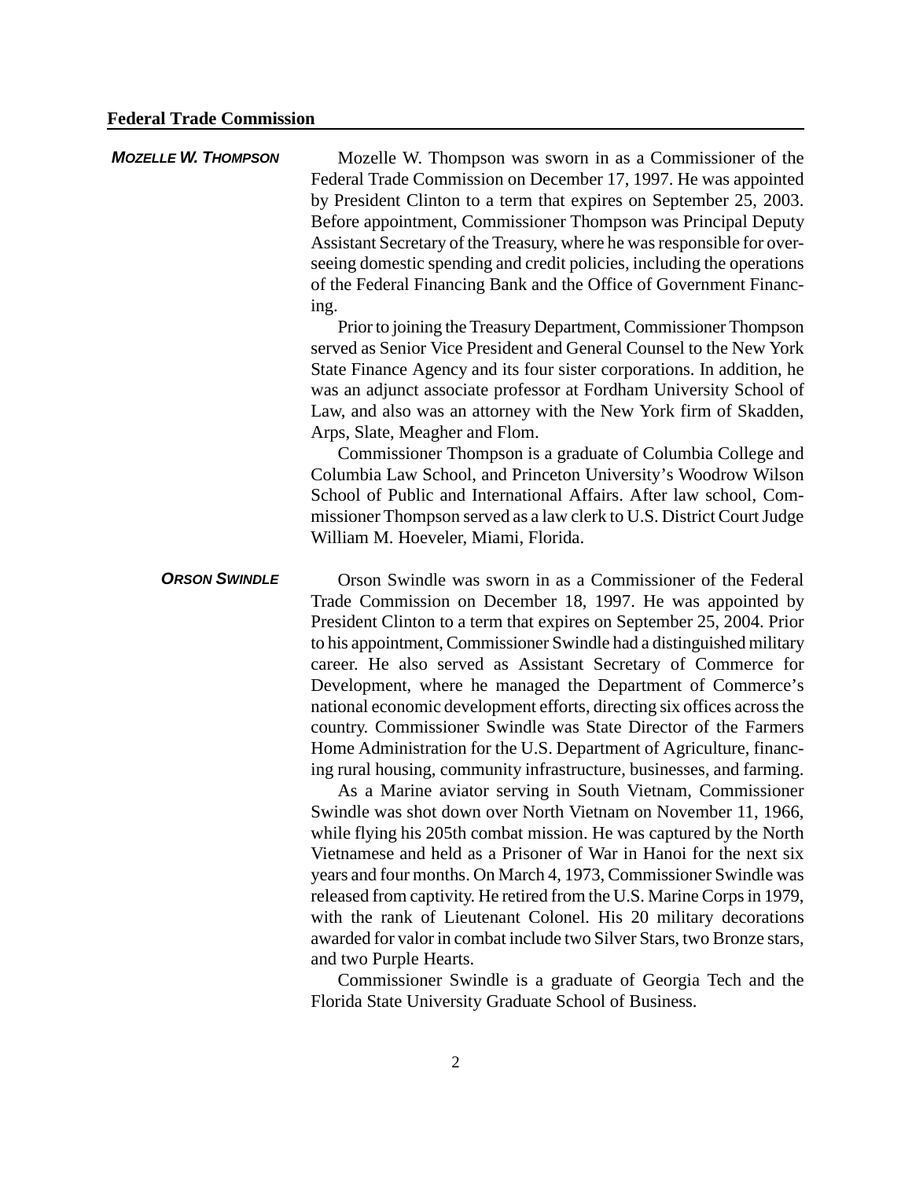### Mozelle W. Thompson

Mozelle W. Thompson was sworn in as a Commissioner of the Federal Trade Commission on December 17, 1997. He was appointed by President Clinton to a term that expires on September 25, 2003. Before appointment, Commissioner Thompson was Principal Deputy Assistant Secretary of the Treasury, where he was responsible for overseeing domestic spending and credit policies, including the operations of the Federal Financing Bank and the Office of Government Financing.

Prior to joining the Treasury Department, Commissioner Thompson served as Senior Vice President and General Counsel to the New York State Finance Agency and its four sister corporations. In addition, he was an adjunct associate professor at Fordham University School of Law, and also was an attorney with the New York firm of Skadden, Arps, Slate, Meagher and Flom.

Commissioner Thompson is a graduate of Columbia College and Columbia Law School, and Princeton University's Woodrow Wilson School of Public and International Affairs. After law school, Commissioner Thompson served as a law clerk to U.S. District Court Judge William M. Hoeveler, Miami, Florida.

### Orson Swindle

Orson Swindle was sworn in as a Commissioner of the Federal Trade Commission on December 18, 1997. He was appointed by President Clinton to a term that expires on September 25, 2004. Prior to his appointment, Commissioner Swindle had a distinguished military career. He also served as Assistant Secretary of Commerce for Development, where he managed the Department of Commerce's national economic development efforts, directing six offices across the country. Commissioner Swindle was State Director of the Farmers Home Administration for the U.S. Department of Agriculture, financing rural housing, community infrastructure, businesses, and farming.

As a Marine aviator serving in South Vietnam, Commissioner Swindle was shot down over North Vietnam on November 11, 1966, while flying his 205th combat mission. He was captured by the North Vietnamese and held as a Prisoner of War in Hanoi for the next six years and four months. On March 4, 1973, Commissioner Swindle was released from captivity. He retired from the U.S. Marine Corps in 1979, with the rank of Lieutenant Colonel. His 20 military decorations awarded for valor in combat include two Silver Stars, two Bronze stars, and two Purple Hearts.

Commissioner Swindle is a graduate of Georgia Tech and the Florida State University Graduate School of Business.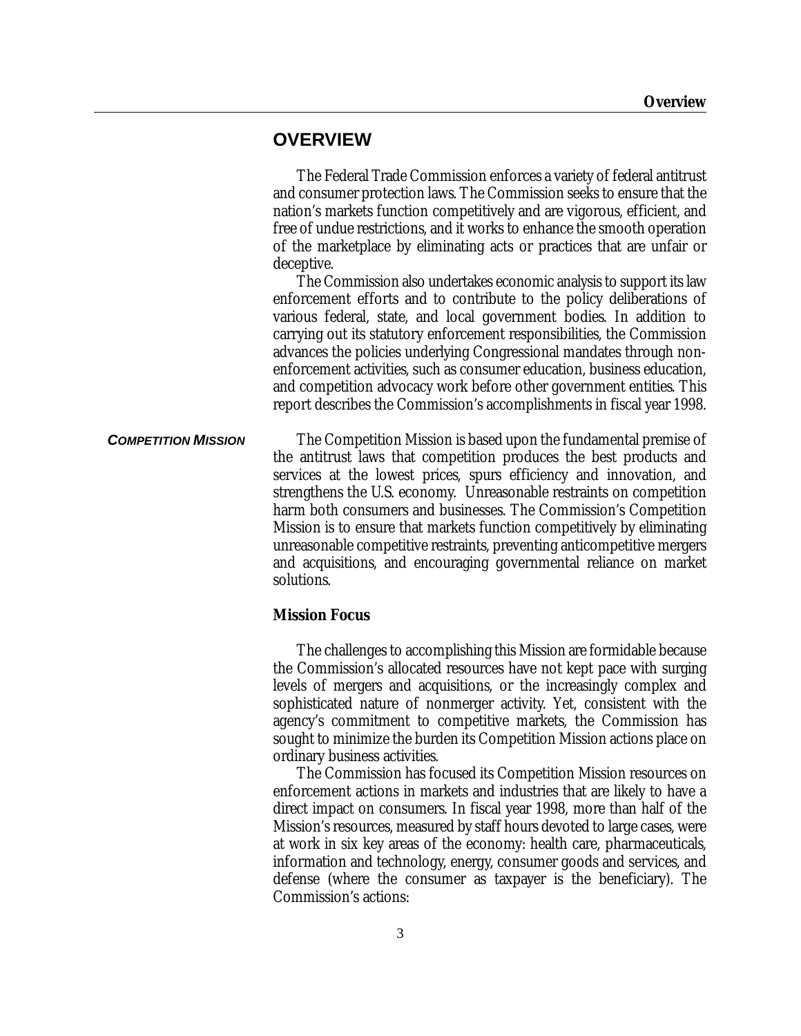## OVERVIEW

The Federal Trade Commission enforces a variety of federal antitrust and consumer protection laws. The Commission seeks to ensure that the nation's markets function competitively and are vigorous, efficient, and free of undue restrictions, and it works to enhance the smooth operation of the marketplace by eliminating acts or practices that are unfair or deceptive.

The Commission also undertakes economic analysis to support its law enforcement efforts and to contribute to the policy deliberations of various federal, state, and local government bodies. In addition to carrying out its statutory enforcement responsibilities, the Commission advances the policies underlying Congressional mandates through non-enforcement activities, such as consumer education, business education, and competition advocacy work before other government entities. This report describes the Commission's accomplishments in fiscal year 1998.

### *COMPETITION MISSION*

The Competition Mission is based upon the fundamental premise of the antitrust laws that competition produces the best products and services at the lowest prices, spurs efficiency and innovation, and strengthens the U.S. economy. Unreasonable restraints on competition harm both consumers and businesses. The Commission's Competition Mission is to ensure that markets function competitively by eliminating unreasonable competitive restraints, preventing anticompetitive mergers and acquisitions, and encouraging governmental reliance on market solutions.

#### Mission Focus

The challenges to accomplishing this Mission are formidable because the Commission's allocated resources have not kept pace with surging levels of mergers and acquisitions, or the increasingly complex and sophisticated nature of nonmerger activity. Yet, consistent with the agency's commitment to competitive markets, the Commission has sought to minimize the burden its Competition Mission actions place on ordinary business activities.

The Commission has focused its Competition Mission resources on enforcement actions in markets and industries that are likely to have a direct impact on consumers. In fiscal year 1998, more than half of the Mission's resources, measured by staff hours devoted to large cases, were at work in six key areas of the economy: health care, pharmaceuticals, information and technology, energy, consumer goods and services, and defense (where the consumer as taxpayer is the beneficiary). The Commission's actions: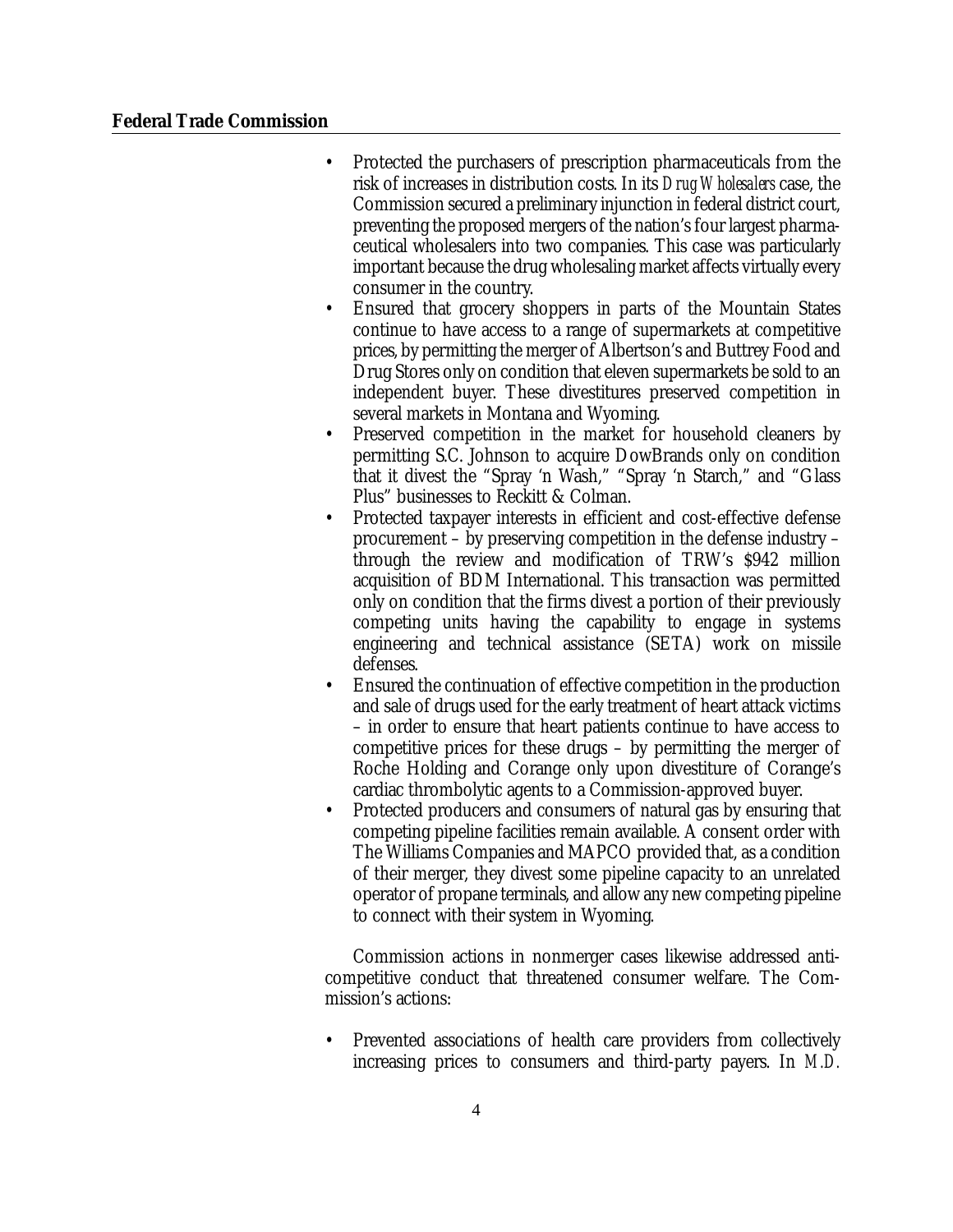- Protected the purchasers of prescription pharmaceuticals from the risk of increases in distribution costs. In its *Drug Wholesalers* case, the Commission secured a preliminary injunction in federal district court, preventing the proposed mergers of the nation's four largest pharmaceutical wholesalers into two companies. This case was particularly important because the drug wholesaling market affects virtually every consumer in the country.
- Ensured that grocery shoppers in parts of the Mountain States continue to have access to a range of supermarkets at competitive prices, by permitting the merger of Albertson's and Buttrey Food and Drug Stores only on condition that eleven supermarkets be sold to an independent buyer. These divestitures preserved competition in several markets in Montana and Wyoming.
- Preserved competition in the market for household cleaners by permitting S.C. Johnson to acquire DowBrands only on condition that it divest the "Spray 'n Wash," "Spray 'n Starch," and "Glass Plus" businesses to Reckitt & Colman.
- Protected taxpayer interests in efficient and cost-effective defense procurement – by preserving competition in the defense industry – through the review and modification of TRW's $942 million acquisition of BDM International. This transaction was permitted only on condition that the firms divest a portion of their previously competing units having the capability to engage in systems engineering and technical assistance (SETA) work on missile defenses.
- Ensured the continuation of effective competition in the production and sale of drugs used for the early treatment of heart attack victims – in order to ensure that heart patients continue to have access to competitive prices for these drugs – by permitting the merger of Roche Holding and Corange only upon divestiture of Corange's cardiac thrombolytic agents to a Commission-approved buyer.
- Protected producers and consumers of natural gas by ensuring that competing pipeline facilities remain available. A consent order with The Williams Companies and MAPCO provided that, as a condition of their merger, they divest some pipeline capacity to an unrelated operator of propane terminals, and allow any new competing pipeline to connect with their system in Wyoming.

Commission actions in nonmerger cases likewise addressed anticompetitive conduct that threatened consumer welfare. The Commission's actions:

- Prevented associations of health care providers from collectively increasing prices to consumers and third-party payers. In *M.D.*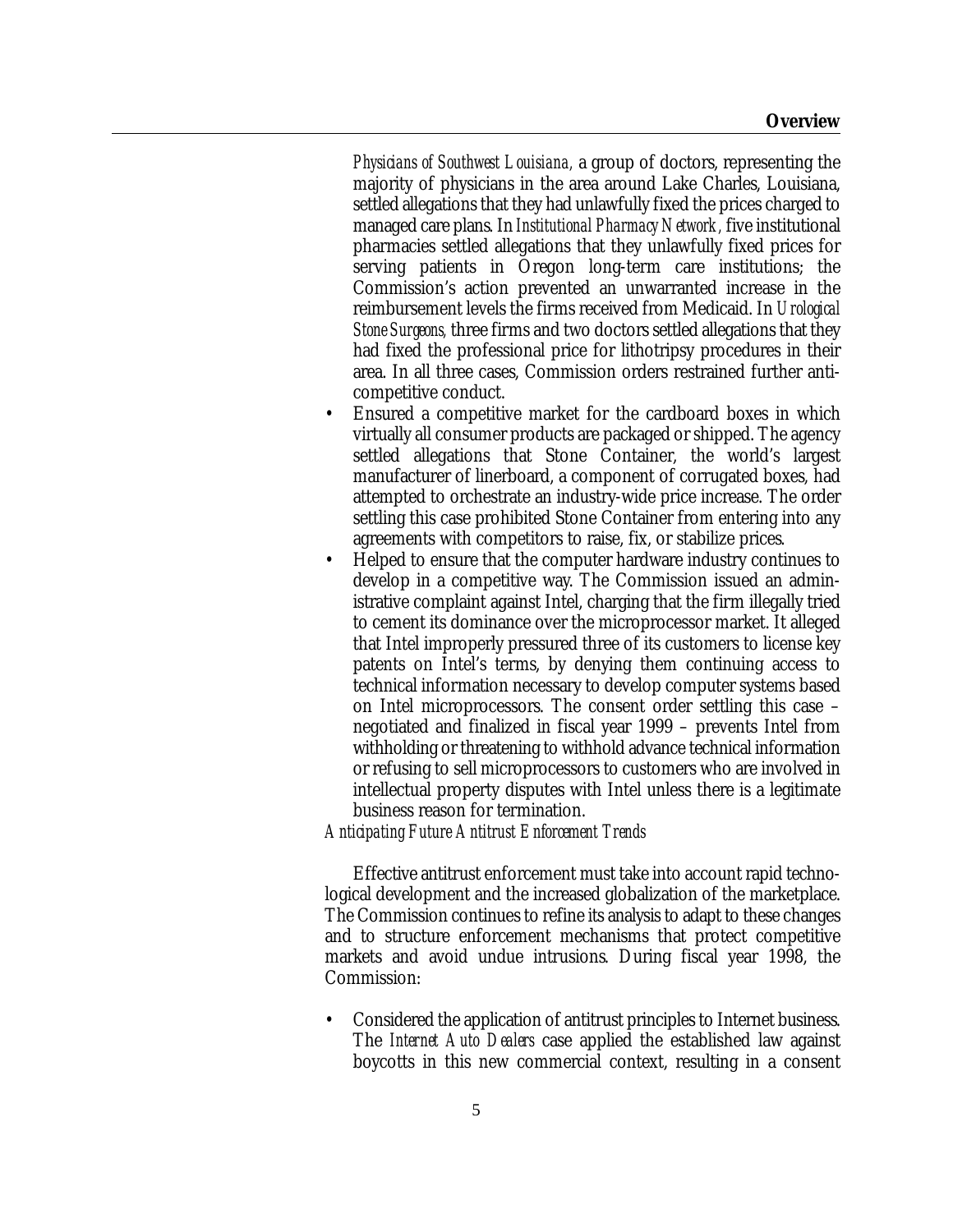*Physicians of Southwest Louisiana,* a group of doctors, representing the majority of physicians in the area around Lake Charles, Louisiana, settled allegations that they had unlawfully fixed the prices charged to managed care plans. In *Institutional Pharmacy Network,* five institutional pharmacies settled allegations that they unlawfully fixed prices for serving patients in Oregon long-term care institutions; the Commission's action prevented an unwarranted increase in the reimbursement levels the firms received from Medicaid. In *Urological Stone Surgeons,* three firms and two doctors settled allegations that they had fixed the professional price for lithotripsy procedures in their area. In all three cases, Commission orders restrained further anticompetitive conduct.

- Ensured a competitive market for the cardboard boxes in which virtually all consumer products are packaged or shipped. The agency settled allegations that Stone Container, the world's largest manufacturer of linerboard, a component of corrugated boxes, had attempted to orchestrate an industry-wide price increase. The order settling this case prohibited Stone Container from entering into any agreements with competitors to raise, fix, or stabilize prices.
- Helped to ensure that the computer hardware industry continues to develop in a competitive way. The Commission issued an administrative complaint against Intel, charging that the firm illegally tried to cement its dominance over the microprocessor market. It alleged that Intel improperly pressured three of its customers to license key patents on Intel's terms, by denying them continuing access to technical information necessary to develop computer systems based on Intel microprocessors. The consent order settling this case – negotiated and finalized in fiscal year 1999 – prevents Intel from withholding or threatening to withhold advance technical information or refusing to sell microprocessors to customers who are involved in intellectual property disputes with Intel unless there is a legitimate business reason for termination.

*Anticipating Future Antitrust Enforcement Trends*

Effective antitrust enforcement must take into account rapid technological development and the increased globalization of the marketplace. The Commission continues to refine its analysis to adapt to these changes and to structure enforcement mechanisms that protect competitive markets and avoid undue intrusions. During fiscal year 1998, the Commission:

- Considered the application of antitrust principles to Internet business. The *Internet Auto Dealers* case applied the established law against boycotts in this new commercial context, resulting in a consent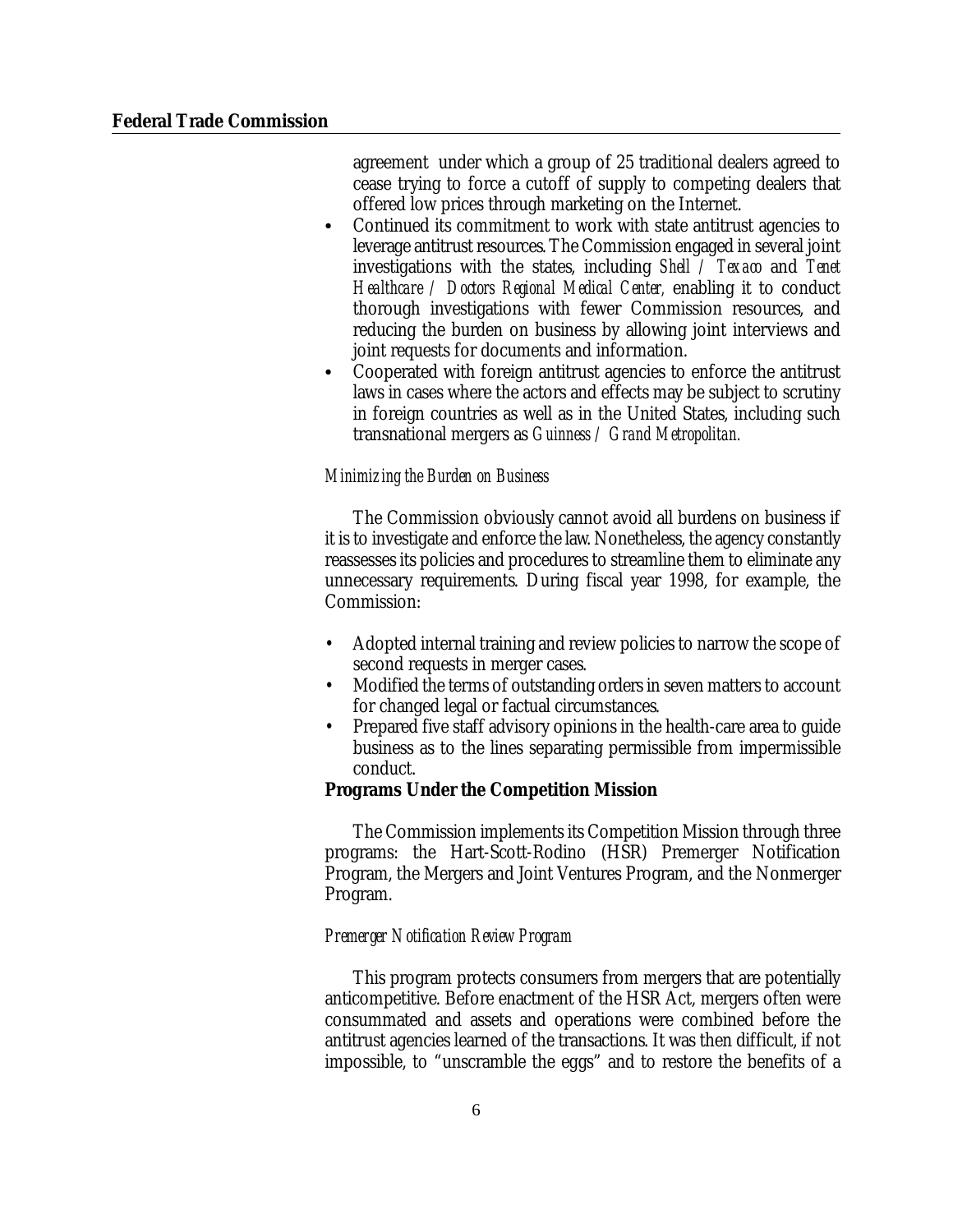agreement under which a group of 25 traditional dealers agreed to cease trying to force a cutoff of supply to competing dealers that offered low prices through marketing on the Internet.

- Continued its commitment to work with state antitrust agencies to leverage antitrust resources. The Commission engaged in several joint investigations with the states, including *Shell / Texaco* and *Tenet Healthcare / Doctors Regional Medical Center,* enabling it to conduct thorough investigations with fewer Commission resources, and reducing the burden on business by allowing joint interviews and joint requests for documents and information.
- Cooperated with foreign antitrust agencies to enforce the antitrust laws in cases where the actors and effects may be subject to scrutiny in foreign countries as well as in the United States, including such transnational mergers as *Guinness / Grand Metropolitan.*

*Minimizing the Burden on Business*

The Commission obviously cannot avoid all burdens on business if it is to investigate and enforce the law. Nonetheless, the agency constantly reassesses its policies and procedures to streamline them to eliminate any unnecessary requirements. During fiscal year 1998, for example, the Commission:

- Adopted internal training and review policies to narrow the scope of second requests in merger cases.
- Modified the terms of outstanding orders in seven matters to account for changed legal or factual circumstances.
- Prepared five staff advisory opinions in the health-care area to guide business as to the lines separating permissible from impermissible conduct.

**Programs Under the Competition Mission**

The Commission implements its Competition Mission through three programs: the Hart-Scott-Rodino (HSR) Premerger Notification Program, the Mergers and Joint Ventures Program, and the Nonmerger Program.

*Premerger Notification Review Program*

This program protects consumers from mergers that are potentially anticompetitive. Before enactment of the HSR Act, mergers often were consummated and assets and operations were combined before the antitrust agencies learned of the transactions. It was then difficult, if not impossible, to "unscramble the eggs" and to restore the benefits of a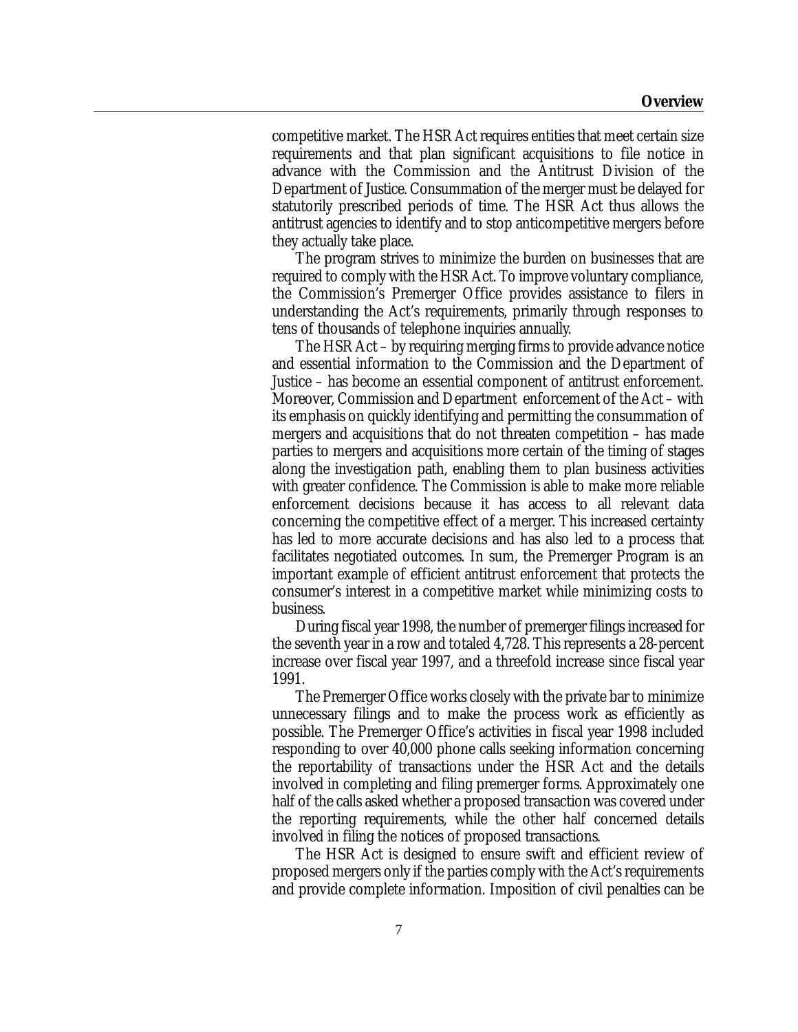competitive market. The HSR Act requires entities that meet certain size requirements and that plan significant acquisitions to file notice in advance with the Commission and the Antitrust Division of the Department of Justice. Consummation of the merger must be delayed for statutorily prescribed periods of time. The HSR Act thus allows the antitrust agencies to identify and to stop anticompetitive mergers before they actually take place.

The program strives to minimize the burden on businesses that are required to comply with the HSR Act. To improve voluntary compliance, the Commission's Premerger Office provides assistance to filers in understanding the Act's requirements, primarily through responses to tens of thousands of telephone inquiries annually.

The HSR Act – by requiring merging firms to provide advance notice and essential information to the Commission and the Department of Justice – has become an essential component of antitrust enforcement. Moreover, Commission and Department enforcement of the Act – with its emphasis on quickly identifying and permitting the consummation of mergers and acquisitions that do not threaten competition – has made parties to mergers and acquisitions more certain of the timing of stages along the investigation path, enabling them to plan business activities with greater confidence. The Commission is able to make more reliable enforcement decisions because it has access to all relevant data concerning the competitive effect of a merger. This increased certainty has led to more accurate decisions and has also led to a process that facilitates negotiated outcomes. In sum, the Premerger Program is an important example of efficient antitrust enforcement that protects the consumer's interest in a competitive market while minimizing costs to business.

During fiscal year 1998, the number of premerger filings increased for the seventh year in a row and totaled 4,728. This represents a 28-percent increase over fiscal year 1997, and a threefold increase since fiscal year 1991.

The Premerger Office works closely with the private bar to minimize unnecessary filings and to make the process work as efficiently as possible. The Premerger Office's activities in fiscal year 1998 included responding to over 40,000 phone calls seeking information concerning the reportability of transactions under the HSR Act and the details involved in completing and filing premerger forms. Approximately one half of the calls asked whether a proposed transaction was covered under the reporting requirements, while the other half concerned details involved in filing the notices of proposed transactions.

The HSR Act is designed to ensure swift and efficient review of proposed mergers only if the parties comply with the Act's requirements and provide complete information. Imposition of civil penalties can be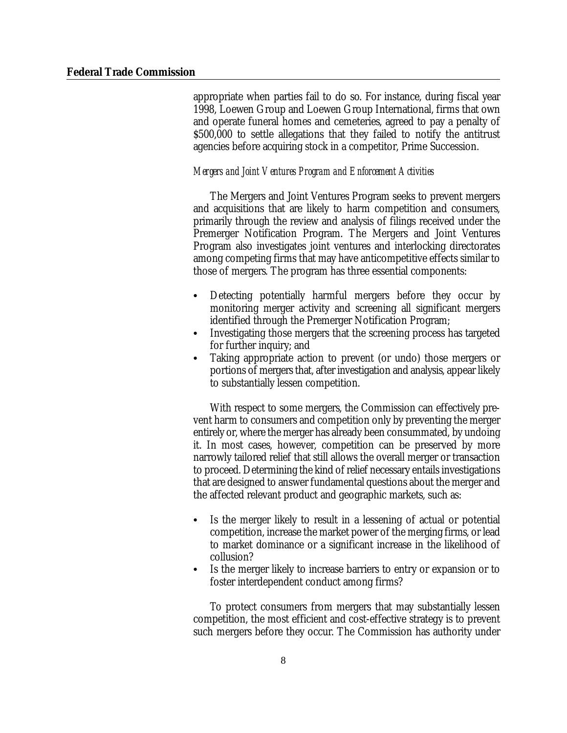appropriate when parties fail to do so. For instance, during fiscal year 1998, Loewen Group and Loewen Group International, firms that own and operate funeral homes and cemeteries, agreed to pay a penalty of $500,000 to settle allegations that they failed to notify the antitrust agencies before acquiring stock in a competitor, Prime Succession.

*Mergers and Joint Ventures Program and Enforcement Activities*

The Mergers and Joint Ventures Program seeks to prevent mergers and acquisitions that are likely to harm competition and consumers, primarily through the review and analysis of filings received under the Premerger Notification Program. The Mergers and Joint Ventures Program also investigates joint ventures and interlocking directorates among competing firms that may have anticompetitive effects similar to those of mergers. The program has three essential components:

- Detecting potentially harmful mergers before they occur by monitoring merger activity and screening all significant mergers identified through the Premerger Notification Program;
- Investigating those mergers that the screening process has targeted for further inquiry; and
- Taking appropriate action to prevent (or undo) those mergers or portions of mergers that, after investigation and analysis, appear likely to substantially lessen competition.

With respect to some mergers, the Commission can effectively prevent harm to consumers and competition only by preventing the merger entirely or, where the merger has already been consummated, by undoing it. In most cases, however, competition can be preserved by more narrowly tailored relief that still allows the overall merger or transaction to proceed. Determining the kind of relief necessary entails investigations that are designed to answer fundamental questions about the merger and the affected relevant product and geographic markets, such as:

- Is the merger likely to result in a lessening of actual or potential competition, increase the market power of the merging firms, or lead to market dominance or a significant increase in the likelihood of collusion?
- Is the merger likely to increase barriers to entry or expansion or to foster interdependent conduct among firms?

To protect consumers from mergers that may substantially lessen competition, the most efficient and cost-effective strategy is to prevent such mergers before they occur. The Commission has authority under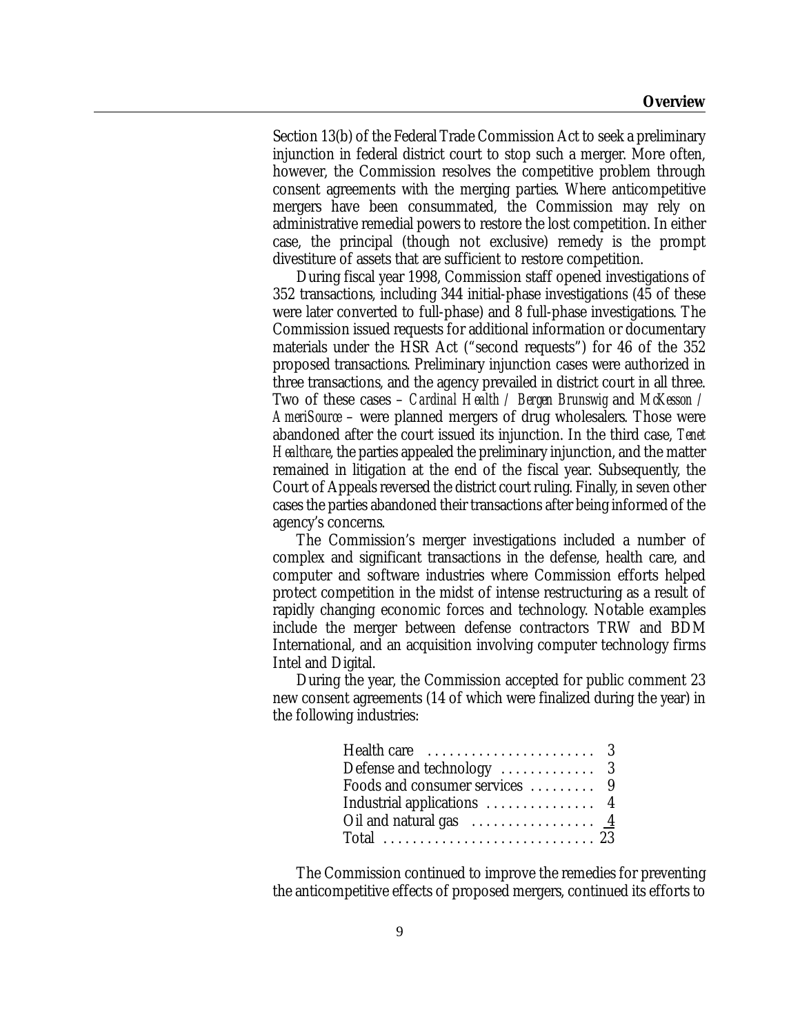Section 13(b) of the Federal Trade Commission Act to seek a preliminary injunction in federal district court to stop such a merger. More often, however, the Commission resolves the competitive problem through consent agreements with the merging parties. Where anticompetitive mergers have been consummated, the Commission may rely on administrative remedial powers to restore the lost competition. In either case, the principal (though not exclusive) remedy is the prompt divestiture of assets that are sufficient to restore competition.

During fiscal year 1998, Commission staff opened investigations of 352 transactions, including 344 initial-phase investigations (45 of these were later converted to full-phase) and 8 full-phase investigations. The Commission issued requests for additional information or documentary materials under the HSR Act ("second requests") for 46 of the 352 proposed transactions. Preliminary injunction cases were authorized in three transactions, and the agency prevailed in district court in all three. Two of these cases – *Cardinal Health / Bergen Brunswig* and *McKesson / AmeriSource* – were planned mergers of drug wholesalers. Those were abandoned after the court issued its injunction. In the third case, *Tenet Healthcare*, the parties appealed the preliminary injunction, and the matter remained in litigation at the end of the fiscal year. Subsequently, the Court of Appeals reversed the district court ruling. Finally, in seven other cases the parties abandoned their transactions after being informed of the agency's concerns.

The Commission's merger investigations included a number of complex and significant transactions in the defense, health care, and computer and software industries where Commission efforts helped protect competition in the midst of intense restructuring as a result of rapidly changing economic forces and technology. Notable examples include the merger between defense contractors TRW and BDM International, and an acquisition involving computer technology firms Intel and Digital.

During the year, the Commission accepted for public comment 23 new consent agreements (14 of which were finalized during the year) in the following industries:

| | |
|---|---|
| Health care | 3 |
| Defense and technology | 3 |
| Foods and consumer services | 9 |
| Industrial applications | 4 |
| Oil and natural gas | 4 |
| Total | 23 |

The Commission continued to improve the remedies for preventing the anticompetitive effects of proposed mergers, continued its efforts to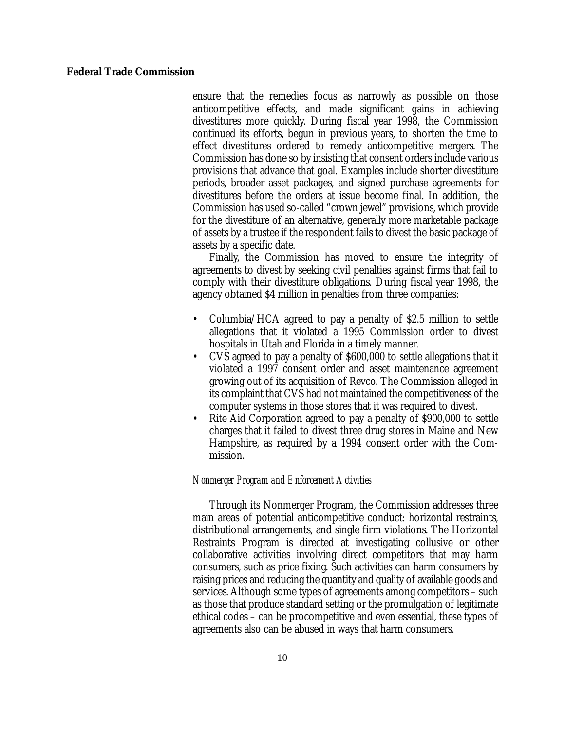ensure that the remedies focus as narrowly as possible on those anticompetitive effects, and made significant gains in achieving divestitures more quickly. During fiscal year 1998, the Commission continued its efforts, begun in previous years, to shorten the time to effect divestitures ordered to remedy anticompetitive mergers. The Commission has done so by insisting that consent orders include various provisions that advance that goal. Examples include shorter divestiture periods, broader asset packages, and signed purchase agreements for divestitures before the orders at issue become final. In addition, the Commission has used so-called "crown jewel" provisions, which provide for the divestiture of an alternative, generally more marketable package of assets by a trustee if the respondent fails to divest the basic package of assets by a specific date.

Finally, the Commission has moved to ensure the integrity of agreements to divest by seeking civil penalties against firms that fail to comply with their divestiture obligations. During fiscal year 1998, the agency obtained $4 million in penalties from three companies:

- Columbia/HCA agreed to pay a penalty of $2.5 million to settle allegations that it violated a 1995 Commission order to divest hospitals in Utah and Florida in a timely manner.
- CVS agreed to pay a penalty of $600,000 to settle allegations that it violated a 1997 consent order and asset maintenance agreement growing out of its acquisition of Revco. The Commission alleged in its complaint that CVS had not maintained the competitiveness of the computer systems in those stores that it was required to divest.
- Rite Aid Corporation agreed to pay a penalty of $900,000 to settle charges that it failed to divest three drug stores in Maine and New Hampshire, as required by a 1994 consent order with the Commission.

*Nonmerger Program and Enforcement Activities*

Through its Nonmerger Program, the Commission addresses three main areas of potential anticompetitive conduct: horizontal restraints, distributional arrangements, and single firm violations. The Horizontal Restraints Program is directed at investigating collusive or other collaborative activities involving direct competitors that may harm consumers, such as price fixing. Such activities can harm consumers by raising prices and reducing the quantity and quality of available goods and services. Although some types of agreements among competitors – such as those that produce standard setting or the promulgation of legitimate ethical codes – can be procompetitive and even essential, these types of agreements also can be abused in ways that harm consumers.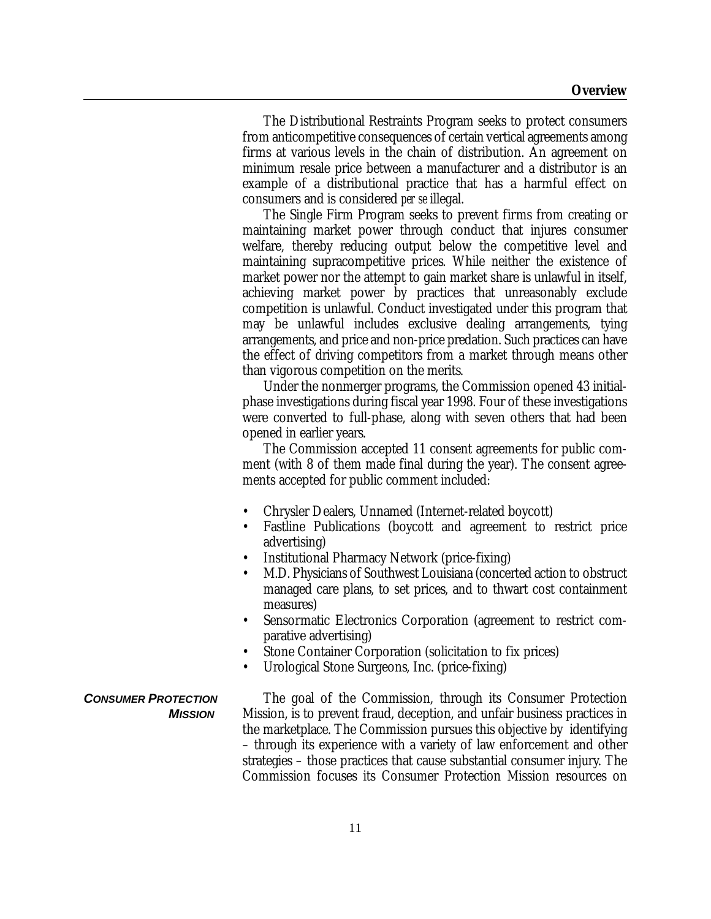The Distributional Restraints Program seeks to protect consumers from anticompetitive consequences of certain vertical agreements among firms at various levels in the chain of distribution. An agreement on minimum resale price between a manufacturer and a distributor is an example of a distributional practice that has a harmful effect on consumers and is considered *per se* illegal.

The Single Firm Program seeks to prevent firms from creating or maintaining market power through conduct that injures consumer welfare, thereby reducing output below the competitive level and maintaining supracompetitive prices. While neither the existence of market power nor the attempt to gain market share is unlawful in itself, achieving market power by practices that unreasonably exclude competition is unlawful. Conduct investigated under this program that may be unlawful includes exclusive dealing arrangements, tying arrangements, and price and non-price predation. Such practices can have the effect of driving competitors from a market through means other than vigorous competition on the merits.

Under the nonmerger programs, the Commission opened 43 initial-phase investigations during fiscal year 1998. Four of these investigations were converted to full-phase, along with seven others that had been opened in earlier years.

The Commission accepted 11 consent agreements for public comment (with 8 of them made final during the year). The consent agreements accepted for public comment included:

- Chrysler Dealers, Unnamed (Internet-related boycott)
- Fastline Publications (boycott and agreement to restrict price advertising)
- Institutional Pharmacy Network (price-fixing)
- M.D. Physicians of Southwest Louisiana (concerted action to obstruct managed care plans, to set prices, and to thwart cost containment measures)
- Sensormatic Electronics Corporation (agreement to restrict comparative advertising)
- Stone Container Corporation (solicitation to fix prices)
- Urological Stone Surgeons, Inc. (price-fixing)

## Consumer Protection Mission

The goal of the Commission, through its Consumer Protection Mission, is to prevent fraud, deception, and unfair business practices in the marketplace. The Commission pursues this objective by identifying – through its experience with a variety of law enforcement and other strategies – those practices that cause substantial consumer injury. The Commission focuses its Consumer Protection Mission resources on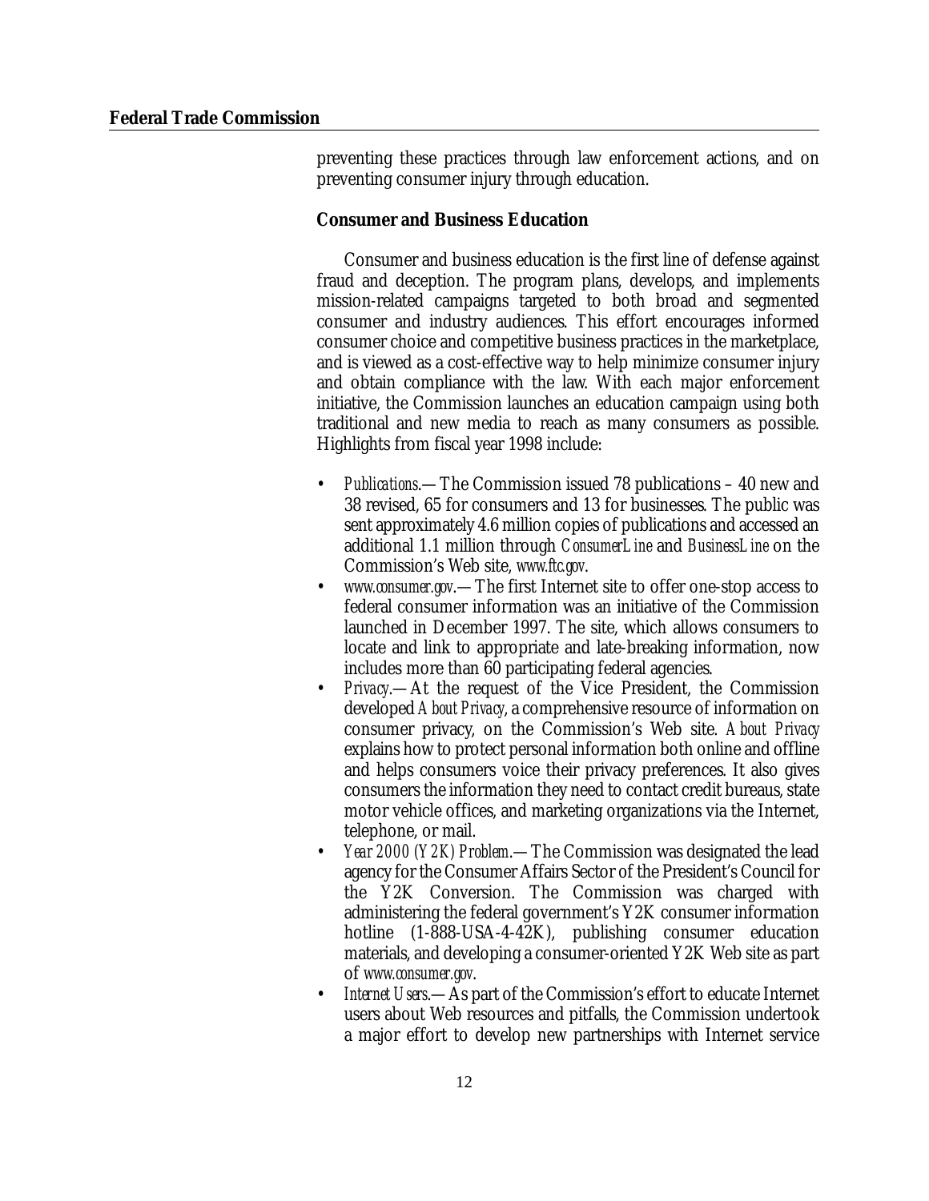preventing these practices through law enforcement actions, and on preventing consumer injury through education.

**Consumer and Business Education**

Consumer and business education is the first line of defense against fraud and deception. The program plans, develops, and implements mission-related campaigns targeted to both broad and segmented consumer and industry audiences. This effort encourages informed consumer choice and competitive business practices in the marketplace, and is viewed as a cost-effective way to help minimize consumer injury and obtain compliance with the law. With each major enforcement initiative, the Commission launches an education campaign using both traditional and new media to reach as many consumers as possible. Highlights from fiscal year 1998 include:

- *Publications*.—The Commission issued 78 publications – 40 new and 38 revised, 65 for consumers and 13 for businesses. The public was sent approximately 4.6 million copies of publications and accessed an additional 1.1 million through *ConsumerLine* and *BusinessLine* on the Commission's Web site, *www.ftc.gov*.
- *www.consumer.gov*.—The first Internet site to offer one-stop access to federal consumer information was an initiative of the Commission launched in December 1997. The site, which allows consumers to locate and link to appropriate and late-breaking information, now includes more than 60 participating federal agencies.
- *Privacy*.—At the request of the Vice President, the Commission developed *About Privacy*, a comprehensive resource of information on consumer privacy, on the Commission's Web site. *About Privacy* explains how to protect personal information both online and offline and helps consumers voice their privacy preferences. It also gives consumers the information they need to contact credit bureaus, state motor vehicle offices, and marketing organizations via the Internet, telephone, or mail.
- *Year 2000 (Y2K) Problem*.—The Commission was designated the lead agency for the Consumer Affairs Sector of the President's Council for the Y2K Conversion. The Commission was charged with administering the federal government's Y2K consumer information hotline (1-888-USA-4-42K), publishing consumer education materials, and developing a consumer-oriented Y2K Web site as part of *www.consumer.gov*.
- *Internet Users*.—As part of the Commission's effort to educate Internet users about Web resources and pitfalls, the Commission undertook a major effort to develop new partnerships with Internet service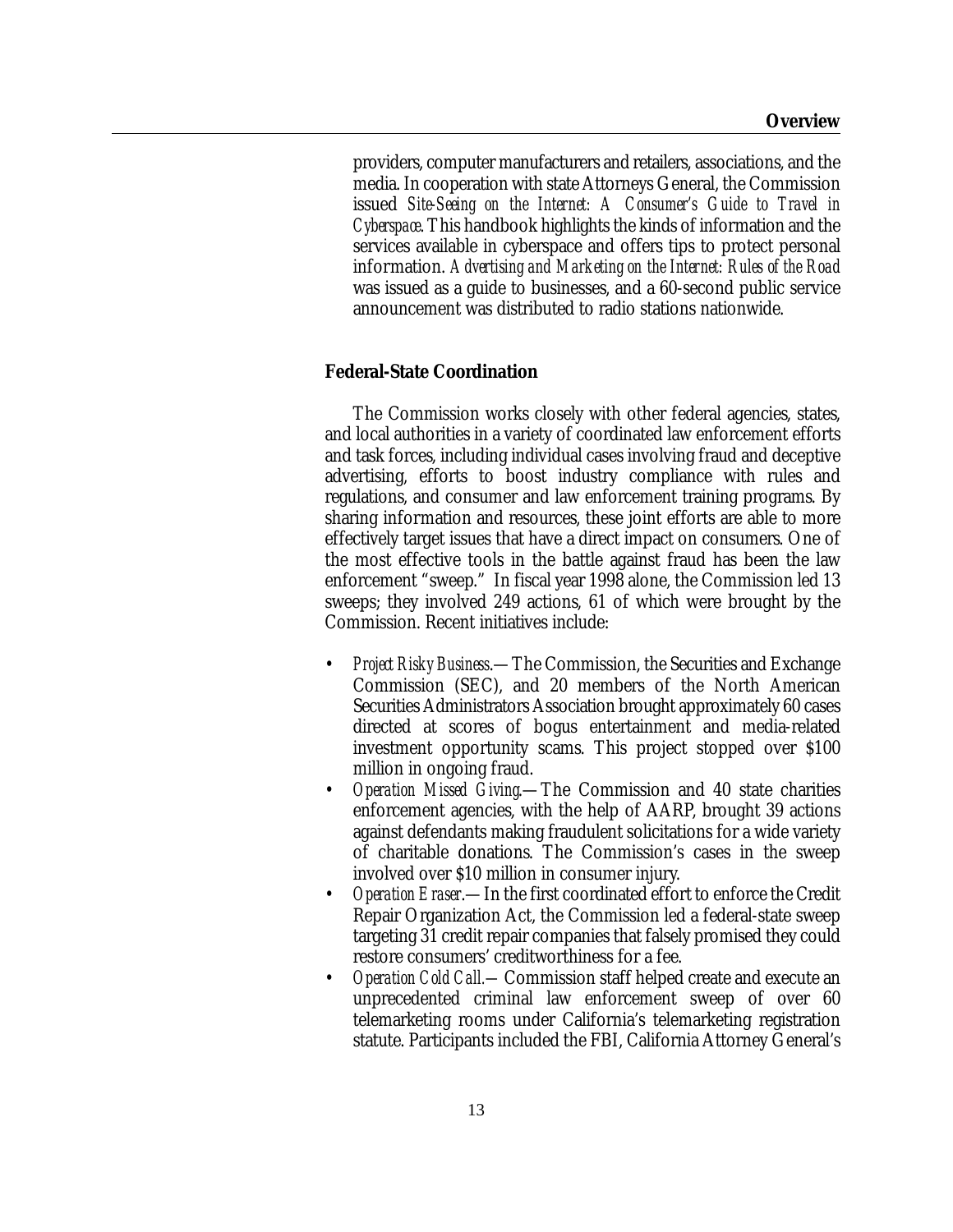providers, computer manufacturers and retailers, associations, and the media. In cooperation with state Attorneys General, the Commission issued *Site-Seeing on the Internet: A Consumer's Guide to Travel in Cyberspace*. This handbook highlights the kinds of information and the services available in cyberspace and offers tips to protect personal information. *Advertising and Marketing on the Internet: Rules of the Road* was issued as a guide to businesses, and a 60-second public service announcement was distributed to radio stations nationwide.

### Federal-State Coordination

The Commission works closely with other federal agencies, states, and local authorities in a variety of coordinated law enforcement efforts and task forces, including individual cases involving fraud and deceptive advertising, efforts to boost industry compliance with rules and regulations, and consumer and law enforcement training programs. By sharing information and resources, these joint efforts are able to more effectively target issues that have a direct impact on consumers. One of the most effective tools in the battle against fraud has been the law enforcement "sweep." In fiscal year 1998 alone, the Commission led 13 sweeps; they involved 249 actions, 61 of which were brought by the Commission. Recent initiatives include:

- *Project Risky Business*.—The Commission, the Securities and Exchange Commission (SEC), and 20 members of the North American Securities Administrators Association brought approximately 60 cases directed at scores of bogus entertainment and media-related investment opportunity scams. This project stopped over $100 million in ongoing fraud.
- *Operation Missed Giving*.—The Commission and 40 state charities enforcement agencies, with the help of AARP, brought 39 actions against defendants making fraudulent solicitations for a wide variety of charitable donations. The Commission's cases in the sweep involved over $10 million in consumer injury.
- *Operation Eraser*.—In the first coordinated effort to enforce the Credit Repair Organization Act, the Commission led a federal-state sweep targeting 31 credit repair companies that falsely promised they could restore consumers' creditworthiness for a fee.
- *Operation Cold Call*.— Commission staff helped create and execute an unprecedented criminal law enforcement sweep of over 60 telemarketing rooms under California's telemarketing registration statute. Participants included the FBI, California Attorney General's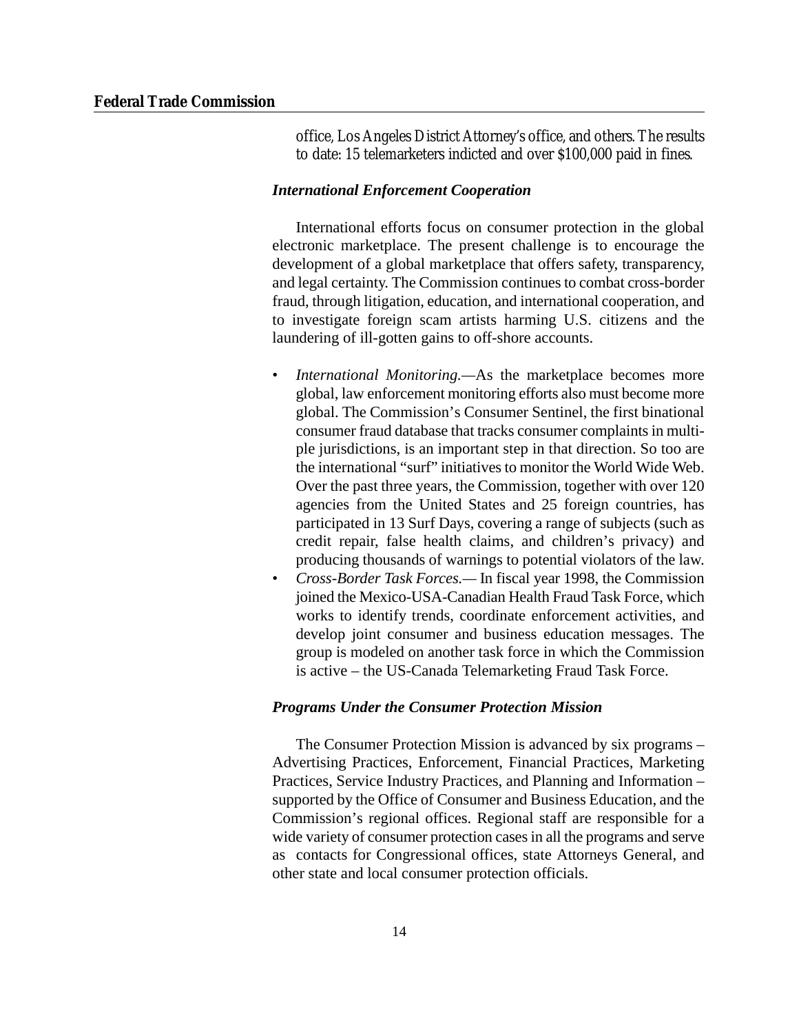office, Los Angeles District Attorney's office, and others. The results to date: 15 telemarketers indicted and over $100,000 paid in fines.

***International Enforcement Cooperation***

International efforts focus on consumer protection in the global electronic marketplace. The present challenge is to encourage the development of a global marketplace that offers safety, transparency, and legal certainty. The Commission continues to combat cross-border fraud, through litigation, education, and international cooperation, and to investigate foreign scam artists harming U.S. citizens and the laundering of ill-gotten gains to off-shore accounts.

- *International Monitoring.*—As the marketplace becomes more global, law enforcement monitoring efforts also must become more global. The Commission's Consumer Sentinel, the first binational consumer fraud database that tracks consumer complaints in multiple jurisdictions, is an important step in that direction. So too are the international "surf" initiatives to monitor the World Wide Web. Over the past three years, the Commission, together with over 120 agencies from the United States and 25 foreign countries, has participated in 13 Surf Days, covering a range of subjects (such as credit repair, false health claims, and children's privacy) and producing thousands of warnings to potential violators of the law.
- *Cross-Border Task Forces.*— In fiscal year 1998, the Commission joined the Mexico-USA-Canadian Health Fraud Task Force, which works to identify trends, coordinate enforcement activities, and develop joint consumer and business education messages. The group is modeled on another task force in which the Commission is active – the US-Canada Telemarketing Fraud Task Force.

***Programs Under the Consumer Protection Mission***

The Consumer Protection Mission is advanced by six programs – Advertising Practices, Enforcement, Financial Practices, Marketing Practices, Service Industry Practices, and Planning and Information – supported by the Office of Consumer and Business Education, and the Commission's regional offices. Regional staff are responsible for a wide variety of consumer protection cases in all the programs and serve as contacts for Congressional offices, state Attorneys General, and other state and local consumer protection officials.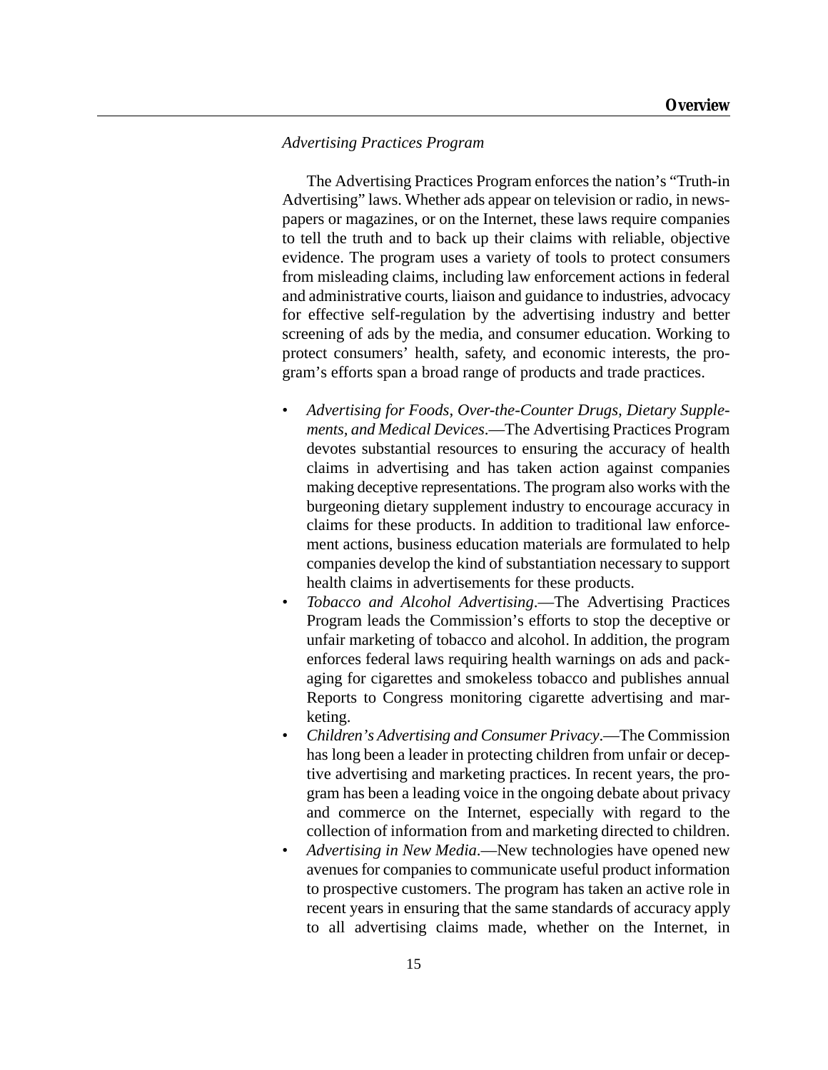*Advertising Practices Program*

The Advertising Practices Program enforces the nation's "Truth-in Advertising" laws. Whether ads appear on television or radio, in newspapers or magazines, or on the Internet, these laws require companies to tell the truth and to back up their claims with reliable, objective evidence. The program uses a variety of tools to protect consumers from misleading claims, including law enforcement actions in federal and administrative courts, liaison and guidance to industries, advocacy for effective self-regulation by the advertising industry and better screening of ads by the media, and consumer education. Working to protect consumers' health, safety, and economic interests, the program's efforts span a broad range of products and trade practices.

- *Advertising for Foods, Over-the-Counter Drugs, Dietary Supplements, and Medical Devices*.—The Advertising Practices Program devotes substantial resources to ensuring the accuracy of health claims in advertising and has taken action against companies making deceptive representations. The program also works with the burgeoning dietary supplement industry to encourage accuracy in claims for these products. In addition to traditional law enforcement actions, business education materials are formulated to help companies develop the kind of substantiation necessary to support health claims in advertisements for these products.
- *Tobacco and Alcohol Advertising*.—The Advertising Practices Program leads the Commission's efforts to stop the deceptive or unfair marketing of tobacco and alcohol. In addition, the program enforces federal laws requiring health warnings on ads and packaging for cigarettes and smokeless tobacco and publishes annual Reports to Congress monitoring cigarette advertising and marketing.
- *Children's Advertising and Consumer Privacy*.—The Commission has long been a leader in protecting children from unfair or deceptive advertising and marketing practices. In recent years, the program has been a leading voice in the ongoing debate about privacy and commerce on the Internet, especially with regard to the collection of information from and marketing directed to children.
- *Advertising in New Media*.—New technologies have opened new avenues for companies to communicate useful product information to prospective customers. The program has taken an active role in recent years in ensuring that the same standards of accuracy apply to all advertising claims made, whether on the Internet, in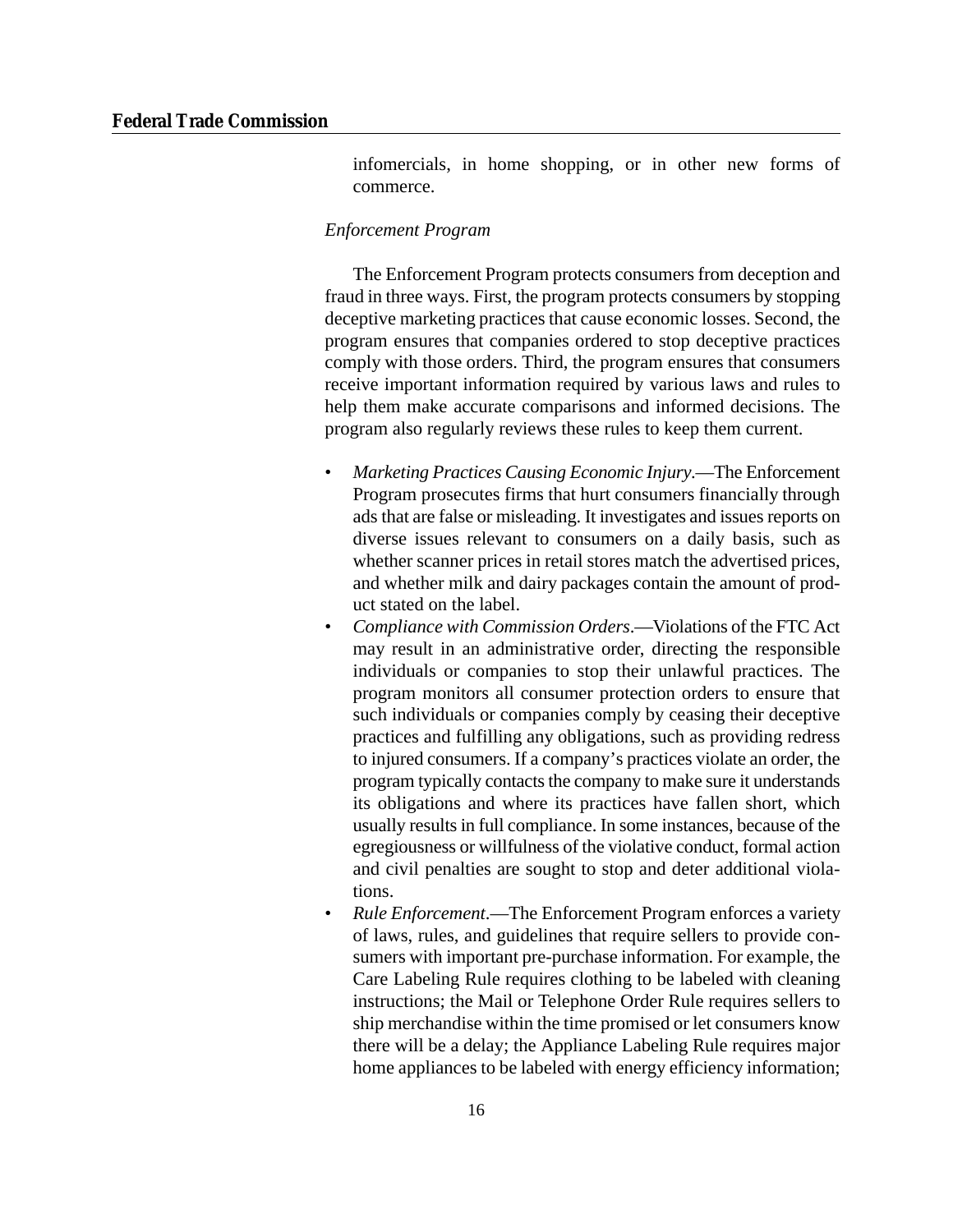infomercials, in home shopping, or in other new forms of commerce.

*Enforcement Program*

The Enforcement Program protects consumers from deception and fraud in three ways. First, the program protects consumers by stopping deceptive marketing practices that cause economic losses. Second, the program ensures that companies ordered to stop deceptive practices comply with those orders. Third, the program ensures that consumers receive important information required by various laws and rules to help them make accurate comparisons and informed decisions. The program also regularly reviews these rules to keep them current.

- *Marketing Practices Causing Economic Injury*.—The Enforcement Program prosecutes firms that hurt consumers financially through ads that are false or misleading. It investigates and issues reports on diverse issues relevant to consumers on a daily basis, such as whether scanner prices in retail stores match the advertised prices, and whether milk and dairy packages contain the amount of product stated on the label.
- *Compliance with Commission Orders*.—Violations of the FTC Act may result in an administrative order, directing the responsible individuals or companies to stop their unlawful practices. The program monitors all consumer protection orders to ensure that such individuals or companies comply by ceasing their deceptive practices and fulfilling any obligations, such as providing redress to injured consumers. If a company's practices violate an order, the program typically contacts the company to make sure it understands its obligations and where its practices have fallen short, which usually results in full compliance. In some instances, because of the egregiousness or willfulness of the violative conduct, formal action and civil penalties are sought to stop and deter additional violations.
- *Rule Enforcement*.—The Enforcement Program enforces a variety of laws, rules, and guidelines that require sellers to provide consumers with important pre-purchase information. For example, the Care Labeling Rule requires clothing to be labeled with cleaning instructions; the Mail or Telephone Order Rule requires sellers to ship merchandise within the time promised or let consumers know there will be a delay; the Appliance Labeling Rule requires major home appliances to be labeled with energy efficiency information;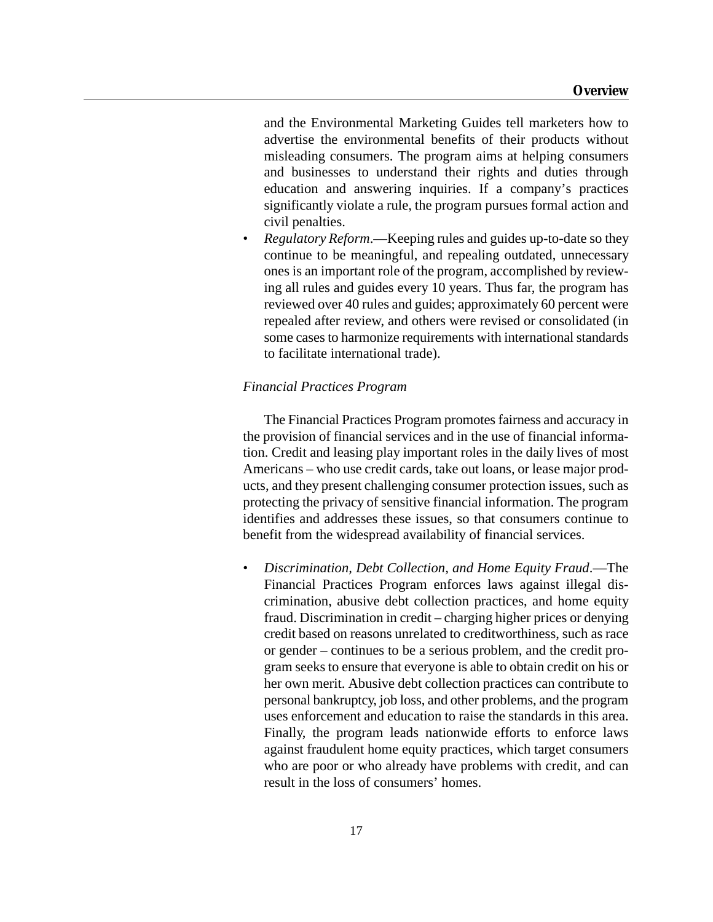and the Environmental Marketing Guides tell marketers how to advertise the environmental benefits of their products without misleading consumers. The program aims at helping consumers and businesses to understand their rights and duties through education and answering inquiries. If a company's practices significantly violate a rule, the program pursues formal action and civil penalties.

- *Regulatory Reform*.—Keeping rules and guides up-to-date so they continue to be meaningful, and repealing outdated, unnecessary ones is an important role of the program, accomplished by reviewing all rules and guides every 10 years. Thus far, the program has reviewed over 40 rules and guides; approximately 60 percent were repealed after review, and others were revised or consolidated (in some cases to harmonize requirements with international standards to facilitate international trade).

*Financial Practices Program*

The Financial Practices Program promotes fairness and accuracy in the provision of financial services and in the use of financial information. Credit and leasing play important roles in the daily lives of most Americans – who use credit cards, take out loans, or lease major products, and they present challenging consumer protection issues, such as protecting the privacy of sensitive financial information. The program identifies and addresses these issues, so that consumers continue to benefit from the widespread availability of financial services.

- *Discrimination, Debt Collection, and Home Equity Fraud*.—The Financial Practices Program enforces laws against illegal discrimination, abusive debt collection practices, and home equity fraud. Discrimination in credit – charging higher prices or denying credit based on reasons unrelated to creditworthiness, such as race or gender – continues to be a serious problem, and the credit program seeks to ensure that everyone is able to obtain credit on his or her own merit. Abusive debt collection practices can contribute to personal bankruptcy, job loss, and other problems, and the program uses enforcement and education to raise the standards in this area. Finally, the program leads nationwide efforts to enforce laws against fraudulent home equity practices, which target consumers who are poor or who already have problems with credit, and can result in the loss of consumers' homes.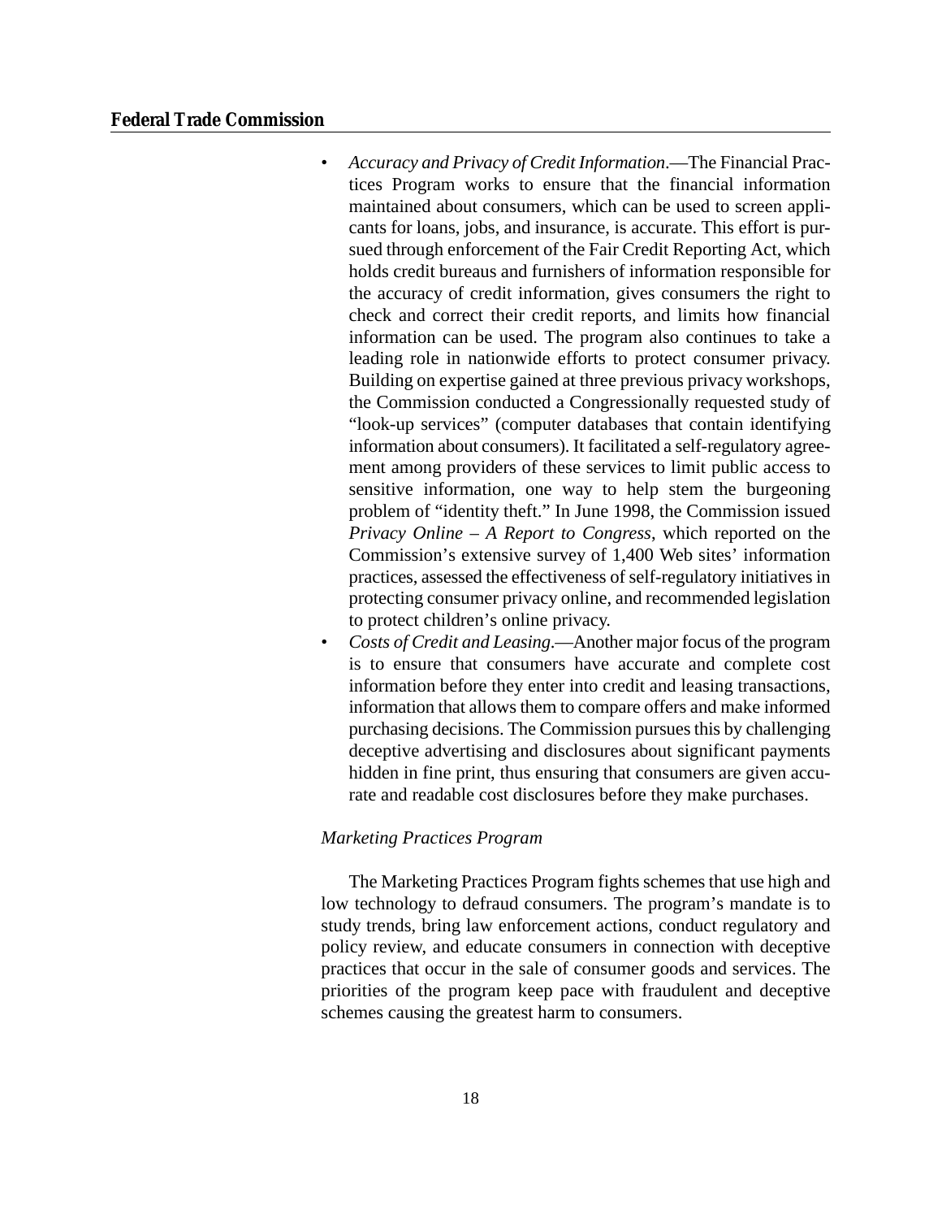- *Accuracy and Privacy of Credit Information*.—The Financial Practices Program works to ensure that the financial information maintained about consumers, which can be used to screen applicants for loans, jobs, and insurance, is accurate. This effort is pursued through enforcement of the Fair Credit Reporting Act, which holds credit bureaus and furnishers of information responsible for the accuracy of credit information, gives consumers the right to check and correct their credit reports, and limits how financial information can be used. The program also continues to take a leading role in nationwide efforts to protect consumer privacy. Building on expertise gained at three previous privacy workshops, the Commission conducted a Congressionally requested study of "look-up services" (computer databases that contain identifying information about consumers). It facilitated a self-regulatory agreement among providers of these services to limit public access to sensitive information, one way to help stem the burgeoning problem of "identity theft." In June 1998, the Commission issued *Privacy Online – A Report to Congress*, which reported on the Commission's extensive survey of 1,400 Web sites' information practices, assessed the effectiveness of self-regulatory initiatives in protecting consumer privacy online, and recommended legislation to protect children's online privacy.
- *Costs of Credit and Leasing*.—Another major focus of the program is to ensure that consumers have accurate and complete cost information before they enter into credit and leasing transactions, information that allows them to compare offers and make informed purchasing decisions. The Commission pursues this by challenging deceptive advertising and disclosures about significant payments hidden in fine print, thus ensuring that consumers are given accurate and readable cost disclosures before they make purchases.

*Marketing Practices Program*

The Marketing Practices Program fights schemes that use high and low technology to defraud consumers. The program's mandate is to study trends, bring law enforcement actions, conduct regulatory and policy review, and educate consumers in connection with deceptive practices that occur in the sale of consumer goods and services. The priorities of the program keep pace with fraudulent and deceptive schemes causing the greatest harm to consumers.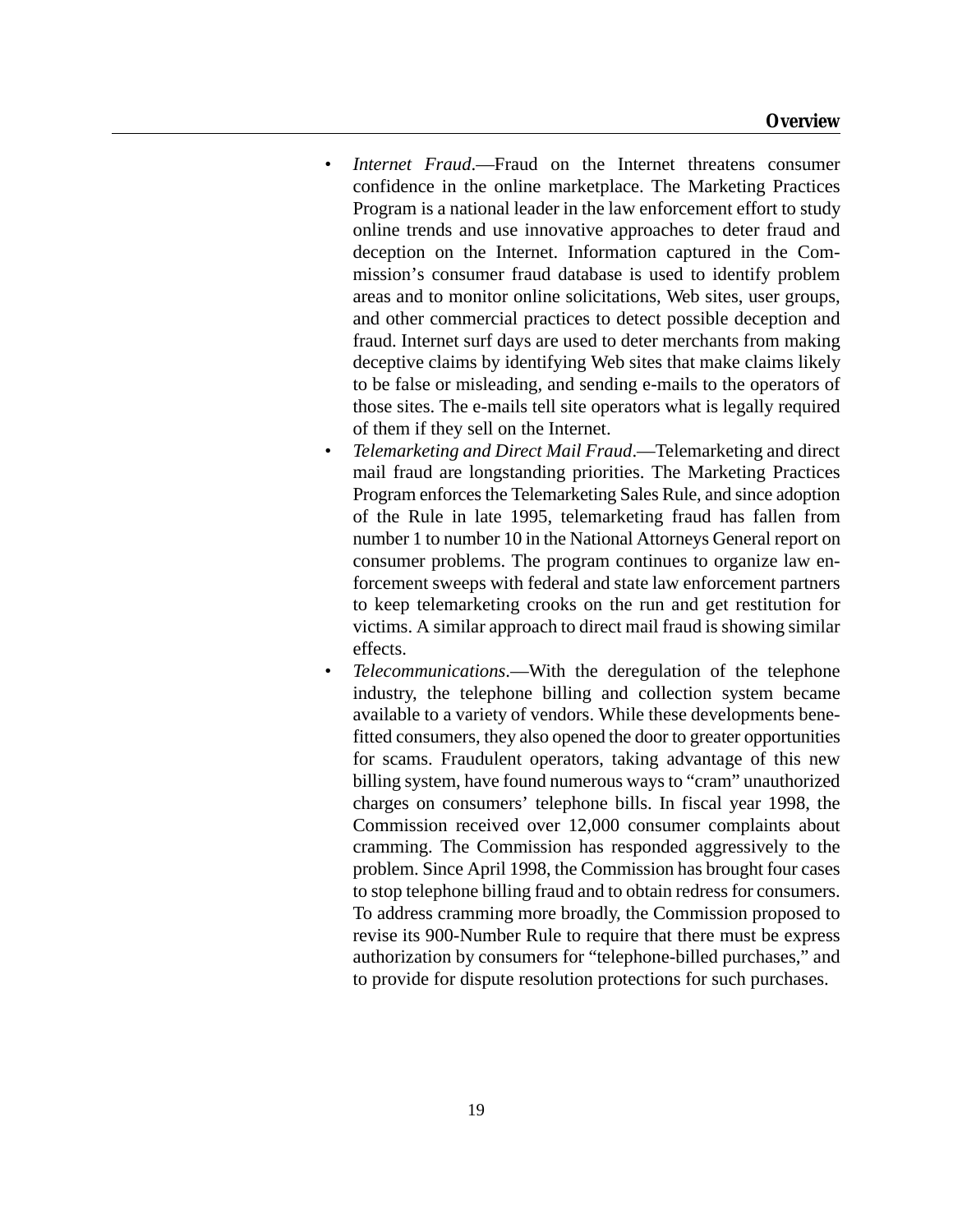- *Internet Fraud*.—Fraud on the Internet threatens consumer confidence in the online marketplace. The Marketing Practices Program is a national leader in the law enforcement effort to study online trends and use innovative approaches to deter fraud and deception on the Internet. Information captured in the Commission's consumer fraud database is used to identify problem areas and to monitor online solicitations, Web sites, user groups, and other commercial practices to detect possible deception and fraud. Internet surf days are used to deter merchants from making deceptive claims by identifying Web sites that make claims likely to be false or misleading, and sending e-mails to the operators of those sites. The e-mails tell site operators what is legally required of them if they sell on the Internet.
- *Telemarketing and Direct Mail Fraud*.—Telemarketing and direct mail fraud are longstanding priorities. The Marketing Practices Program enforces the Telemarketing Sales Rule, and since adoption of the Rule in late 1995, telemarketing fraud has fallen from number 1 to number 10 in the National Attorneys General report on consumer problems. The program continues to organize law enforcement sweeps with federal and state law enforcement partners to keep telemarketing crooks on the run and get restitution for victims. A similar approach to direct mail fraud is showing similar effects.
- *Telecommunications*.—With the deregulation of the telephone industry, the telephone billing and collection system became available to a variety of vendors. While these developments benefitted consumers, they also opened the door to greater opportunities for scams. Fraudulent operators, taking advantage of this new billing system, have found numerous ways to "cram" unauthorized charges on consumers' telephone bills. In fiscal year 1998, the Commission received over 12,000 consumer complaints about cramming. The Commission has responded aggressively to the problem. Since April 1998, the Commission has brought four cases to stop telephone billing fraud and to obtain redress for consumers. To address cramming more broadly, the Commission proposed to revise its 900-Number Rule to require that there must be express authorization by consumers for "telephone-billed purchases," and to provide for dispute resolution protections for such purchases.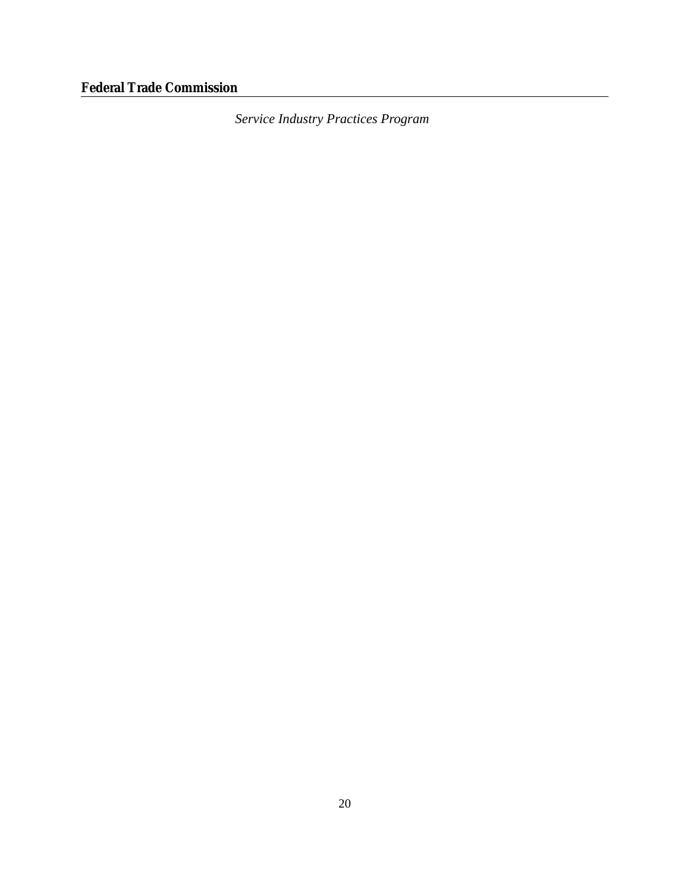*Service Industry Practices Program*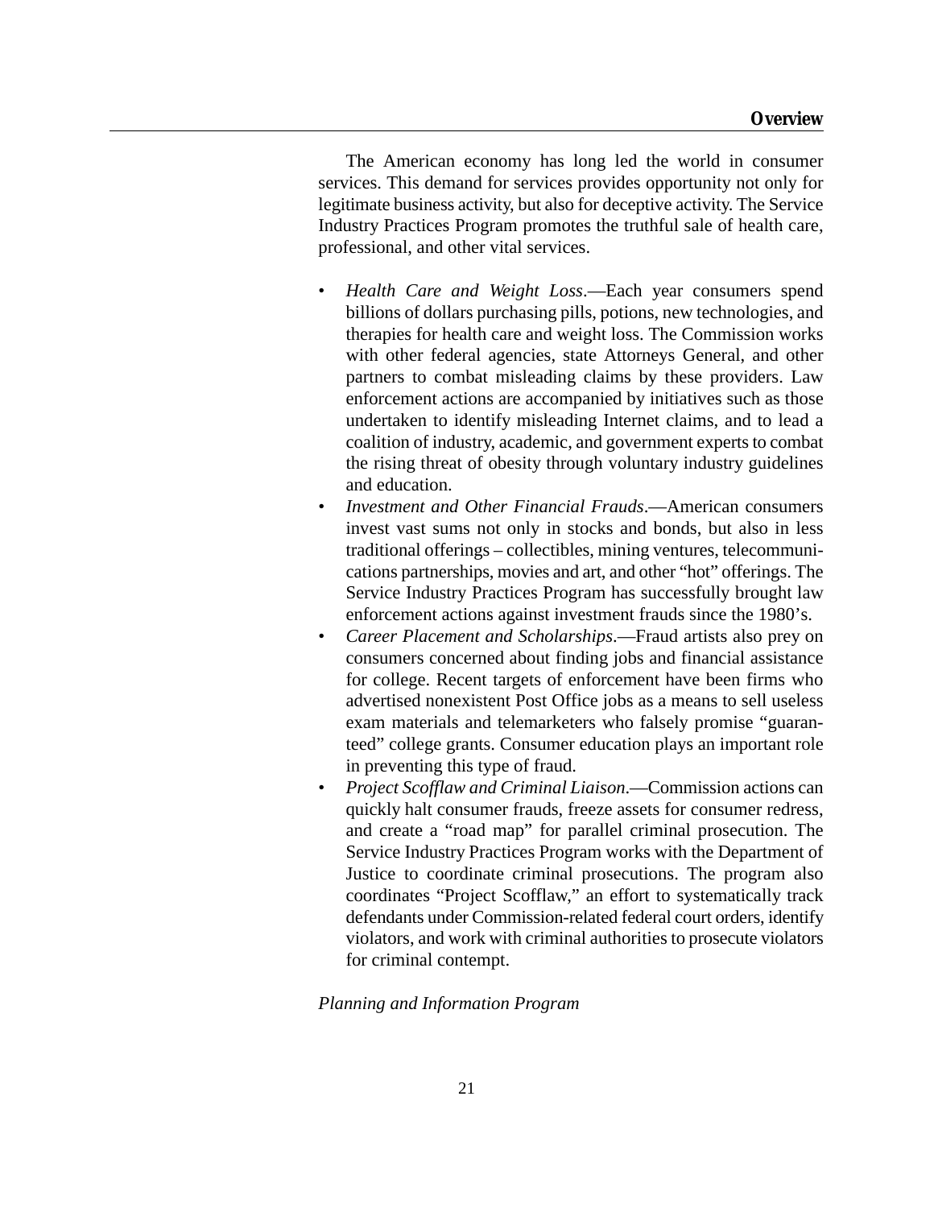The American economy has long led the world in consumer services. This demand for services provides opportunity not only for legitimate business activity, but also for deceptive activity. The Service Industry Practices Program promotes the truthful sale of health care, professional, and other vital services.

- *Health Care and Weight Loss*.—Each year consumers spend billions of dollars purchasing pills, potions, new technologies, and therapies for health care and weight loss. The Commission works with other federal agencies, state Attorneys General, and other partners to combat misleading claims by these providers. Law enforcement actions are accompanied by initiatives such as those undertaken to identify misleading Internet claims, and to lead a coalition of industry, academic, and government experts to combat the rising threat of obesity through voluntary industry guidelines and education.
- *Investment and Other Financial Frauds*.—American consumers invest vast sums not only in stocks and bonds, but also in less traditional offerings – collectibles, mining ventures, telecommunications partnerships, movies and art, and other "hot" offerings. The Service Industry Practices Program has successfully brought law enforcement actions against investment frauds since the 1980's.
- *Career Placement and Scholarships*.—Fraud artists also prey on consumers concerned about finding jobs and financial assistance for college. Recent targets of enforcement have been firms who advertised nonexistent Post Office jobs as a means to sell useless exam materials and telemarketers who falsely promise "guaranteed" college grants. Consumer education plays an important role in preventing this type of fraud.
- *Project Scofflaw and Criminal Liaison*.—Commission actions can quickly halt consumer frauds, freeze assets for consumer redress, and create a "road map" for parallel criminal prosecution. The Service Industry Practices Program works with the Department of Justice to coordinate criminal prosecutions. The program also coordinates "Project Scofflaw," an effort to systematically track defendants under Commission-related federal court orders, identify violators, and work with criminal authorities to prosecute violators for criminal contempt.

*Planning and Information Program*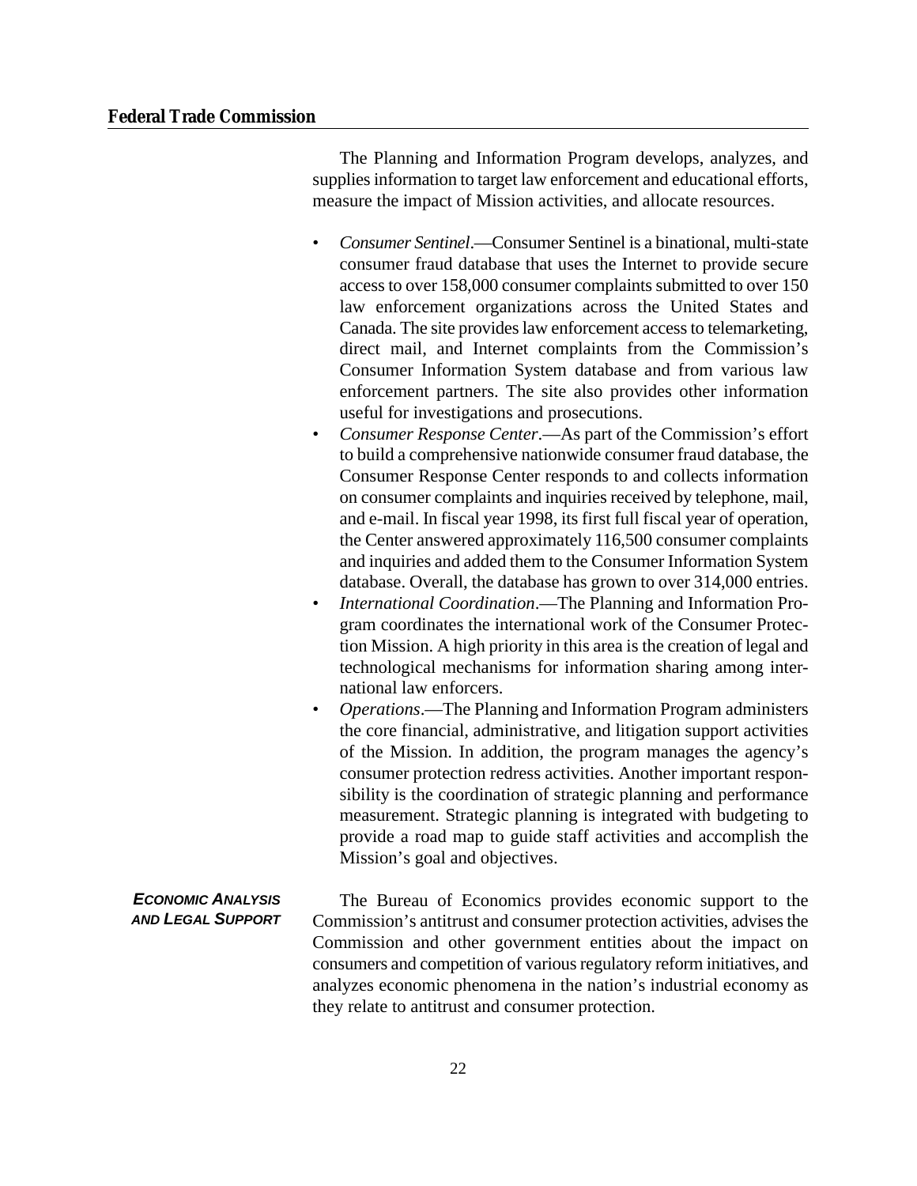The Planning and Information Program develops, analyzes, and supplies information to target law enforcement and educational efforts, measure the impact of Mission activities, and allocate resources.

- *Consumer Sentinel*.—Consumer Sentinel is a binational, multi-state consumer fraud database that uses the Internet to provide secure access to over 158,000 consumer complaints submitted to over 150 law enforcement organizations across the United States and Canada. The site provides law enforcement access to telemarketing, direct mail, and Internet complaints from the Commission's Consumer Information System database and from various law enforcement partners. The site also provides other information useful for investigations and prosecutions.
- *Consumer Response Center*.—As part of the Commission's effort to build a comprehensive nationwide consumer fraud database, the Consumer Response Center responds to and collects information on consumer complaints and inquiries received by telephone, mail, and e-mail. In fiscal year 1998, its first full fiscal year of operation, the Center answered approximately 116,500 consumer complaints and inquiries and added them to the Consumer Information System database. Overall, the database has grown to over 314,000 entries.
- *International Coordination*.—The Planning and Information Program coordinates the international work of the Consumer Protection Mission. A high priority in this area is the creation of legal and technological mechanisms for information sharing among international law enforcers.
- *Operations*.—The Planning and Information Program administers the core financial, administrative, and litigation support activities of the Mission. In addition, the program manages the agency's consumer protection redress activities. Another important responsibility is the coordination of strategic planning and performance measurement. Strategic planning is integrated with budgeting to provide a road map to guide staff activities and accomplish the Mission's goal and objectives.

### *Economic Analysis and Legal Support*

The Bureau of Economics provides economic support to the Commission's antitrust and consumer protection activities, advises the Commission and other government entities about the impact on consumers and competition of various regulatory reform initiatives, and analyzes economic phenomena in the nation's industrial economy as they relate to antitrust and consumer protection.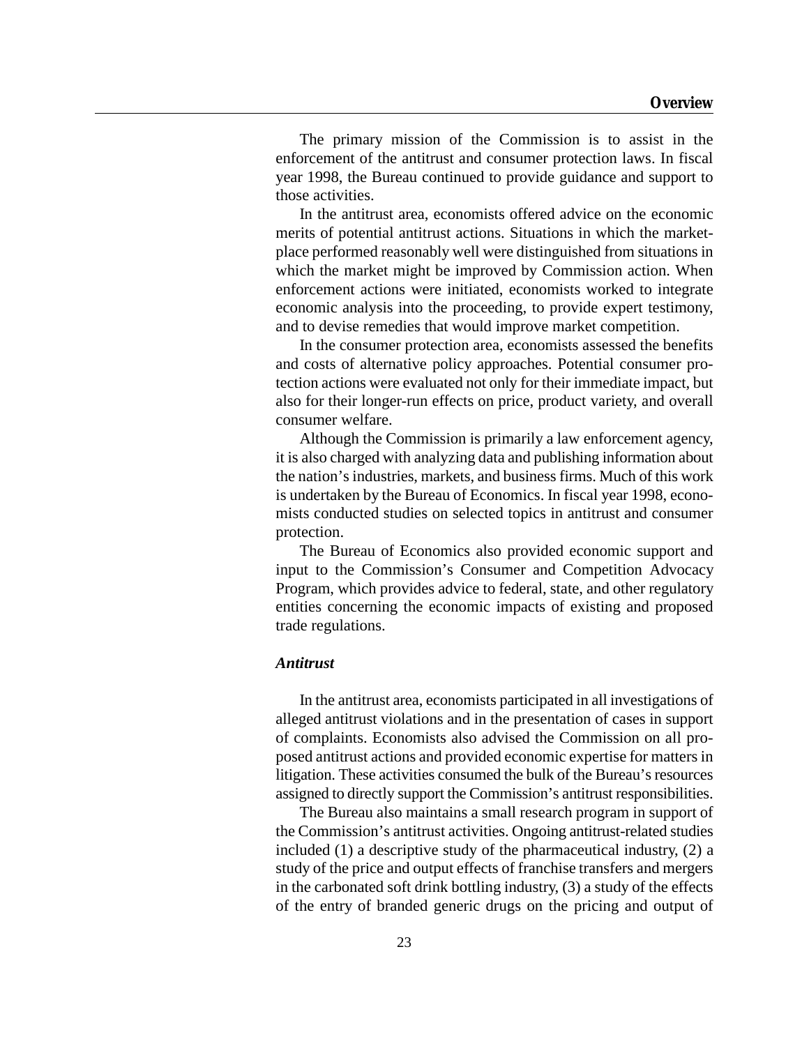The primary mission of the Commission is to assist in the enforcement of the antitrust and consumer protection laws. In fiscal year 1998, the Bureau continued to provide guidance and support to those activities.

In the antitrust area, economists offered advice on the economic merits of potential antitrust actions. Situations in which the marketplace performed reasonably well were distinguished from situations in which the market might be improved by Commission action. When enforcement actions were initiated, economists worked to integrate economic analysis into the proceeding, to provide expert testimony, and to devise remedies that would improve market competition.

In the consumer protection area, economists assessed the benefits and costs of alternative policy approaches. Potential consumer protection actions were evaluated not only for their immediate impact, but also for their longer-run effects on price, product variety, and overall consumer welfare.

Although the Commission is primarily a law enforcement agency, it is also charged with analyzing data and publishing information about the nation's industries, markets, and business firms. Much of this work is undertaken by the Bureau of Economics. In fiscal year 1998, economists conducted studies on selected topics in antitrust and consumer protection.

The Bureau of Economics also provided economic support and input to the Commission's Consumer and Competition Advocacy Program, which provides advice to federal, state, and other regulatory entities concerning the economic impacts of existing and proposed trade regulations.

### *Antitrust*

In the antitrust area, economists participated in all investigations of alleged antitrust violations and in the presentation of cases in support of complaints. Economists also advised the Commission on all proposed antitrust actions and provided economic expertise for matters in litigation. These activities consumed the bulk of the Bureau's resources assigned to directly support the Commission's antitrust responsibilities.

The Bureau also maintains a small research program in support of the Commission's antitrust activities. Ongoing antitrust-related studies included (1) a descriptive study of the pharmaceutical industry, (2) a study of the price and output effects of franchise transfers and mergers in the carbonated soft drink bottling industry, (3) a study of the effects of the entry of branded generic drugs on the pricing and output of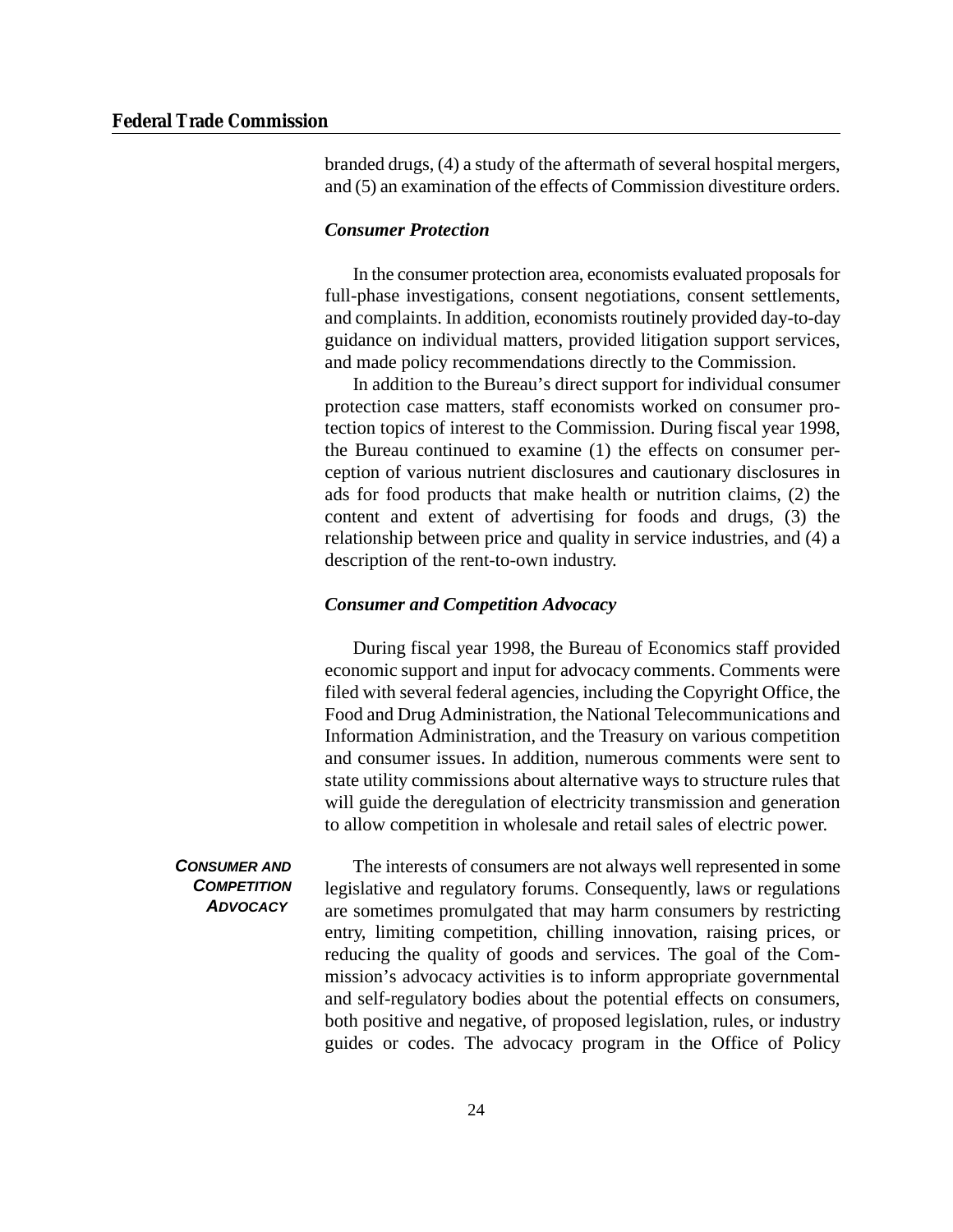branded drugs, (4) a study of the aftermath of several hospital mergers, and (5) an examination of the effects of Commission divestiture orders.

### *Consumer Protection*

In the consumer protection area, economists evaluated proposals for full-phase investigations, consent negotiations, consent settlements, and complaints. In addition, economists routinely provided day-to-day guidance on individual matters, provided litigation support services, and made policy recommendations directly to the Commission.

In addition to the Bureau's direct support for individual consumer protection case matters, staff economists worked on consumer protection topics of interest to the Commission. During fiscal year 1998, the Bureau continued to examine (1) the effects on consumer perception of various nutrient disclosures and cautionary disclosures in ads for food products that make health or nutrition claims, (2) the content and extent of advertising for foods and drugs, (3) the relationship between price and quality in service industries, and (4) a description of the rent-to-own industry.

### *Consumer and Competition Advocacy*

During fiscal year 1998, the Bureau of Economics staff provided economic support and input for advocacy comments. Comments were filed with several federal agencies, including the Copyright Office, the Food and Drug Administration, the National Telecommunications and Information Administration, and the Treasury on various competition and consumer issues. In addition, numerous comments were sent to state utility commissions about alternative ways to structure rules that will guide the deregulation of electricity transmission and generation to allow competition in wholesale and retail sales of electric power.

## CONSUMER AND COMPETITION ADVOCACY

The interests of consumers are not always well represented in some legislative and regulatory forums. Consequently, laws or regulations are sometimes promulgated that may harm consumers by restricting entry, limiting competition, chilling innovation, raising prices, or reducing the quality of goods and services. The goal of the Commission's advocacy activities is to inform appropriate governmental and self-regulatory bodies about the potential effects on consumers, both positive and negative, of proposed legislation, rules, or industry guides or codes. The advocacy program in the Office of Policy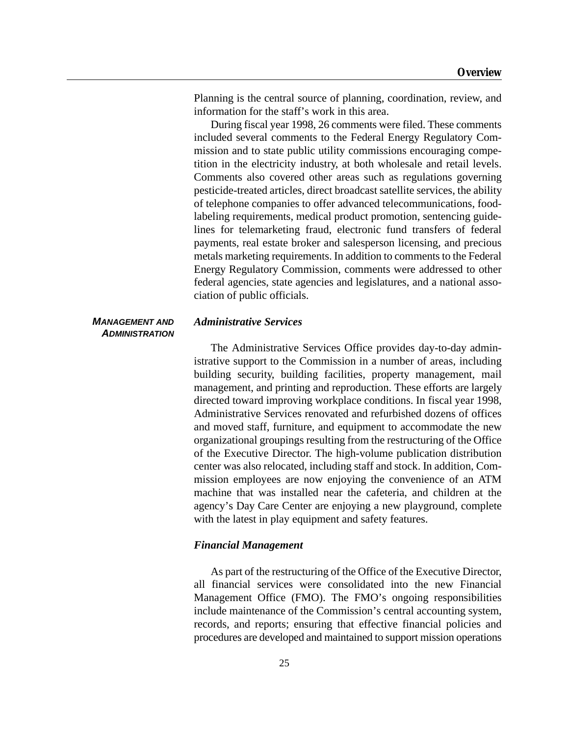Planning is the central source of planning, coordination, review, and information for the staff's work in this area.

During fiscal year 1998, 26 comments were filed. These comments included several comments to the Federal Energy Regulatory Commission and to state public utility commissions encouraging competition in the electricity industry, at both wholesale and retail levels. Comments also covered other areas such as regulations governing pesticide-treated articles, direct broadcast satellite services, the ability of telephone companies to offer advanced telecommunications, food-labeling requirements, medical product promotion, sentencing guidelines for telemarketing fraud, electronic fund transfers of federal payments, real estate broker and salesperson licensing, and precious metals marketing requirements. In addition to comments to the Federal Energy Regulatory Commission, comments were addressed to other federal agencies, state agencies and legislatures, and a national association of public officials.

## MANAGEMENT AND ADMINISTRATION

### *Administrative Services*

The Administrative Services Office provides day-to-day administrative support to the Commission in a number of areas, including building security, building facilities, property management, mail management, and printing and reproduction. These efforts are largely directed toward improving workplace conditions. In fiscal year 1998, Administrative Services renovated and refurbished dozens of offices and moved staff, furniture, and equipment to accommodate the new organizational groupings resulting from the restructuring of the Office of the Executive Director. The high-volume publication distribution center was also relocated, including staff and stock. In addition, Commission employees are now enjoying the convenience of an ATM machine that was installed near the cafeteria, and children at the agency's Day Care Center are enjoying a new playground, complete with the latest in play equipment and safety features.

### *Financial Management*

As part of the restructuring of the Office of the Executive Director, all financial services were consolidated into the new Financial Management Office (FMO). The FMO's ongoing responsibilities include maintenance of the Commission's central accounting system, records, and reports; ensuring that effective financial policies and procedures are developed and maintained to support mission operations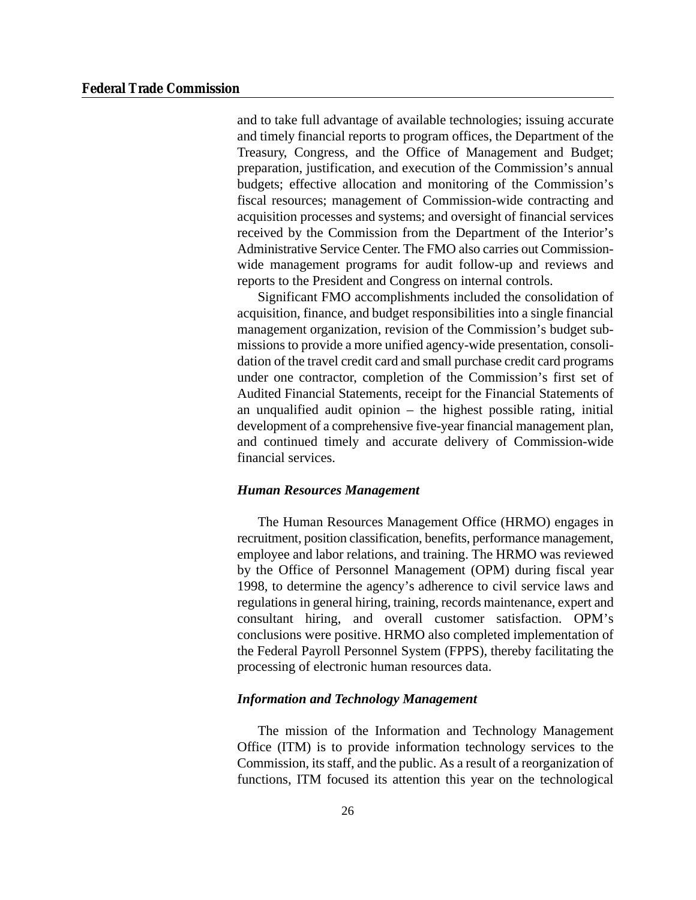and to take full advantage of available technologies; issuing accurate and timely financial reports to program offices, the Department of the Treasury, Congress, and the Office of Management and Budget; preparation, justification, and execution of the Commission's annual budgets; effective allocation and monitoring of the Commission's fiscal resources; management of Commission-wide contracting and acquisition processes and systems; and oversight of financial services received by the Commission from the Department of the Interior's Administrative Service Center. The FMO also carries out Commission-wide management programs for audit follow-up and reviews and reports to the President and Congress on internal controls.

Significant FMO accomplishments included the consolidation of acquisition, finance, and budget responsibilities into a single financial management organization, revision of the Commission's budget submissions to provide a more unified agency-wide presentation, consolidation of the travel credit card and small purchase credit card programs under one contractor, completion of the Commission's first set of Audited Financial Statements, receipt for the Financial Statements of an unqualified audit opinion – the highest possible rating, initial development of a comprehensive five-year financial management plan, and continued timely and accurate delivery of Commission-wide financial services.

### *Human Resources Management*

The Human Resources Management Office (HRMO) engages in recruitment, position classification, benefits, performance management, employee and labor relations, and training. The HRMO was reviewed by the Office of Personnel Management (OPM) during fiscal year 1998, to determine the agency's adherence to civil service laws and regulations in general hiring, training, records maintenance, expert and consultant hiring, and overall customer satisfaction. OPM's conclusions were positive. HRMO also completed implementation of the Federal Payroll Personnel System (FPPS), thereby facilitating the processing of electronic human resources data.

### *Information and Technology Management*

The mission of the Information and Technology Management Office (ITM) is to provide information technology services to the Commission, its staff, and the public. As a result of a reorganization of functions, ITM focused its attention this year on the technological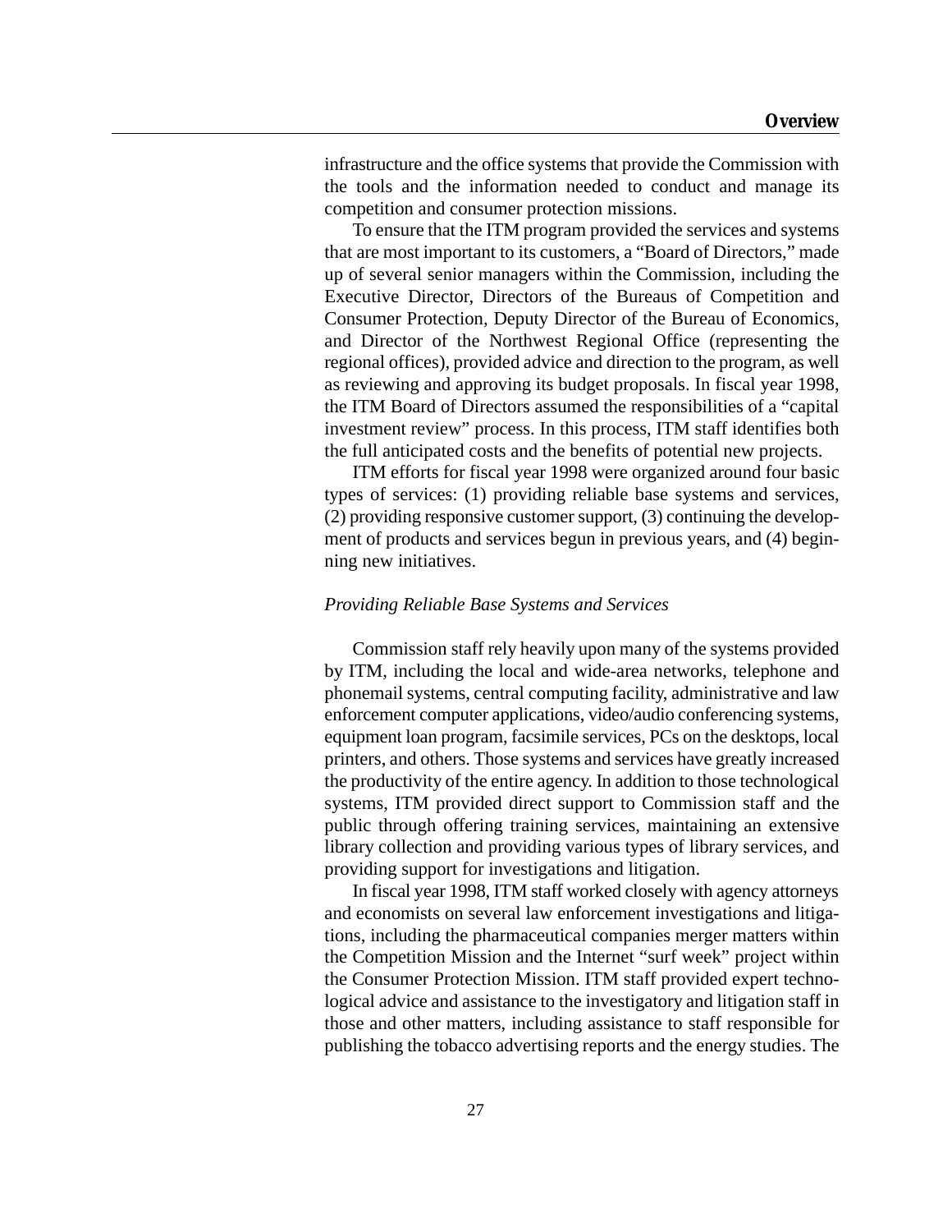infrastructure and the office systems that provide the Commission with the tools and the information needed to conduct and manage its competition and consumer protection missions.

To ensure that the ITM program provided the services and systems that are most important to its customers, a "Board of Directors," made up of several senior managers within the Commission, including the Executive Director, Directors of the Bureaus of Competition and Consumer Protection, Deputy Director of the Bureau of Economics, and Director of the Northwest Regional Office (representing the regional offices), provided advice and direction to the program, as well as reviewing and approving its budget proposals. In fiscal year 1998, the ITM Board of Directors assumed the responsibilities of a "capital investment review" process. In this process, ITM staff identifies both the full anticipated costs and the benefits of potential new projects.

ITM efforts for fiscal year 1998 were organized around four basic types of services: (1) providing reliable base systems and services, (2) providing responsive customer support, (3) continuing the development of products and services begun in previous years, and (4) beginning new initiatives.

*Providing Reliable Base Systems and Services*

Commission staff rely heavily upon many of the systems provided by ITM, including the local and wide-area networks, telephone and phonemail systems, central computing facility, administrative and law enforcement computer applications, video/audio conferencing systems, equipment loan program, facsimile services, PCs on the desktops, local printers, and others. Those systems and services have greatly increased the productivity of the entire agency. In addition to those technological systems, ITM provided direct support to Commission staff and the public through offering training services, maintaining an extensive library collection and providing various types of library services, and providing support for investigations and litigation.

In fiscal year 1998, ITM staff worked closely with agency attorneys and economists on several law enforcement investigations and litigations, including the pharmaceutical companies merger matters within the Competition Mission and the Internet "surf week" project within the Consumer Protection Mission. ITM staff provided expert technological advice and assistance to the investigatory and litigation staff in those and other matters, including assistance to staff responsible for publishing the tobacco advertising reports and the energy studies. The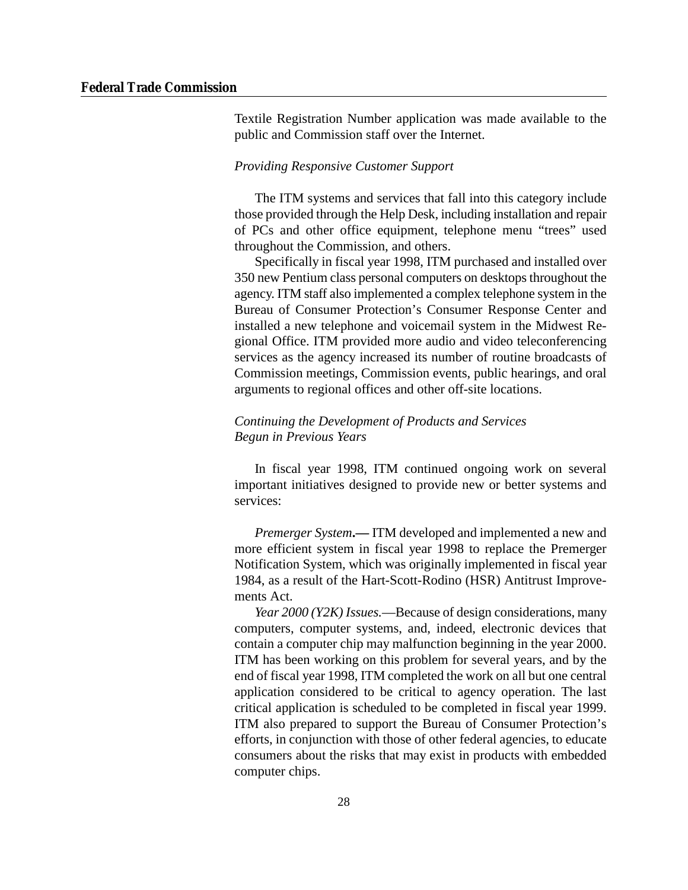Textile Registration Number application was made available to the public and Commission staff over the Internet.

*Providing Responsive Customer Support*

The ITM systems and services that fall into this category include those provided through the Help Desk, including installation and repair of PCs and other office equipment, telephone menu "trees" used throughout the Commission, and others.

Specifically in fiscal year 1998, ITM purchased and installed over 350 new Pentium class personal computers on desktops throughout the agency. ITM staff also implemented a complex telephone system in the Bureau of Consumer Protection's Consumer Response Center and installed a new telephone and voicemail system in the Midwest Regional Office. ITM provided more audio and video teleconferencing services as the agency increased its number of routine broadcasts of Commission meetings, Commission events, public hearings, and oral arguments to regional offices and other off-site locations.

*Continuing the Development of Products and Services Begun in Previous Years*

In fiscal year 1998, ITM continued ongoing work on several important initiatives designed to provide new or better systems and services:

*Premerger System*.— ITM developed and implemented a new and more efficient system in fiscal year 1998 to replace the Premerger Notification System, which was originally implemented in fiscal year 1984, as a result of the Hart-Scott-Rodino (HSR) Antitrust Improvements Act.

*Year 2000 (Y2K) Issues.*—Because of design considerations, many computers, computer systems, and, indeed, electronic devices that contain a computer chip may malfunction beginning in the year 2000. ITM has been working on this problem for several years, and by the end of fiscal year 1998, ITM completed the work on all but one central application considered to be critical to agency operation. The last critical application is scheduled to be completed in fiscal year 1999. ITM also prepared to support the Bureau of Consumer Protection's efforts, in conjunction with those of other federal agencies, to educate consumers about the risks that may exist in products with embedded computer chips.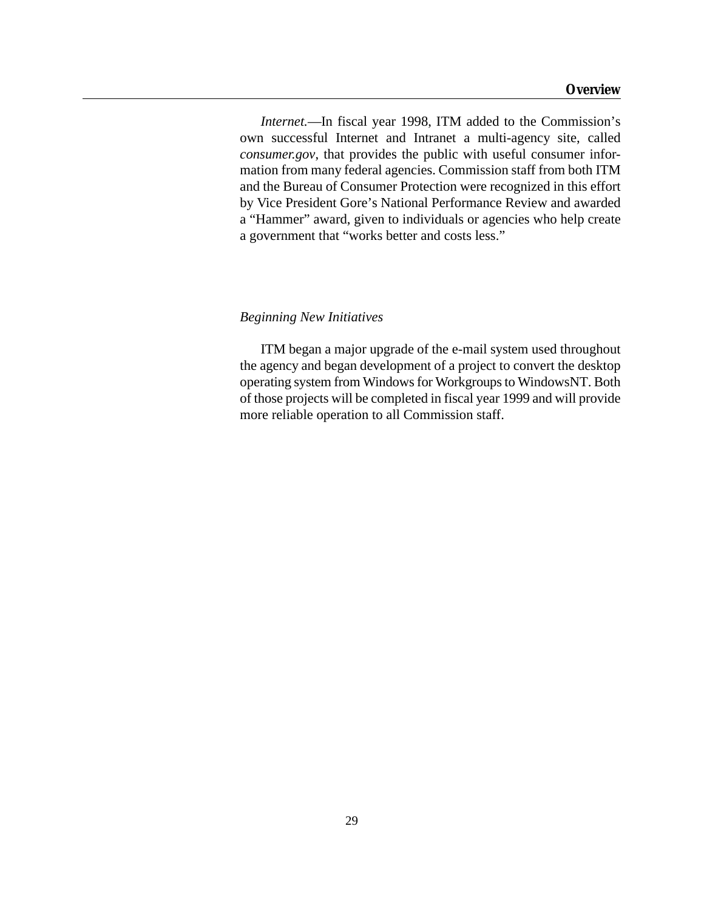*Internet.*—In fiscal year 1998, ITM added to the Commission's own successful Internet and Intranet a multi-agency site, called *consumer.gov*, that provides the public with useful consumer information from many federal agencies. Commission staff from both ITM and the Bureau of Consumer Protection were recognized in this effort by Vice President Gore's National Performance Review and awarded a "Hammer" award, given to individuals or agencies who help create a government that "works better and costs less."

### *Beginning New Initiatives*

ITM began a major upgrade of the e-mail system used throughout the agency and began development of a project to convert the desktop operating system from Windows for Workgroups to WindowsNT. Both of those projects will be completed in fiscal year 1999 and will provide more reliable operation to all Commission staff.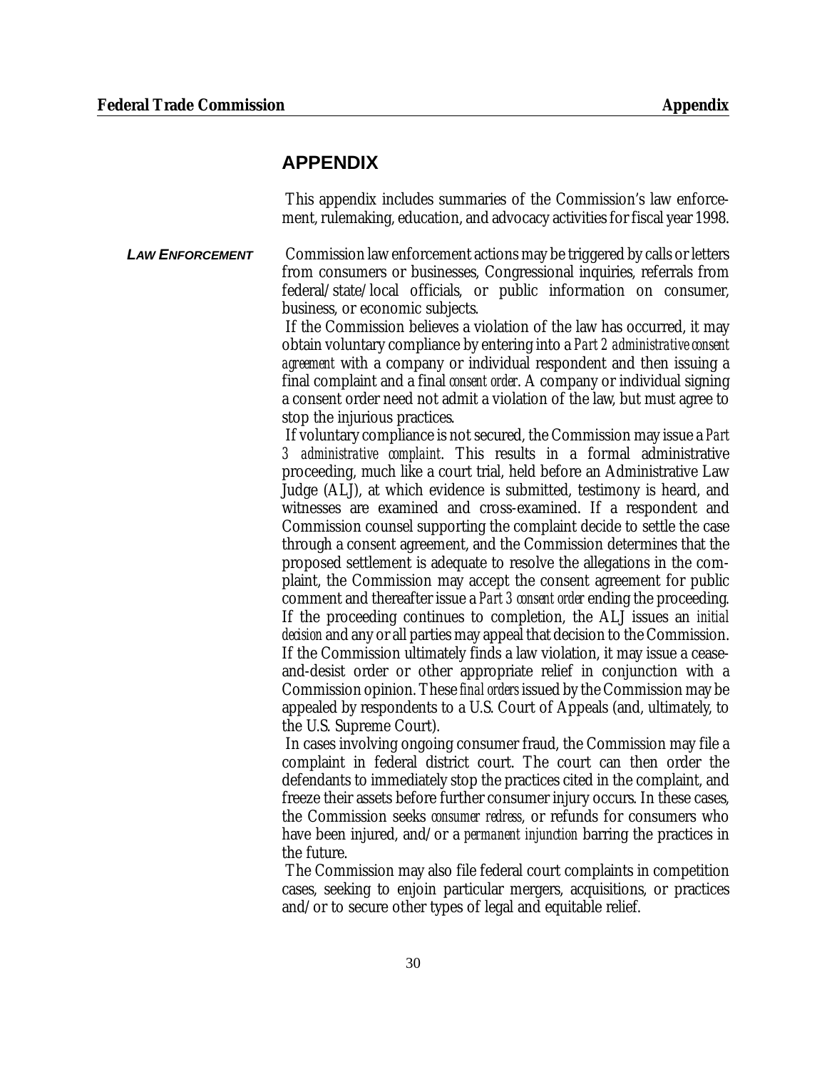# APPENDIX

This appendix includes summaries of the Commission's law enforcement, rulemaking, education, and advocacy activities for fiscal year 1998.

## LAW ENFORCEMENT

Commission law enforcement actions may be triggered by calls or letters from consumers or businesses, Congressional inquiries, referrals from federal/state/local officials, or public information on consumer, business, or economic subjects.

If the Commission believes a violation of the law has occurred, it may obtain voluntary compliance by entering into a *Part 2 administrative consent agreement* with a company or individual respondent and then issuing a final complaint and a final *consent order*. A company or individual signing a consent order need not admit a violation of the law, but must agree to stop the injurious practices.

If voluntary compliance is not secured, the Commission may issue a *Part 3 administrative complaint*. This results in a formal administrative proceeding, much like a court trial, held before an Administrative Law Judge (ALJ), at which evidence is submitted, testimony is heard, and witnesses are examined and cross-examined. If a respondent and Commission counsel supporting the complaint decide to settle the case through a consent agreement, and the Commission determines that the proposed settlement is adequate to resolve the allegations in the complaint, the Commission may accept the consent agreement for public comment and thereafter issue a *Part 3 consent order* ending the proceeding. If the proceeding continues to completion, the ALJ issues an *initial decision* and any or all parties may appeal that decision to the Commission. If the Commission ultimately finds a law violation, it may issue a cease-and-desist order or other appropriate relief in conjunction with a Commission opinion. These *final orders* issued by the Commission may be appealed by respondents to a U.S. Court of Appeals (and, ultimately, to the U.S. Supreme Court).

In cases involving ongoing consumer fraud, the Commission may file a complaint in federal district court. The court can then order the defendants to immediately stop the practices cited in the complaint, and freeze their assets before further consumer injury occurs. In these cases, the Commission seeks *consumer redress*, or refunds for consumers who have been injured, and/or a *permanent injunction* barring the practices in the future.

The Commission may also file federal court complaints in competition cases, seeking to enjoin particular mergers, acquisitions, or practices and/or to secure other types of legal and equitable relief.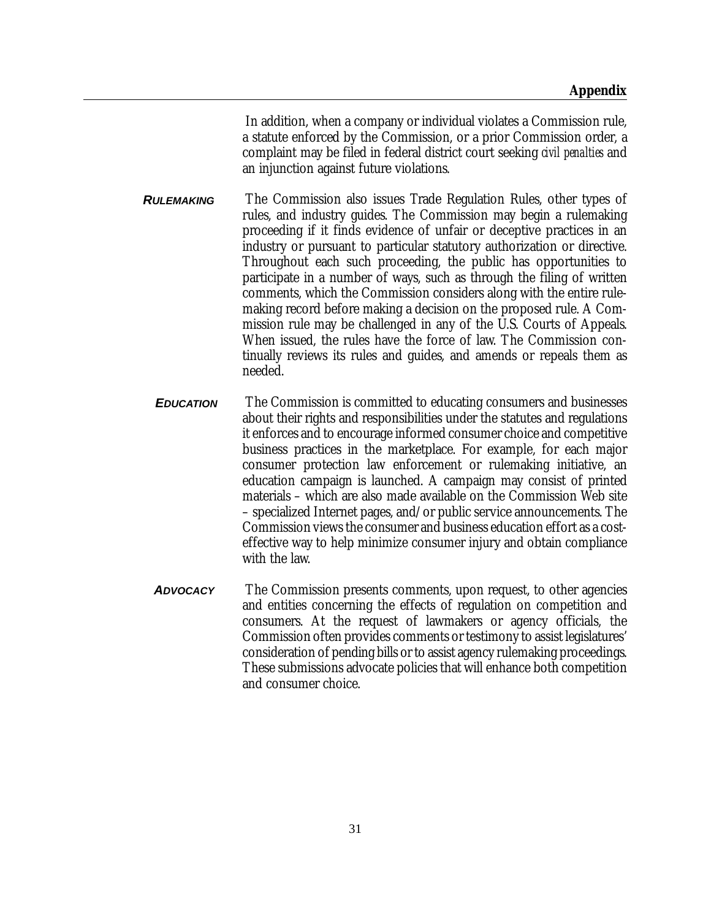In addition, when a company or individual violates a Commission rule, a statute enforced by the Commission, or a prior Commission order, a complaint may be filed in federal district court seeking *civil penalties* and an injunction against future violations.

**RULEMAKING**

The Commission also issues Trade Regulation Rules, other types of rules, and industry guides. The Commission may begin a rulemaking proceeding if it finds evidence of unfair or deceptive practices in an industry or pursuant to particular statutory authorization or directive. Throughout each such proceeding, the public has opportunities to participate in a number of ways, such as through the filing of written comments, which the Commission considers along with the entire rulemaking record before making a decision on the proposed rule. A Commission rule may be challenged in any of the U.S. Courts of Appeals. When issued, the rules have the force of law. The Commission continually reviews its rules and guides, and amends or repeals them as needed.

**EDUCATION**

The Commission is committed to educating consumers and businesses about their rights and responsibilities under the statutes and regulations it enforces and to encourage informed consumer choice and competitive business practices in the marketplace. For example, for each major consumer protection law enforcement or rulemaking initiative, an education campaign is launched. A campaign may consist of printed materials – which are also made available on the Commission Web site – specialized Internet pages, and/or public service announcements. The Commission views the consumer and business education effort as a cost-effective way to help minimize consumer injury and obtain compliance with the law.

**ADVOCACY**

The Commission presents comments, upon request, to other agencies and entities concerning the effects of regulation on competition and consumers. At the request of lawmakers or agency officials, the Commission often provides comments or testimony to assist legislatures' consideration of pending bills or to assist agency rulemaking proceedings. These submissions advocate policies that will enhance both competition and consumer choice.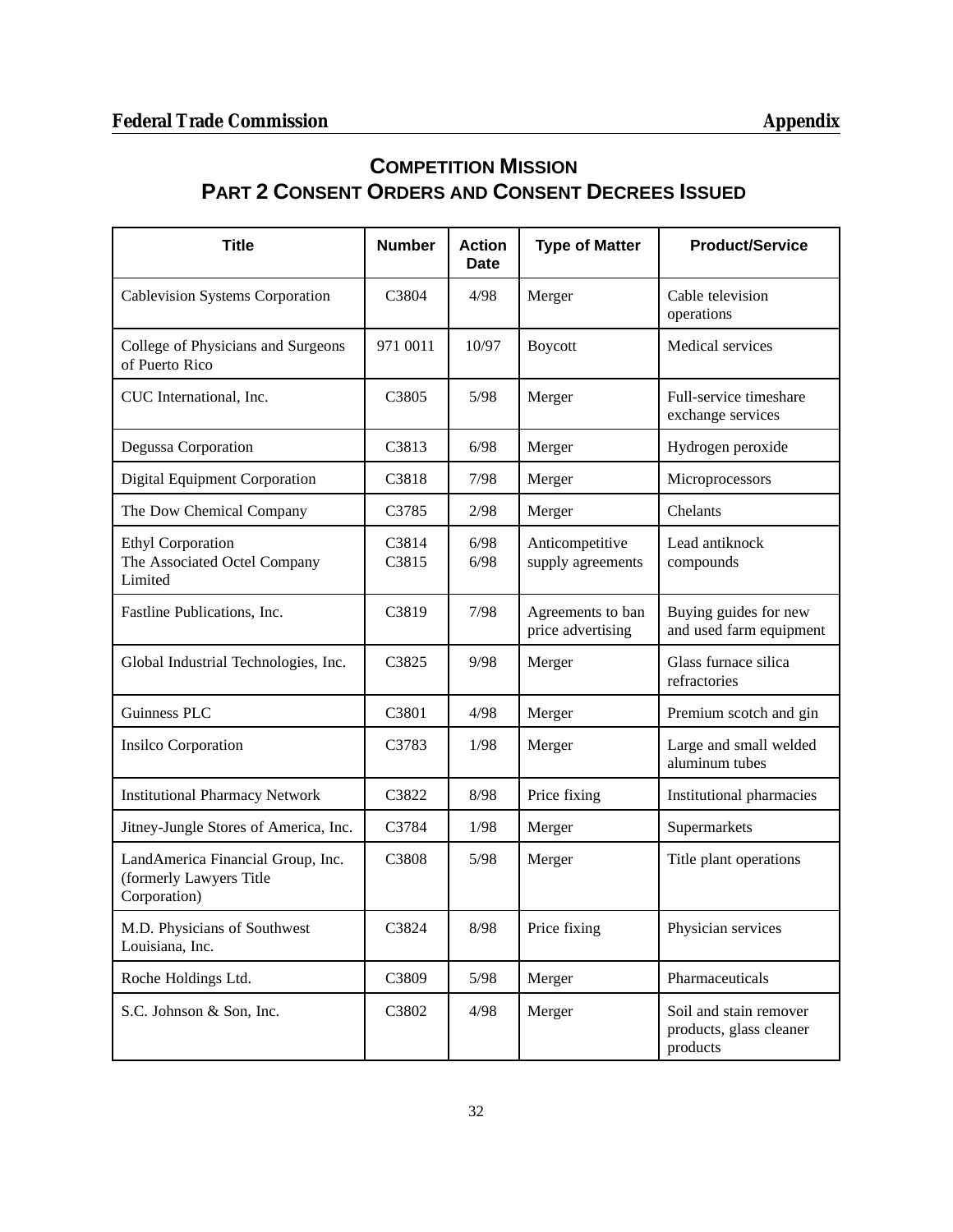## COMPETITION MISSION
## PART 2 CONSENT ORDERS AND CONSENT DECREES ISSUED

| Title | Number | Action Date | Type of Matter | Product/Service |
|---|---|---|---|---|
| Cablevision Systems Corporation | C3804 | 4/98 | Merger | Cable television operations |
| College of Physicians and Surgeons of Puerto Rico | 971 0011 | 10/97 | Boycott | Medical services |
| CUC International, Inc. | C3805 | 5/98 | Merger | Full-service timeshare exchange services |
| Degussa Corporation | C3813 | 6/98 | Merger | Hydrogen peroxide |
| Digital Equipment Corporation | C3818 | 7/98 | Merger | Microprocessors |
| The Dow Chemical Company | C3785 | 2/98 | Merger | Chelants |
| Ethyl Corporation<br>The Associated Octel Company Limited | C3814<br>C3815 | 6/98<br>6/98 | Anticompetitive supply agreements | Lead antiknock compounds |
| Fastline Publications, Inc. | C3819 | 7/98 | Agreements to ban price advertising | Buying guides for new and used farm equipment |
| Global Industrial Technologies, Inc. | C3825 | 9/98 | Merger | Glass furnace silica refractories |
| Guinness PLC | C3801 | 4/98 | Merger | Premium scotch and gin |
| Insilco Corporation | C3783 | 1/98 | Merger | Large and small welded aluminum tubes |
| Institutional Pharmacy Network | C3822 | 8/98 | Price fixing | Institutional pharmacies |
| Jitney-Jungle Stores of America, Inc. | C3784 | 1/98 | Merger | Supermarkets |
| LandAmerica Financial Group, Inc. (formerly Lawyers Title Corporation) | C3808 | 5/98 | Merger | Title plant operations |
| M.D. Physicians of Southwest Louisiana, Inc. | C3824 | 8/98 | Price fixing | Physician services |
| Roche Holdings Ltd. | C3809 | 5/98 | Merger | Pharmaceuticals |
| S.C. Johnson & Son, Inc. | C3802 | 4/98 | Merger | Soil and stain remover products, glass cleaner products |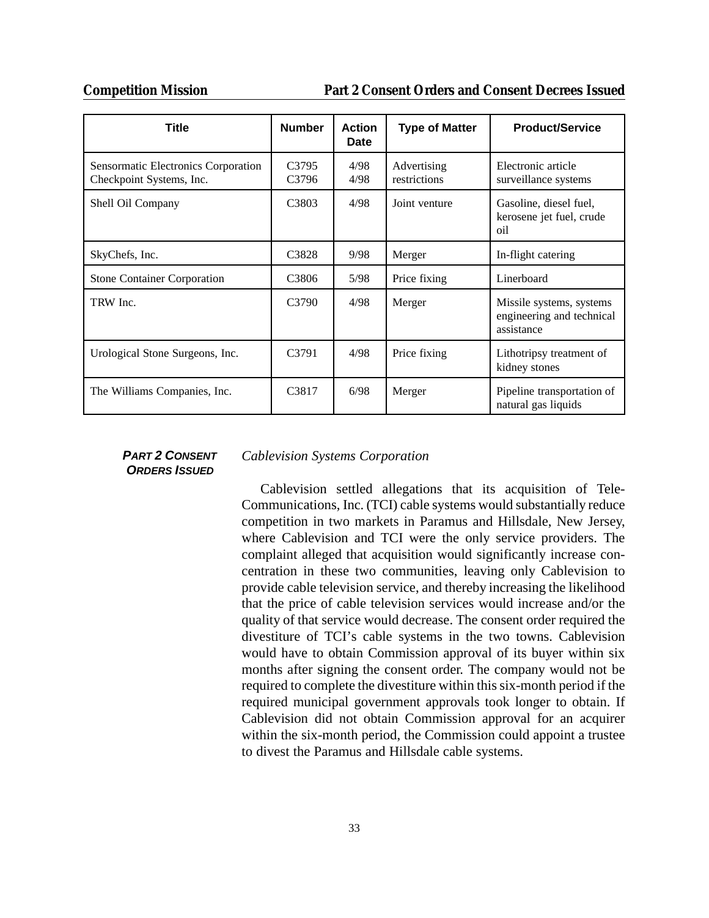| Title | Number | Action Date | Type of Matter | Product/Service |
|---|---|---|---|---|
| Sensormatic Electronics Corporation<br>Checkpoint Systems, Inc. | C3795<br>C3796 | 4/98<br>4/98 | Advertising restrictions | Electronic article surveillance systems |
| Shell Oil Company | C3803 | 4/98 | Joint venture | Gasoline, diesel fuel, kerosene jet fuel, crude oil |
| SkyChefs, Inc. | C3828 | 9/98 | Merger | In-flight catering |
| Stone Container Corporation | C3806 | 5/98 | Price fixing | Linerboard |
| TRW Inc. | C3790 | 4/98 | Merger | Missile systems, systems engineering and technical assistance |
| Urological Stone Surgeons, Inc. | C3791 | 4/98 | Price fixing | Lithotripsy treatment of kidney stones |
| The Williams Companies, Inc. | C3817 | 6/98 | Merger | Pipeline transportation of natural gas liquids |

## *PART 2 CONSENT ORDERS ISSUED*

*Cablevision Systems Corporation*

Cablevision settled allegations that its acquisition of Tele-Communications, Inc. (TCI) cable systems would substantially reduce competition in two markets in Paramus and Hillsdale, New Jersey, where Cablevision and TCI were the only service providers. The complaint alleged that acquisition would significantly increase concentration in these two communities, leaving only Cablevision to provide cable television service, and thereby increasing the likelihood that the price of cable television services would increase and/or the quality of that service would decrease. The consent order required the divestiture of TCI's cable systems in the two towns. Cablevision would have to obtain Commission approval of its buyer within six months after signing the consent order. The company would not be required to complete the divestiture within this six-month period if the required municipal government approvals took longer to obtain. If Cablevision did not obtain Commission approval for an acquirer within the six-month period, the Commission could appoint a trustee to divest the Paramus and Hillsdale cable systems.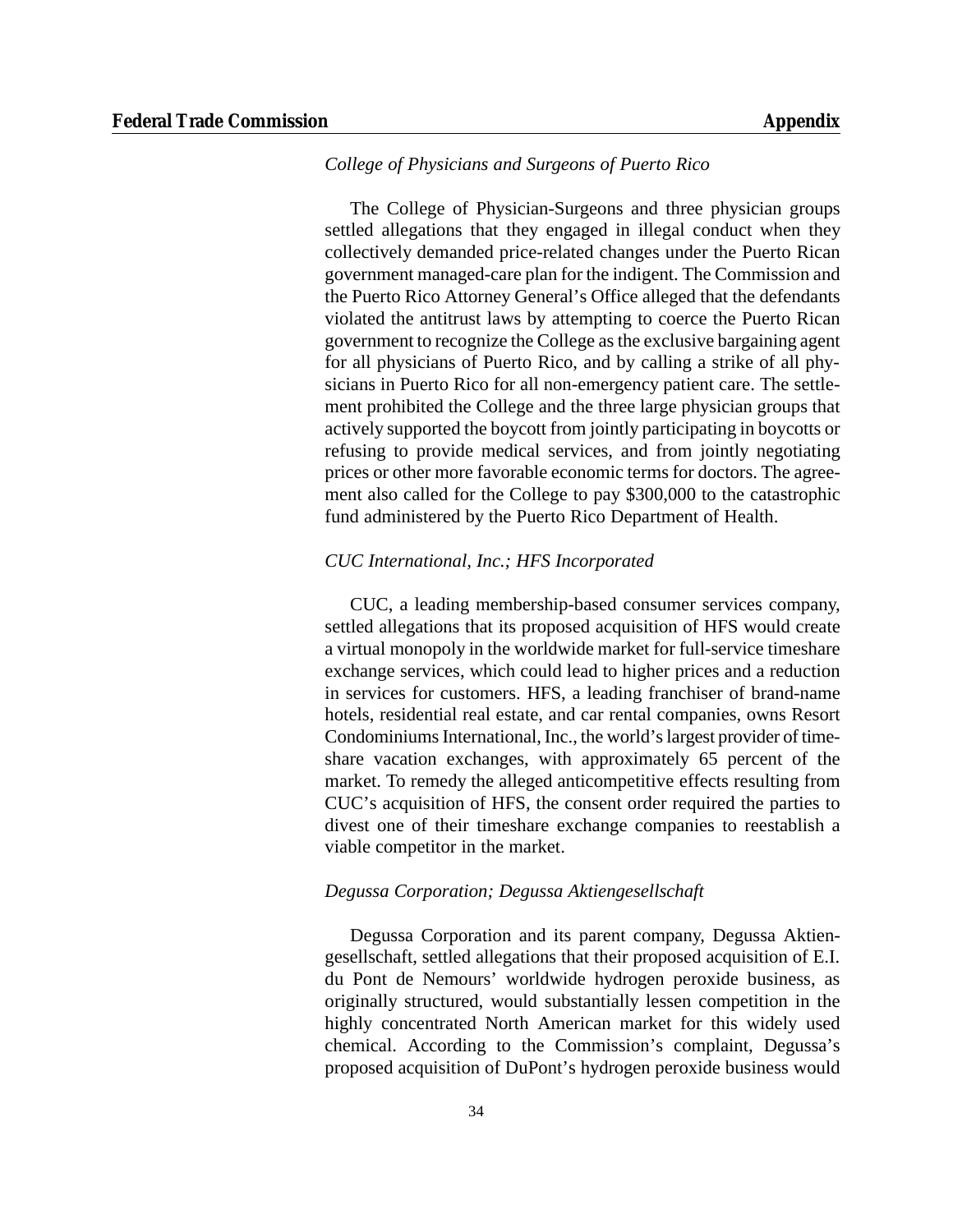*College of Physicians and Surgeons of Puerto Rico*

The College of Physician-Surgeons and three physician groups settled allegations that they engaged in illegal conduct when they collectively demanded price-related changes under the Puerto Rican government managed-care plan for the indigent. The Commission and the Puerto Rico Attorney General's Office alleged that the defendants violated the antitrust laws by attempting to coerce the Puerto Rican government to recognize the College as the exclusive bargaining agent for all physicians of Puerto Rico, and by calling a strike of all physicians in Puerto Rico for all non-emergency patient care. The settlement prohibited the College and the three large physician groups that actively supported the boycott from jointly participating in boycotts or refusing to provide medical services, and from jointly negotiating prices or other more favorable economic terms for doctors. The agreement also called for the College to pay $300,000 to the catastrophic fund administered by the Puerto Rico Department of Health.

*CUC International, Inc.; HFS Incorporated*

CUC, a leading membership-based consumer services company, settled allegations that its proposed acquisition of HFS would create a virtual monopoly in the worldwide market for full-service timeshare exchange services, which could lead to higher prices and a reduction in services for customers. HFS, a leading franchiser of brand-name hotels, residential real estate, and car rental companies, owns Resort Condominiums International, Inc., the world's largest provider of timeshare vacation exchanges, with approximately 65 percent of the market. To remedy the alleged anticompetitive effects resulting from CUC's acquisition of HFS, the consent order required the parties to divest one of their timeshare exchange companies to reestablish a viable competitor in the market.

*Degussa Corporation; Degussa Aktiengesellschaft*

Degussa Corporation and its parent company, Degussa Aktiengesellschaft, settled allegations that their proposed acquisition of E.I. du Pont de Nemours' worldwide hydrogen peroxide business, as originally structured, would substantially lessen competition in the highly concentrated North American market for this widely used chemical. According to the Commission's complaint, Degussa's proposed acquisition of DuPont's hydrogen peroxide business would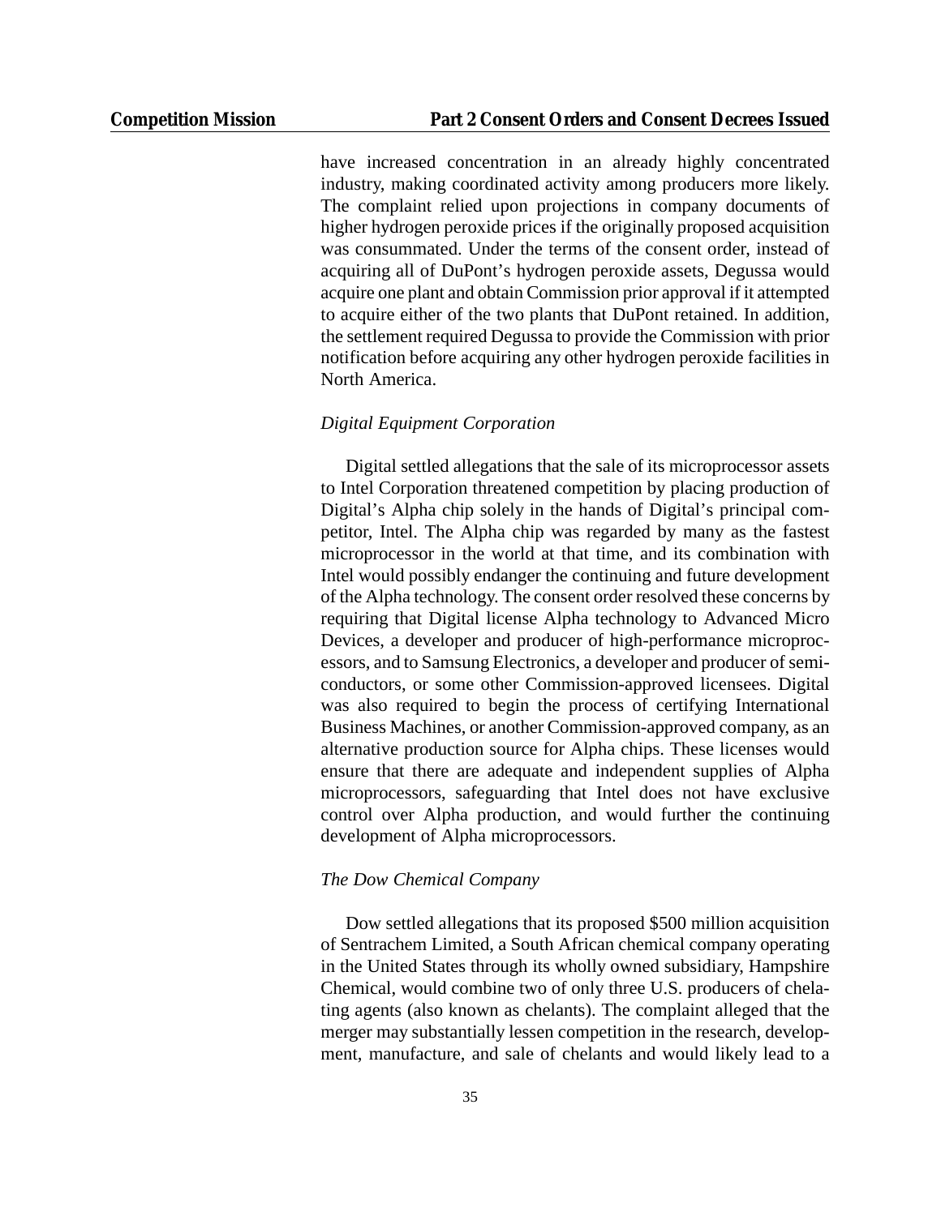have increased concentration in an already highly concentrated industry, making coordinated activity among producers more likely. The complaint relied upon projections in company documents of higher hydrogen peroxide prices if the originally proposed acquisition was consummated. Under the terms of the consent order, instead of acquiring all of DuPont's hydrogen peroxide assets, Degussa would acquire one plant and obtain Commission prior approval if it attempted to acquire either of the two plants that DuPont retained. In addition, the settlement required Degussa to provide the Commission with prior notification before acquiring any other hydrogen peroxide facilities in North America.

*Digital Equipment Corporation*

Digital settled allegations that the sale of its microprocessor assets to Intel Corporation threatened competition by placing production of Digital's Alpha chip solely in the hands of Digital's principal competitor, Intel. The Alpha chip was regarded by many as the fastest microprocessor in the world at that time, and its combination with Intel would possibly endanger the continuing and future development of the Alpha technology. The consent order resolved these concerns by requiring that Digital license Alpha technology to Advanced Micro Devices, a developer and producer of high-performance microprocessors, and to Samsung Electronics, a developer and producer of semiconductors, or some other Commission-approved licensees. Digital was also required to begin the process of certifying International Business Machines, or another Commission-approved company, as an alternative production source for Alpha chips. These licenses would ensure that there are adequate and independent supplies of Alpha microprocessors, safeguarding that Intel does not have exclusive control over Alpha production, and would further the continuing development of Alpha microprocessors.

*The Dow Chemical Company*

Dow settled allegations that its proposed $500 million acquisition of Sentrachem Limited, a South African chemical company operating in the United States through its wholly owned subsidiary, Hampshire Chemical, would combine two of only three U.S. producers of chelating agents (also known as chelants). The complaint alleged that the merger may substantially lessen competition in the research, development, manufacture, and sale of chelants and would likely lead to a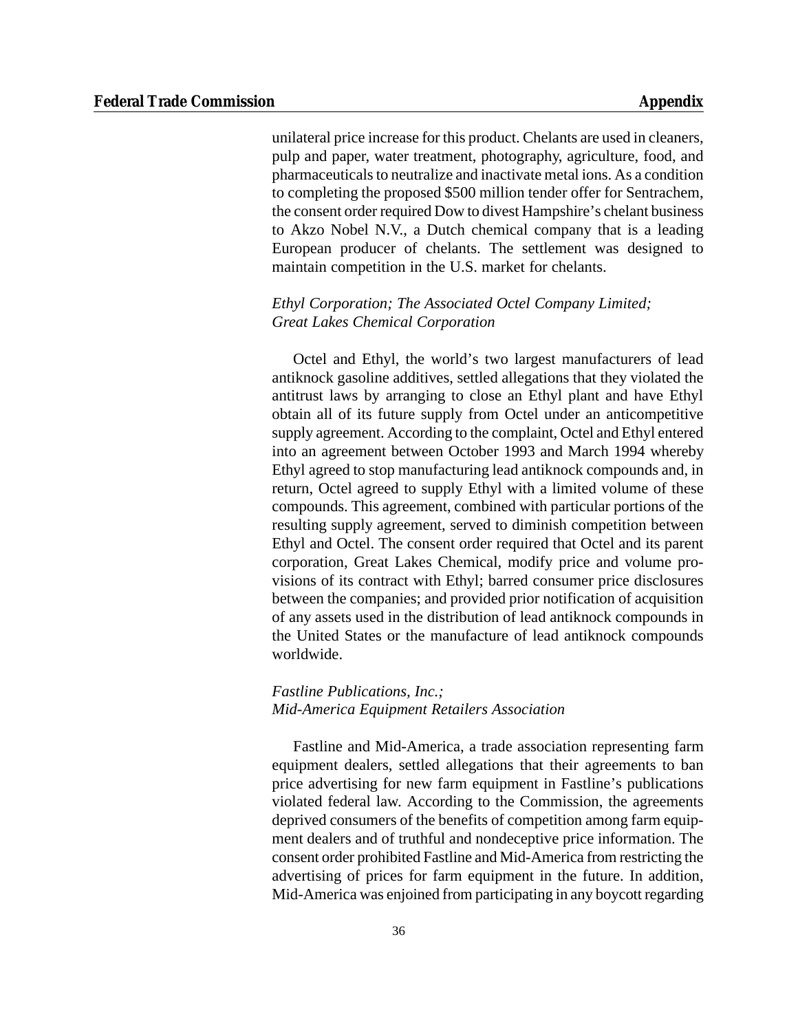unilateral price increase for this product. Chelants are used in cleaners, pulp and paper, water treatment, photography, agriculture, food, and pharmaceuticals to neutralize and inactivate metal ions. As a condition to completing the proposed $500 million tender offer for Sentrachem, the consent order required Dow to divest Hampshire's chelant business to Akzo Nobel N.V., a Dutch chemical company that is a leading European producer of chelants. The settlement was designed to maintain competition in the U.S. market for chelants.

*Ethyl Corporation; The Associated Octel Company Limited; Great Lakes Chemical Corporation*

Octel and Ethyl, the world's two largest manufacturers of lead antiknock gasoline additives, settled allegations that they violated the antitrust laws by arranging to close an Ethyl plant and have Ethyl obtain all of its future supply from Octel under an anticompetitive supply agreement. According to the complaint, Octel and Ethyl entered into an agreement between October 1993 and March 1994 whereby Ethyl agreed to stop manufacturing lead antiknock compounds and, in return, Octel agreed to supply Ethyl with a limited volume of these compounds. This agreement, combined with particular portions of the resulting supply agreement, served to diminish competition between Ethyl and Octel. The consent order required that Octel and its parent corporation, Great Lakes Chemical, modify price and volume provisions of its contract with Ethyl; barred consumer price disclosures between the companies; and provided prior notification of acquisition of any assets used in the distribution of lead antiknock compounds in the United States or the manufacture of lead antiknock compounds worldwide.

*Fastline Publications, Inc.; Mid-America Equipment Retailers Association*

Fastline and Mid-America, a trade association representing farm equipment dealers, settled allegations that their agreements to ban price advertising for new farm equipment in Fastline's publications violated federal law. According to the Commission, the agreements deprived consumers of the benefits of competition among farm equipment dealers and of truthful and nondeceptive price information. The consent order prohibited Fastline and Mid-America from restricting the advertising of prices for farm equipment in the future. In addition, Mid-America was enjoined from participating in any boycott regarding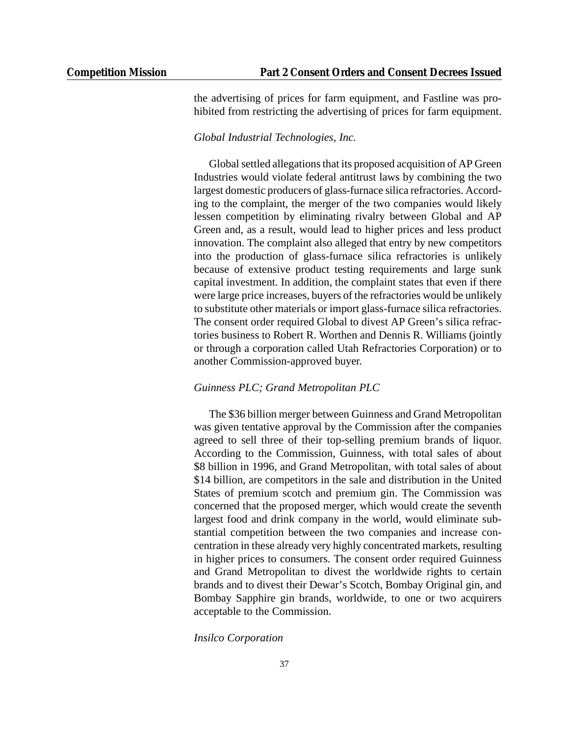the advertising of prices for farm equipment, and Fastline was prohibited from restricting the advertising of prices for farm equipment.

*Global Industrial Technologies, Inc.*

Global settled allegations that its proposed acquisition of AP Green Industries would violate federal antitrust laws by combining the two largest domestic producers of glass-furnace silica refractories. According to the complaint, the merger of the two companies would likely lessen competition by eliminating rivalry between Global and AP Green and, as a result, would lead to higher prices and less product innovation. The complaint also alleged that entry by new competitors into the production of glass-furnace silica refractories is unlikely because of extensive product testing requirements and large sunk capital investment. In addition, the complaint states that even if there were large price increases, buyers of the refractories would be unlikely to substitute other materials or import glass-furnace silica refractories. The consent order required Global to divest AP Green's silica refractories business to Robert R. Worthen and Dennis R. Williams (jointly or through a corporation called Utah Refractories Corporation) or to another Commission-approved buyer.

*Guinness PLC; Grand Metropolitan PLC*

The $36 billion merger between Guinness and Grand Metropolitan was given tentative approval by the Commission after the companies agreed to sell three of their top-selling premium brands of liquor. According to the Commission, Guinness, with total sales of about $8 billion in 1996, and Grand Metropolitan, with total sales of about $14 billion, are competitors in the sale and distribution in the United States of premium scotch and premium gin. The Commission was concerned that the proposed merger, which would create the seventh largest food and drink company in the world, would eliminate substantial competition between the two companies and increase concentration in these already very highly concentrated markets, resulting in higher prices to consumers. The consent order required Guinness and Grand Metropolitan to divest the worldwide rights to certain brands and to divest their Dewar's Scotch, Bombay Original gin, and Bombay Sapphire gin brands, worldwide, to one or two acquirers acceptable to the Commission.

*Insilco Corporation*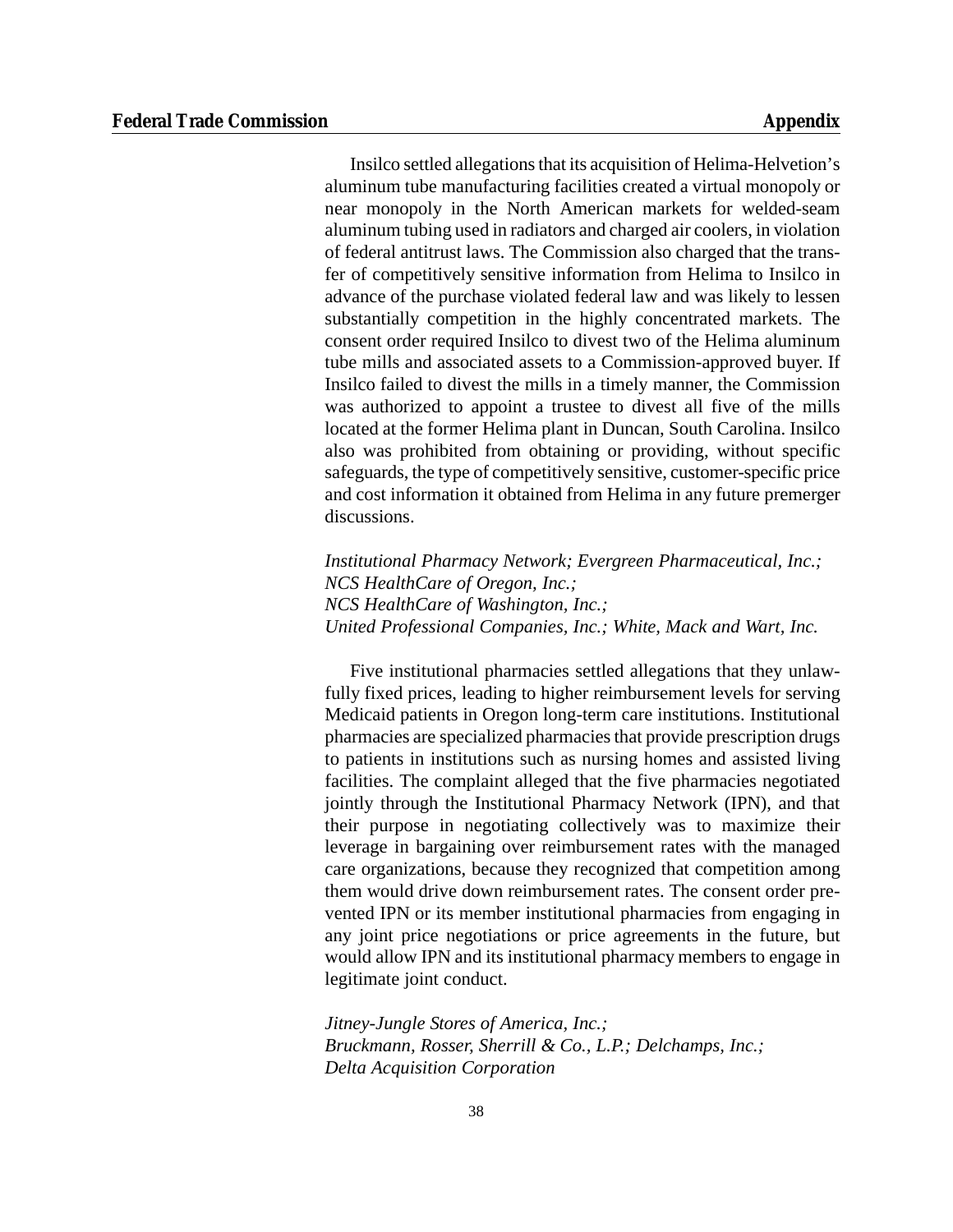Insilco settled allegations that its acquisition of Helima-Helvetion's aluminum tube manufacturing facilities created a virtual monopoly or near monopoly in the North American markets for welded-seam aluminum tubing used in radiators and charged air coolers, in violation of federal antitrust laws. The Commission also charged that the transfer of competitively sensitive information from Helima to Insilco in advance of the purchase violated federal law and was likely to lessen substantially competition in the highly concentrated markets. The consent order required Insilco to divest two of the Helima aluminum tube mills and associated assets to a Commission-approved buyer. If Insilco failed to divest the mills in a timely manner, the Commission was authorized to appoint a trustee to divest all five of the mills located at the former Helima plant in Duncan, South Carolina. Insilco also was prohibited from obtaining or providing, without specific safeguards, the type of competitively sensitive, customer-specific price and cost information it obtained from Helima in any future premerger discussions.

*Institutional Pharmacy Network; Evergreen Pharmaceutical, Inc.;*
*NCS HealthCare of Oregon, Inc.;*
*NCS HealthCare of Washington, Inc.;*
*United Professional Companies, Inc.; White, Mack and Wart, Inc.*

Five institutional pharmacies settled allegations that they unlawfully fixed prices, leading to higher reimbursement levels for serving Medicaid patients in Oregon long-term care institutions. Institutional pharmacies are specialized pharmacies that provide prescription drugs to patients in institutions such as nursing homes and assisted living facilities. The complaint alleged that the five pharmacies negotiated jointly through the Institutional Pharmacy Network (IPN), and that their purpose in negotiating collectively was to maximize their leverage in bargaining over reimbursement rates with the managed care organizations, because they recognized that competition among them would drive down reimbursement rates. The consent order prevented IPN or its member institutional pharmacies from engaging in any joint price negotiations or price agreements in the future, but would allow IPN and its institutional pharmacy members to engage in legitimate joint conduct.

*Jitney-Jungle Stores of America, Inc.;*
*Bruckmann, Rosser, Sherrill & Co., L.P.; Delchamps, Inc.;*
*Delta Acquisition Corporation*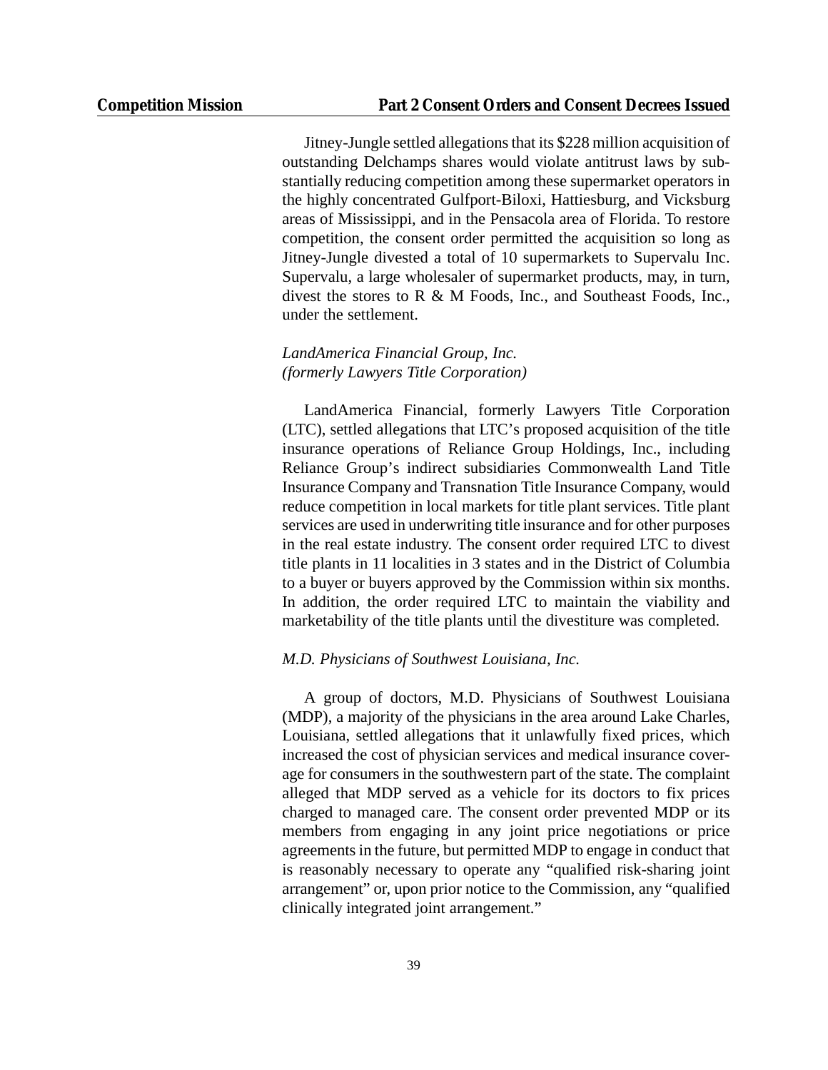Jitney-Jungle settled allegations that its $228 million acquisition of outstanding Delchamps shares would violate antitrust laws by substantially reducing competition among these supermarket operators in the highly concentrated Gulfport-Biloxi, Hattiesburg, and Vicksburg areas of Mississippi, and in the Pensacola area of Florida. To restore competition, the consent order permitted the acquisition so long as Jitney-Jungle divested a total of 10 supermarkets to Supervalu Inc. Supervalu, a large wholesaler of supermarket products, may, in turn, divest the stores to R & M Foods, Inc., and Southeast Foods, Inc., under the settlement.

*LandAmerica Financial Group, Inc.*
*(formerly Lawyers Title Corporation)*

LandAmerica Financial, formerly Lawyers Title Corporation (LTC), settled allegations that LTC's proposed acquisition of the title insurance operations of Reliance Group Holdings, Inc., including Reliance Group's indirect subsidiaries Commonwealth Land Title Insurance Company and Transnation Title Insurance Company, would reduce competition in local markets for title plant services. Title plant services are used in underwriting title insurance and for other purposes in the real estate industry. The consent order required LTC to divest title plants in 11 localities in 3 states and in the District of Columbia to a buyer or buyers approved by the Commission within six months. In addition, the order required LTC to maintain the viability and marketability of the title plants until the divestiture was completed.

*M.D. Physicians of Southwest Louisiana, Inc.*

A group of doctors, M.D. Physicians of Southwest Louisiana (MDP), a majority of the physicians in the area around Lake Charles, Louisiana, settled allegations that it unlawfully fixed prices, which increased the cost of physician services and medical insurance coverage for consumers in the southwestern part of the state. The complaint alleged that MDP served as a vehicle for its doctors to fix prices charged to managed care. The consent order prevented MDP or its members from engaging in any joint price negotiations or price agreements in the future, but permitted MDP to engage in conduct that is reasonably necessary to operate any "qualified risk-sharing joint arrangement" or, upon prior notice to the Commission, any "qualified clinically integrated joint arrangement."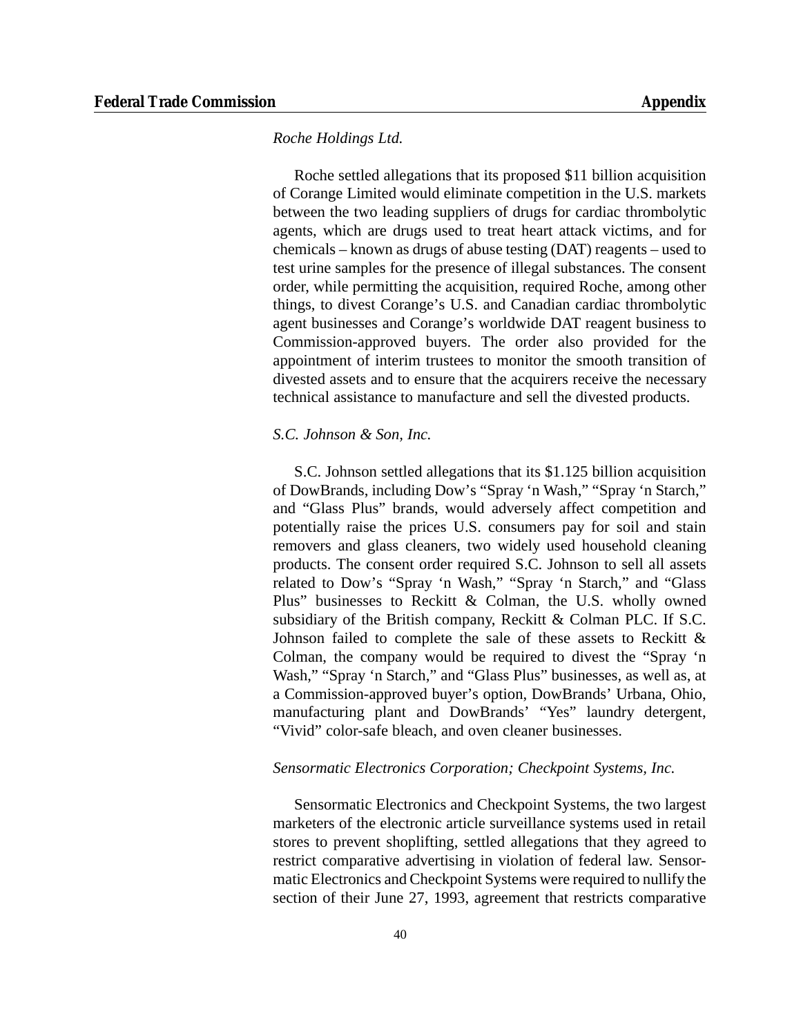*Roche Holdings Ltd.*

Roche settled allegations that its proposed $11 billion acquisition of Corange Limited would eliminate competition in the U.S. markets between the two leading suppliers of drugs for cardiac thrombolytic agents, which are drugs used to treat heart attack victims, and for chemicals – known as drugs of abuse testing (DAT) reagents – used to test urine samples for the presence of illegal substances. The consent order, while permitting the acquisition, required Roche, among other things, to divest Corange's U.S. and Canadian cardiac thrombolytic agent businesses and Corange's worldwide DAT reagent business to Commission-approved buyers. The order also provided for the appointment of interim trustees to monitor the smooth transition of divested assets and to ensure that the acquirers receive the necessary technical assistance to manufacture and sell the divested products.

*S.C. Johnson & Son, Inc.*

S.C. Johnson settled allegations that its $1.125 billion acquisition of DowBrands, including Dow's "Spray 'n Wash," "Spray 'n Starch," and "Glass Plus" brands, would adversely affect competition and potentially raise the prices U.S. consumers pay for soil and stain removers and glass cleaners, two widely used household cleaning products. The consent order required S.C. Johnson to sell all assets related to Dow's "Spray 'n Wash," "Spray 'n Starch," and "Glass Plus" businesses to Reckitt & Colman, the U.S. wholly owned subsidiary of the British company, Reckitt & Colman PLC. If S.C. Johnson failed to complete the sale of these assets to Reckitt & Colman, the company would be required to divest the "Spray 'n Wash," "Spray 'n Starch," and "Glass Plus" businesses, as well as, at a Commission-approved buyer's option, DowBrands' Urbana, Ohio, manufacturing plant and DowBrands' "Yes" laundry detergent, "Vivid" color-safe bleach, and oven cleaner businesses.

*Sensormatic Electronics Corporation; Checkpoint Systems, Inc.*

Sensormatic Electronics and Checkpoint Systems, the two largest marketers of the electronic article surveillance systems used in retail stores to prevent shoplifting, settled allegations that they agreed to restrict comparative advertising in violation of federal law. Sensormatic Electronics and Checkpoint Systems were required to nullify the section of their June 27, 1993, agreement that restricts comparative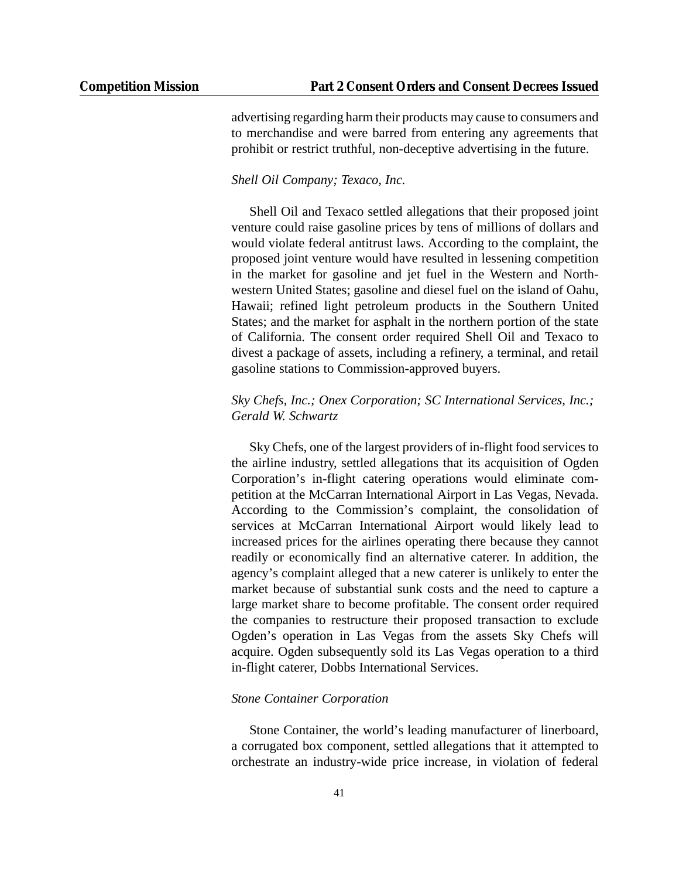advertising regarding harm their products may cause to consumers and to merchandise and were barred from entering any agreements that prohibit or restrict truthful, non-deceptive advertising in the future.

*Shell Oil Company; Texaco, Inc.*

Shell Oil and Texaco settled allegations that their proposed joint venture could raise gasoline prices by tens of millions of dollars and would violate federal antitrust laws. According to the complaint, the proposed joint venture would have resulted in lessening competition in the market for gasoline and jet fuel in the Western and Northwestern United States; gasoline and diesel fuel on the island of Oahu, Hawaii; refined light petroleum products in the Southern United States; and the market for asphalt in the northern portion of the state of California. The consent order required Shell Oil and Texaco to divest a package of assets, including a refinery, a terminal, and retail gasoline stations to Commission-approved buyers.

*Sky Chefs, Inc.; Onex Corporation; SC International Services, Inc.; Gerald W. Schwartz*

Sky Chefs, one of the largest providers of in-flight food services to the airline industry, settled allegations that its acquisition of Ogden Corporation's in-flight catering operations would eliminate competition at the McCarran International Airport in Las Vegas, Nevada. According to the Commission's complaint, the consolidation of services at McCarran International Airport would likely lead to increased prices for the airlines operating there because they cannot readily or economically find an alternative caterer. In addition, the agency's complaint alleged that a new caterer is unlikely to enter the market because of substantial sunk costs and the need to capture a large market share to become profitable. The consent order required the companies to restructure their proposed transaction to exclude Ogden's operation in Las Vegas from the assets Sky Chefs will acquire. Ogden subsequently sold its Las Vegas operation to a third in-flight caterer, Dobbs International Services.

*Stone Container Corporation*

Stone Container, the world's leading manufacturer of linerboard, a corrugated box component, settled allegations that it attempted to orchestrate an industry-wide price increase, in violation of federal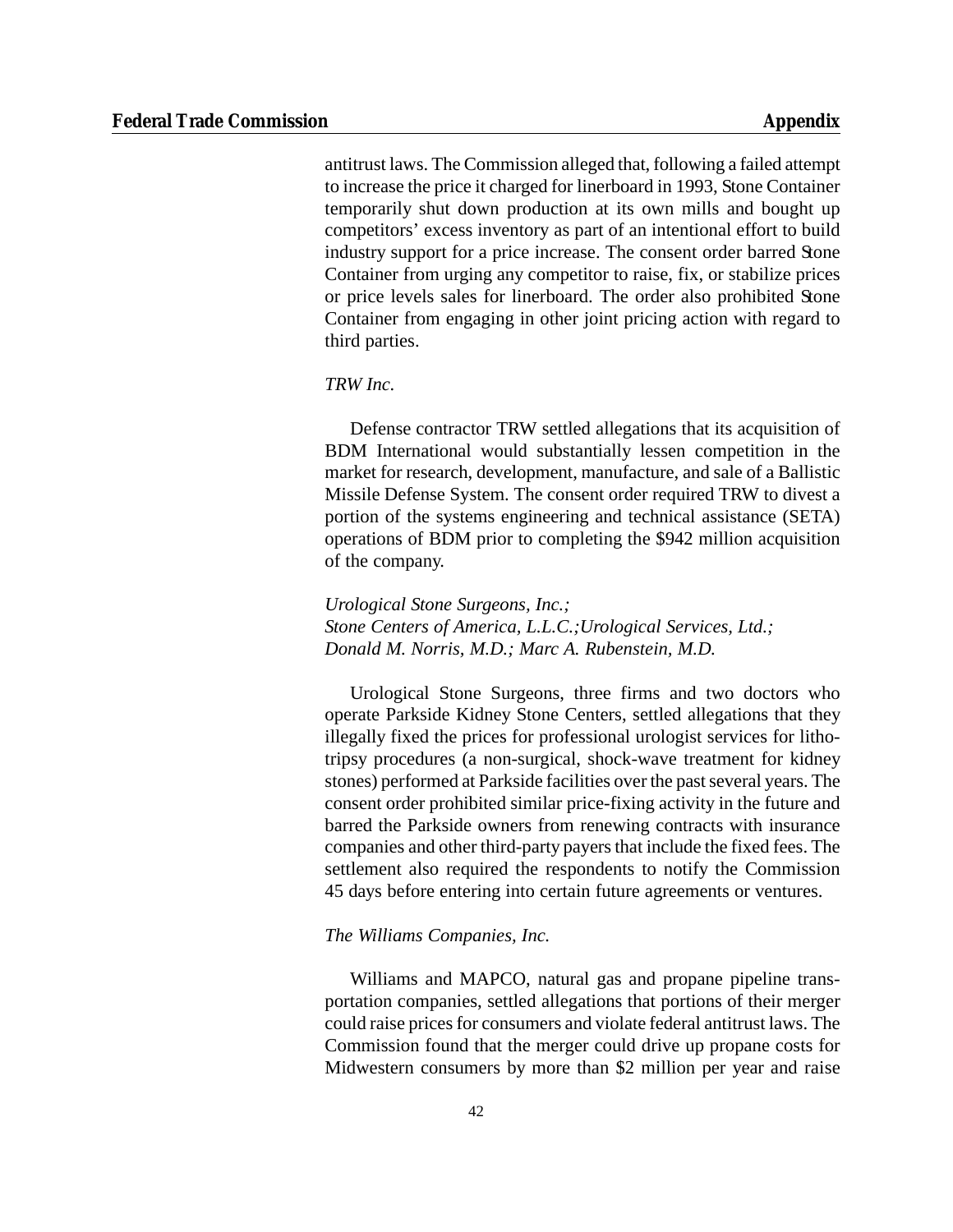antitrust laws. The Commission alleged that, following a failed attempt to increase the price it charged for linerboard in 1993, Stone Container temporarily shut down production at its own mills and bought up competitors' excess inventory as part of an intentional effort to build industry support for a price increase. The consent order barred Stone Container from urging any competitor to raise, fix, or stabilize prices or price levels sales for linerboard. The order also prohibited Stone Container from engaging in other joint pricing action with regard to third parties.

*TRW Inc.*

Defense contractor TRW settled allegations that its acquisition of BDM International would substantially lessen competition in the market for research, development, manufacture, and sale of a Ballistic Missile Defense System. The consent order required TRW to divest a portion of the systems engineering and technical assistance (SETA) operations of BDM prior to completing the $942 million acquisition of the company.

*Urological Stone Surgeons, Inc.;*
*Stone Centers of America, L.L.C.;Urological Services, Ltd.;*
*Donald M. Norris, M.D.; Marc A. Rubenstein, M.D.*

Urological Stone Surgeons, three firms and two doctors who operate Parkside Kidney Stone Centers, settled allegations that they illegally fixed the prices for professional urologist services for lithotripsy procedures (a non-surgical, shock-wave treatment for kidney stones) performed at Parkside facilities over the past several years. The consent order prohibited similar price-fixing activity in the future and barred the Parkside owners from renewing contracts with insurance companies and other third-party payers that include the fixed fees. The settlement also required the respondents to notify the Commission 45 days before entering into certain future agreements or ventures.

*The Williams Companies, Inc.*

Williams and MAPCO, natural gas and propane pipeline transportation companies, settled allegations that portions of their merger could raise prices for consumers and violate federal antitrust laws. The Commission found that the merger could drive up propane costs for Midwestern consumers by more than $2 million per year and raise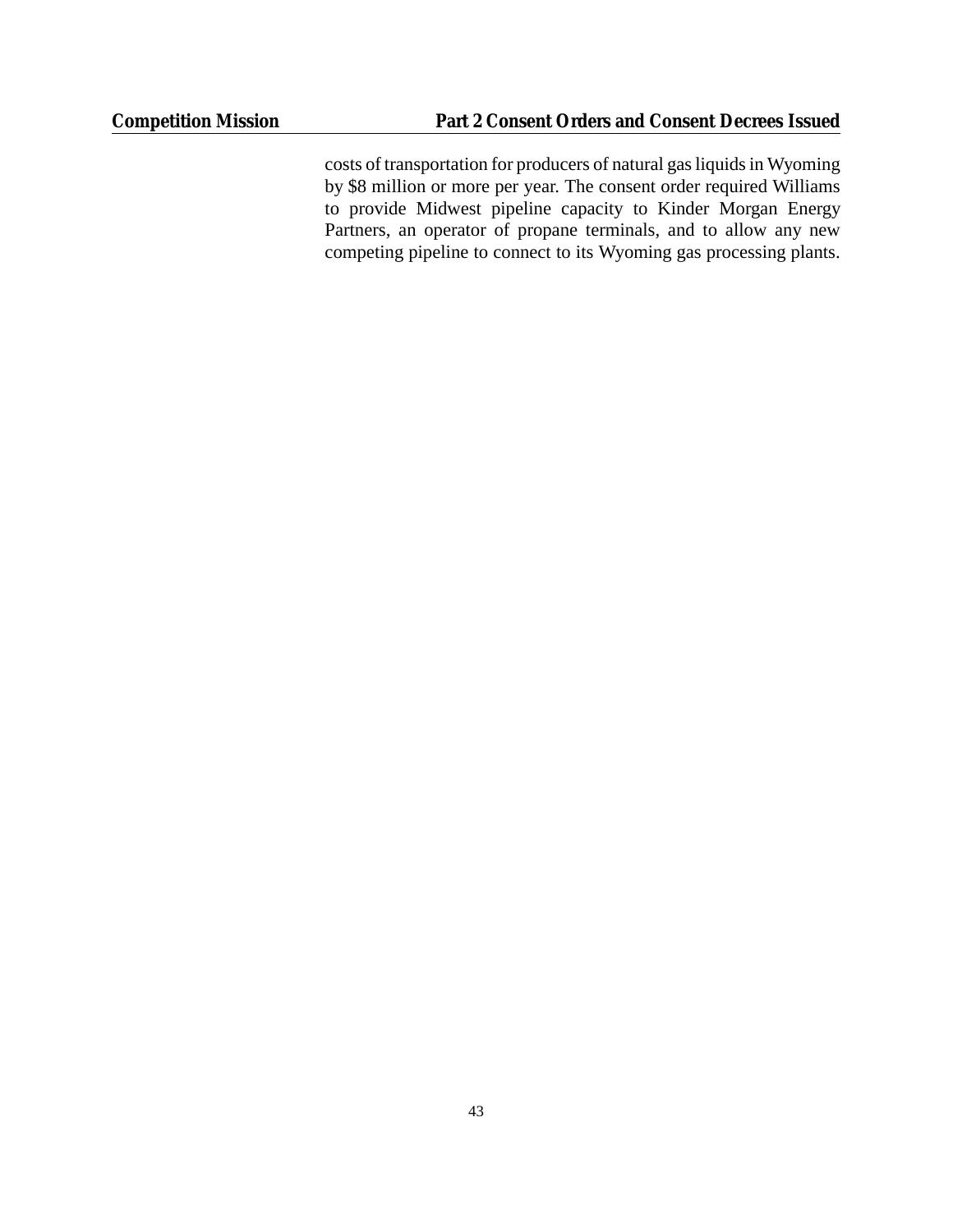costs of transportation for producers of natural gas liquids in Wyoming by $8 million or more per year. The consent order required Williams to provide Midwest pipeline capacity to Kinder Morgan Energy Partners, an operator of propane terminals, and to allow any new competing pipeline to connect to its Wyoming gas processing plants.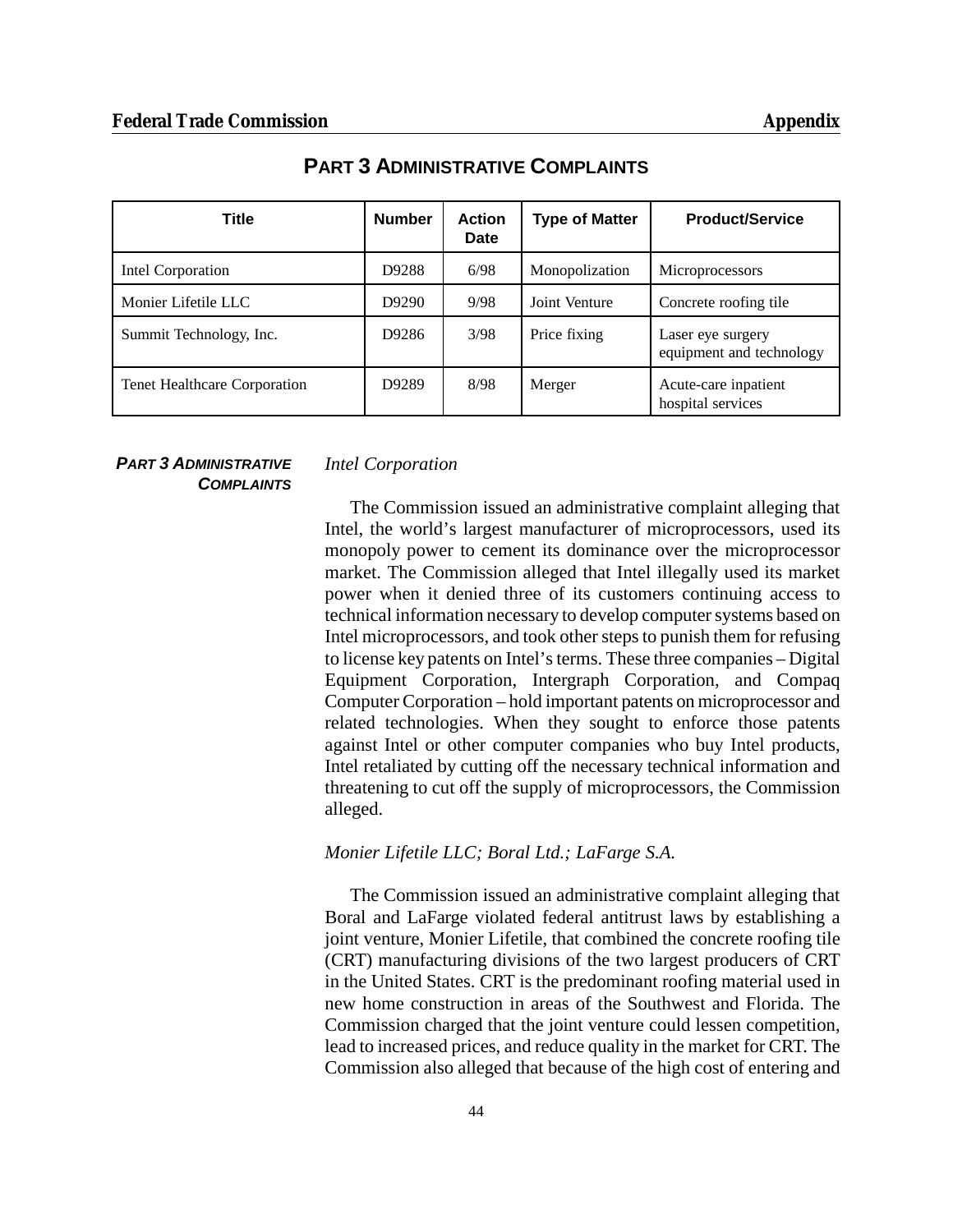## PART 3 ADMINISTRATIVE COMPLAINTS

| Title | Number | Action Date | Type of Matter | Product/Service |
|---|---|---|---|---|
| Intel Corporation | D9288 | 6/98 | Monopolization | Microprocessors |
| Monier Lifetile LLC | D9290 | 9/98 | Joint Venture | Concrete roofing tile |
| Summit Technology, Inc. | D9286 | 3/98 | Price fixing | Laser eye surgery equipment and technology |
| Tenet Healthcare Corporation | D9289 | 8/98 | Merger | Acute-care inpatient hospital services |

***PART 3 ADMINISTRATIVE COMPLAINTS***

*Intel Corporation*

The Commission issued an administrative complaint alleging that Intel, the world's largest manufacturer of microprocessors, used its monopoly power to cement its dominance over the microprocessor market. The Commission alleged that Intel illegally used its market power when it denied three of its customers continuing access to technical information necessary to develop computer systems based on Intel microprocessors, and took other steps to punish them for refusing to license key patents on Intel's terms. These three companies – Digital Equipment Corporation, Intergraph Corporation, and Compaq Computer Corporation – hold important patents on microprocessor and related technologies. When they sought to enforce those patents against Intel or other computer companies who buy Intel products, Intel retaliated by cutting off the necessary technical information and threatening to cut off the supply of microprocessors, the Commission alleged.

*Monier Lifetile LLC; Boral Ltd.; LaFarge S.A.*

The Commission issued an administrative complaint alleging that Boral and LaFarge violated federal antitrust laws by establishing a joint venture, Monier Lifetile, that combined the concrete roofing tile (CRT) manufacturing divisions of the two largest producers of CRT in the United States. CRT is the predominant roofing material used in new home construction in areas of the Southwest and Florida. The Commission charged that the joint venture could lessen competition, lead to increased prices, and reduce quality in the market for CRT. The Commission also alleged that because of the high cost of entering and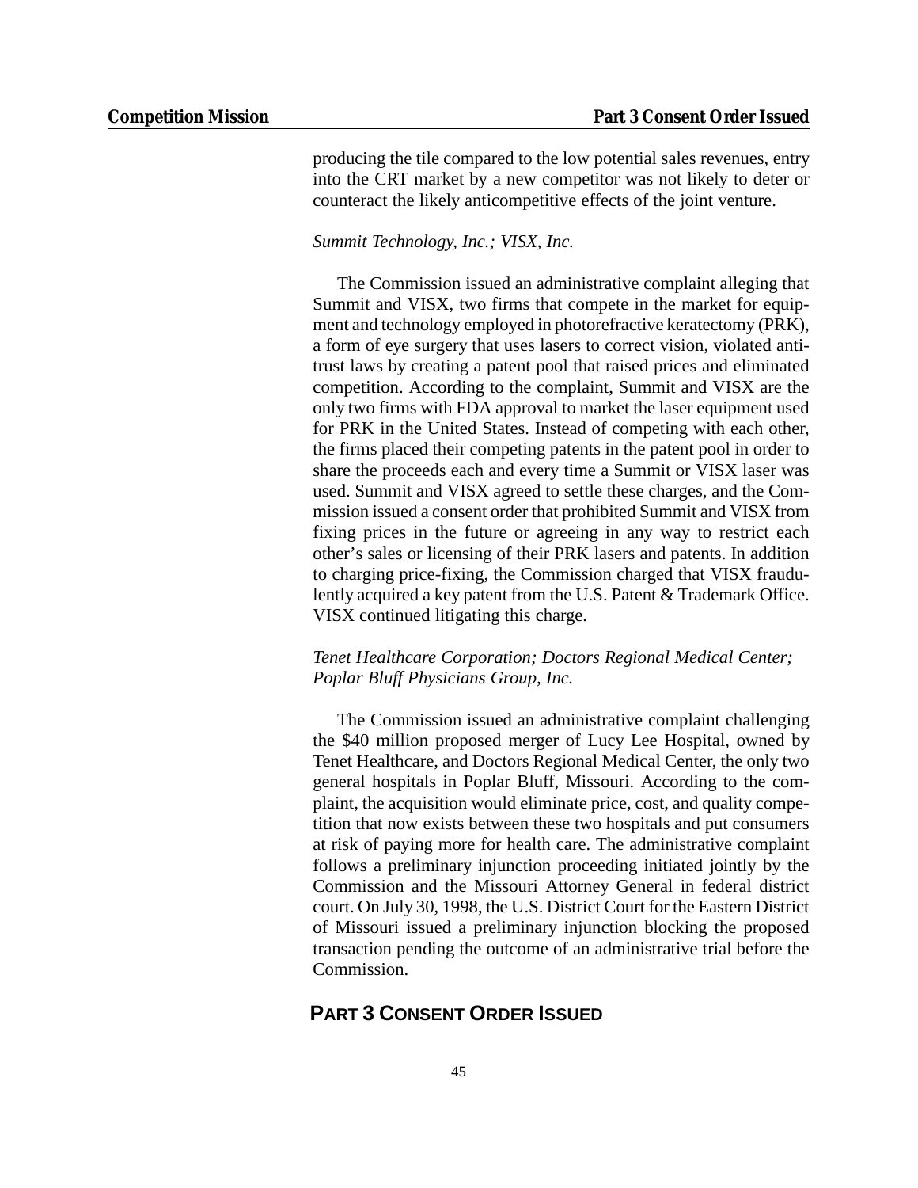producing the tile compared to the low potential sales revenues, entry into the CRT market by a new competitor was not likely to deter or counteract the likely anticompetitive effects of the joint venture.

*Summit Technology, Inc.; VISX, Inc.*

The Commission issued an administrative complaint alleging that Summit and VISX, two firms that compete in the market for equipment and technology employed in photorefractive keratectomy (PRK), a form of eye surgery that uses lasers to correct vision, violated antitrust laws by creating a patent pool that raised prices and eliminated competition. According to the complaint, Summit and VISX are the only two firms with FDA approval to market the laser equipment used for PRK in the United States. Instead of competing with each other, the firms placed their competing patents in the patent pool in order to share the proceeds each and every time a Summit or VISX laser was used. Summit and VISX agreed to settle these charges, and the Commission issued a consent order that prohibited Summit and VISX from fixing prices in the future or agreeing in any way to restrict each other's sales or licensing of their PRK lasers and patents. In addition to charging price-fixing, the Commission charged that VISX fraudulently acquired a key patent from the U.S. Patent & Trademark Office. VISX continued litigating this charge.

*Tenet Healthcare Corporation; Doctors Regional Medical Center; Poplar Bluff Physicians Group, Inc.*

The Commission issued an administrative complaint challenging the $40 million proposed merger of Lucy Lee Hospital, owned by Tenet Healthcare, and Doctors Regional Medical Center, the only two general hospitals in Poplar Bluff, Missouri. According to the complaint, the acquisition would eliminate price, cost, and quality competition that now exists between these two hospitals and put consumers at risk of paying more for health care. The administrative complaint follows a preliminary injunction proceeding initiated jointly by the Commission and the Missouri Attorney General in federal district court. On July 30, 1998, the U.S. District Court for the Eastern District of Missouri issued a preliminary injunction blocking the proposed transaction pending the outcome of an administrative trial before the Commission.

## PART 3 CONSENT ORDER ISSUED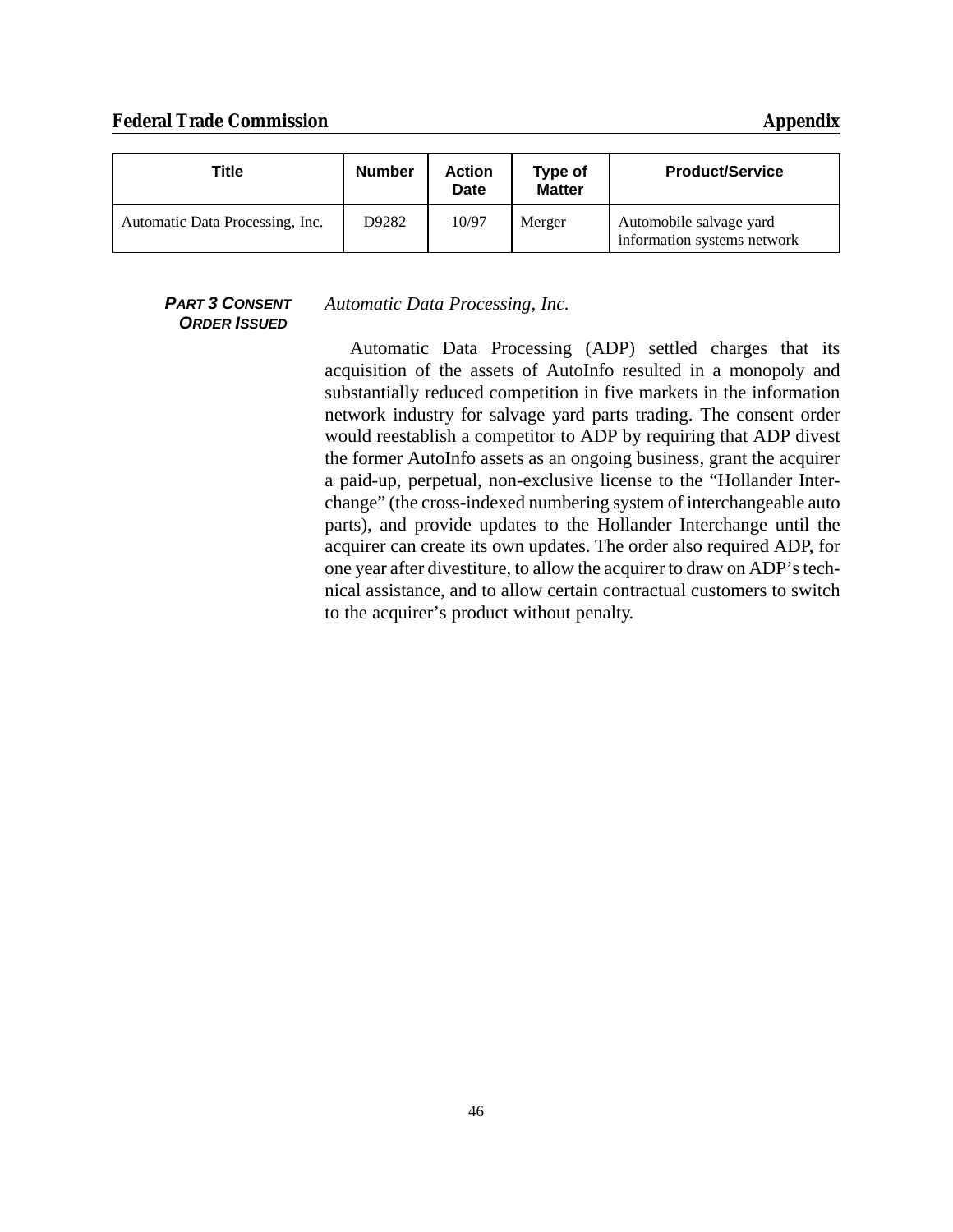| Title | Number | Action Date | Type of Matter | Product/Service |
|---|---|---|---|---|
| Automatic Data Processing, Inc. | D9282 | 10/97 | Merger | Automobile salvage yard information systems network |

**PART 3 CONSENT ORDER ISSUED**

*Automatic Data Processing, Inc.*

Automatic Data Processing (ADP) settled charges that its acquisition of the assets of AutoInfo resulted in a monopoly and substantially reduced competition in five markets in the information network industry for salvage yard parts trading. The consent order would reestablish a competitor to ADP by requiring that ADP divest the former AutoInfo assets as an ongoing business, grant the acquirer a paid-up, perpetual, non-exclusive license to the "Hollander Interchange" (the cross-indexed numbering system of interchangeable auto parts), and provide updates to the Hollander Interchange until the acquirer can create its own updates. The order also required ADP, for one year after divestiture, to allow the acquirer to draw on ADP's technical assistance, and to allow certain contractual customers to switch to the acquirer's product without penalty.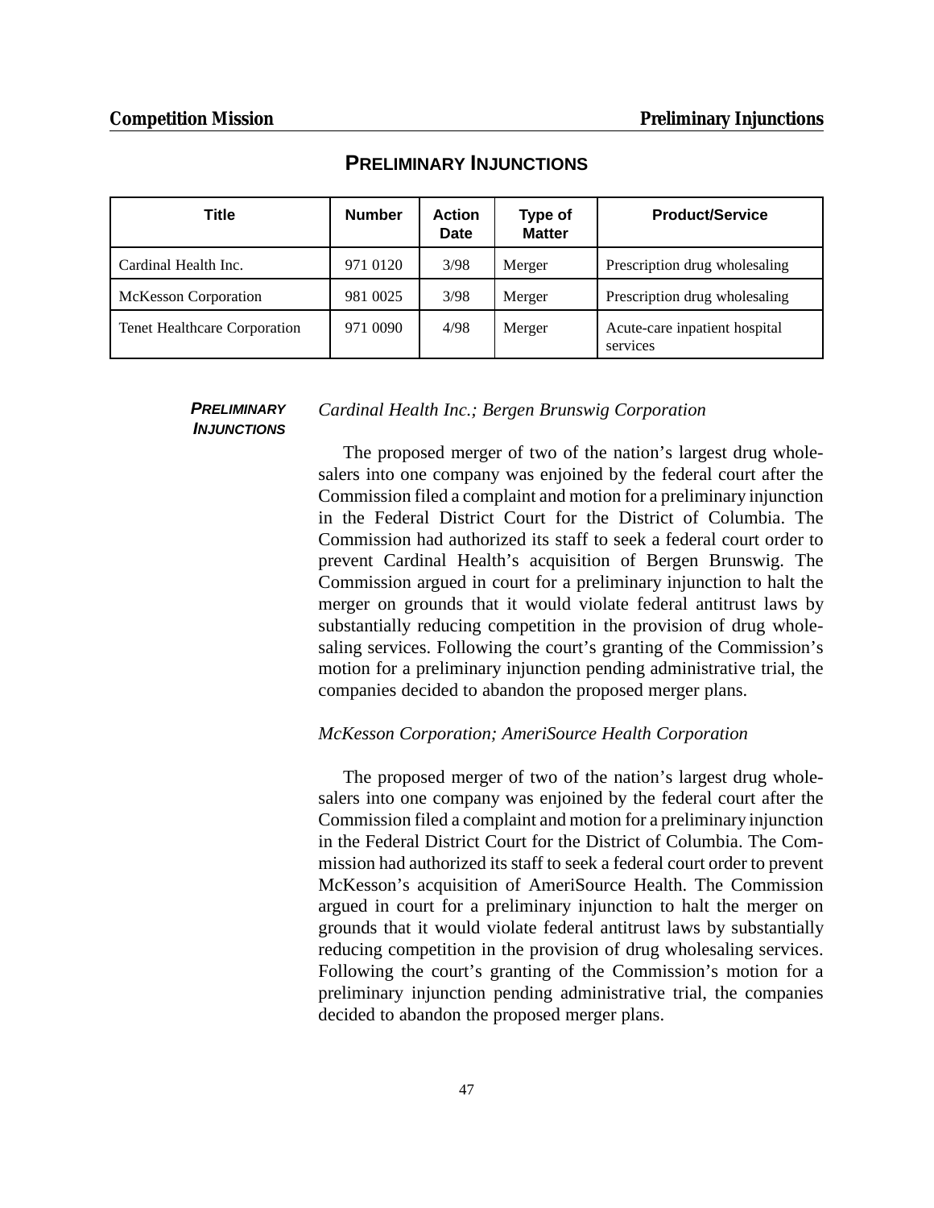## PRELIMINARY INJUNCTIONS

| Title | Number | Action Date | Type of Matter | Product/Service |
|---|---|---|---|---|
| Cardinal Health Inc. | 971 0120 | 3/98 | Merger | Prescription drug wholesaling |
| McKesson Corporation | 981 0025 | 3/98 | Merger | Prescription drug wholesaling |
| Tenet Healthcare Corporation | 971 0090 | 4/98 | Merger | Acute-care inpatient hospital services |

***PRELIMINARY INJUNCTIONS***

*Cardinal Health Inc.; Bergen Brunswig Corporation*

The proposed merger of two of the nation's largest drug wholesalers into one company was enjoined by the federal court after the Commission filed a complaint and motion for a preliminary injunction in the Federal District Court for the District of Columbia. The Commission had authorized its staff to seek a federal court order to prevent Cardinal Health's acquisition of Bergen Brunswig. The Commission argued in court for a preliminary injunction to halt the merger on grounds that it would violate federal antitrust laws by substantially reducing competition in the provision of drug wholesaling services. Following the court's granting of the Commission's motion for a preliminary injunction pending administrative trial, the companies decided to abandon the proposed merger plans.

*McKesson Corporation; AmeriSource Health Corporation*

The proposed merger of two of the nation's largest drug wholesalers into one company was enjoined by the federal court after the Commission filed a complaint and motion for a preliminary injunction in the Federal District Court for the District of Columbia. The Commission had authorized its staff to seek a federal court order to prevent McKesson's acquisition of AmeriSource Health. The Commission argued in court for a preliminary injunction to halt the merger on grounds that it would violate federal antitrust laws by substantially reducing competition in the provision of drug wholesaling services. Following the court's granting of the Commission's motion for a preliminary injunction pending administrative trial, the companies decided to abandon the proposed merger plans.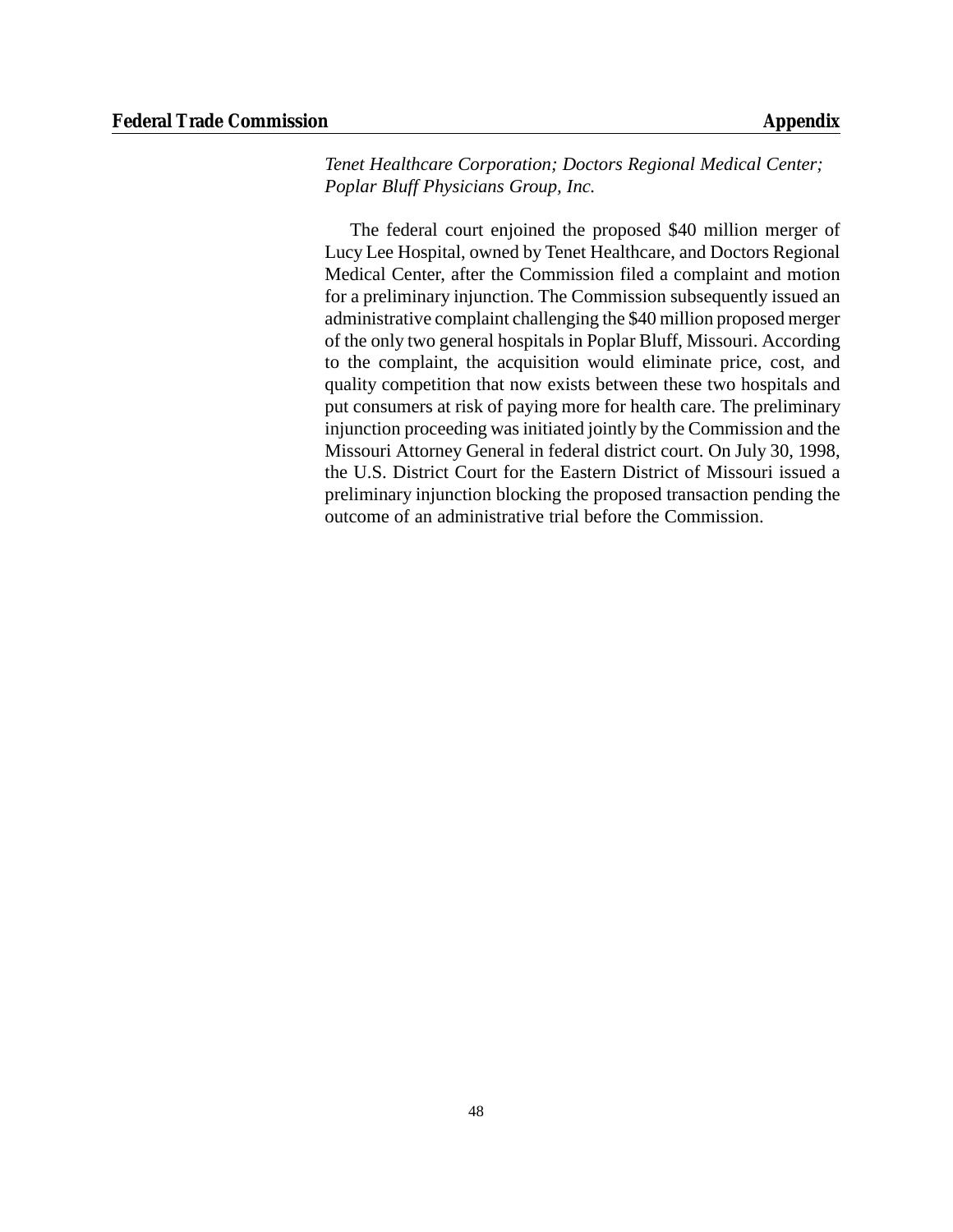*Tenet Healthcare Corporation; Doctors Regional Medical Center; Poplar Bluff Physicians Group, Inc.*

The federal court enjoined the proposed $40 million merger of Lucy Lee Hospital, owned by Tenet Healthcare, and Doctors Regional Medical Center, after the Commission filed a complaint and motion for a preliminary injunction. The Commission subsequently issued an administrative complaint challenging the $40 million proposed merger of the only two general hospitals in Poplar Bluff, Missouri. According to the complaint, the acquisition would eliminate price, cost, and quality competition that now exists between these two hospitals and put consumers at risk of paying more for health care. The preliminary injunction proceeding was initiated jointly by the Commission and the Missouri Attorney General in federal district court. On July 30, 1998, the U.S. District Court for the Eastern District of Missouri issued a preliminary injunction blocking the proposed transaction pending the outcome of an administrative trial before the Commission.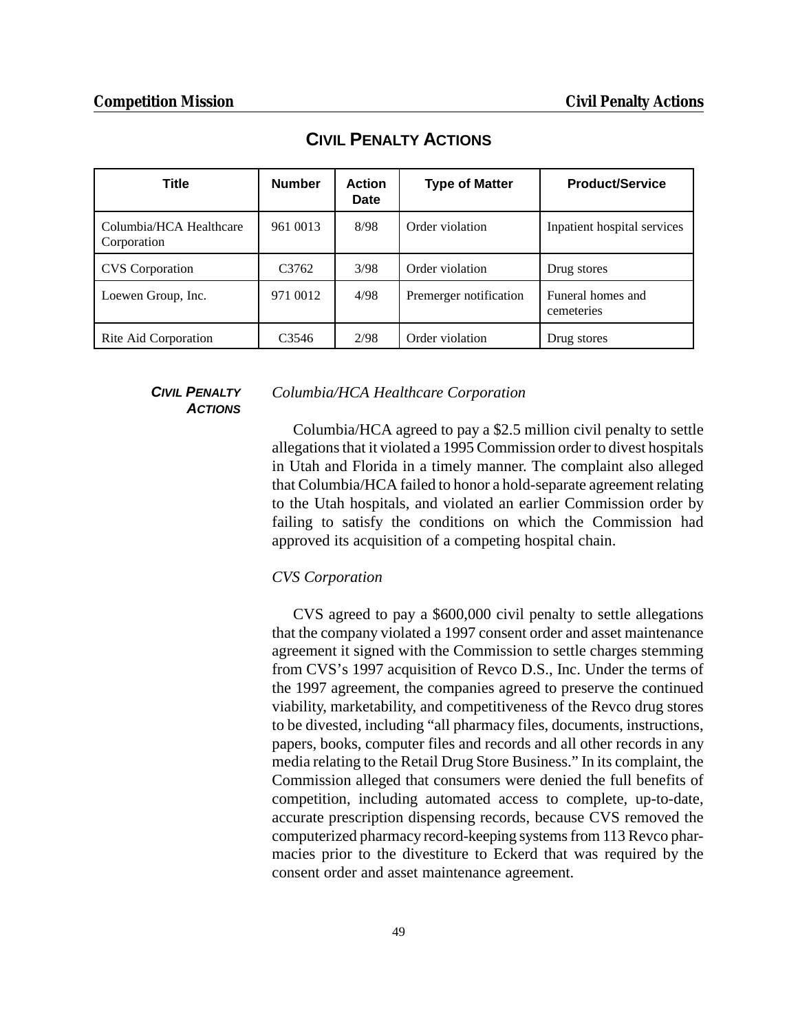## CIVIL PENALTY ACTIONS

| Title | Number | Action Date | Type of Matter | Product/Service |
|---|---|---|---|---|
| Columbia/HCA Healthcare Corporation | 961 0013 | 8/98 | Order violation | Inpatient hospital services |
| CVS Corporation | C3762 | 3/98 | Order violation | Drug stores |
| Loewen Group, Inc. | 971 0012 | 4/98 | Premerger notification | Funeral homes and cemeteries |
| Rite Aid Corporation | C3546 | 2/98 | Order violation | Drug stores |

***CIVIL PENALTY ACTIONS***

*Columbia/HCA Healthcare Corporation*

Columbia/HCA agreed to pay a $2.5 million civil penalty to settle allegations that it violated a 1995 Commission order to divest hospitals in Utah and Florida in a timely manner. The complaint also alleged that Columbia/HCA failed to honor a hold-separate agreement relating to the Utah hospitals, and violated an earlier Commission order by failing to satisfy the conditions on which the Commission had approved its acquisition of a competing hospital chain.

*CVS Corporation*

CVS agreed to pay a $600,000 civil penalty to settle allegations that the company violated a 1997 consent order and asset maintenance agreement it signed with the Commission to settle charges stemming from CVS's 1997 acquisition of Revco D.S., Inc. Under the terms of the 1997 agreement, the companies agreed to preserve the continued viability, marketability, and competitiveness of the Revco drug stores to be divested, including "all pharmacy files, documents, instructions, papers, books, computer files and records and all other records in any media relating to the Retail Drug Store Business." In its complaint, the Commission alleged that consumers were denied the full benefits of competition, including automated access to complete, up-to-date, accurate prescription dispensing records, because CVS removed the computerized pharmacy record-keeping systems from 113 Revco pharmacies prior to the divestiture to Eckerd that was required by the consent order and asset maintenance agreement.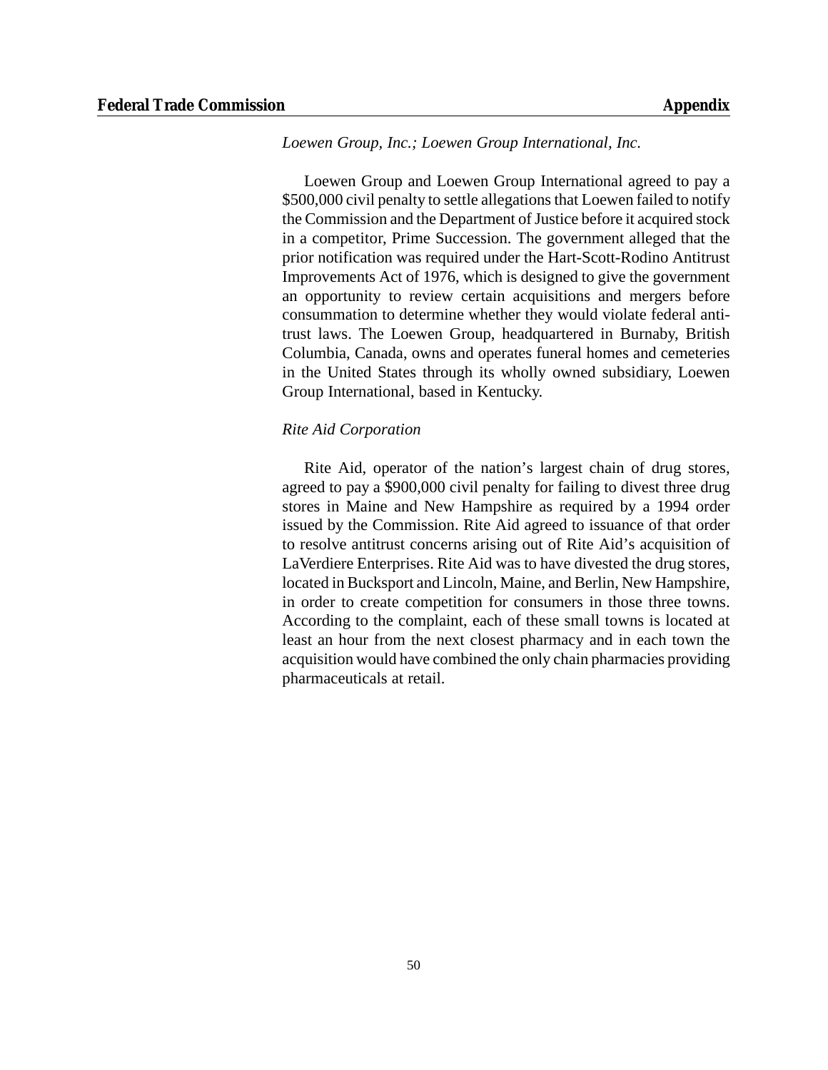*Loewen Group, Inc.; Loewen Group International, Inc.*

Loewen Group and Loewen Group International agreed to pay a $500,000 civil penalty to settle allegations that Loewen failed to notify the Commission and the Department of Justice before it acquired stock in a competitor, Prime Succession. The government alleged that the prior notification was required under the Hart-Scott-Rodino Antitrust Improvements Act of 1976, which is designed to give the government an opportunity to review certain acquisitions and mergers before consummation to determine whether they would violate federal antitrust laws. The Loewen Group, headquartered in Burnaby, British Columbia, Canada, owns and operates funeral homes and cemeteries in the United States through its wholly owned subsidiary, Loewen Group International, based in Kentucky.

*Rite Aid Corporation*

Rite Aid, operator of the nation's largest chain of drug stores, agreed to pay a $900,000 civil penalty for failing to divest three drug stores in Maine and New Hampshire as required by a 1994 order issued by the Commission. Rite Aid agreed to issuance of that order to resolve antitrust concerns arising out of Rite Aid's acquisition of LaVerdiere Enterprises. Rite Aid was to have divested the drug stores, located in Bucksport and Lincoln, Maine, and Berlin, New Hampshire, in order to create competition for consumers in those three towns. According to the complaint, each of these small towns is located at least an hour from the next closest pharmacy and in each town the acquisition would have combined the only chain pharmacies providing pharmaceuticals at retail.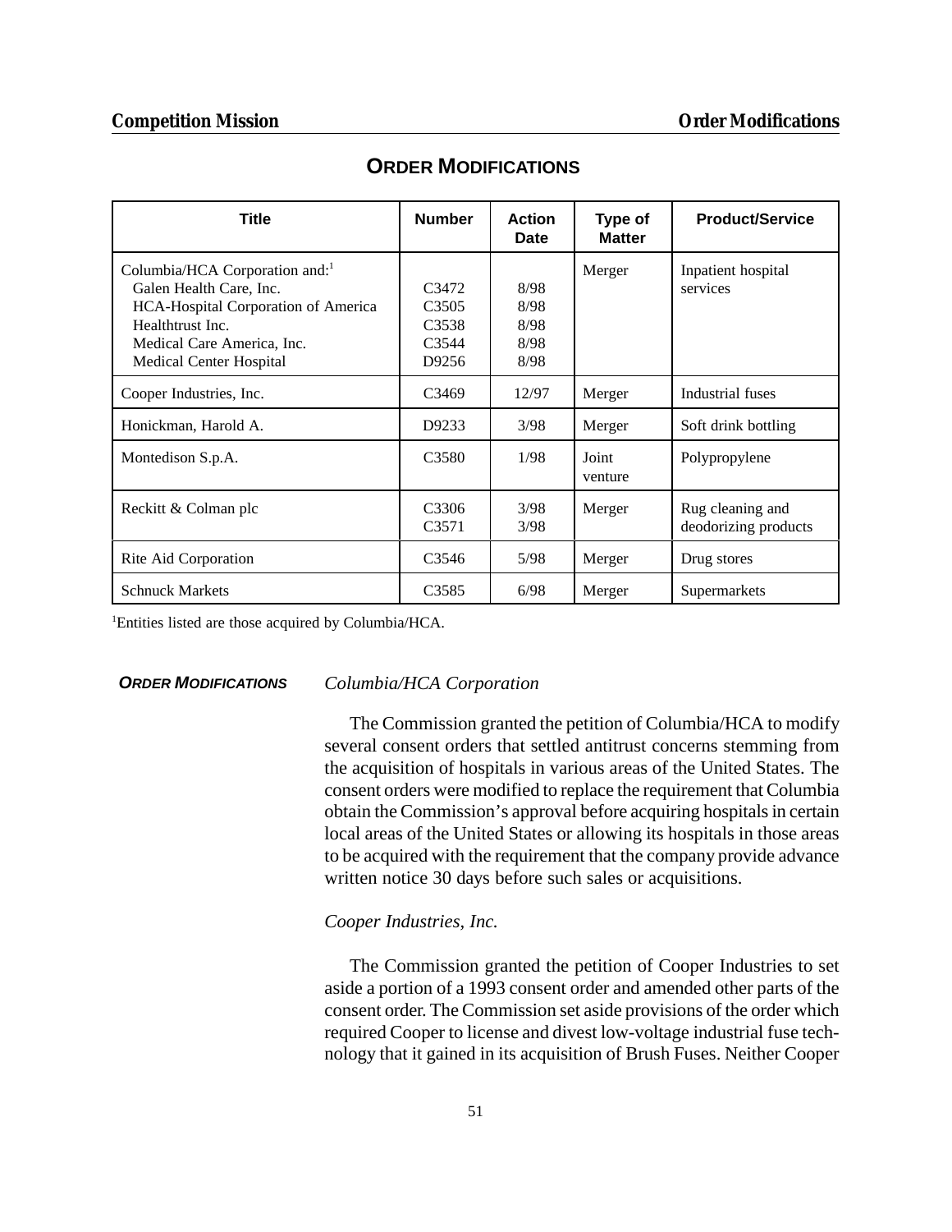## ORDER MODIFICATIONS

| Title | Number | Action Date | Type of Matter | Product/Service |
|---|---|---|---|---|
| Columbia/HCA Corporation and:[1] | | | Merger | Inpatient hospital services |
| Galen Health Care, Inc. | C3472 | 8/98 | | |
| HCA-Hospital Corporation of America | C3505 | 8/98 | | |
| Healthtrust Inc. | C3538 | 8/98 | | |
| Medical Care America, Inc. | C3544 | 8/98 | | |
| Medical Center Hospital | D9256 | 8/98 | | |
| Cooper Industries, Inc. | C3469 | 12/97 | Merger | Industrial fuses |
| Honickman, Harold A. | D9233 | 3/98 | Merger | Soft drink bottling |
| Montedison S.p.A. | C3580 | 1/98 | Joint venture | Polypropylene |
| Reckitt & Colman plc | C3306<br>C3571 | 3/98<br>3/98 | Merger | Rug cleaning and deodorizing products |
| Rite Aid Corporation | C3546 | 5/98 | Merger | Drug stores |
| Schnuck Markets | C3585 | 6/98 | Merger | Supermarkets |

[1]Entities listed are those acquired by Columbia/HCA.

### *ORDER MODIFICATIONS*

*Columbia/HCA Corporation*

The Commission granted the petition of Columbia/HCA to modify several consent orders that settled antitrust concerns stemming from the acquisition of hospitals in various areas of the United States. The consent orders were modified to replace the requirement that Columbia obtain the Commission's approval before acquiring hospitals in certain local areas of the United States or allowing its hospitals in those areas to be acquired with the requirement that the company provide advance written notice 30 days before such sales or acquisitions.

*Cooper Industries, Inc.*

The Commission granted the petition of Cooper Industries to set aside a portion of a 1993 consent order and amended other parts of the consent order. The Commission set aside provisions of the order which required Cooper to license and divest low-voltage industrial fuse technology that it gained in its acquisition of Brush Fuses. Neither Cooper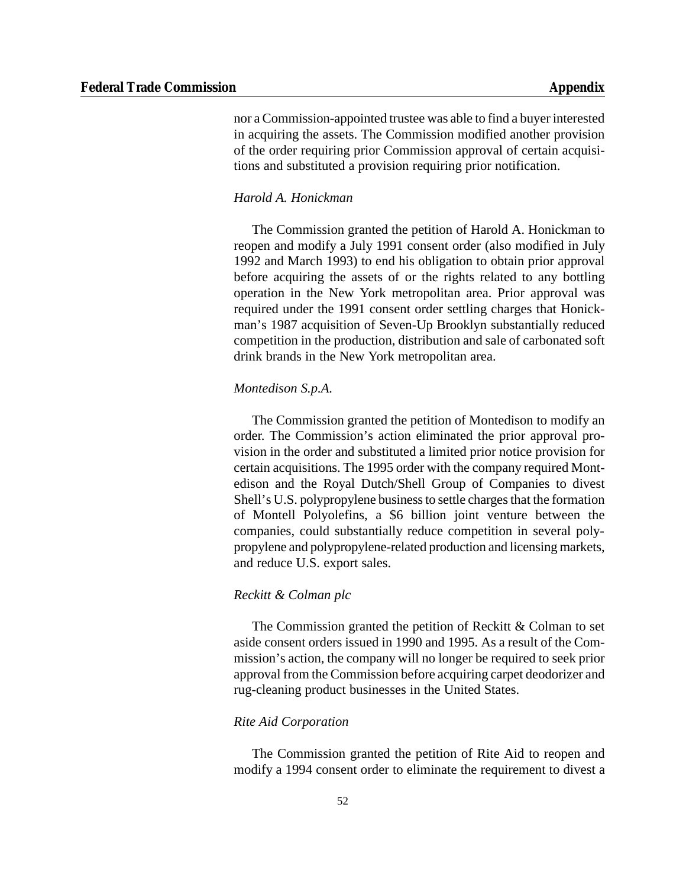nor a Commission-appointed trustee was able to find a buyer interested in acquiring the assets. The Commission modified another provision of the order requiring prior Commission approval of certain acquisitions and substituted a provision requiring prior notification.

*Harold A. Honickman*

The Commission granted the petition of Harold A. Honickman to reopen and modify a July 1991 consent order (also modified in July 1992 and March 1993) to end his obligation to obtain prior approval before acquiring the assets of or the rights related to any bottling operation in the New York metropolitan area. Prior approval was required under the 1991 consent order settling charges that Honickman's 1987 acquisition of Seven-Up Brooklyn substantially reduced competition in the production, distribution and sale of carbonated soft drink brands in the New York metropolitan area.

*Montedison S.p.A.*

The Commission granted the petition of Montedison to modify an order. The Commission's action eliminated the prior approval provision in the order and substituted a limited prior notice provision for certain acquisitions. The 1995 order with the company required Montedison and the Royal Dutch/Shell Group of Companies to divest Shell's U.S. polypropylene business to settle charges that the formation of Montell Polyolefins, a $6 billion joint venture between the companies, could substantially reduce competition in several polypropylene and polypropylene-related production and licensing markets, and reduce U.S. export sales.

*Reckitt & Colman plc*

The Commission granted the petition of Reckitt & Colman to set aside consent orders issued in 1990 and 1995. As a result of the Commission's action, the company will no longer be required to seek prior approval from the Commission before acquiring carpet deodorizer and rug-cleaning product businesses in the United States.

*Rite Aid Corporation*

The Commission granted the petition of Rite Aid to reopen and modify a 1994 consent order to eliminate the requirement to divest a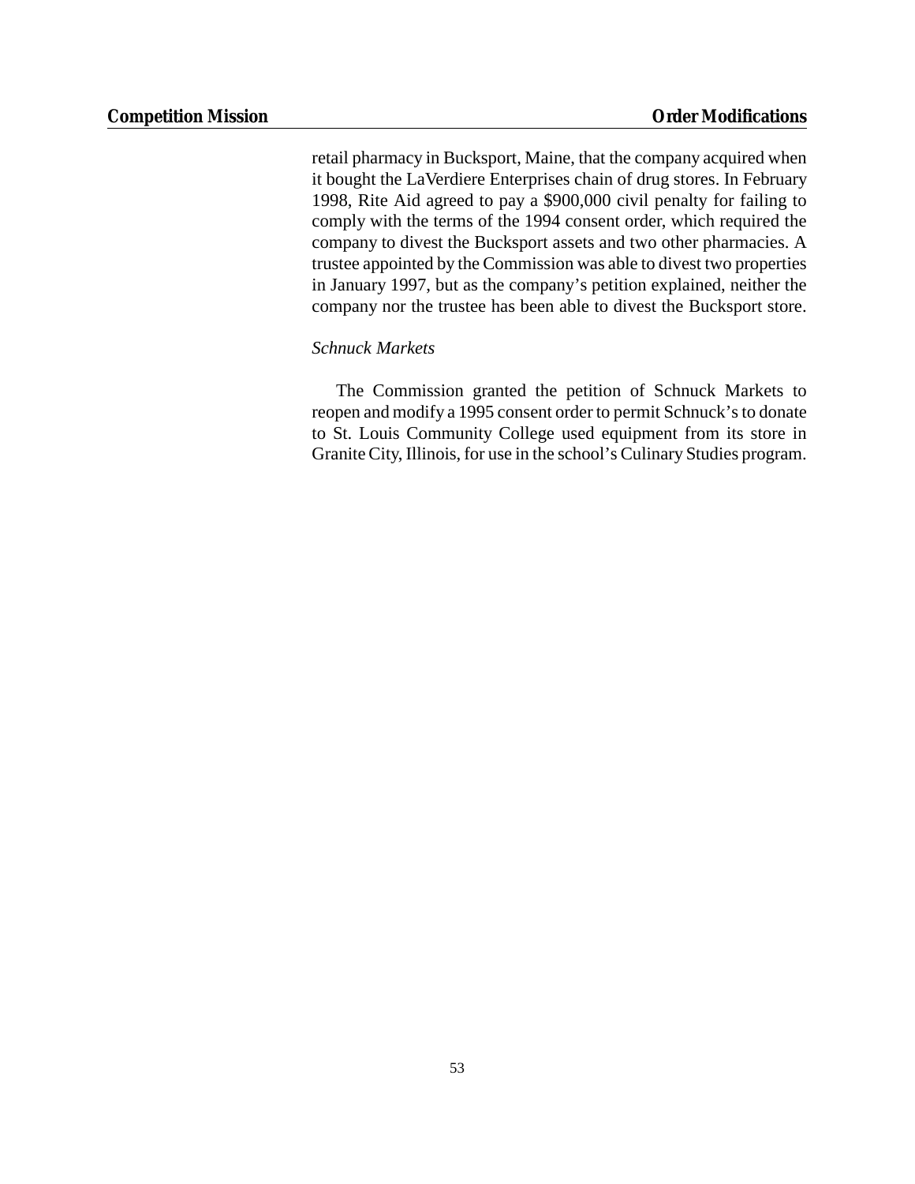retail pharmacy in Bucksport, Maine, that the company acquired when it bought the LaVerdiere Enterprises chain of drug stores. In February 1998, Rite Aid agreed to pay a $900,000 civil penalty for failing to comply with the terms of the 1994 consent order, which required the company to divest the Bucksport assets and two other pharmacies. A trustee appointed by the Commission was able to divest two properties in January 1997, but as the company's petition explained, neither the company nor the trustee has been able to divest the Bucksport store.

*Schnuck Markets*

The Commission granted the petition of Schnuck Markets to reopen and modify a 1995 consent order to permit Schnuck's to donate to St. Louis Community College used equipment from its store in Granite City, Illinois, for use in the school's Culinary Studies program.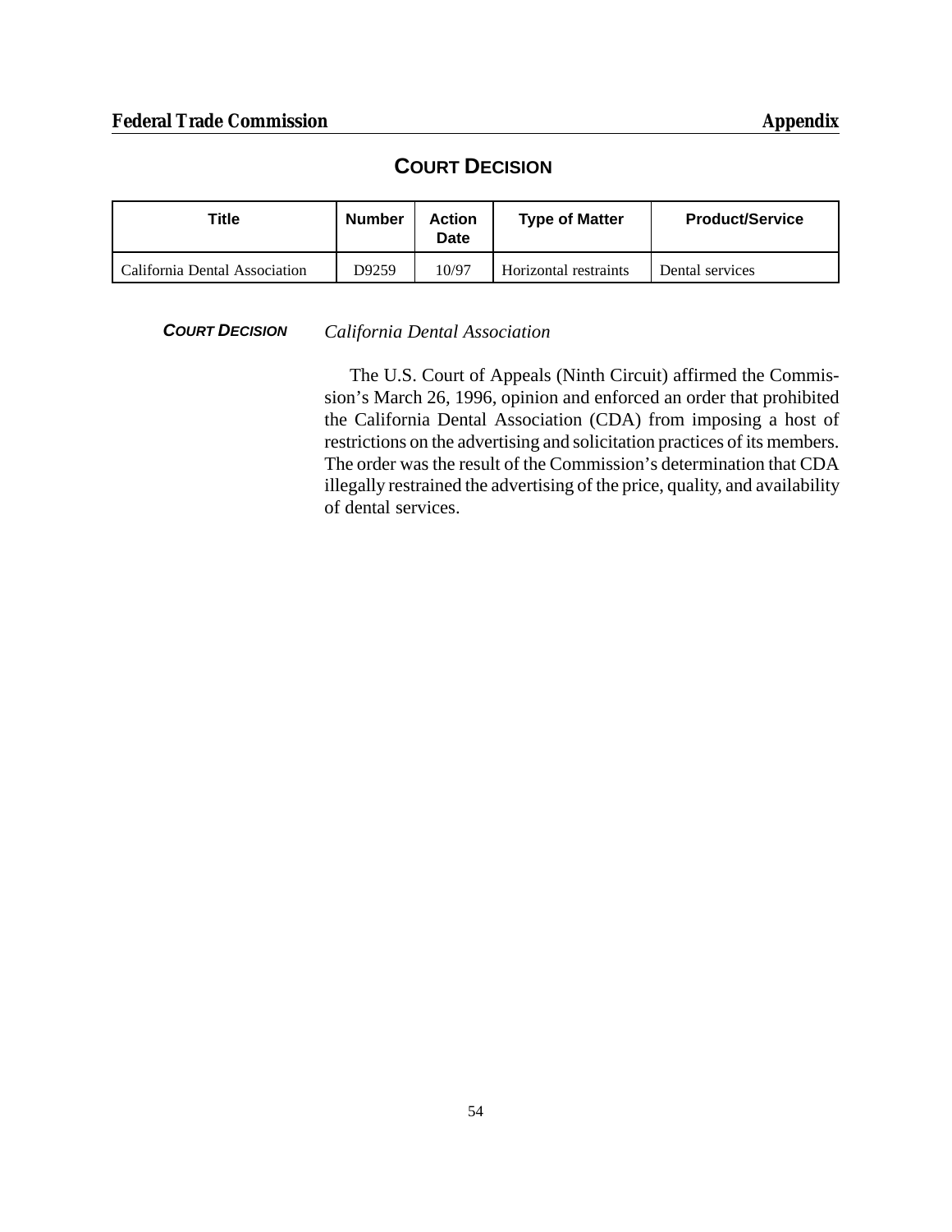## COURT DECISION

| Title | Number | Action Date | Type of Matter | Product/Service |
|---|---|---|---|---|
| California Dental Association | D9259 | 10/97 | Horizontal restraints | Dental services |

***COURT DECISION*** *California Dental Association*

The U.S. Court of Appeals (Ninth Circuit) affirmed the Commission's March 26, 1996, opinion and enforced an order that prohibited the California Dental Association (CDA) from imposing a host of restrictions on the advertising and solicitation practices of its members. The order was the result of the Commission's determination that CDA illegally restrained the advertising of the price, quality, and availability of dental services.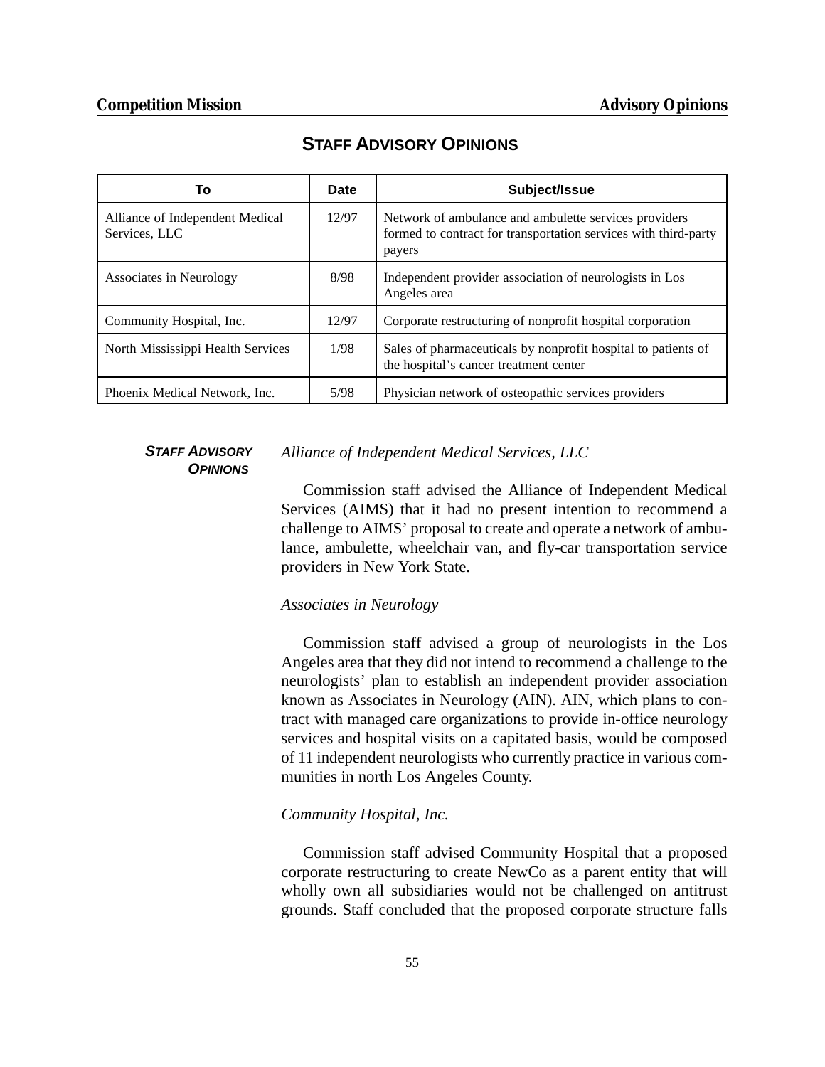## STAFF ADVISORY OPINIONS

| To | Date | Subject/Issue |
|---|---|---|
| Alliance of Independent Medical Services, LLC | 12/97 | Network of ambulance and ambulette services providers formed to contract for transportation services with third-party payers |
| Associates in Neurology | 8/98 | Independent provider association of neurologists in Los Angeles area |
| Community Hospital, Inc. | 12/97 | Corporate restructuring of nonprofit hospital corporation |
| North Mississippi Health Services | 1/98 | Sales of pharmaceuticals by nonprofit hospital to patients of the hospital's cancer treatment center |
| Phoenix Medical Network, Inc. | 5/98 | Physician network of osteopathic services providers |

**STAFF ADVISORY OPINIONS**

*Alliance of Independent Medical Services, LLC*

Commission staff advised the Alliance of Independent Medical Services (AIMS) that it had no present intention to recommend a challenge to AIMS' proposal to create and operate a network of ambulance, ambulette, wheelchair van, and fly-car transportation service providers in New York State.

*Associates in Neurology*

Commission staff advised a group of neurologists in the Los Angeles area that they did not intend to recommend a challenge to the neurologists' plan to establish an independent provider association known as Associates in Neurology (AIN). AIN, which plans to contract with managed care organizations to provide in-office neurology services and hospital visits on a capitated basis, would be composed of 11 independent neurologists who currently practice in various communities in north Los Angeles County.

*Community Hospital, Inc.*

Commission staff advised Community Hospital that a proposed corporate restructuring to create NewCo as a parent entity that will wholly own all subsidiaries would not be challenged on antitrust grounds. Staff concluded that the proposed corporate structure falls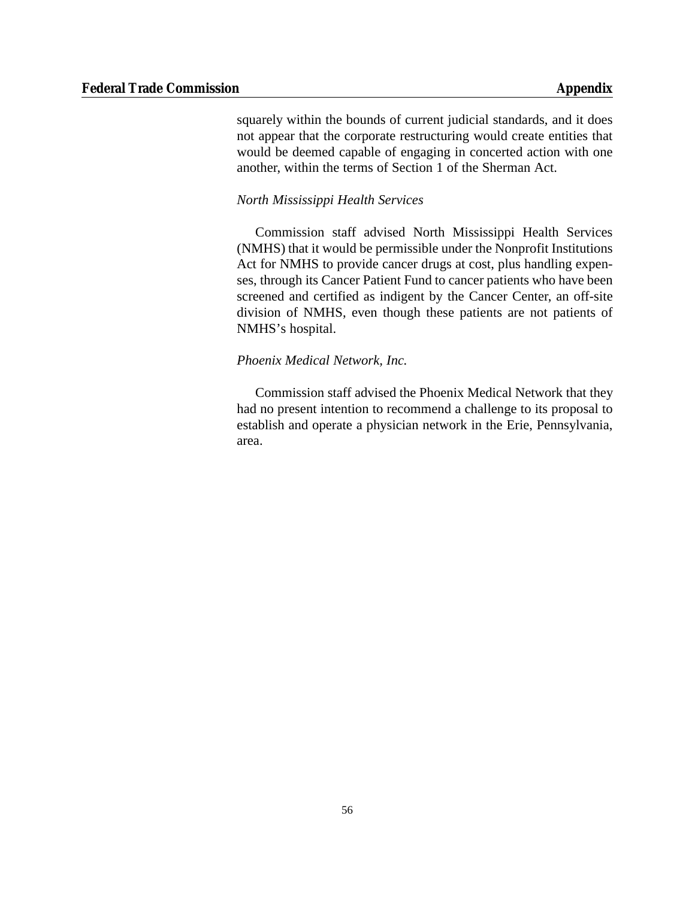squarely within the bounds of current judicial standards, and it does not appear that the corporate restructuring would create entities that would be deemed capable of engaging in concerted action with one another, within the terms of Section 1 of the Sherman Act.

*North Mississippi Health Services*

Commission staff advised North Mississippi Health Services (NMHS) that it would be permissible under the Nonprofit Institutions Act for NMHS to provide cancer drugs at cost, plus handling expenses, through its Cancer Patient Fund to cancer patients who have been screened and certified as indigent by the Cancer Center, an off-site division of NMHS, even though these patients are not patients of NMHS's hospital.

*Phoenix Medical Network, Inc.*

Commission staff advised the Phoenix Medical Network that they had no present intention to recommend a challenge to its proposal to establish and operate a physician network in the Erie, Pennsylvania, area.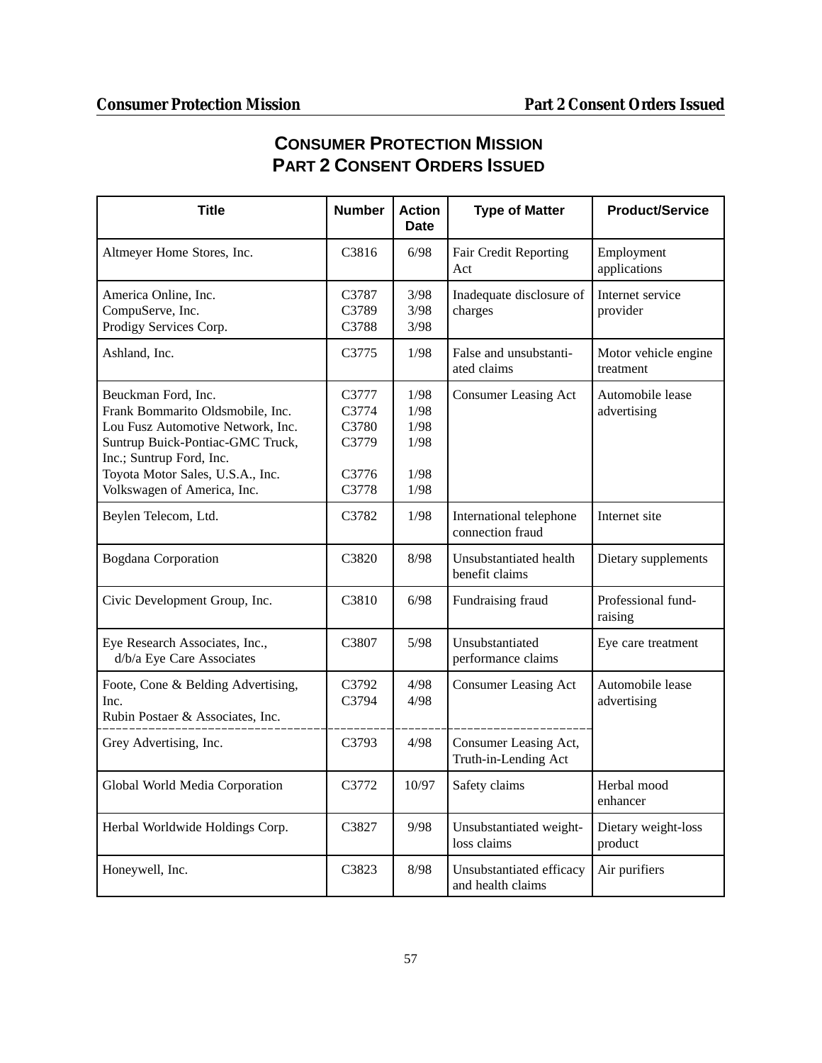# CONSUMER PROTECTION MISSION
# PART 2 CONSENT ORDERS ISSUED

| Title | Number | Action Date | Type of Matter | Product/Service |
|---|---|---|---|---|
| Altmeyer Home Stores, Inc. | C3816 | 6/98 | Fair Credit Reporting Act | Employment applications |
| America Online, Inc.<br>CompuServe, Inc.<br>Prodigy Services Corp. | C3787<br>C3789<br>C3788 | 3/98<br>3/98<br>3/98 | Inadequate disclosure of charges | Internet service provider |
| Ashland, Inc. | C3775 | 1/98 | False and unsubstantiated claims | Motor vehicle engine treatment |
| Beuckman Ford, Inc.<br>Frank Bommarito Oldsmobile, Inc.<br>Lou Fusz Automotive Network, Inc.<br>Suntrup Buick-Pontiac-GMC Truck, Inc.; Suntrup Ford, Inc.<br>Toyota Motor Sales, U.S.A., Inc.<br>Volkswagen of America, Inc. | C3777<br>C3774<br>C3780<br>C3779<br>C3776<br>C3778 | 1/98<br>1/98<br>1/98<br>1/98<br>1/98<br>1/98 | Consumer Leasing Act | Automobile lease advertising |
| Beylen Telecom, Ltd. | C3782 | 1/98 | International telephone connection fraud | Internet site |
| Bogdana Corporation | C3820 | 8/98 | Unsubstantiated health benefit claims | Dietary supplements |
| Civic Development Group, Inc. | C3810 | 6/98 | Fundraising fraud | Professional fund-raising |
| Eye Research Associates, Inc., d/b/a Eye Care Associates | C3807 | 5/98 | Unsubstantiated performance claims | Eye care treatment |
| Foote, Cone & Belding Advertising, Inc.<br>Rubin Postaer & Associates, Inc. | C3792<br>C3794 | 4/98<br>4/98 | Consumer Leasing Act | Automobile lease advertising |
| Grey Advertising, Inc. | C3793 | 4/98 | Consumer Leasing Act, Truth-in-Lending Act | |
| Global World Media Corporation | C3772 | 10/97 | Safety claims | Herbal mood enhancer |
| Herbal Worldwide Holdings Corp. | C3827 | 9/98 | Unsubstantiated weight-loss claims | Dietary weight-loss product |
| Honeywell, Inc. | C3823 | 8/98 | Unsubstantiated efficacy and health claims | Air purifiers |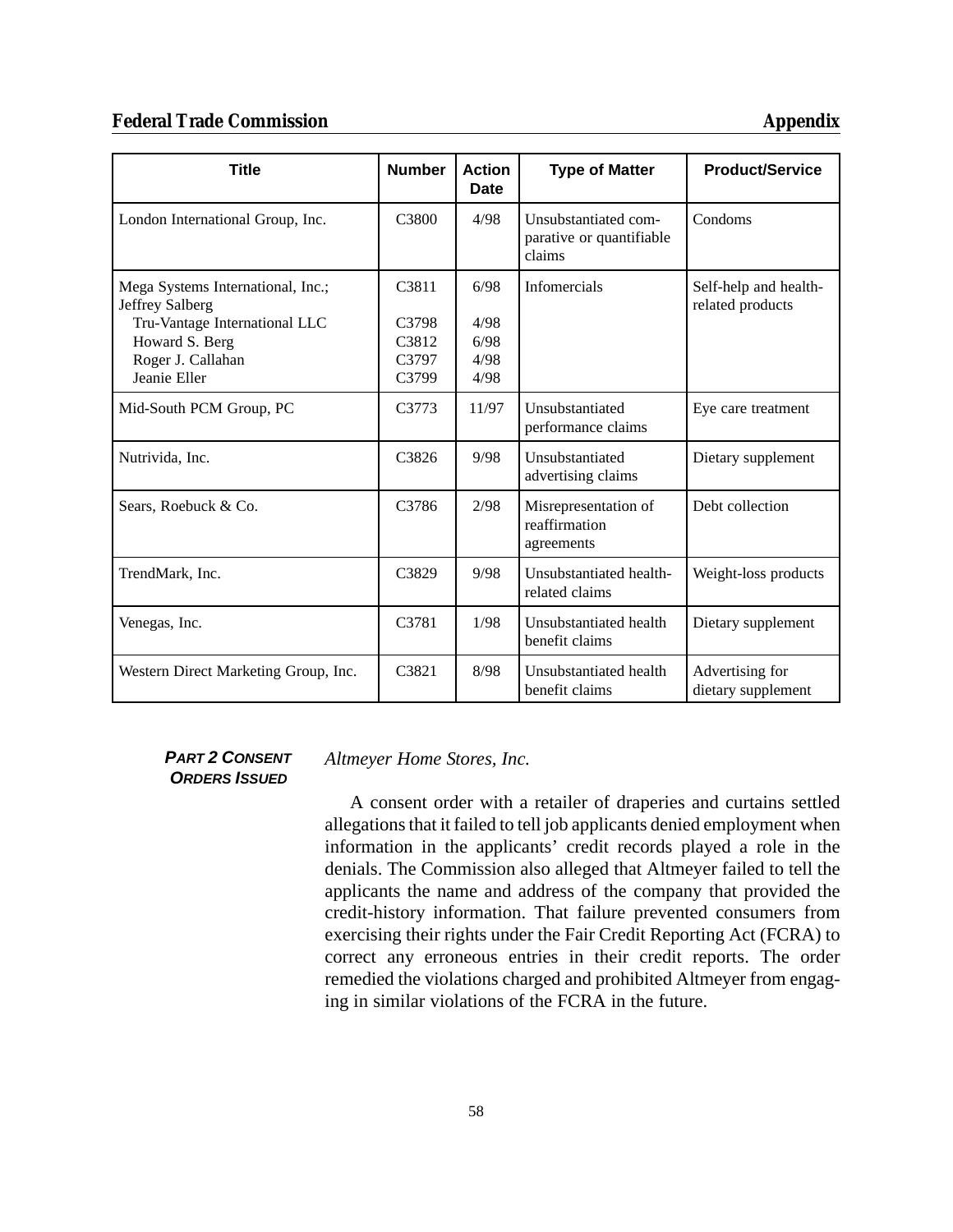| Title | Number | Action Date | Type of Matter | Product/Service |
|---|---|---|---|---|
| London International Group, Inc. | C3800 | 4/98 | Unsubstantiated comparative or quantifiable claims | Condoms |
| Mega Systems International, Inc.; Jeffrey Salberg<br>Tru-Vantage International LLC<br>Howard S. Berg<br>Roger J. Callahan<br>Jeanie Eller | C3811<br><br>C3798<br>C3812<br>C3797<br>C3799 | 6/98<br><br>4/98<br>6/98<br>4/98<br>4/98 | Infomercials | Self-help and health-related products |
| Mid-South PCM Group, PC | C3773 | 11/97 | Unsubstantiated performance claims | Eye care treatment |
| Nutrivida, Inc. | C3826 | 9/98 | Unsubstantiated advertising claims | Dietary supplement |
| Sears, Roebuck & Co. | C3786 | 2/98 | Misrepresentation of reaffirmation agreements | Debt collection |
| TrendMark, Inc. | C3829 | 9/98 | Unsubstantiated health-related claims | Weight-loss products |
| Venegas, Inc. | C3781 | 1/98 | Unsubstantiated health benefit claims | Dietary supplement |
| Western Direct Marketing Group, Inc. | C3821 | 8/98 | Unsubstantiated health benefit claims | Advertising for dietary supplement |

## PART 2 CONSENT ORDERS ISSUED

*Altmeyer Home Stores, Inc.*

A consent order with a retailer of draperies and curtains settled allegations that it failed to tell job applicants denied employment when information in the applicants' credit records played a role in the denials. The Commission also alleged that Altmeyer failed to tell the applicants the name and address of the company that provided the credit-history information. That failure prevented consumers from exercising their rights under the Fair Credit Reporting Act (FCRA) to correct any erroneous entries in their credit reports. The order remedied the violations charged and prohibited Altmeyer from engaging in similar violations of the FCRA in the future.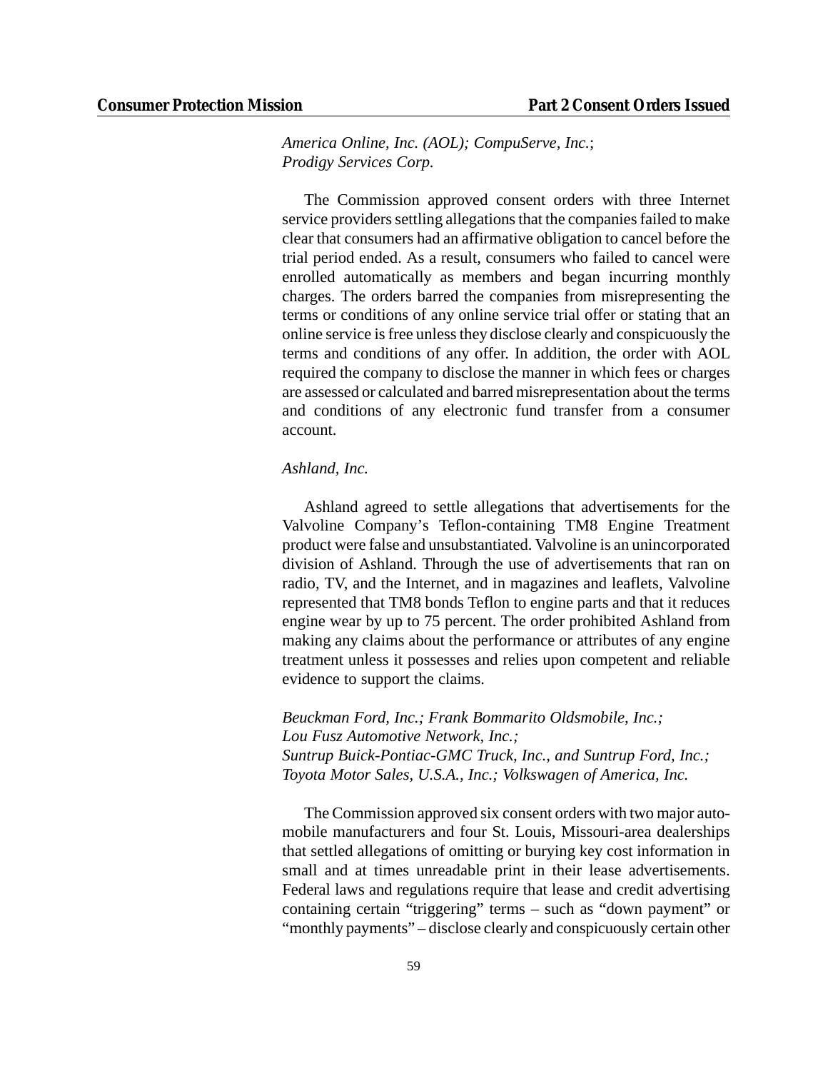*America Online, Inc. (AOL); CompuServe, Inc.*; *Prodigy Services Corp.*

The Commission approved consent orders with three Internet service providers settling allegations that the companies failed to make clear that consumers had an affirmative obligation to cancel before the trial period ended. As a result, consumers who failed to cancel were enrolled automatically as members and began incurring monthly charges. The orders barred the companies from misrepresenting the terms or conditions of any online service trial offer or stating that an online service is free unless they disclose clearly and conspicuously the terms and conditions of any offer. In addition, the order with AOL required the company to disclose the manner in which fees or charges are assessed or calculated and barred misrepresentation about the terms and conditions of any electronic fund transfer from a consumer account.

*Ashland, Inc.*

Ashland agreed to settle allegations that advertisements for the Valvoline Company's Teflon-containing TM8 Engine Treatment product were false and unsubstantiated. Valvoline is an unincorporated division of Ashland. Through the use of advertisements that ran on radio, TV, and the Internet, and in magazines and leaflets, Valvoline represented that TM8 bonds Teflon to engine parts and that it reduces engine wear by up to 75 percent. The order prohibited Ashland from making any claims about the performance or attributes of any engine treatment unless it possesses and relies upon competent and reliable evidence to support the claims.

*Beuckman Ford, Inc.; Frank Bommarito Oldsmobile, Inc.; Lou Fusz Automotive Network, Inc.; Suntrup Buick-Pontiac-GMC Truck, Inc., and Suntrup Ford, Inc.; Toyota Motor Sales, U.S.A., Inc.; Volkswagen of America, Inc.*

The Commission approved six consent orders with two major automobile manufacturers and four St. Louis, Missouri-area dealerships that settled allegations of omitting or burying key cost information in small and at times unreadable print in their lease advertisements. Federal laws and regulations require that lease and credit advertising containing certain "triggering" terms – such as "down payment" or "monthly payments" – disclose clearly and conspicuously certain other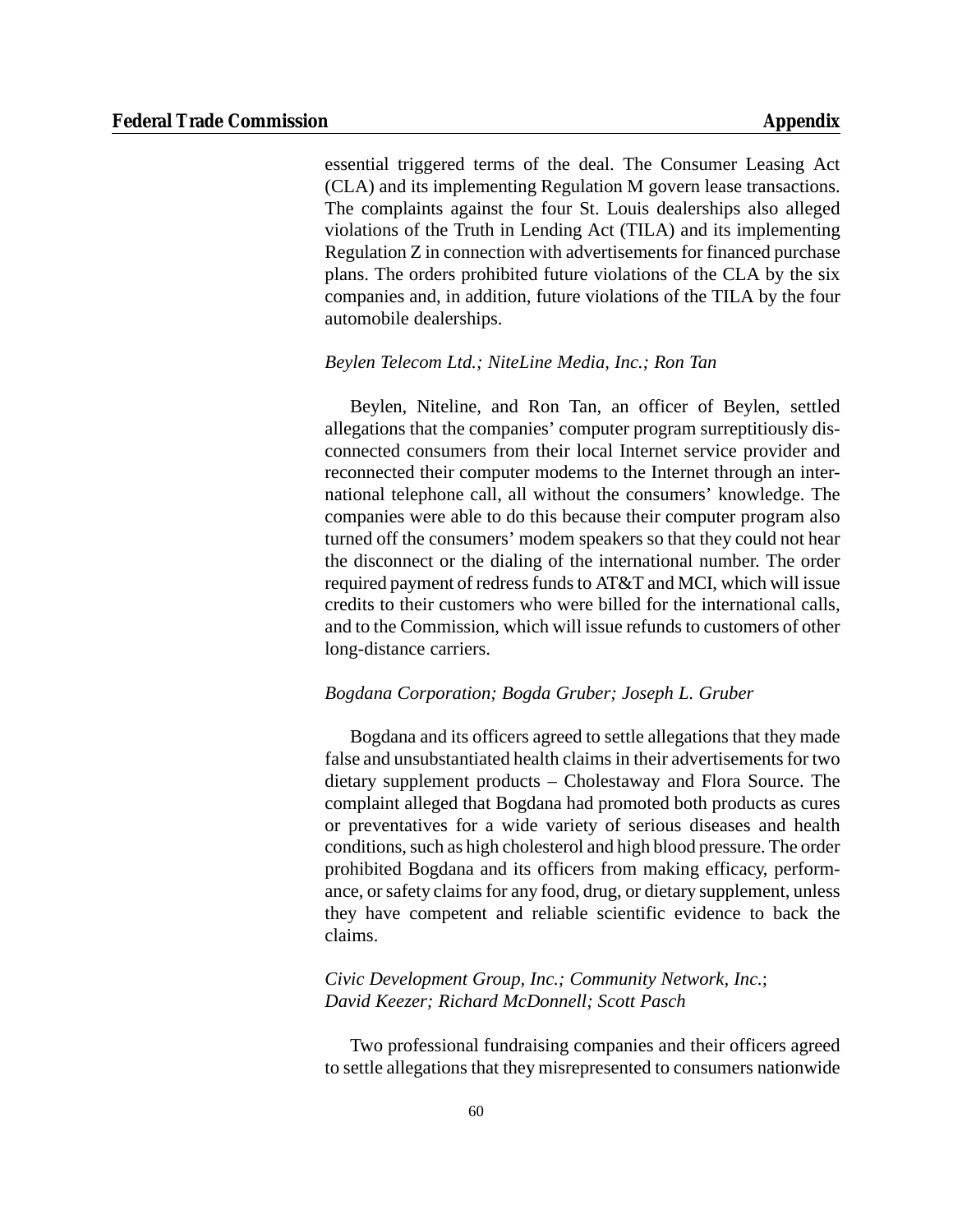essential triggered terms of the deal. The Consumer Leasing Act (CLA) and its implementing Regulation M govern lease transactions. The complaints against the four St. Louis dealerships also alleged violations of the Truth in Lending Act (TILA) and its implementing Regulation Z in connection with advertisements for financed purchase plans. The orders prohibited future violations of the CLA by the six companies and, in addition, future violations of the TILA by the four automobile dealerships.

*Beylen Telecom Ltd.; NiteLine Media, Inc.; Ron Tan*

Beylen, Niteline, and Ron Tan, an officer of Beylen, settled allegations that the companies' computer program surreptitiously disconnected consumers from their local Internet service provider and reconnected their computer modems to the Internet through an international telephone call, all without the consumers' knowledge. The companies were able to do this because their computer program also turned off the consumers' modem speakers so that they could not hear the disconnect or the dialing of the international number. The order required payment of redress funds to AT&T and MCI, which will issue credits to their customers who were billed for the international calls, and to the Commission, which will issue refunds to customers of other long-distance carriers.

*Bogdana Corporation; Bogda Gruber; Joseph L. Gruber*

Bogdana and its officers agreed to settle allegations that they made false and unsubstantiated health claims in their advertisements for two dietary supplement products – Cholestaway and Flora Source. The complaint alleged that Bogdana had promoted both products as cures or preventatives for a wide variety of serious diseases and health conditions, such as high cholesterol and high blood pressure. The order prohibited Bogdana and its officers from making efficacy, performance, or safety claims for any food, drug, or dietary supplement, unless they have competent and reliable scientific evidence to back the claims.

*Civic Development Group, Inc.; Community Network, Inc.; David Keezer; Richard McDonnell; Scott Pasch*

Two professional fundraising companies and their officers agreed to settle allegations that they misrepresented to consumers nationwide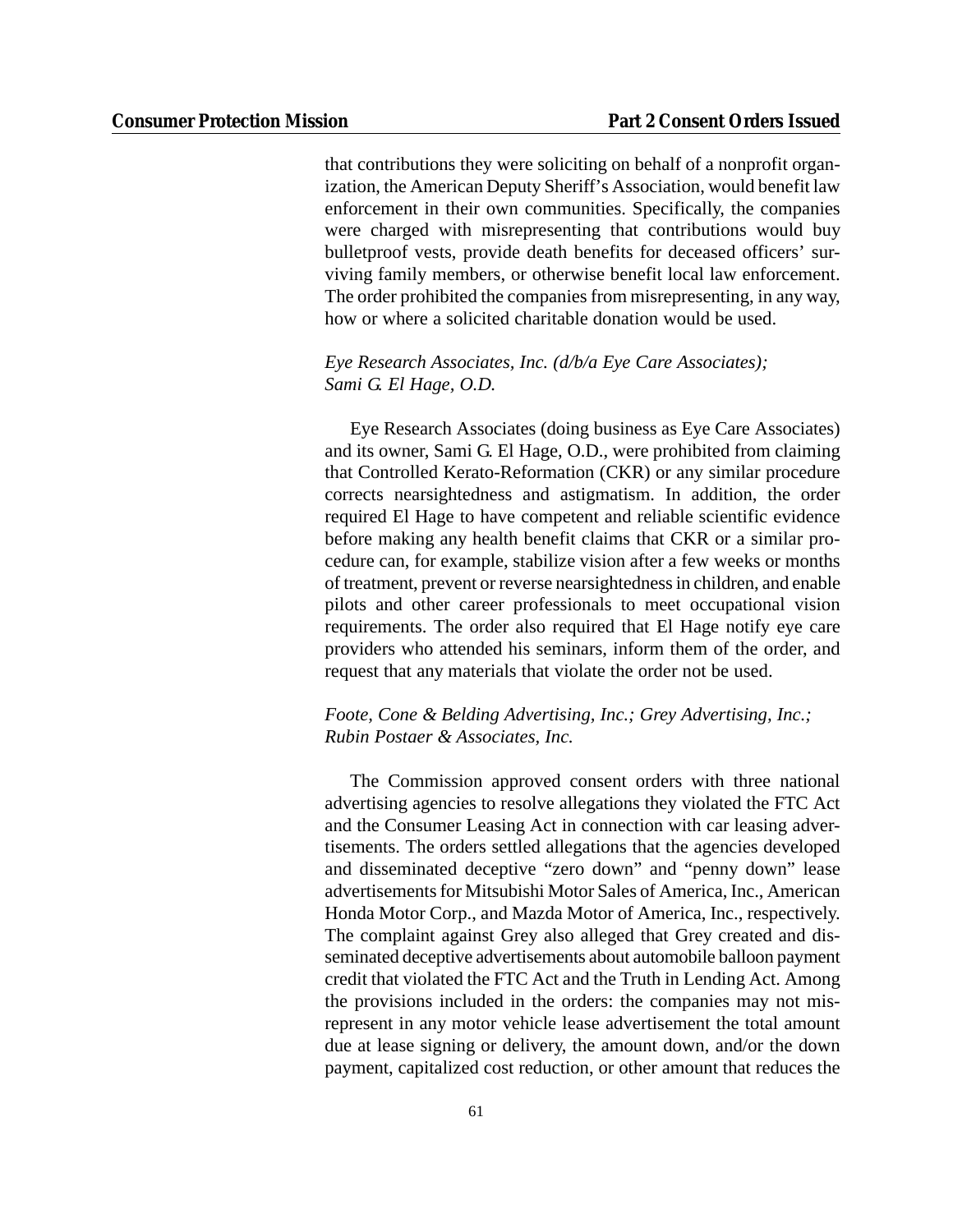that contributions they were soliciting on behalf of a nonprofit organization, the American Deputy Sheriff's Association, would benefit law enforcement in their own communities. Specifically, the companies were charged with misrepresenting that contributions would buy bulletproof vests, provide death benefits for deceased officers' surviving family members, or otherwise benefit local law enforcement. The order prohibited the companies from misrepresenting, in any way, how or where a solicited charitable donation would be used.

*Eye Research Associates, Inc. (d/b/a Eye Care Associates); Sami G. El Hage, O.D.*

Eye Research Associates (doing business as Eye Care Associates) and its owner, Sami G. El Hage, O.D., were prohibited from claiming that Controlled Kerato-Reformation (CKR) or any similar procedure corrects nearsightedness and astigmatism. In addition, the order required El Hage to have competent and reliable scientific evidence before making any health benefit claims that CKR or a similar procedure can, for example, stabilize vision after a few weeks or months of treatment, prevent or reverse nearsightedness in children, and enable pilots and other career professionals to meet occupational vision requirements. The order also required that El Hage notify eye care providers who attended his seminars, inform them of the order, and request that any materials that violate the order not be used.

*Foote, Cone & Belding Advertising, Inc.; Grey Advertising, Inc.; Rubin Postaer & Associates, Inc.*

The Commission approved consent orders with three national advertising agencies to resolve allegations they violated the FTC Act and the Consumer Leasing Act in connection with car leasing advertisements. The orders settled allegations that the agencies developed and disseminated deceptive "zero down" and "penny down" lease advertisements for Mitsubishi Motor Sales of America, Inc., American Honda Motor Corp., and Mazda Motor of America, Inc., respectively. The complaint against Grey also alleged that Grey created and disseminated deceptive advertisements about automobile balloon payment credit that violated the FTC Act and the Truth in Lending Act. Among the provisions included in the orders: the companies may not misrepresent in any motor vehicle lease advertisement the total amount due at lease signing or delivery, the amount down, and/or the down payment, capitalized cost reduction, or other amount that reduces the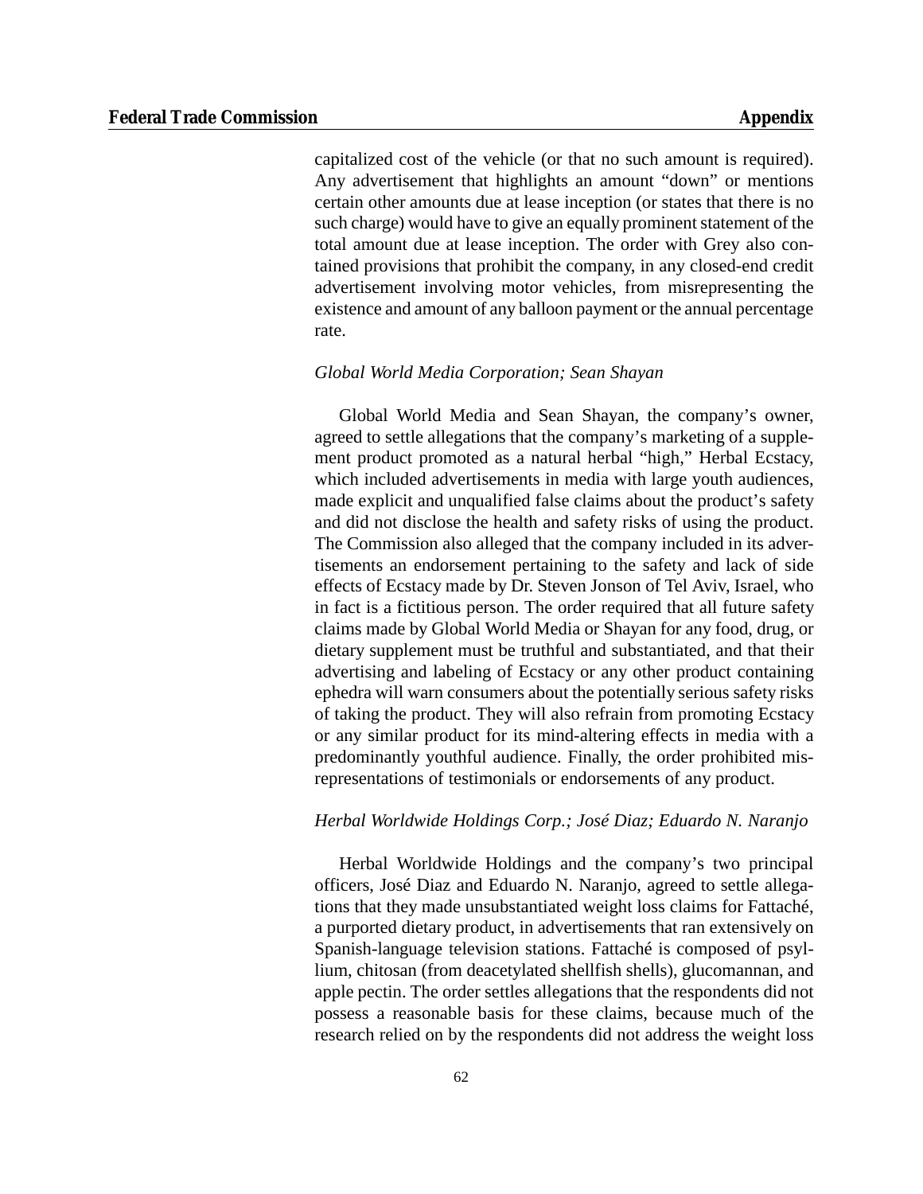capitalized cost of the vehicle (or that no such amount is required). Any advertisement that highlights an amount "down" or mentions certain other amounts due at lease inception (or states that there is no such charge) would have to give an equally prominent statement of the total amount due at lease inception. The order with Grey also contained provisions that prohibit the company, in any closed-end credit advertisement involving motor vehicles, from misrepresenting the existence and amount of any balloon payment or the annual percentage rate.

*Global World Media Corporation; Sean Shayan*

Global World Media and Sean Shayan, the company's owner, agreed to settle allegations that the company's marketing of a supplement product promoted as a natural herbal "high," Herbal Ecstacy, which included advertisements in media with large youth audiences, made explicit and unqualified false claims about the product's safety and did not disclose the health and safety risks of using the product. The Commission also alleged that the company included in its advertisements an endorsement pertaining to the safety and lack of side effects of Ecstacy made by Dr. Steven Jonson of Tel Aviv, Israel, who in fact is a fictitious person. The order required that all future safety claims made by Global World Media or Shayan for any food, drug, or dietary supplement must be truthful and substantiated, and that their advertising and labeling of Ecstacy or any other product containing ephedra will warn consumers about the potentially serious safety risks of taking the product. They will also refrain from promoting Ecstacy or any similar product for its mind-altering effects in media with a predominantly youthful audience. Finally, the order prohibited misrepresentations of testimonials or endorsements of any product.

*Herbal Worldwide Holdings Corp.; José Diaz; Eduardo N. Naranjo*

Herbal Worldwide Holdings and the company's two principal officers, José Diaz and Eduardo N. Naranjo, agreed to settle allegations that they made unsubstantiated weight loss claims for Fattaché, a purported dietary product, in advertisements that ran extensively on Spanish-language television stations. Fattaché is composed of psyllium, chitosan (from deacetylated shellfish shells), glucomannan, and apple pectin. The order settles allegations that the respondents did not possess a reasonable basis for these claims, because much of the research relied on by the respondents did not address the weight loss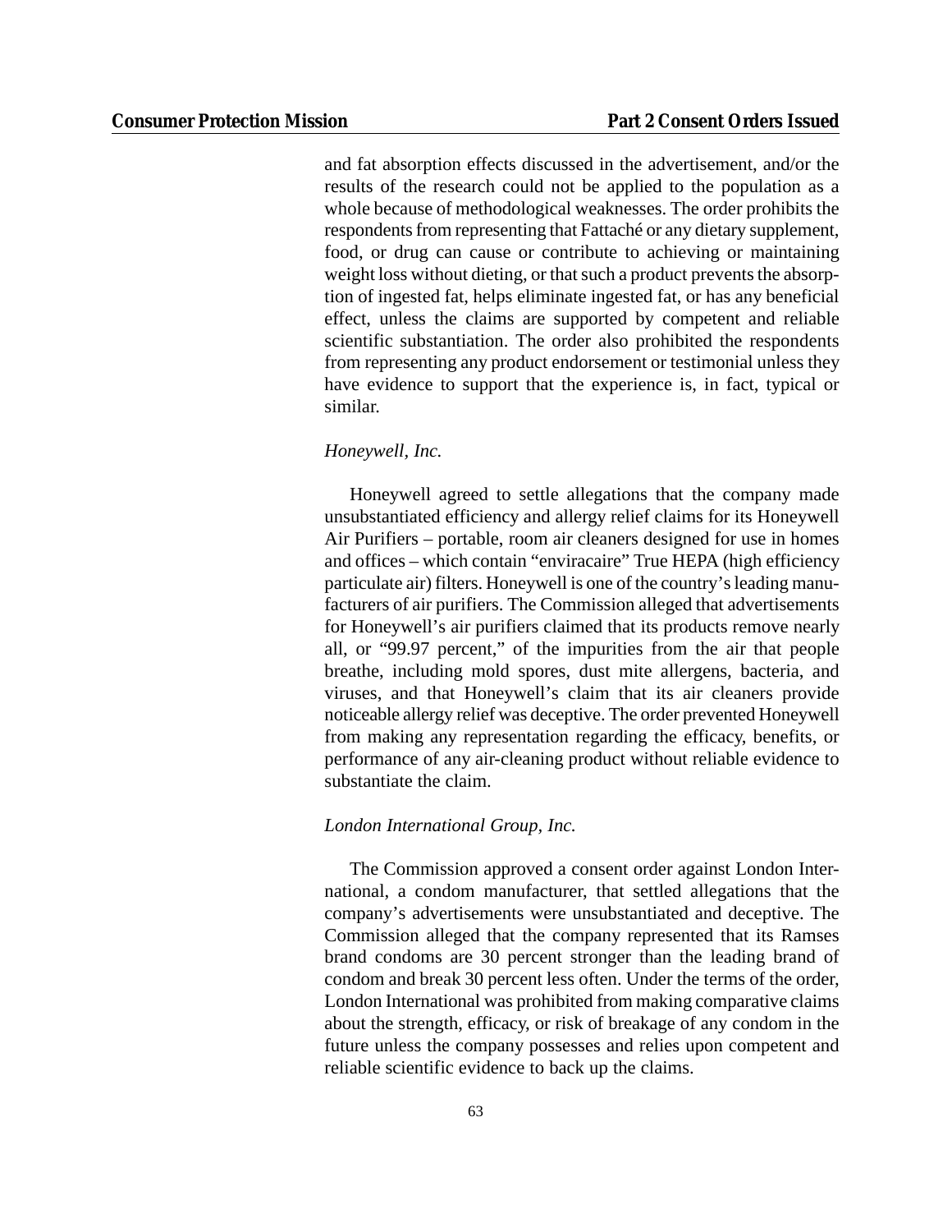and fat absorption effects discussed in the advertisement, and/or the results of the research could not be applied to the population as a whole because of methodological weaknesses. The order prohibits the respondents from representing that Fattaché or any dietary supplement, food, or drug can cause or contribute to achieving or maintaining weight loss without dieting, or that such a product prevents the absorption of ingested fat, helps eliminate ingested fat, or has any beneficial effect, unless the claims are supported by competent and reliable scientific substantiation. The order also prohibited the respondents from representing any product endorsement or testimonial unless they have evidence to support that the experience is, in fact, typical or similar.

*Honeywell, Inc.*

Honeywell agreed to settle allegations that the company made unsubstantiated efficiency and allergy relief claims for its Honeywell Air Purifiers – portable, room air cleaners designed for use in homes and offices – which contain "enviracaire" True HEPA (high efficiency particulate air) filters. Honeywell is one of the country's leading manufacturers of air purifiers. The Commission alleged that advertisements for Honeywell's air purifiers claimed that its products remove nearly all, or "99.97 percent," of the impurities from the air that people breathe, including mold spores, dust mite allergens, bacteria, and viruses, and that Honeywell's claim that its air cleaners provide noticeable allergy relief was deceptive. The order prevented Honeywell from making any representation regarding the efficacy, benefits, or performance of any air-cleaning product without reliable evidence to substantiate the claim.

*London International Group, Inc.*

The Commission approved a consent order against London International, a condom manufacturer, that settled allegations that the company's advertisements were unsubstantiated and deceptive. The Commission alleged that the company represented that its Ramses brand condoms are 30 percent stronger than the leading brand of condom and break 30 percent less often. Under the terms of the order, London International was prohibited from making comparative claims about the strength, efficacy, or risk of breakage of any condom in the future unless the company possesses and relies upon competent and reliable scientific evidence to back up the claims.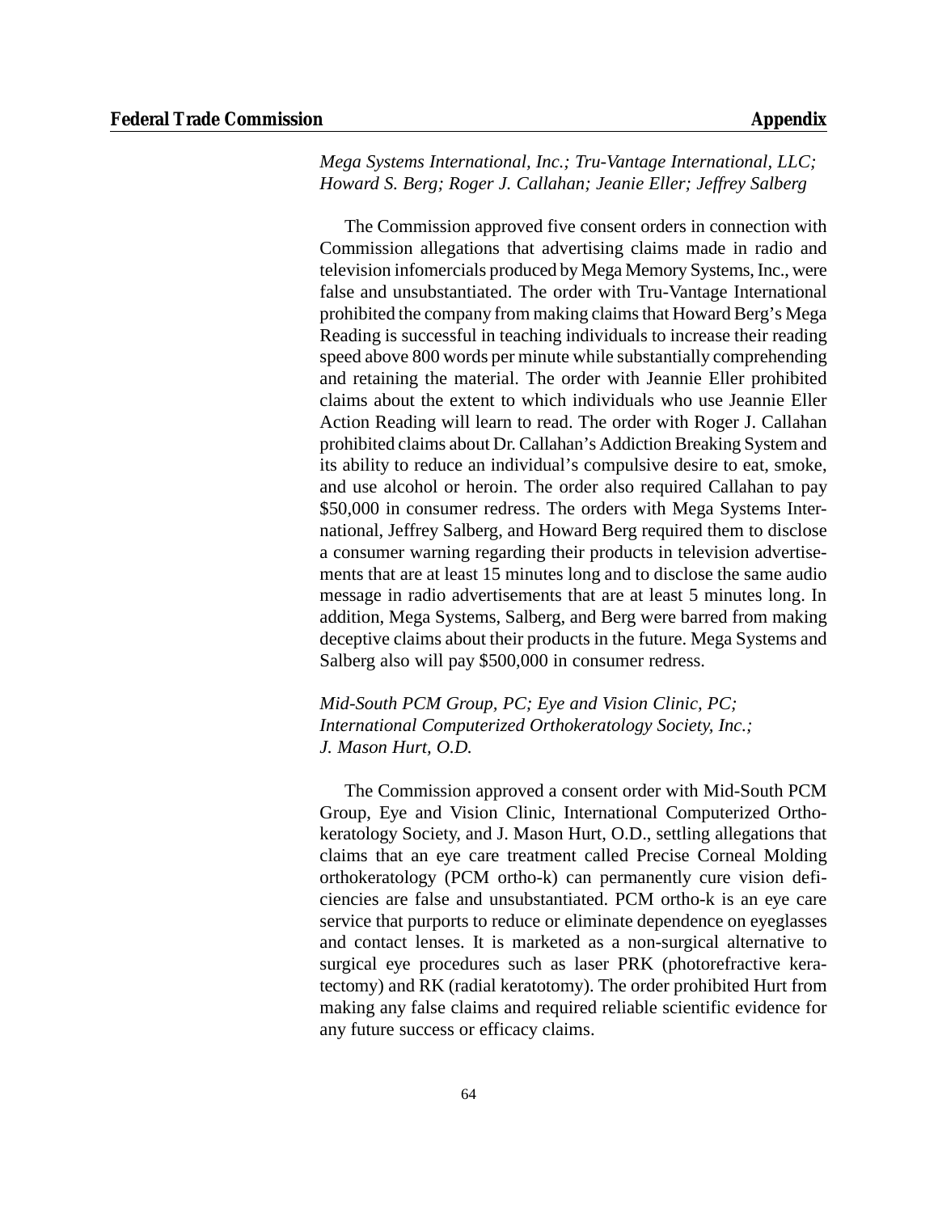*Mega Systems International, Inc.; Tru-Vantage International, LLC; Howard S. Berg; Roger J. Callahan; Jeanie Eller; Jeffrey Salberg*

The Commission approved five consent orders in connection with Commission allegations that advertising claims made in radio and television infomercials produced by Mega Memory Systems, Inc., were false and unsubstantiated. The order with Tru-Vantage International prohibited the company from making claims that Howard Berg's Mega Reading is successful in teaching individuals to increase their reading speed above 800 words per minute while substantially comprehending and retaining the material. The order with Jeannie Eller prohibited claims about the extent to which individuals who use Jeannie Eller Action Reading will learn to read. The order with Roger J. Callahan prohibited claims about Dr. Callahan's Addiction Breaking System and its ability to reduce an individual's compulsive desire to eat, smoke, and use alcohol or heroin. The order also required Callahan to pay $50,000 in consumer redress. The orders with Mega Systems International, Jeffrey Salberg, and Howard Berg required them to disclose a consumer warning regarding their products in television advertisements that are at least 15 minutes long and to disclose the same audio message in radio advertisements that are at least 5 minutes long. In addition, Mega Systems, Salberg, and Berg were barred from making deceptive claims about their products in the future. Mega Systems and Salberg also will pay $500,000 in consumer redress.

*Mid-South PCM Group, PC; Eye and Vision Clinic, PC; International Computerized Orthokeratology Society, Inc.; J. Mason Hurt, O.D.*

The Commission approved a consent order with Mid-South PCM Group, Eye and Vision Clinic, International Computerized Orthokeratology Society, and J. Mason Hurt, O.D., settling allegations that claims that an eye care treatment called Precise Corneal Molding orthokeratology (PCM ortho-k) can permanently cure vision deficiencies are false and unsubstantiated. PCM ortho-k is an eye care service that purports to reduce or eliminate dependence on eyeglasses and contact lenses. It is marketed as a non-surgical alternative to surgical eye procedures such as laser PRK (photorefractive keratectomy) and RK (radial keratotomy). The order prohibited Hurt from making any false claims and required reliable scientific evidence for any future success or efficacy claims.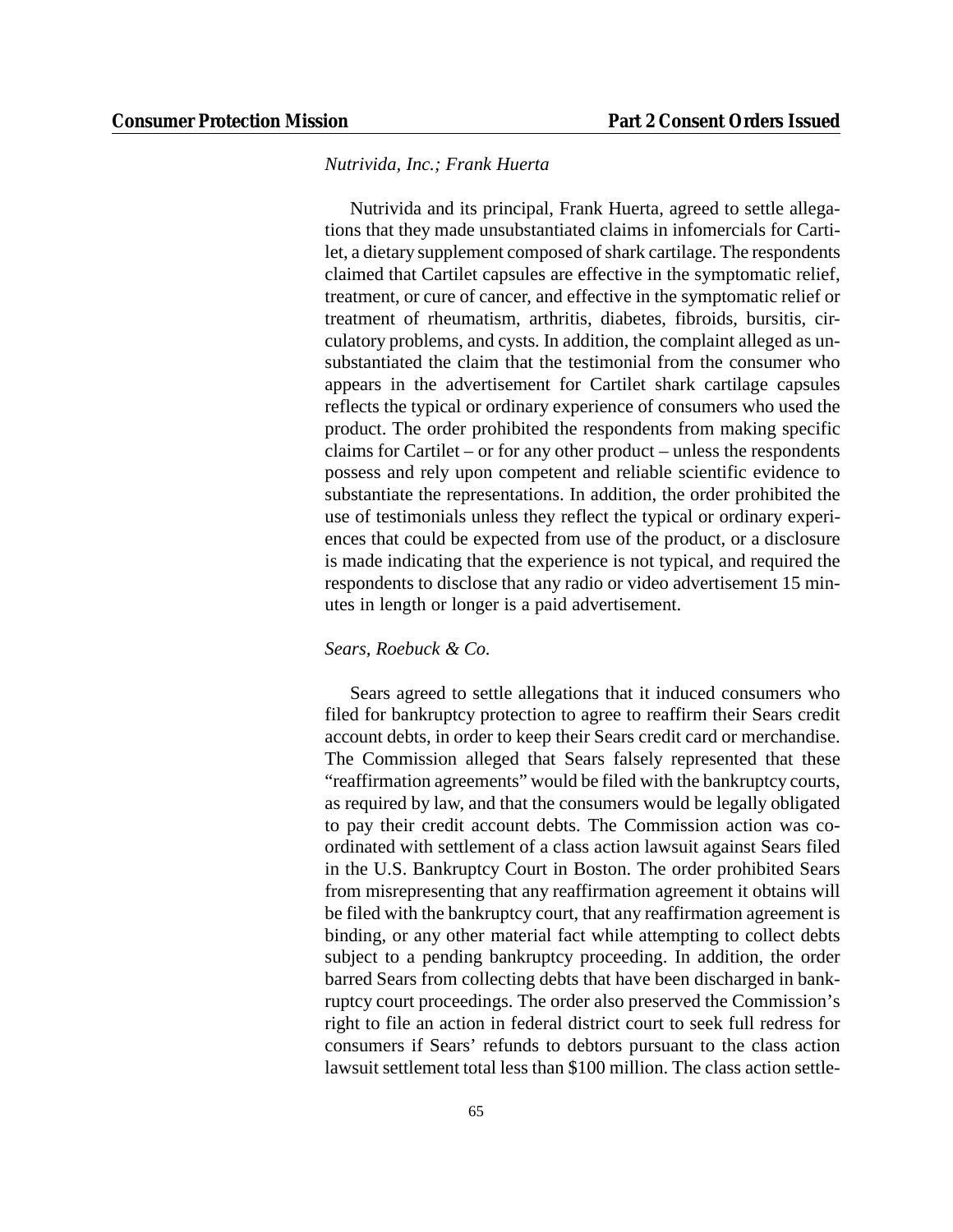*Nutrivida, Inc.; Frank Huerta*

Nutrivida and its principal, Frank Huerta, agreed to settle allegations that they made unsubstantiated claims in infomercials for Cartilet, a dietary supplement composed of shark cartilage. The respondents claimed that Cartilet capsules are effective in the symptomatic relief, treatment, or cure of cancer, and effective in the symptomatic relief or treatment of rheumatism, arthritis, diabetes, fibroids, bursitis, circulatory problems, and cysts. In addition, the complaint alleged as unsubstantiated the claim that the testimonial from the consumer who appears in the advertisement for Cartilet shark cartilage capsules reflects the typical or ordinary experience of consumers who used the product. The order prohibited the respondents from making specific claims for Cartilet – or for any other product – unless the respondents possess and rely upon competent and reliable scientific evidence to substantiate the representations. In addition, the order prohibited the use of testimonials unless they reflect the typical or ordinary experiences that could be expected from use of the product, or a disclosure is made indicating that the experience is not typical, and required the respondents to disclose that any radio or video advertisement 15 minutes in length or longer is a paid advertisement.

*Sears, Roebuck & Co.*

Sears agreed to settle allegations that it induced consumers who filed for bankruptcy protection to agree to reaffirm their Sears credit account debts, in order to keep their Sears credit card or merchandise. The Commission alleged that Sears falsely represented that these "reaffirmation agreements" would be filed with the bankruptcy courts, as required by law, and that the consumers would be legally obligated to pay their credit account debts. The Commission action was coordinated with settlement of a class action lawsuit against Sears filed in the U.S. Bankruptcy Court in Boston. The order prohibited Sears from misrepresenting that any reaffirmation agreement it obtains will be filed with the bankruptcy court, that any reaffirmation agreement is binding, or any other material fact while attempting to collect debts subject to a pending bankruptcy proceeding. In addition, the order barred Sears from collecting debts that have been discharged in bankruptcy court proceedings. The order also preserved the Commission's right to file an action in federal district court to seek full redress for consumers if Sears' refunds to debtors pursuant to the class action lawsuit settlement total less than $100 million. The class action settle-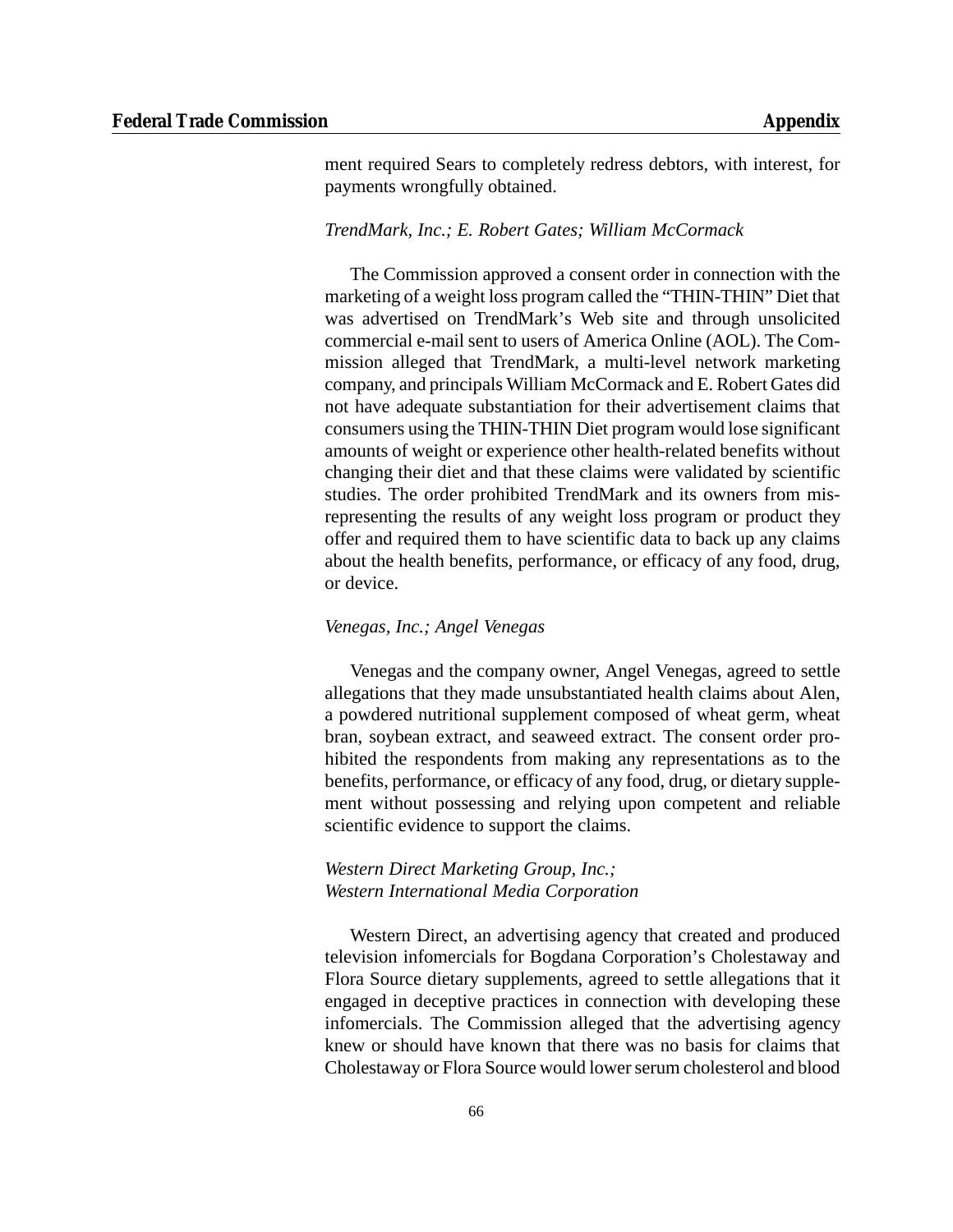ment required Sears to completely redress debtors, with interest, for payments wrongfully obtained.

*TrendMark, Inc.; E. Robert Gates; William McCormack*

The Commission approved a consent order in connection with the marketing of a weight loss program called the "THIN-THIN" Diet that was advertised on TrendMark's Web site and through unsolicited commercial e-mail sent to users of America Online (AOL). The Commission alleged that TrendMark, a multi-level network marketing company, and principals William McCormack and E. Robert Gates did not have adequate substantiation for their advertisement claims that consumers using the THIN-THIN Diet program would lose significant amounts of weight or experience other health-related benefits without changing their diet and that these claims were validated by scientific studies. The order prohibited TrendMark and its owners from misrepresenting the results of any weight loss program or product they offer and required them to have scientific data to back up any claims about the health benefits, performance, or efficacy of any food, drug, or device.

*Venegas, Inc.; Angel Venegas*

Venegas and the company owner, Angel Venegas, agreed to settle allegations that they made unsubstantiated health claims about Alen, a powdered nutritional supplement composed of wheat germ, wheat bran, soybean extract, and seaweed extract. The consent order prohibited the respondents from making any representations as to the benefits, performance, or efficacy of any food, drug, or dietary supplement without possessing and relying upon competent and reliable scientific evidence to support the claims.

*Western Direct Marketing Group, Inc.;*
*Western International Media Corporation*

Western Direct, an advertising agency that created and produced television infomercials for Bogdana Corporation's Cholestaway and Flora Source dietary supplements, agreed to settle allegations that it engaged in deceptive practices in connection with developing these infomercials. The Commission alleged that the advertising agency knew or should have known that there was no basis for claims that Cholestaway or Flora Source would lower serum cholesterol and blood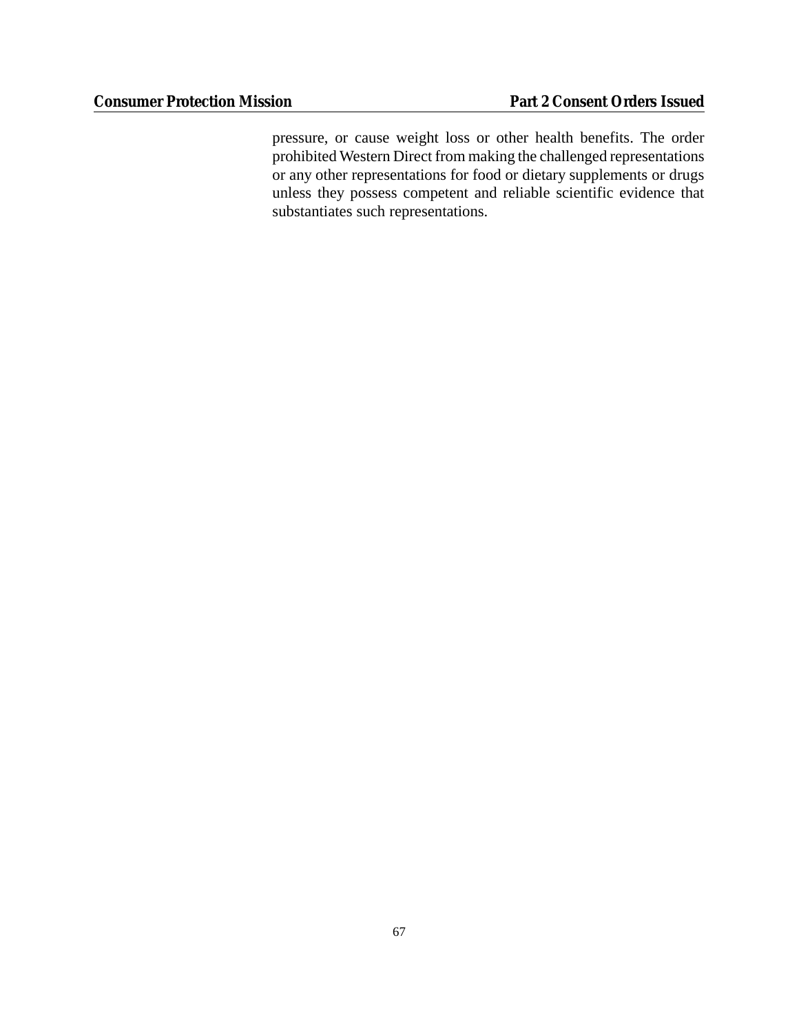pressure, or cause weight loss or other health benefits. The order prohibited Western Direct from making the challenged representations or any other representations for food or dietary supplements or drugs unless they possess competent and reliable scientific evidence that substantiates such representations.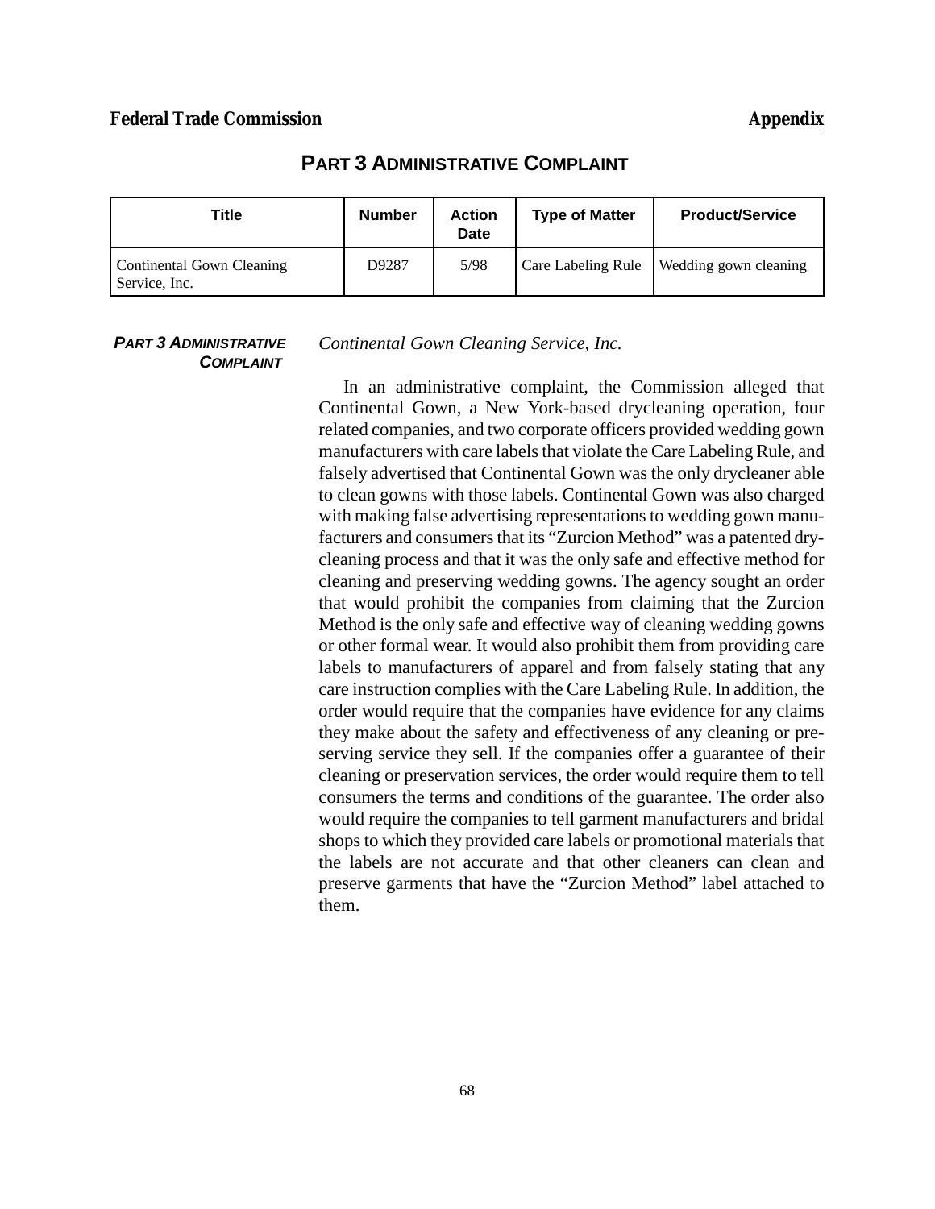## PART 3 ADMINISTRATIVE COMPLAINT

| Title | Number | Action Date | Type of Matter | Product/Service |
|---|---|---|---|---|
| Continental Gown Cleaning Service, Inc. | D9287 | 5/98 | Care Labeling Rule | Wedding gown cleaning |

***PART 3 ADMINISTRATIVE COMPLAINT***

*Continental Gown Cleaning Service, Inc.*

In an administrative complaint, the Commission alleged that Continental Gown, a New York-based drycleaning operation, four related companies, and two corporate officers provided wedding gown manufacturers with care labels that violate the Care Labeling Rule, and falsely advertised that Continental Gown was the only drycleaner able to clean gowns with those labels. Continental Gown was also charged with making false advertising representations to wedding gown manufacturers and consumers that its "Zurcion Method" was a patented drycleaning process and that it was the only safe and effective method for cleaning and preserving wedding gowns. The agency sought an order that would prohibit the companies from claiming that the Zurcion Method is the only safe and effective way of cleaning wedding gowns or other formal wear. It would also prohibit them from providing care labels to manufacturers of apparel and from falsely stating that any care instruction complies with the Care Labeling Rule. In addition, the order would require that the companies have evidence for any claims they make about the safety and effectiveness of any cleaning or preserving service they sell. If the companies offer a guarantee of their cleaning or preservation services, the order would require them to tell consumers the terms and conditions of the guarantee. The order also would require the companies to tell garment manufacturers and bridal shops to which they provided care labels or promotional materials that the labels are not accurate and that other cleaners can clean and preserve garments that have the "Zurcion Method" label attached to them.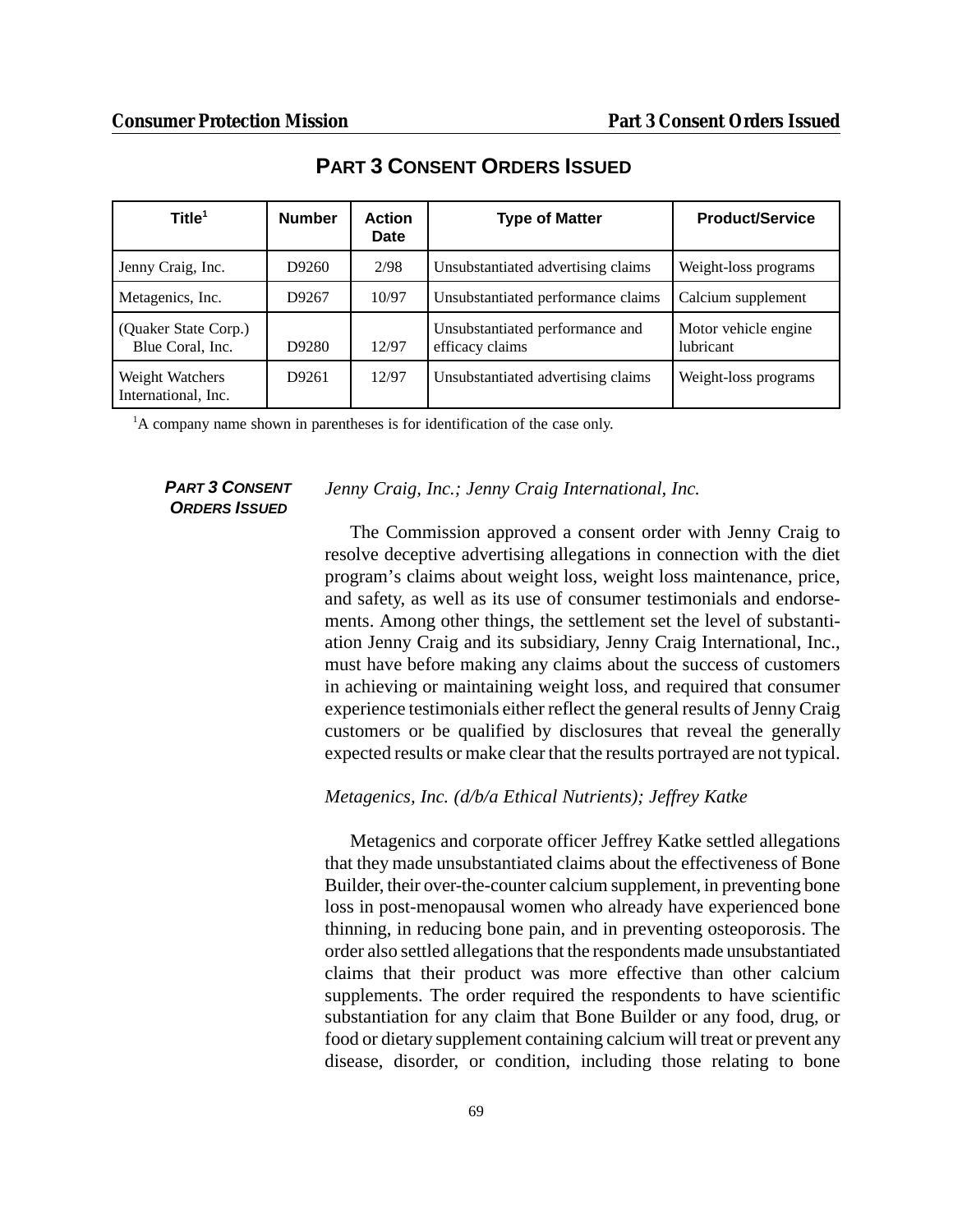# PART 3 CONSENT ORDERS ISSUED

| Title[1] | Number | Action Date | Type of Matter | Product/Service |
|---|---|---|---|---|
| Jenny Craig, Inc. | D9260 | 2/98 | Unsubstantiated advertising claims | Weight-loss programs |
| Metagenics, Inc. | D9267 | 10/97 | Unsubstantiated performance claims | Calcium supplement |
| (Quaker State Corp.) Blue Coral, Inc. | D9280 | 12/97 | Unsubstantiated performance and efficacy claims | Motor vehicle engine lubricant |
| Weight Watchers International, Inc. | D9261 | 12/97 | Unsubstantiated advertising claims | Weight-loss programs |

[1]A company name shown in parentheses is for identification of the case only.

***PART 3 CONSENT ORDERS ISSUED***

*Jenny Craig, Inc.; Jenny Craig International, Inc.*

The Commission approved a consent order with Jenny Craig to resolve deceptive advertising allegations in connection with the diet program's claims about weight loss, weight loss maintenance, price, and safety, as well as its use of consumer testimonials and endorsements. Among other things, the settlement set the level of substantiation Jenny Craig and its subsidiary, Jenny Craig International, Inc., must have before making any claims about the success of customers in achieving or maintaining weight loss, and required that consumer experience testimonials either reflect the general results of Jenny Craig customers or be qualified by disclosures that reveal the generally expected results or make clear that the results portrayed are not typical.

*Metagenics, Inc. (d/b/a Ethical Nutrients); Jeffrey Katke*

Metagenics and corporate officer Jeffrey Katke settled allegations that they made unsubstantiated claims about the effectiveness of Bone Builder, their over-the-counter calcium supplement, in preventing bone loss in post-menopausal women who already have experienced bone thinning, in reducing bone pain, and in preventing osteoporosis. The order also settled allegations that the respondents made unsubstantiated claims that their product was more effective than other calcium supplements. The order required the respondents to have scientific substantiation for any claim that Bone Builder or any food, drug, or food or dietary supplement containing calcium will treat or prevent any disease, disorder, or condition, including those relating to bone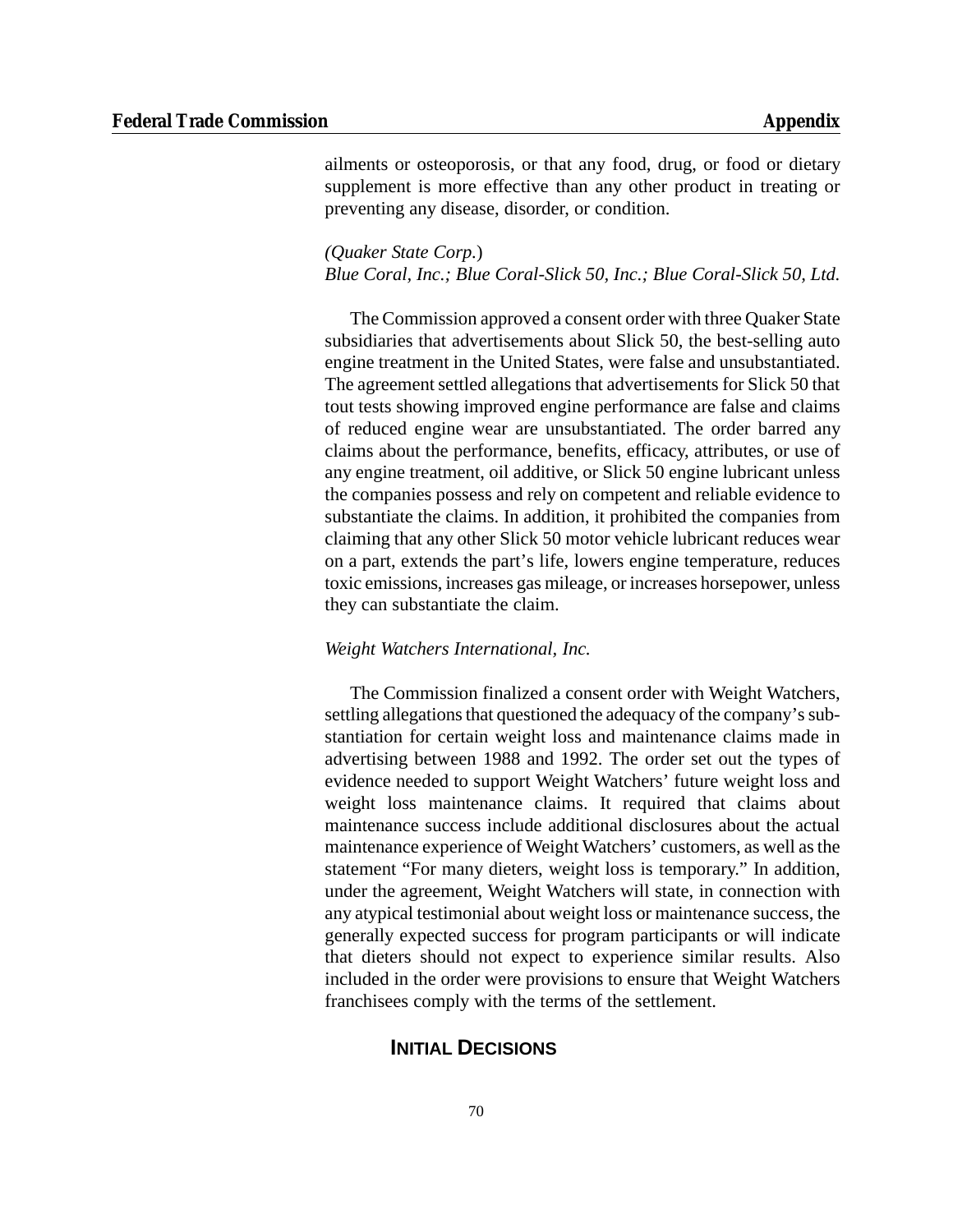ailments or osteoporosis, or that any food, drug, or food or dietary supplement is more effective than any other product in treating or preventing any disease, disorder, or condition.

*(Quaker State Corp.*)
*Blue Coral, Inc.; Blue Coral-Slick 50, Inc.; Blue Coral-Slick 50, Ltd.*

The Commission approved a consent order with three Quaker State subsidiaries that advertisements about Slick 50, the best-selling auto engine treatment in the United States, were false and unsubstantiated. The agreement settled allegations that advertisements for Slick 50 that tout tests showing improved engine performance are false and claims of reduced engine wear are unsubstantiated. The order barred any claims about the performance, benefits, efficacy, attributes, or use of any engine treatment, oil additive, or Slick 50 engine lubricant unless the companies possess and rely on competent and reliable evidence to substantiate the claims. In addition, it prohibited the companies from claiming that any other Slick 50 motor vehicle lubricant reduces wear on a part, extends the part's life, lowers engine temperature, reduces toxic emissions, increases gas mileage, or increases horsepower, unless they can substantiate the claim.

*Weight Watchers International, Inc.*

The Commission finalized a consent order with Weight Watchers, settling allegations that questioned the adequacy of the company's substantiation for certain weight loss and maintenance claims made in advertising between 1988 and 1992. The order set out the types of evidence needed to support Weight Watchers' future weight loss and weight loss maintenance claims. It required that claims about maintenance success include additional disclosures about the actual maintenance experience of Weight Watchers' customers, as well as the statement "For many dieters, weight loss is temporary." In addition, under the agreement, Weight Watchers will state, in connection with any atypical testimonial about weight loss or maintenance success, the generally expected success for program participants or will indicate that dieters should not expect to experience similar results. Also included in the order were provisions to ensure that Weight Watchers franchisees comply with the terms of the settlement.

## INITIAL DECISIONS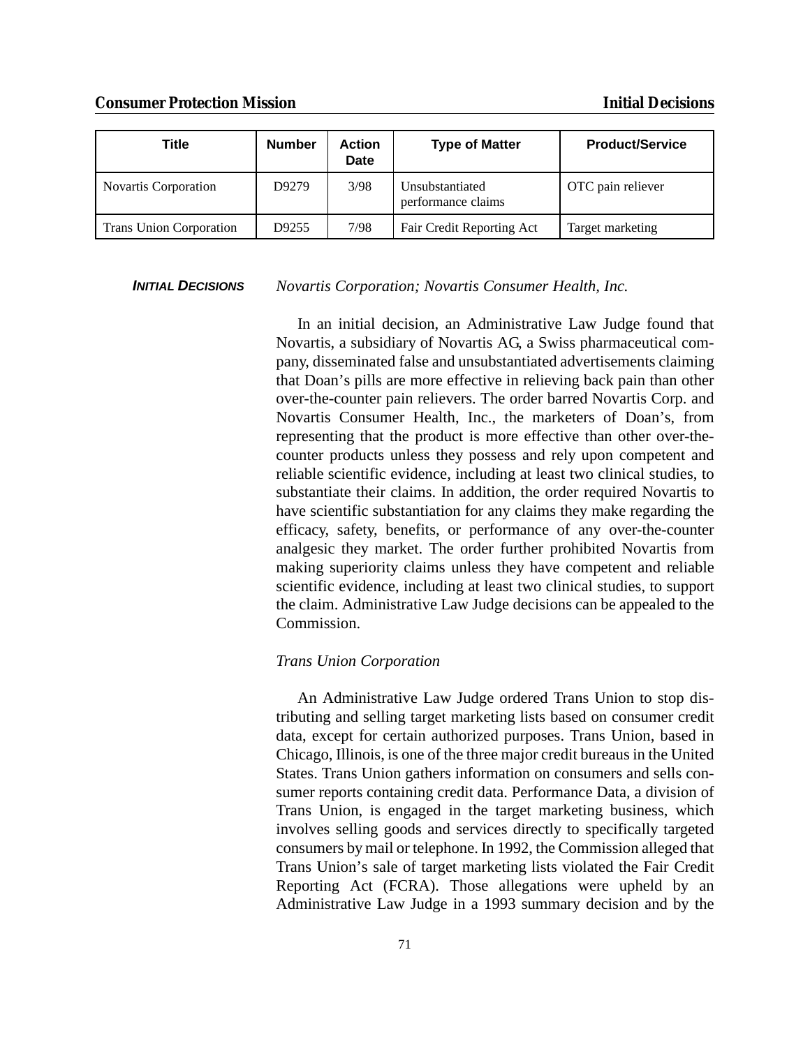| Title | Number | Action Date | Type of Matter | Product/Service |
|---|---|---|---|---|
| Novartis Corporation | D9279 | 3/98 | Unsubstantiated performance claims | OTC pain reliever |
| Trans Union Corporation | D9255 | 7/98 | Fair Credit Reporting Act | Target marketing |

## INITIAL DECISIONS

*Novartis Corporation; Novartis Consumer Health, Inc.*

In an initial decision, an Administrative Law Judge found that Novartis, a subsidiary of Novartis AG, a Swiss pharmaceutical company, disseminated false and unsubstantiated advertisements claiming that Doan's pills are more effective in relieving back pain than other over-the-counter pain relievers. The order barred Novartis Corp. and Novartis Consumer Health, Inc., the marketers of Doan's, from representing that the product is more effective than other over-the-counter products unless they possess and rely upon competent and reliable scientific evidence, including at least two clinical studies, to substantiate their claims. In addition, the order required Novartis to have scientific substantiation for any claims they make regarding the efficacy, safety, benefits, or performance of any over-the-counter analgesic they market. The order further prohibited Novartis from making superiority claims unless they have competent and reliable scientific evidence, including at least two clinical studies, to support the claim. Administrative Law Judge decisions can be appealed to the Commission.

*Trans Union Corporation*

An Administrative Law Judge ordered Trans Union to stop distributing and selling target marketing lists based on consumer credit data, except for certain authorized purposes. Trans Union, based in Chicago, Illinois, is one of the three major credit bureaus in the United States. Trans Union gathers information on consumers and sells consumer reports containing credit data. Performance Data, a division of Trans Union, is engaged in the target marketing business, which involves selling goods and services directly to specifically targeted consumers by mail or telephone. In 1992, the Commission alleged that Trans Union's sale of target marketing lists violated the Fair Credit Reporting Act (FCRA). Those allegations were upheld by an Administrative Law Judge in a 1993 summary decision and by the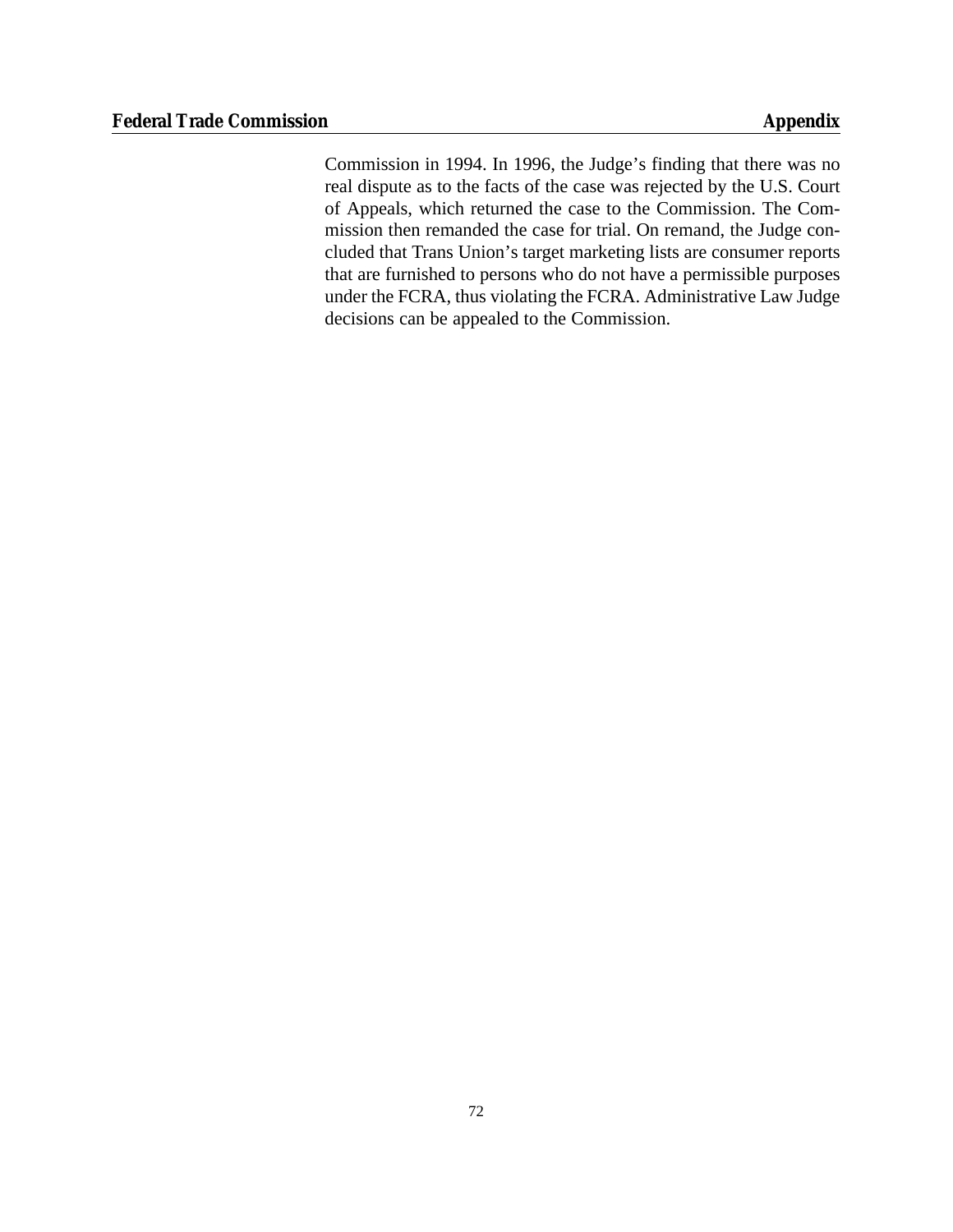Commission in 1994. In 1996, the Judge's finding that there was no real dispute as to the facts of the case was rejected by the U.S. Court of Appeals, which returned the case to the Commission. The Commission then remanded the case for trial. On remand, the Judge concluded that Trans Union's target marketing lists are consumer reports that are furnished to persons who do not have a permissible purposes under the FCRA, thus violating the FCRA. Administrative Law Judge decisions can be appealed to the Commission.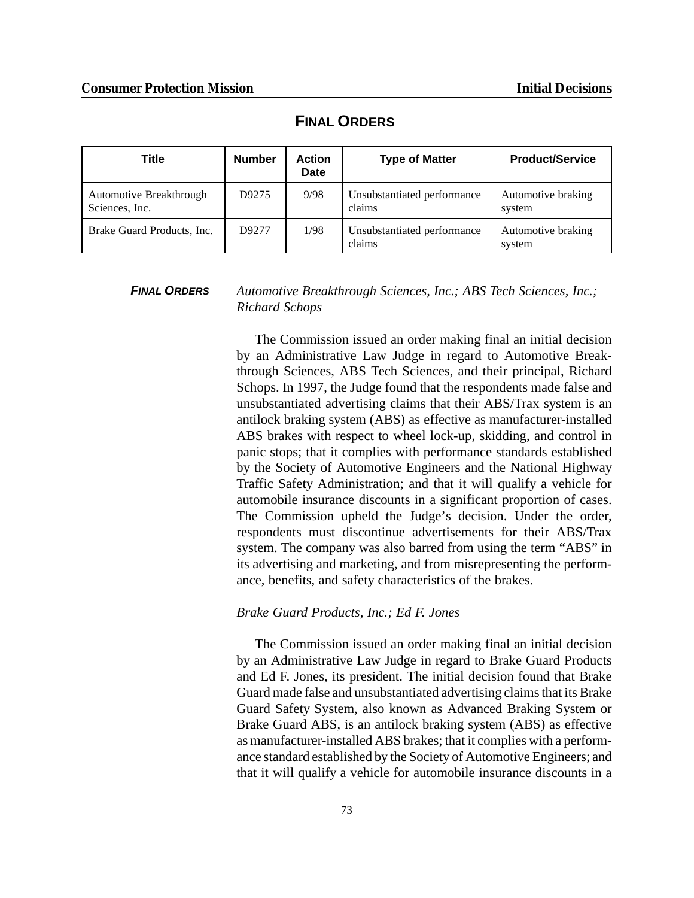## FINAL ORDERS

| Title | Number | Action Date | Type of Matter | Product/Service |
|---|---|---|---|---|
| Automotive Breakthrough Sciences, Inc. | D9275 | 9/98 | Unsubstantiated performance claims | Automotive braking system |
| Brake Guard Products, Inc. | D9277 | 1/98 | Unsubstantiated performance claims | Automotive braking system |

***FINAL ORDERS***

*Automotive Breakthrough Sciences, Inc.; ABS Tech Sciences, Inc.; Richard Schops*

The Commission issued an order making final an initial decision by an Administrative Law Judge in regard to Automotive Breakthrough Sciences, ABS Tech Sciences, and their principal, Richard Schops. In 1997, the Judge found that the respondents made false and unsubstantiated advertising claims that their ABS/Trax system is an antilock braking system (ABS) as effective as manufacturer-installed ABS brakes with respect to wheel lock-up, skidding, and control in panic stops; that it complies with performance standards established by the Society of Automotive Engineers and the National Highway Traffic Safety Administration; and that it will qualify a vehicle for automobile insurance discounts in a significant proportion of cases. The Commission upheld the Judge's decision. Under the order, respondents must discontinue advertisements for their ABS/Trax system. The company was also barred from using the term "ABS" in its advertising and marketing, and from misrepresenting the performance, benefits, and safety characteristics of the brakes.

*Brake Guard Products, Inc.; Ed F. Jones*

The Commission issued an order making final an initial decision by an Administrative Law Judge in regard to Brake Guard Products and Ed F. Jones, its president. The initial decision found that Brake Guard made false and unsubstantiated advertising claims that its Brake Guard Safety System, also known as Advanced Braking System or Brake Guard ABS, is an antilock braking system (ABS) as effective as manufacturer-installed ABS brakes; that it complies with a performance standard established by the Society of Automotive Engineers; and that it will qualify a vehicle for automobile insurance discounts in a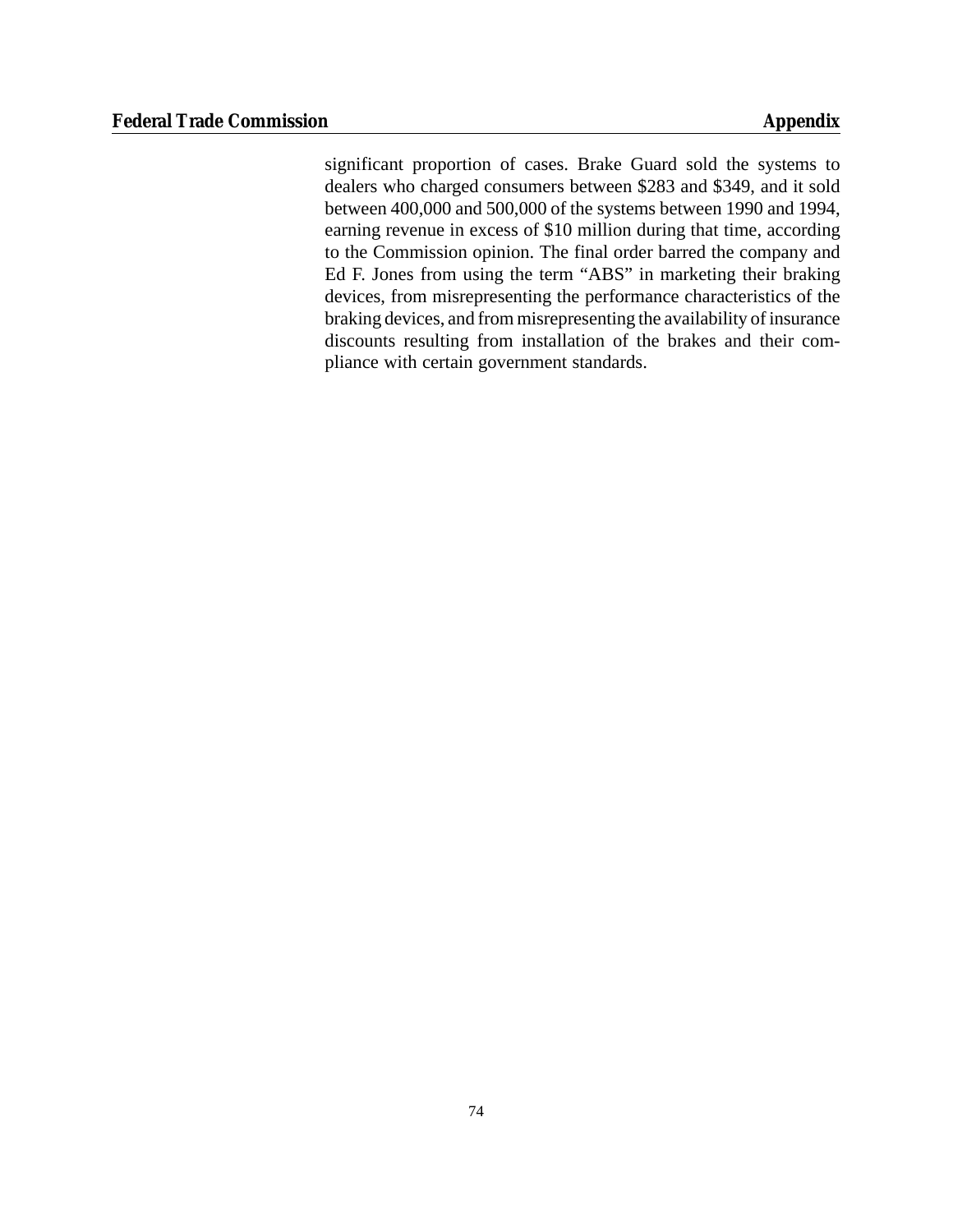significant proportion of cases. Brake Guard sold the systems to dealers who charged consumers between $283 and $349, and it sold between 400,000 and 500,000 of the systems between 1990 and 1994, earning revenue in excess of $10 million during that time, according to the Commission opinion. The final order barred the company and Ed F. Jones from using the term "ABS" in marketing their braking devices, from misrepresenting the performance characteristics of the braking devices, and from misrepresenting the availability of insurance discounts resulting from installation of the brakes and their compliance with certain government standards.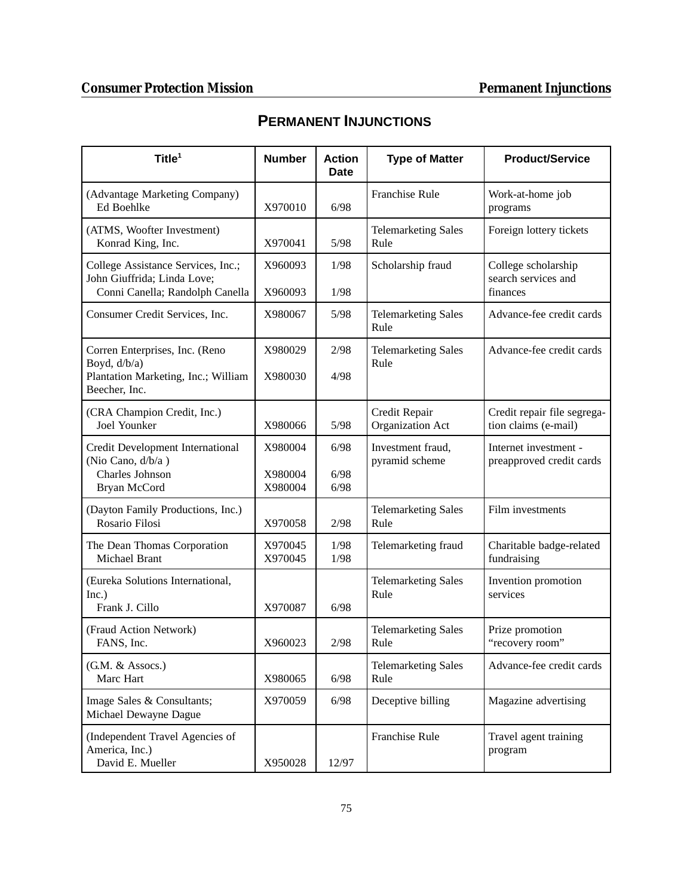# PERMANENT INJUNCTIONS

| Title[1] | Number | Action Date | Type of Matter | Product/Service |
|---|---|---|---|---|
| (Advantage Marketing Company)<br>Ed Boehlke | X970010 | 6/98 | Franchise Rule | Work-at-home job programs |
| (ATMS, Woofter Investment)<br>Konrad King, Inc. | X970041 | 5/98 | Telemarketing Sales Rule | Foreign lottery tickets |
| College Assistance Services, Inc.; John Giuffrida; Linda Love;<br>Conni Canella; Randolph Canella | X960093<br>X960093 | 1/98<br>1/98 | Scholarship fraud | College scholarship search services and finances |
| Consumer Credit Services, Inc. | X980067 | 5/98 | Telemarketing Sales Rule | Advance-fee credit cards |
| Corren Enterprises, Inc. (Reno Boyd, d/b/a)<br>Plantation Marketing, Inc.; William Beecher, Inc. | X980029<br>X980030 | 2/98<br>4/98 | Telemarketing Sales Rule | Advance-fee credit cards |
| (CRA Champion Credit, Inc.)<br>Joel Younker | X980066 | 5/98 | Credit Repair Organization Act | Credit repair file segregation claims (e-mail) |
| Credit Development International (Nio Cano, d/b/a )<br>Charles Johnson<br>Bryan McCord | X980004<br>X980004<br>X980004 | 6/98<br>6/98<br>6/98 | Investment fraud, pyramid scheme | Internet investment - preapproved credit cards |
| (Dayton Family Productions, Inc.)<br>Rosario Filosi | X970058 | 2/98 | Telemarketing Sales Rule | Film investments |
| The Dean Thomas Corporation<br>Michael Brant | X970045<br>X970045 | 1/98<br>1/98 | Telemarketing fraud | Charitable badge-related fundraising |
| (Eureka Solutions International, Inc.)<br>Frank J. Cillo | X970087 | 6/98 | Telemarketing Sales Rule | Invention promotion services |
| (Fraud Action Network)<br>FANS, Inc. | X960023 | 2/98 | Telemarketing Sales Rule | Prize promotion "recovery room" |
| (G.M. & Assocs.)<br>Marc Hart | X980065 | 6/98 | Telemarketing Sales Rule | Advance-fee credit cards |
| Image Sales & Consultants; Michael Dewayne Dague | X970059 | 6/98 | Deceptive billing | Magazine advertising |
| (Independent Travel Agencies of America, Inc.)<br>David E. Mueller | X950028 | 12/97 | Franchise Rule | Travel agent training program |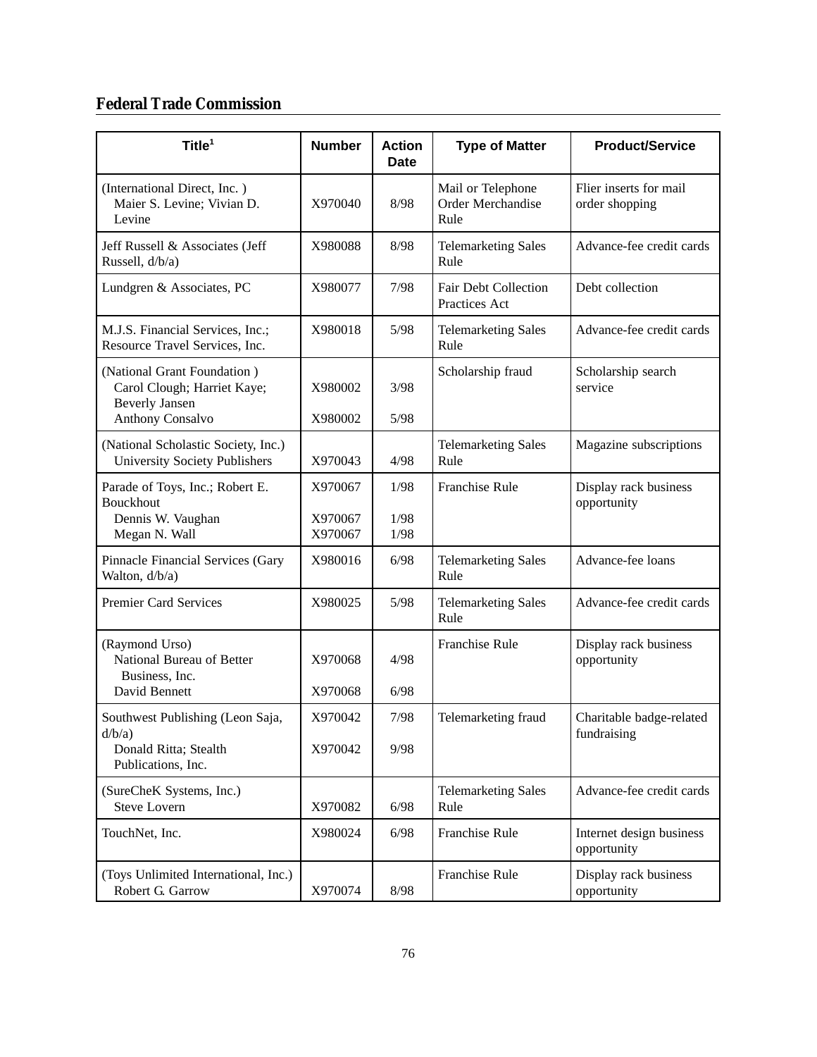## Federal Trade Commission

| Title[1] | Number | Action Date | Type of Matter | Product/Service |
|---|---|---|---|---|
| (International Direct, Inc. ) Maier S. Levine; Vivian D. Levine | X970040 | 8/98 | Mail or Telephone Order Merchandise Rule | Flier inserts for mail order shopping |
| Jeff Russell & Associates (Jeff Russell, d/b/a) | X980088 | 8/98 | Telemarketing Sales Rule | Advance-fee credit cards |
| Lundgren & Associates, PC | X980077 | 7/98 | Fair Debt Collection Practices Act | Debt collection |
| M.J.S. Financial Services, Inc.; Resource Travel Services, Inc. | X980018 | 5/98 | Telemarketing Sales Rule | Advance-fee credit cards |
| (National Grant Foundation ) Carol Clough; Harriet Kaye; Beverly Jansen<br>Anthony Consalvo | X980002<br>X980002 | 3/98<br>5/98 | Scholarship fraud | Scholarship search service |
| (National Scholastic Society, Inc.) University Society Publishers | X970043 | 4/98 | Telemarketing Sales Rule | Magazine subscriptions |
| Parade of Toys, Inc.; Robert E. Bouckhout<br>Dennis W. Vaughan<br>Megan N. Wall | X970067<br>X970067<br>X970067 | 1/98<br>1/98<br>1/98 | Franchise Rule | Display rack business opportunity |
| Pinnacle Financial Services (Gary Walton, d/b/a) | X980016 | 6/98 | Telemarketing Sales Rule | Advance-fee loans |
| Premier Card Services | X980025 | 5/98 | Telemarketing Sales Rule | Advance-fee credit cards |
| (Raymond Urso) National Bureau of Better Business, Inc.<br>David Bennett | X970068<br>X970068 | 4/98<br>6/98 | Franchise Rule | Display rack business opportunity |
| Southwest Publishing (Leon Saja, d/b/a)<br>Donald Ritta; Stealth Publications, Inc. | X970042<br>X970042 | 7/98<br>9/98 | Telemarketing fraud | Charitable badge-related fundraising |
| (SureCheK Systems, Inc.) Steve Lovern | X970082 | 6/98 | Telemarketing Sales Rule | Advance-fee credit cards |
| TouchNet, Inc. | X980024 | 6/98 | Franchise Rule | Internet design business opportunity |
| (Toys Unlimited International, Inc.) Robert G. Garrow | X970074 | 8/98 | Franchise Rule | Display rack business opportunity |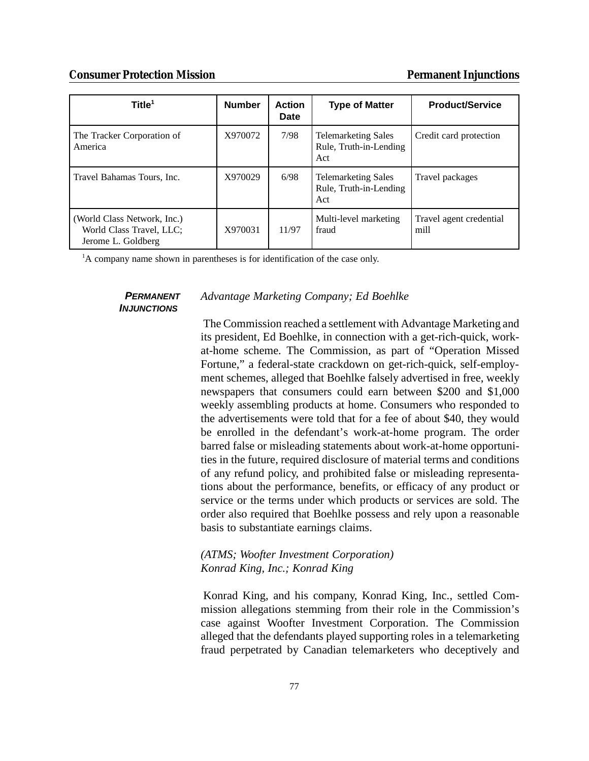| Title[1] | Number | Action Date | Type of Matter | Product/Service |
|---|---|---|---|---|
| The Tracker Corporation of America | X970072 | 7/98 | Telemarketing Sales Rule, Truth-in-Lending Act | Credit card protection |
| Travel Bahamas Tours, Inc. | X970029 | 6/98 | Telemarketing Sales Rule, Truth-in-Lending Act | Travel packages |
| (World Class Network, Inc.) World Class Travel, LLC; Jerome L. Goldberg | X970031 | 11/97 | Multi-level marketing fraud | Travel agent credential mill |

[1]A company name shown in parentheses is for identification of the case only.

## PERMANENT INJUNCTIONS

*Advantage Marketing Company; Ed Boehlke*

The Commission reached a settlement with Advantage Marketing and its president, Ed Boehlke, in connection with a get-rich-quick, work-at-home scheme. The Commission, as part of "Operation Missed Fortune," a federal-state crackdown on get-rich-quick, self-employment schemes, alleged that Boehlke falsely advertised in free, weekly newspapers that consumers could earn between $200 and $1,000 weekly assembling products at home. Consumers who responded to the advertisements were told that for a fee of about $40, they would be enrolled in the defendant's work-at-home program. The order barred false or misleading statements about work-at-home opportunities in the future, required disclosure of material terms and conditions of any refund policy, and prohibited false or misleading representations about the performance, benefits, or efficacy of any product or service or the terms under which products or services are sold. The order also required that Boehlke possess and rely upon a reasonable basis to substantiate earnings claims.

*(ATMS; Woofter Investment Corporation)*
*Konrad King, Inc.; Konrad King*

Konrad King, and his company, Konrad King, Inc., settled Commission allegations stemming from their role in the Commission's case against Woofter Investment Corporation. The Commission alleged that the defendants played supporting roles in a telemarketing fraud perpetrated by Canadian telemarketers who deceptively and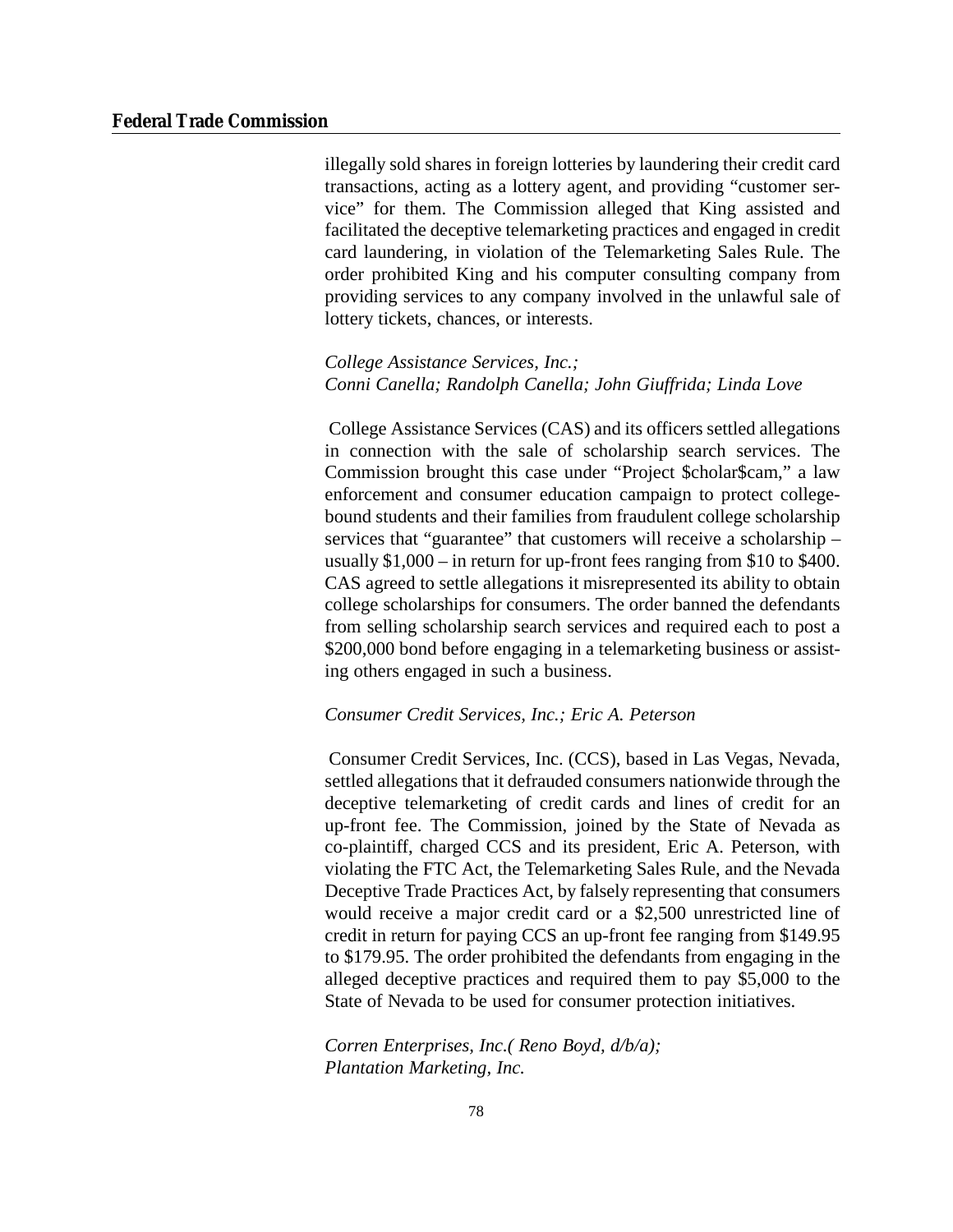illegally sold shares in foreign lotteries by laundering their credit card transactions, acting as a lottery agent, and providing "customer service" for them. The Commission alleged that King assisted and facilitated the deceptive telemarketing practices and engaged in credit card laundering, in violation of the Telemarketing Sales Rule. The order prohibited King and his computer consulting company from providing services to any company involved in the unlawful sale of lottery tickets, chances, or interests.

*College Assistance Services, Inc.;*
*Conni Canella; Randolph Canella; John Giuffrida; Linda Love*

College Assistance Services (CAS) and its officers settled allegations in connection with the sale of scholarship search services. The Commission brought this case under "Project $cholar$cam," a law enforcement and consumer education campaign to protect college-bound students and their families from fraudulent college scholarship services that "guarantee" that customers will receive a scholarship – usually $1,000 – in return for up-front fees ranging from $10 to $400. CAS agreed to settle allegations it misrepresented its ability to obtain college scholarships for consumers. The order banned the defendants from selling scholarship search services and required each to post a $200,000 bond before engaging in a telemarketing business or assisting others engaged in such a business.

*Consumer Credit Services, Inc.; Eric A. Peterson*

Consumer Credit Services, Inc. (CCS), based in Las Vegas, Nevada, settled allegations that it defrauded consumers nationwide through the deceptive telemarketing of credit cards and lines of credit for an up-front fee. The Commission, joined by the State of Nevada as co-plaintiff, charged CCS and its president, Eric A. Peterson, with violating the FTC Act, the Telemarketing Sales Rule, and the Nevada Deceptive Trade Practices Act, by falsely representing that consumers would receive a major credit card or a $2,500 unrestricted line of credit in return for paying CCS an up-front fee ranging from $149.95 to $179.95. The order prohibited the defendants from engaging in the alleged deceptive practices and required them to pay $5,000 to the State of Nevada to be used for consumer protection initiatives.

*Corren Enterprises, Inc.( Reno Boyd, d/b/a);*
*Plantation Marketing, Inc.*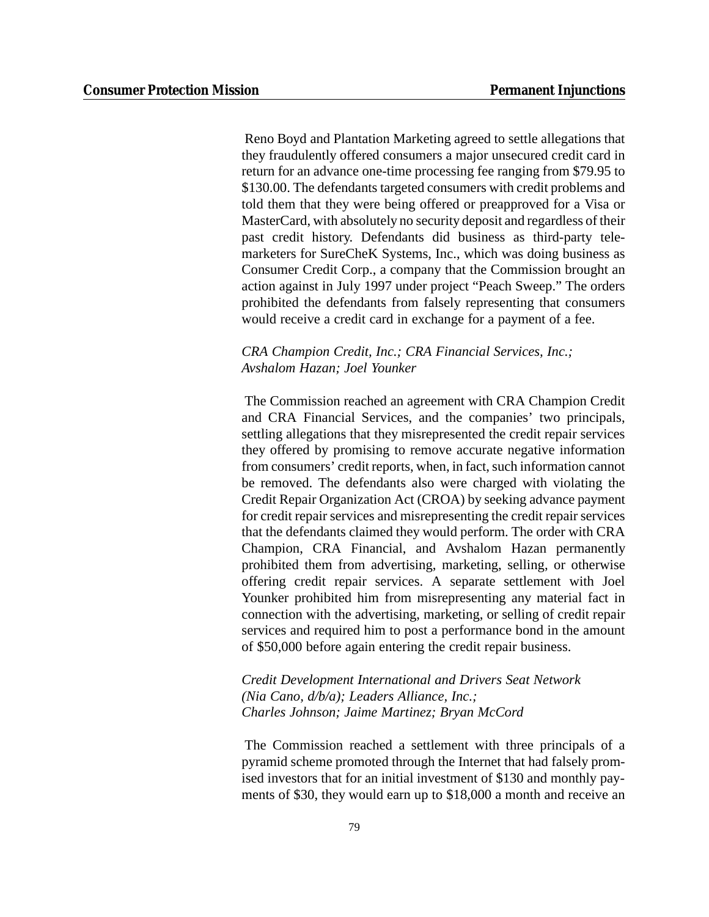Reno Boyd and Plantation Marketing agreed to settle allegations that they fraudulently offered consumers a major unsecured credit card in return for an advance one-time processing fee ranging from $79.95 to $130.00. The defendants targeted consumers with credit problems and told them that they were being offered or preapproved for a Visa or MasterCard, with absolutely no security deposit and regardless of their past credit history. Defendants did business as third-party telemarketers for SureCheK Systems, Inc., which was doing business as Consumer Credit Corp., a company that the Commission brought an action against in July 1997 under project "Peach Sweep." The orders prohibited the defendants from falsely representing that consumers would receive a credit card in exchange for a payment of a fee.

*CRA Champion Credit, Inc.; CRA Financial Services, Inc.; Avshalom Hazan; Joel Younker*

The Commission reached an agreement with CRA Champion Credit and CRA Financial Services, and the companies' two principals, settling allegations that they misrepresented the credit repair services they offered by promising to remove accurate negative information from consumers' credit reports, when, in fact, such information cannot be removed. The defendants also were charged with violating the Credit Repair Organization Act (CROA) by seeking advance payment for credit repair services and misrepresenting the credit repair services that the defendants claimed they would perform. The order with CRA Champion, CRA Financial, and Avshalom Hazan permanently prohibited them from advertising, marketing, selling, or otherwise offering credit repair services. A separate settlement with Joel Younker prohibited him from misrepresenting any material fact in connection with the advertising, marketing, or selling of credit repair services and required him to post a performance bond in the amount of $50,000 before again entering the credit repair business.

*Credit Development International and Drivers Seat Network (Nia Cano, d/b/a); Leaders Alliance, Inc.; Charles Johnson; Jaime Martinez; Bryan McCord*

The Commission reached a settlement with three principals of a pyramid scheme promoted through the Internet that had falsely promised investors that for an initial investment of $130 and monthly payments of $30, they would earn up to $18,000 a month and receive an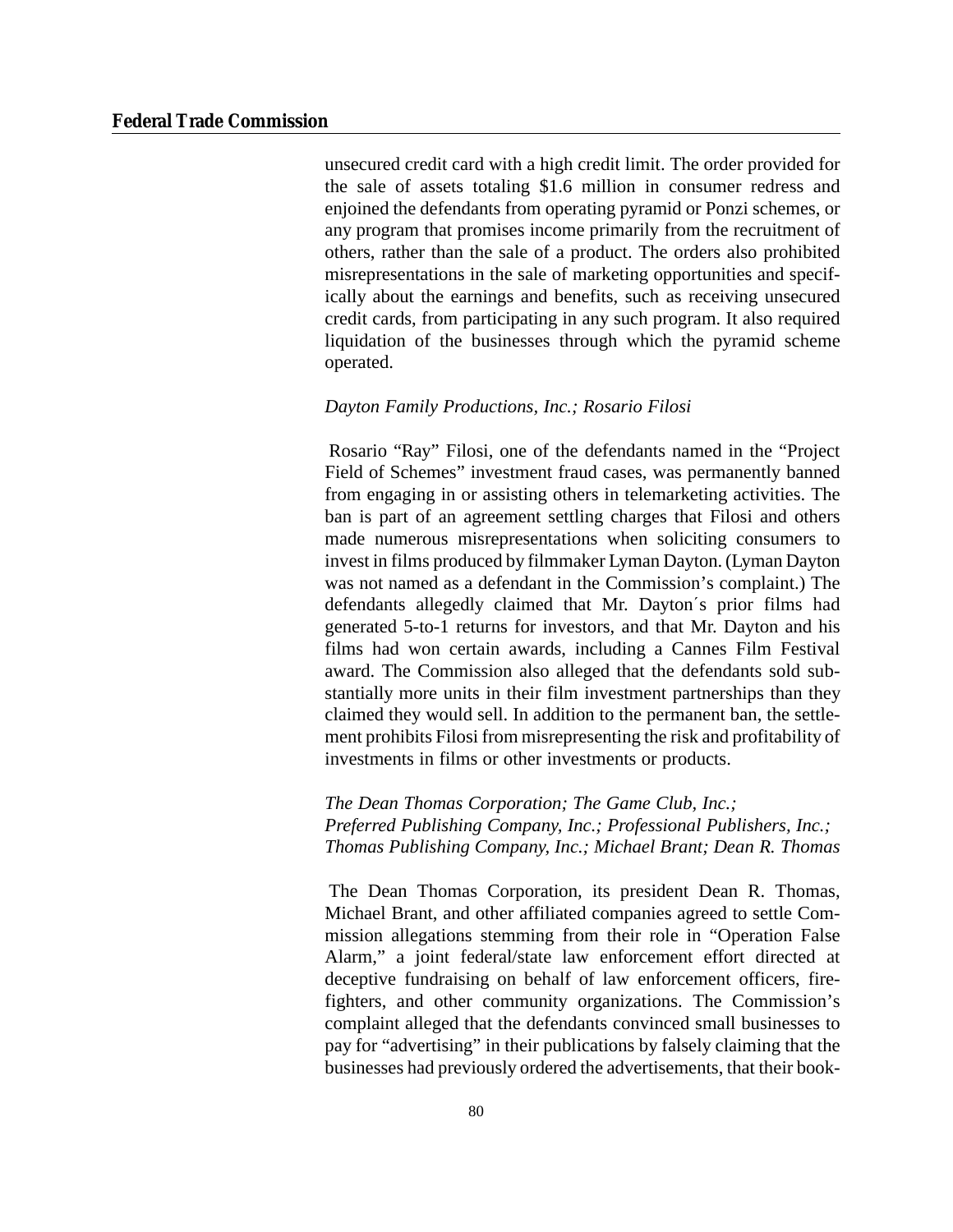unsecured credit card with a high credit limit. The order provided for the sale of assets totaling $1.6 million in consumer redress and enjoined the defendants from operating pyramid or Ponzi schemes, or any program that promises income primarily from the recruitment of others, rather than the sale of a product. The orders also prohibited misrepresentations in the sale of marketing opportunities and specifically about the earnings and benefits, such as receiving unsecured credit cards, from participating in any such program. It also required liquidation of the businesses through which the pyramid scheme operated.

*Dayton Family Productions, Inc.; Rosario Filosi*

Rosario "Ray" Filosi, one of the defendants named in the "Project Field of Schemes" investment fraud cases, was permanently banned from engaging in or assisting others in telemarketing activities. The ban is part of an agreement settling charges that Filosi and others made numerous misrepresentations when soliciting consumers to invest in films produced by filmmaker Lyman Dayton. (Lyman Dayton was not named as a defendant in the Commission's complaint.) The defendants allegedly claimed that Mr. Dayton´s prior films had generated 5-to-1 returns for investors, and that Mr. Dayton and his films had won certain awards, including a Cannes Film Festival award. The Commission also alleged that the defendants sold substantially more units in their film investment partnerships than they claimed they would sell. In addition to the permanent ban, the settlement prohibits Filosi from misrepresenting the risk and profitability of investments in films or other investments or products.

*The Dean Thomas Corporation; The Game Club, Inc.; Preferred Publishing Company, Inc.; Professional Publishers, Inc.; Thomas Publishing Company, Inc.; Michael Brant; Dean R. Thomas*

The Dean Thomas Corporation, its president Dean R. Thomas, Michael Brant, and other affiliated companies agreed to settle Commission allegations stemming from their role in "Operation False Alarm," a joint federal/state law enforcement effort directed at deceptive fundraising on behalf of law enforcement officers, firefighters, and other community organizations. The Commission's complaint alleged that the defendants convinced small businesses to pay for "advertising" in their publications by falsely claiming that the businesses had previously ordered the advertisements, that their book-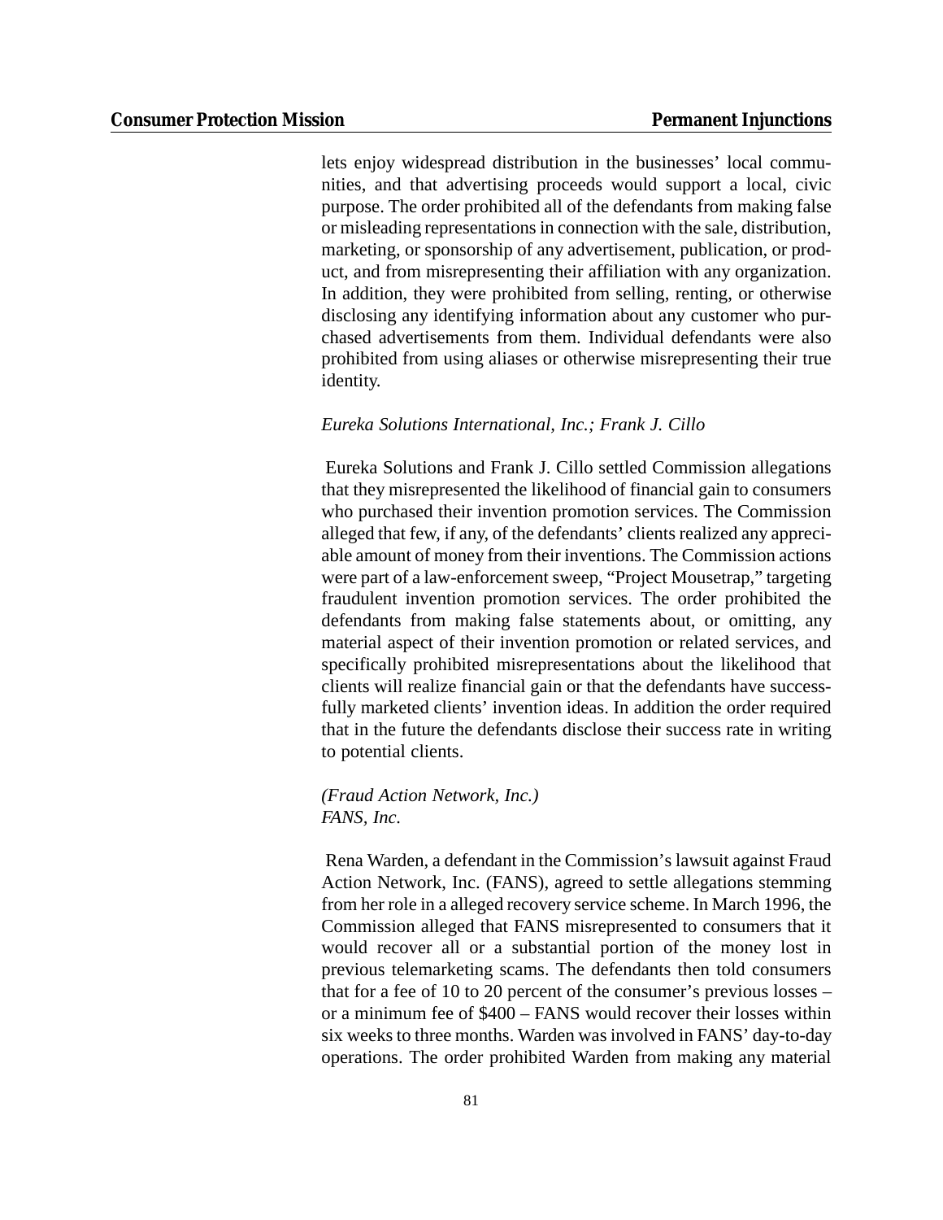lets enjoy widespread distribution in the businesses' local communities, and that advertising proceeds would support a local, civic purpose. The order prohibited all of the defendants from making false or misleading representations in connection with the sale, distribution, marketing, or sponsorship of any advertisement, publication, or product, and from misrepresenting their affiliation with any organization. In addition, they were prohibited from selling, renting, or otherwise disclosing any identifying information about any customer who purchased advertisements from them. Individual defendants were also prohibited from using aliases or otherwise misrepresenting their true identity.

*Eureka Solutions International, Inc.; Frank J. Cillo*

Eureka Solutions and Frank J. Cillo settled Commission allegations that they misrepresented the likelihood of financial gain to consumers who purchased their invention promotion services. The Commission alleged that few, if any, of the defendants' clients realized any appreciable amount of money from their inventions. The Commission actions were part of a law-enforcement sweep, "Project Mousetrap," targeting fraudulent invention promotion services. The order prohibited the defendants from making false statements about, or omitting, any material aspect of their invention promotion or related services, and specifically prohibited misrepresentations about the likelihood that clients will realize financial gain or that the defendants have successfully marketed clients' invention ideas. In addition the order required that in the future the defendants disclose their success rate in writing to potential clients.

*(Fraud Action Network, Inc.)*
*FANS, Inc.*

Rena Warden, a defendant in the Commission's lawsuit against Fraud Action Network, Inc. (FANS), agreed to settle allegations stemming from her role in a alleged recovery service scheme. In March 1996, the Commission alleged that FANS misrepresented to consumers that it would recover all or a substantial portion of the money lost in previous telemarketing scams. The defendants then told consumers that for a fee of 10 to 20 percent of the consumer's previous losses – or a minimum fee of $400 – FANS would recover their losses within six weeks to three months. Warden was involved in FANS' day-to-day operations. The order prohibited Warden from making any material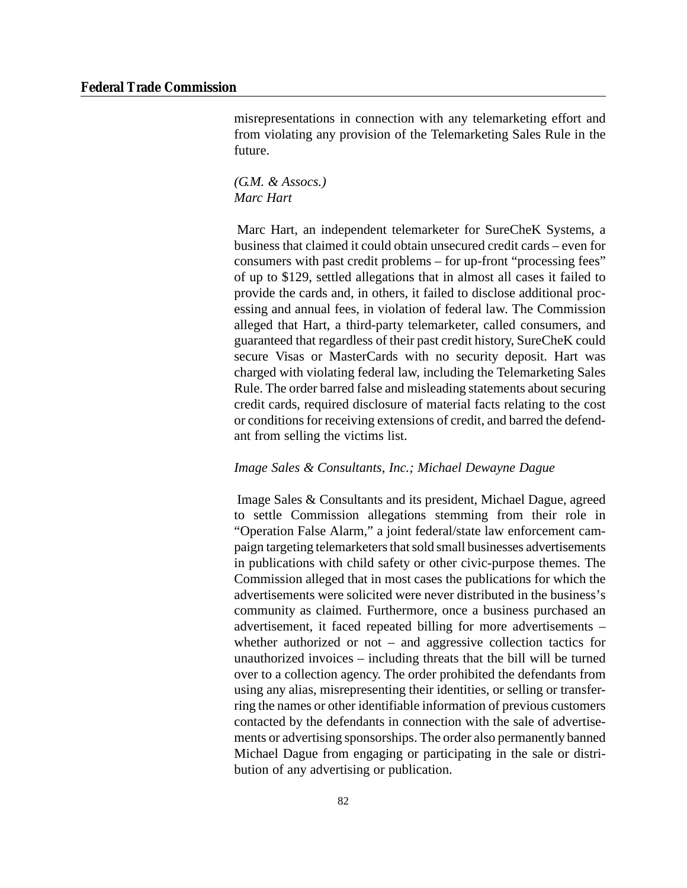misrepresentations in connection with any telemarketing effort and from violating any provision of the Telemarketing Sales Rule in the future.

*(G.M. & Assocs.)*
*Marc Hart*

Marc Hart, an independent telemarketer for SureCheK Systems, a business that claimed it could obtain unsecured credit cards – even for consumers with past credit problems – for up-front "processing fees" of up to $129, settled allegations that in almost all cases it failed to provide the cards and, in others, it failed to disclose additional processing and annual fees, in violation of federal law. The Commission alleged that Hart, a third-party telemarketer, called consumers, and guaranteed that regardless of their past credit history, SureCheK could secure Visas or MasterCards with no security deposit. Hart was charged with violating federal law, including the Telemarketing Sales Rule. The order barred false and misleading statements about securing credit cards, required disclosure of material facts relating to the cost or conditions for receiving extensions of credit, and barred the defendant from selling the victims list.

*Image Sales & Consultants, Inc.; Michael Dewayne Dague*

Image Sales & Consultants and its president, Michael Dague, agreed to settle Commission allegations stemming from their role in "Operation False Alarm," a joint federal/state law enforcement campaign targeting telemarketers that sold small businesses advertisements in publications with child safety or other civic-purpose themes. The Commission alleged that in most cases the publications for which the advertisements were solicited were never distributed in the business's community as claimed. Furthermore, once a business purchased an advertisement, it faced repeated billing for more advertisements – whether authorized or not – and aggressive collection tactics for unauthorized invoices – including threats that the bill will be turned over to a collection agency. The order prohibited the defendants from using any alias, misrepresenting their identities, or selling or transferring the names or other identifiable information of previous customers contacted by the defendants in connection with the sale of advertisements or advertising sponsorships. The order also permanently banned Michael Dague from engaging or participating in the sale or distribution of any advertising or publication.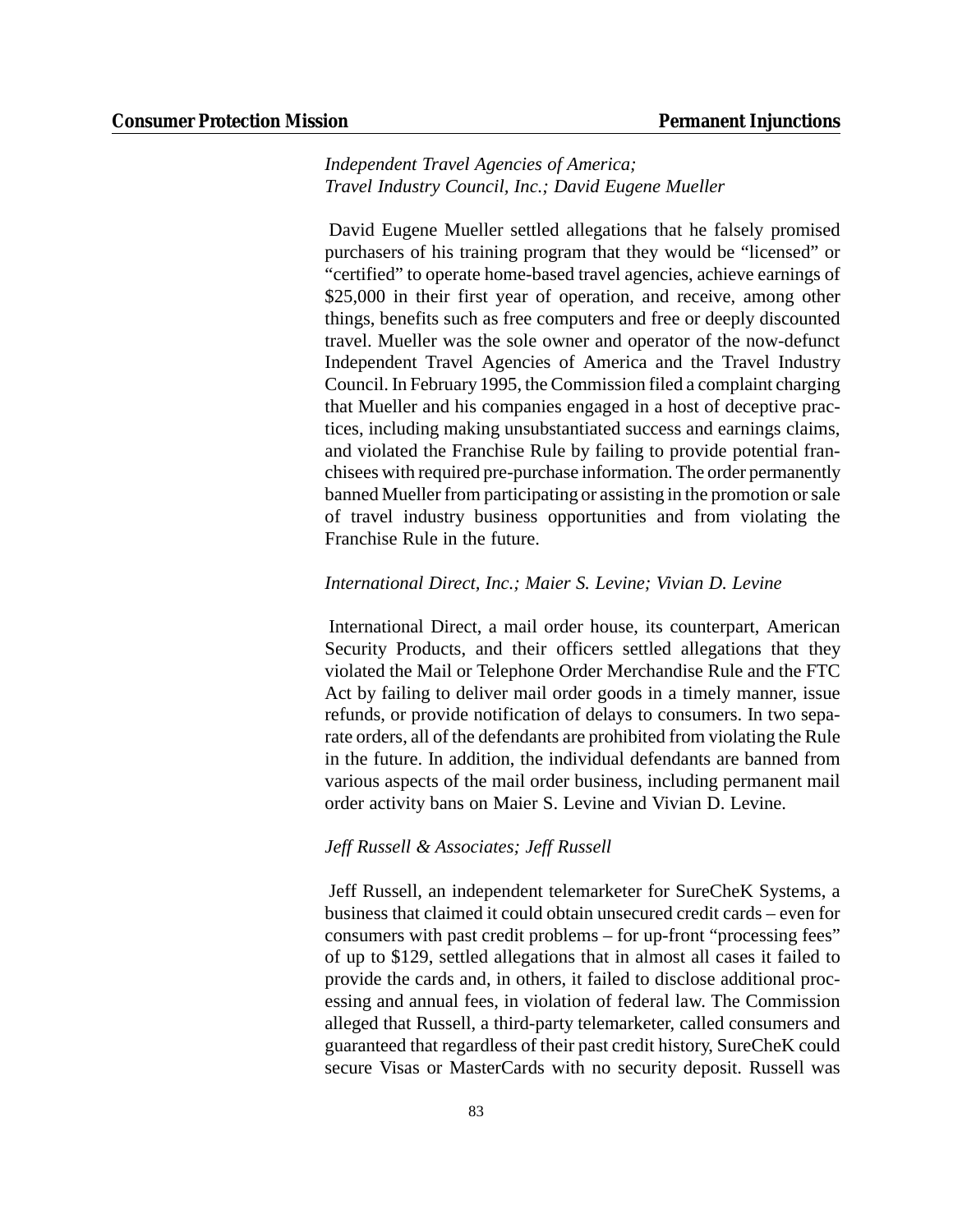*Independent Travel Agencies of America; Travel Industry Council, Inc.; David Eugene Mueller*

David Eugene Mueller settled allegations that he falsely promised purchasers of his training program that they would be "licensed" or "certified" to operate home-based travel agencies, achieve earnings of $25,000 in their first year of operation, and receive, among other things, benefits such as free computers and free or deeply discounted travel. Mueller was the sole owner and operator of the now-defunct Independent Travel Agencies of America and the Travel Industry Council. In February 1995, the Commission filed a complaint charging that Mueller and his companies engaged in a host of deceptive practices, including making unsubstantiated success and earnings claims, and violated the Franchise Rule by failing to provide potential franchisees with required pre-purchase information. The order permanently banned Mueller from participating or assisting in the promotion or sale of travel industry business opportunities and from violating the Franchise Rule in the future.

*International Direct, Inc.; Maier S. Levine; Vivian D. Levine*

International Direct, a mail order house, its counterpart, American Security Products, and their officers settled allegations that they violated the Mail or Telephone Order Merchandise Rule and the FTC Act by failing to deliver mail order goods in a timely manner, issue refunds, or provide notification of delays to consumers. In two separate orders, all of the defendants are prohibited from violating the Rule in the future. In addition, the individual defendants are banned from various aspects of the mail order business, including permanent mail order activity bans on Maier S. Levine and Vivian D. Levine.

*Jeff Russell & Associates; Jeff Russell*

Jeff Russell, an independent telemarketer for SureCheK Systems, a business that claimed it could obtain unsecured credit cards – even for consumers with past credit problems – for up-front "processing fees" of up to $129, settled allegations that in almost all cases it failed to provide the cards and, in others, it failed to disclose additional processing and annual fees, in violation of federal law. The Commission alleged that Russell, a third-party telemarketer, called consumers and guaranteed that regardless of their past credit history, SureCheK could secure Visas or MasterCards with no security deposit. Russell was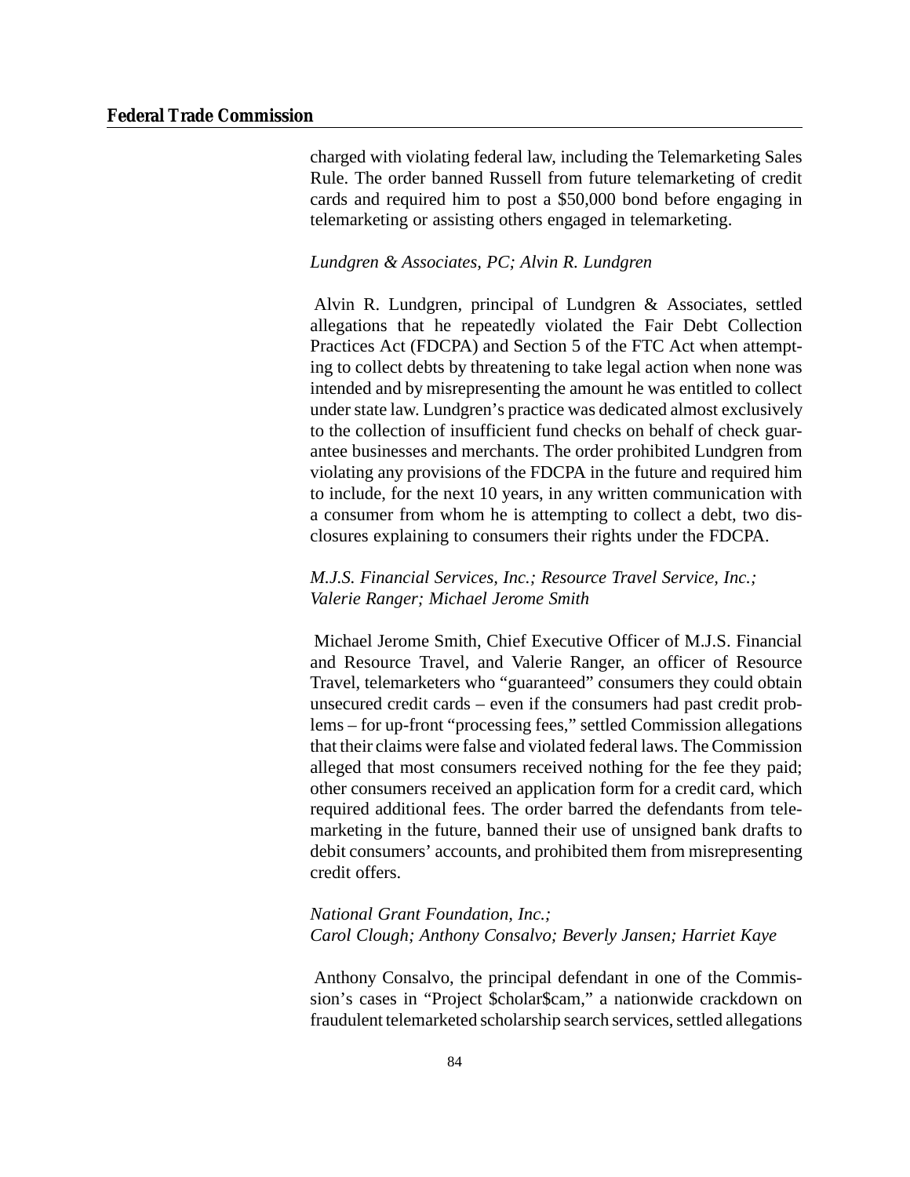charged with violating federal law, including the Telemarketing Sales Rule. The order banned Russell from future telemarketing of credit cards and required him to post a $50,000 bond before engaging in telemarketing or assisting others engaged in telemarketing.

*Lundgren & Associates, PC; Alvin R. Lundgren*

Alvin R. Lundgren, principal of Lundgren & Associates, settled allegations that he repeatedly violated the Fair Debt Collection Practices Act (FDCPA) and Section 5 of the FTC Act when attempting to collect debts by threatening to take legal action when none was intended and by misrepresenting the amount he was entitled to collect under state law. Lundgren's practice was dedicated almost exclusively to the collection of insufficient fund checks on behalf of check guarantee businesses and merchants. The order prohibited Lundgren from violating any provisions of the FDCPA in the future and required him to include, for the next 10 years, in any written communication with a consumer from whom he is attempting to collect a debt, two disclosures explaining to consumers their rights under the FDCPA.

*M.J.S. Financial Services, Inc.; Resource Travel Service, Inc.; Valerie Ranger; Michael Jerome Smith*

Michael Jerome Smith, Chief Executive Officer of M.J.S. Financial and Resource Travel, and Valerie Ranger, an officer of Resource Travel, telemarketers who "guaranteed" consumers they could obtain unsecured credit cards – even if the consumers had past credit problems – for up-front "processing fees," settled Commission allegations that their claims were false and violated federal laws. The Commission alleged that most consumers received nothing for the fee they paid; other consumers received an application form for a credit card, which required additional fees. The order barred the defendants from telemarketing in the future, banned their use of unsigned bank drafts to debit consumers' accounts, and prohibited them from misrepresenting credit offers.

*National Grant Foundation, Inc.;*
*Carol Clough; Anthony Consalvo; Beverly Jansen; Harriet Kaye*

Anthony Consalvo, the principal defendant in one of the Commission's cases in "Project $cholar$cam," a nationwide crackdown on fraudulent telemarketed scholarship search services, settled allegations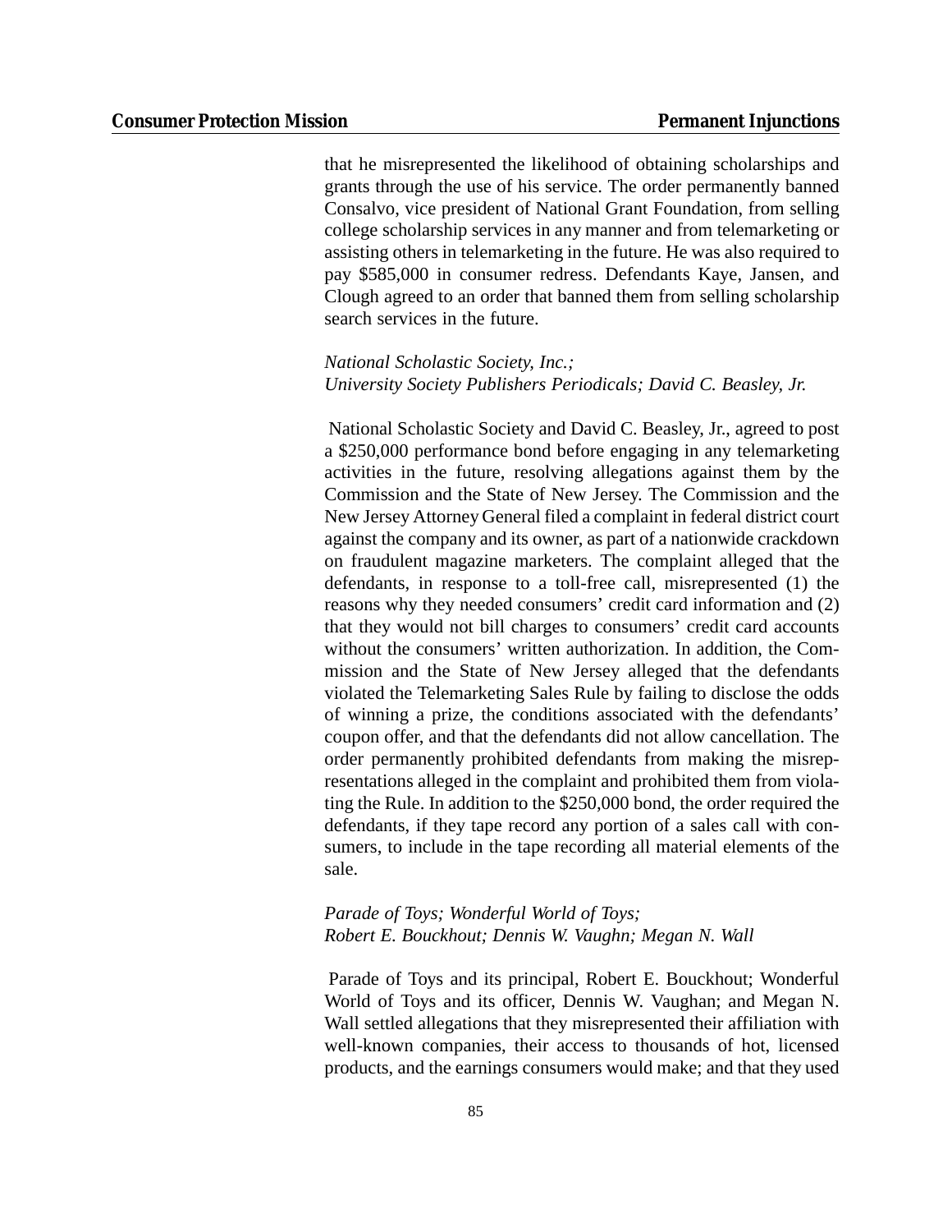that he misrepresented the likelihood of obtaining scholarships and grants through the use of his service. The order permanently banned Consalvo, vice president of National Grant Foundation, from selling college scholarship services in any manner and from telemarketing or assisting others in telemarketing in the future. He was also required to pay $585,000 in consumer redress. Defendants Kaye, Jansen, and Clough agreed to an order that banned them from selling scholarship search services in the future.

*National Scholastic Society, Inc.;*
*University Society Publishers Periodicals; David C. Beasley, Jr.*

National Scholastic Society and David C. Beasley, Jr., agreed to post a $250,000 performance bond before engaging in any telemarketing activities in the future, resolving allegations against them by the Commission and the State of New Jersey. The Commission and the New Jersey Attorney General filed a complaint in federal district court against the company and its owner, as part of a nationwide crackdown on fraudulent magazine marketers. The complaint alleged that the defendants, in response to a toll-free call, misrepresented (1) the reasons why they needed consumers' credit card information and (2) that they would not bill charges to consumers' credit card accounts without the consumers' written authorization. In addition, the Commission and the State of New Jersey alleged that the defendants violated the Telemarketing Sales Rule by failing to disclose the odds of winning a prize, the conditions associated with the defendants' coupon offer, and that the defendants did not allow cancellation. The order permanently prohibited defendants from making the misrepresentations alleged in the complaint and prohibited them from violating the Rule. In addition to the $250,000 bond, the order required the defendants, if they tape record any portion of a sales call with consumers, to include in the tape recording all material elements of the sale.

*Parade of Toys; Wonderful World of Toys;*
*Robert E. Bouckhout; Dennis W. Vaughn; Megan N. Wall*

Parade of Toys and its principal, Robert E. Bouckhout; Wonderful World of Toys and its officer, Dennis W. Vaughan; and Megan N. Wall settled allegations that they misrepresented their affiliation with well-known companies, their access to thousands of hot, licensed products, and the earnings consumers would make; and that they used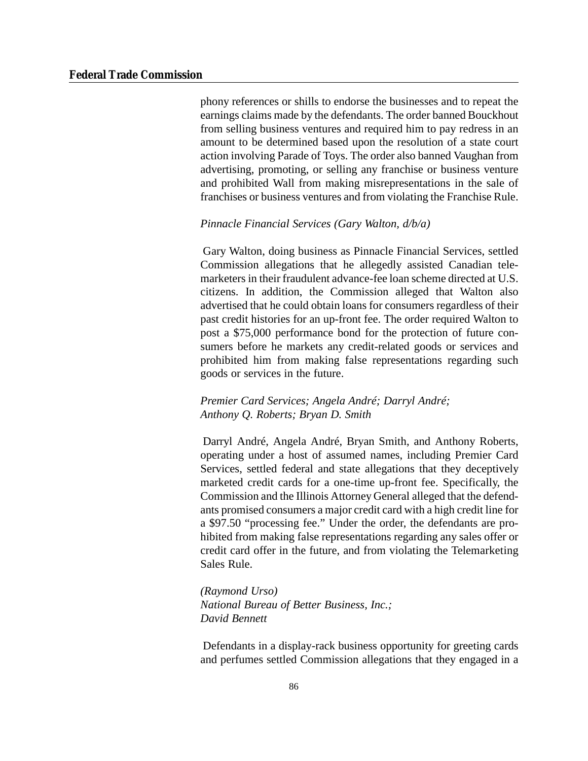phony references or shills to endorse the businesses and to repeat the earnings claims made by the defendants. The order banned Bouckhout from selling business ventures and required him to pay redress in an amount to be determined based upon the resolution of a state court action involving Parade of Toys. The order also banned Vaughan from advertising, promoting, or selling any franchise or business venture and prohibited Wall from making misrepresentations in the sale of franchises or business ventures and from violating the Franchise Rule.

*Pinnacle Financial Services (Gary Walton, d/b/a)*

Gary Walton, doing business as Pinnacle Financial Services, settled Commission allegations that he allegedly assisted Canadian telemarketers in their fraudulent advance-fee loan scheme directed at U.S. citizens. In addition, the Commission alleged that Walton also advertised that he could obtain loans for consumers regardless of their past credit histories for an up-front fee. The order required Walton to post a $75,000 performance bond for the protection of future consumers before he markets any credit-related goods or services and prohibited him from making false representations regarding such goods or services in the future.

*Premier Card Services; Angela André; Darryl André; Anthony Q. Roberts; Bryan D. Smith*

Darryl André, Angela André, Bryan Smith, and Anthony Roberts, operating under a host of assumed names, including Premier Card Services, settled federal and state allegations that they deceptively marketed credit cards for a one-time up-front fee. Specifically, the Commission and the Illinois Attorney General alleged that the defendants promised consumers a major credit card with a high credit line for a $97.50 "processing fee." Under the order, the defendants are prohibited from making false representations regarding any sales offer or credit card offer in the future, and from violating the Telemarketing Sales Rule.

*(Raymond Urso)*
*National Bureau of Better Business, Inc.;*
*David Bennett*

Defendants in a display-rack business opportunity for greeting cards and perfumes settled Commission allegations that they engaged in a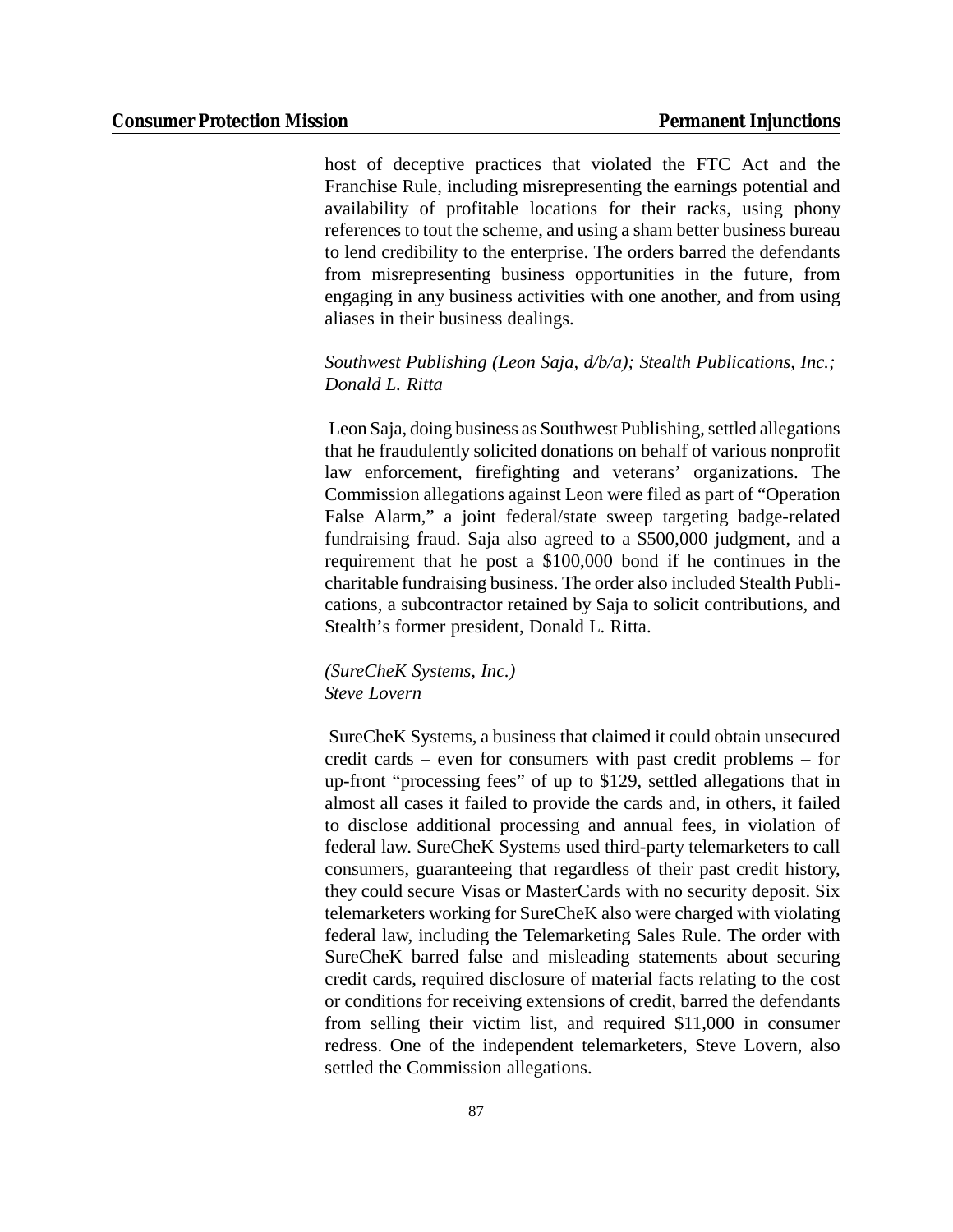host of deceptive practices that violated the FTC Act and the Franchise Rule, including misrepresenting the earnings potential and availability of profitable locations for their racks, using phony references to tout the scheme, and using a sham better business bureau to lend credibility to the enterprise. The orders barred the defendants from misrepresenting business opportunities in the future, from engaging in any business activities with one another, and from using aliases in their business dealings.

*Southwest Publishing (Leon Saja, d/b/a); Stealth Publications, Inc.; Donald L. Ritta*

Leon Saja, doing business as Southwest Publishing, settled allegations that he fraudulently solicited donations on behalf of various nonprofit law enforcement, firefighting and veterans' organizations. The Commission allegations against Leon were filed as part of "Operation False Alarm," a joint federal/state sweep targeting badge-related fundraising fraud. Saja also agreed to a $500,000 judgment, and a requirement that he post a $100,000 bond if he continues in the charitable fundraising business. The order also included Stealth Publications, a subcontractor retained by Saja to solicit contributions, and Stealth's former president, Donald L. Ritta.

*(SureCheK Systems, Inc.)*
*Steve Lovern*

SureCheK Systems, a business that claimed it could obtain unsecured credit cards – even for consumers with past credit problems – for up-front "processing fees" of up to $129, settled allegations that in almost all cases it failed to provide the cards and, in others, it failed to disclose additional processing and annual fees, in violation of federal law. SureCheK Systems used third-party telemarketers to call consumers, guaranteeing that regardless of their past credit history, they could secure Visas or MasterCards with no security deposit. Six telemarketers working for SureCheK also were charged with violating federal law, including the Telemarketing Sales Rule. The order with SureCheK barred false and misleading statements about securing credit cards, required disclosure of material facts relating to the cost or conditions for receiving extensions of credit, barred the defendants from selling their victim list, and required $11,000 in consumer redress. One of the independent telemarketers, Steve Lovern, also settled the Commission allegations.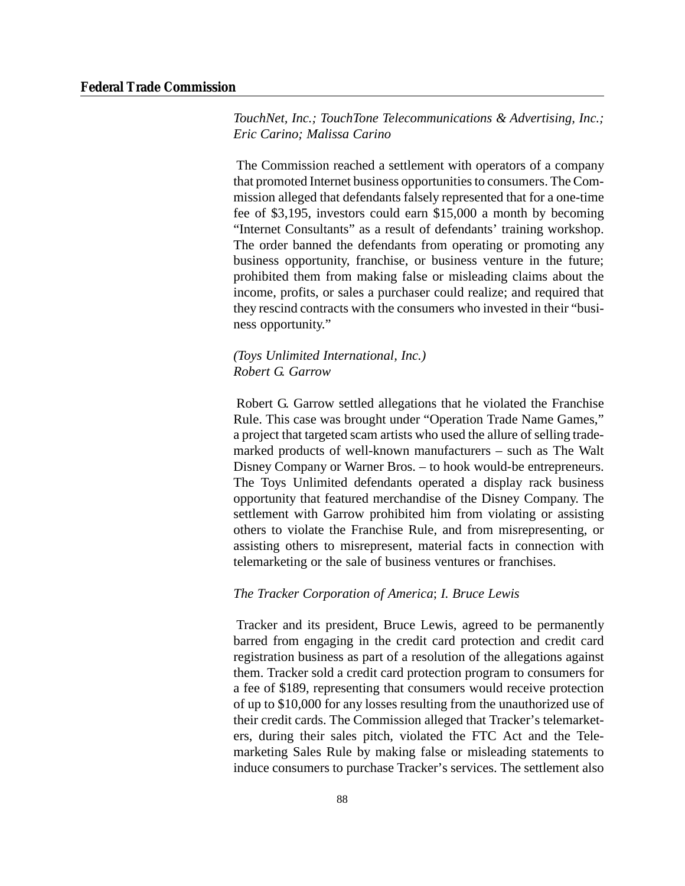*TouchNet, Inc.; TouchTone Telecommunications & Advertising, Inc.; Eric Carino; Malissa Carino*

The Commission reached a settlement with operators of a company that promoted Internet business opportunities to consumers. The Commission alleged that defendants falsely represented that for a one-time fee of $3,195, investors could earn $15,000 a month by becoming "Internet Consultants" as a result of defendants' training workshop. The order banned the defendants from operating or promoting any business opportunity, franchise, or business venture in the future; prohibited them from making false or misleading claims about the income, profits, or sales a purchaser could realize; and required that they rescind contracts with the consumers who invested in their "business opportunity."

*(Toys Unlimited International, Inc.)*
*Robert G. Garrow*

Robert G. Garrow settled allegations that he violated the Franchise Rule. This case was brought under "Operation Trade Name Games," a project that targeted scam artists who used the allure of selling trademarked products of well-known manufacturers – such as The Walt Disney Company or Warner Bros. – to hook would-be entrepreneurs. The Toys Unlimited defendants operated a display rack business opportunity that featured merchandise of the Disney Company. The settlement with Garrow prohibited him from violating or assisting others to violate the Franchise Rule, and from misrepresenting, or assisting others to misrepresent, material facts in connection with telemarketing or the sale of business ventures or franchises.

*The Tracker Corporation of America*; *I. Bruce Lewis*

Tracker and its president, Bruce Lewis, agreed to be permanently barred from engaging in the credit card protection and credit card registration business as part of a resolution of the allegations against them. Tracker sold a credit card protection program to consumers for a fee of $189, representing that consumers would receive protection of up to $10,000 for any losses resulting from the unauthorized use of their credit cards. The Commission alleged that Tracker's telemarketers, during their sales pitch, violated the FTC Act and the Telemarketing Sales Rule by making false or misleading statements to induce consumers to purchase Tracker's services. The settlement also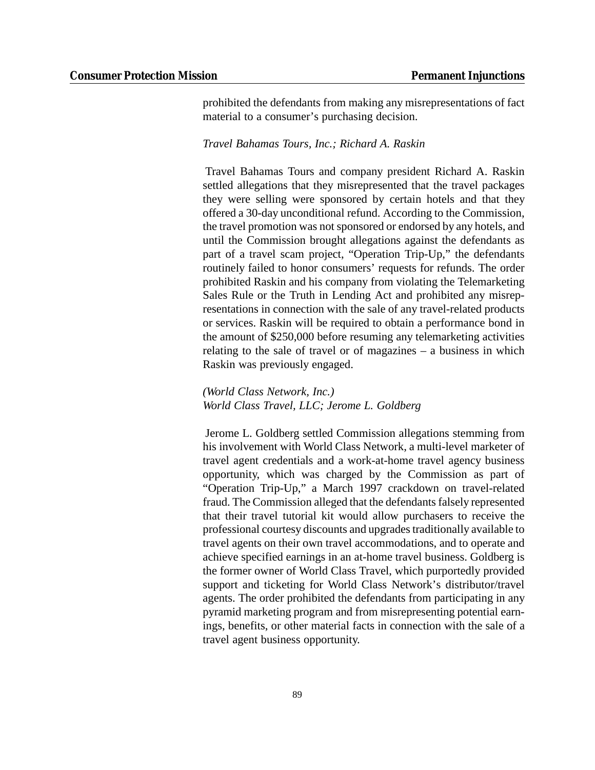prohibited the defendants from making any misrepresentations of fact material to a consumer's purchasing decision.

*Travel Bahamas Tours, Inc.; Richard A. Raskin*

Travel Bahamas Tours and company president Richard A. Raskin settled allegations that they misrepresented that the travel packages they were selling were sponsored by certain hotels and that they offered a 30-day unconditional refund. According to the Commission, the travel promotion was not sponsored or endorsed by any hotels, and until the Commission brought allegations against the defendants as part of a travel scam project, "Operation Trip-Up," the defendants routinely failed to honor consumers' requests for refunds. The order prohibited Raskin and his company from violating the Telemarketing Sales Rule or the Truth in Lending Act and prohibited any misrepresentations in connection with the sale of any travel-related products or services. Raskin will be required to obtain a performance bond in the amount of $250,000 before resuming any telemarketing activities relating to the sale of travel or of magazines – a business in which Raskin was previously engaged.

*(World Class Network, Inc.)*
*World Class Travel, LLC; Jerome L. Goldberg*

Jerome L. Goldberg settled Commission allegations stemming from his involvement with World Class Network, a multi-level marketer of travel agent credentials and a work-at-home travel agency business opportunity, which was charged by the Commission as part of "Operation Trip-Up," a March 1997 crackdown on travel-related fraud. The Commission alleged that the defendants falsely represented that their travel tutorial kit would allow purchasers to receive the professional courtesy discounts and upgrades traditionally available to travel agents on their own travel accommodations, and to operate and achieve specified earnings in an at-home travel business. Goldberg is the former owner of World Class Travel, which purportedly provided support and ticketing for World Class Network's distributor/travel agents. The order prohibited the defendants from participating in any pyramid marketing program and from misrepresenting potential earnings, benefits, or other material facts in connection with the sale of a travel agent business opportunity.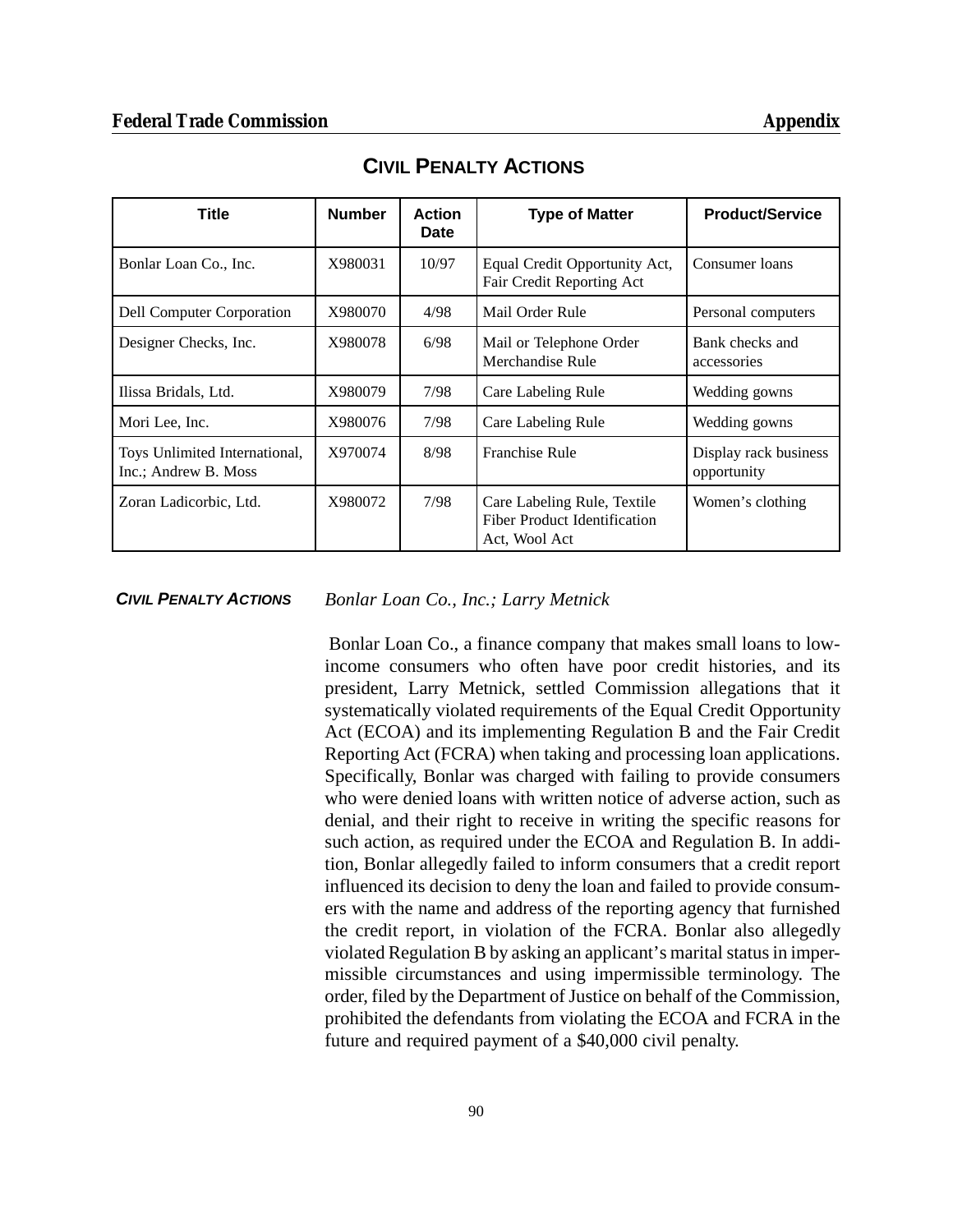## CIVIL PENALTY ACTIONS

| Title | Number | Action Date | Type of Matter | Product/Service |
|---|---|---|---|---|
| Bonlar Loan Co., Inc. | X980031 | 10/97 | Equal Credit Opportunity Act, Fair Credit Reporting Act | Consumer loans |
| Dell Computer Corporation | X980070 | 4/98 | Mail Order Rule | Personal computers |
| Designer Checks, Inc. | X980078 | 6/98 | Mail or Telephone Order Merchandise Rule | Bank checks and accessories |
| Ilissa Bridals, Ltd. | X980079 | 7/98 | Care Labeling Rule | Wedding gowns |
| Mori Lee, Inc. | X980076 | 7/98 | Care Labeling Rule | Wedding gowns |
| Toys Unlimited International, Inc.; Andrew B. Moss | X970074 | 8/98 | Franchise Rule | Display rack business opportunity |
| Zoran Ladicorbic, Ltd. | X980072 | 7/98 | Care Labeling Rule, Textile Fiber Product Identification Act, Wool Act | Women's clothing |

***CIVIL PENALTY ACTIONS***

*Bonlar Loan Co., Inc.; Larry Metnick*

Bonlar Loan Co., a finance company that makes small loans to low-income consumers who often have poor credit histories, and its president, Larry Metnick, settled Commission allegations that it systematically violated requirements of the Equal Credit Opportunity Act (ECOA) and its implementing Regulation B and the Fair Credit Reporting Act (FCRA) when taking and processing loan applications. Specifically, Bonlar was charged with failing to provide consumers who were denied loans with written notice of adverse action, such as denial, and their right to receive in writing the specific reasons for such action, as required under the ECOA and Regulation B. In addition, Bonlar allegedly failed to inform consumers that a credit report influenced its decision to deny the loan and failed to provide consumers with the name and address of the reporting agency that furnished the credit report, in violation of the FCRA. Bonlar also allegedly violated Regulation B by asking an applicant's marital status in impermissible circumstances and using impermissible terminology. The order, filed by the Department of Justice on behalf of the Commission, prohibited the defendants from violating the ECOA and FCRA in the future and required payment of a $40,000 civil penalty.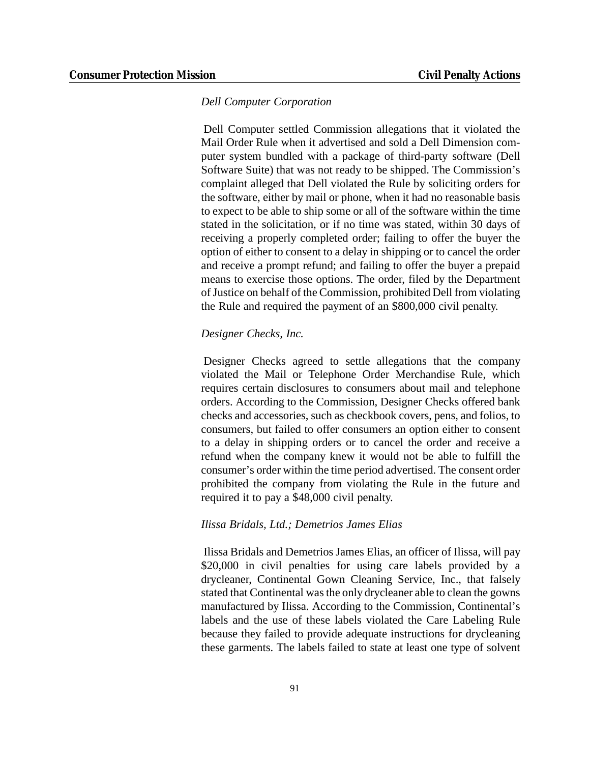*Dell Computer Corporation*

Dell Computer settled Commission allegations that it violated the Mail Order Rule when it advertised and sold a Dell Dimension computer system bundled with a package of third-party software (Dell Software Suite) that was not ready to be shipped. The Commission's complaint alleged that Dell violated the Rule by soliciting orders for the software, either by mail or phone, when it had no reasonable basis to expect to be able to ship some or all of the software within the time stated in the solicitation, or if no time was stated, within 30 days of receiving a properly completed order; failing to offer the buyer the option of either to consent to a delay in shipping or to cancel the order and receive a prompt refund; and failing to offer the buyer a prepaid means to exercise those options. The order, filed by the Department of Justice on behalf of the Commission, prohibited Dell from violating the Rule and required the payment of an $800,000 civil penalty.

*Designer Checks, Inc.*

Designer Checks agreed to settle allegations that the company violated the Mail or Telephone Order Merchandise Rule, which requires certain disclosures to consumers about mail and telephone orders. According to the Commission, Designer Checks offered bank checks and accessories, such as checkbook covers, pens, and folios, to consumers, but failed to offer consumers an option either to consent to a delay in shipping orders or to cancel the order and receive a refund when the company knew it would not be able to fulfill the consumer's order within the time period advertised. The consent order prohibited the company from violating the Rule in the future and required it to pay a $48,000 civil penalty.

*Ilissa Bridals, Ltd.; Demetrios James Elias*

Ilissa Bridals and Demetrios James Elias, an officer of Ilissa, will pay $20,000 in civil penalties for using care labels provided by a drycleaner, Continental Gown Cleaning Service, Inc., that falsely stated that Continental was the only drycleaner able to clean the gowns manufactured by Ilissa. According to the Commission, Continental's labels and the use of these labels violated the Care Labeling Rule because they failed to provide adequate instructions for drycleaning these garments. The labels failed to state at least one type of solvent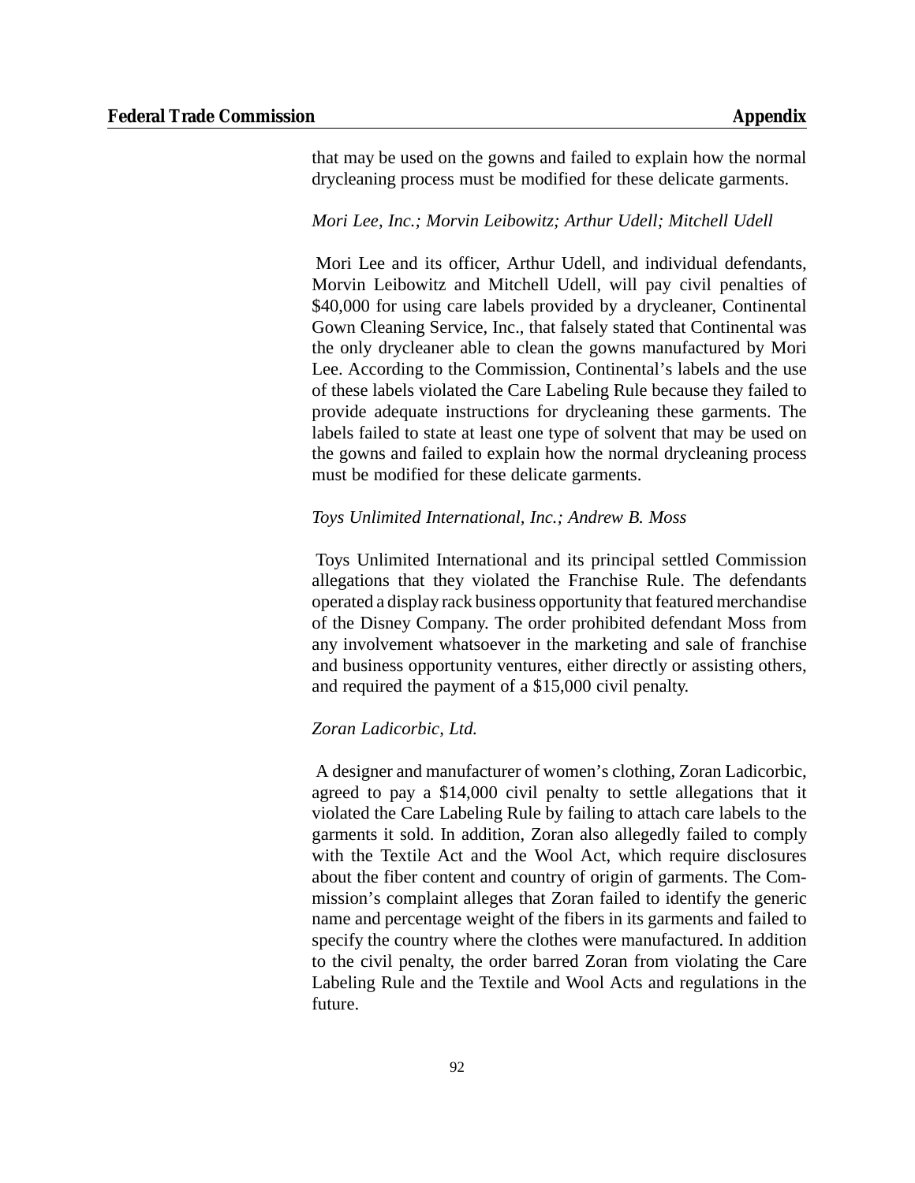that may be used on the gowns and failed to explain how the normal drycleaning process must be modified for these delicate garments.

*Mori Lee, Inc.; Morvin Leibowitz; Arthur Udell; Mitchell Udell*

Mori Lee and its officer, Arthur Udell, and individual defendants, Morvin Leibowitz and Mitchell Udell, will pay civil penalties of $40,000 for using care labels provided by a drycleaner, Continental Gown Cleaning Service, Inc., that falsely stated that Continental was the only drycleaner able to clean the gowns manufactured by Mori Lee. According to the Commission, Continental's labels and the use of these labels violated the Care Labeling Rule because they failed to provide adequate instructions for drycleaning these garments. The labels failed to state at least one type of solvent that may be used on the gowns and failed to explain how the normal drycleaning process must be modified for these delicate garments.

*Toys Unlimited International, Inc.; Andrew B. Moss*

Toys Unlimited International and its principal settled Commission allegations that they violated the Franchise Rule. The defendants operated a display rack business opportunity that featured merchandise of the Disney Company. The order prohibited defendant Moss from any involvement whatsoever in the marketing and sale of franchise and business opportunity ventures, either directly or assisting others, and required the payment of a $15,000 civil penalty.

*Zoran Ladicorbic, Ltd.*

A designer and manufacturer of women's clothing, Zoran Ladicorbic, agreed to pay a $14,000 civil penalty to settle allegations that it violated the Care Labeling Rule by failing to attach care labels to the garments it sold. In addition, Zoran also allegedly failed to comply with the Textile Act and the Wool Act, which require disclosures about the fiber content and country of origin of garments. The Commission's complaint alleges that Zoran failed to identify the generic name and percentage weight of the fibers in its garments and failed to specify the country where the clothes were manufactured. In addition to the civil penalty, the order barred Zoran from violating the Care Labeling Rule and the Textile and Wool Acts and regulations in the future.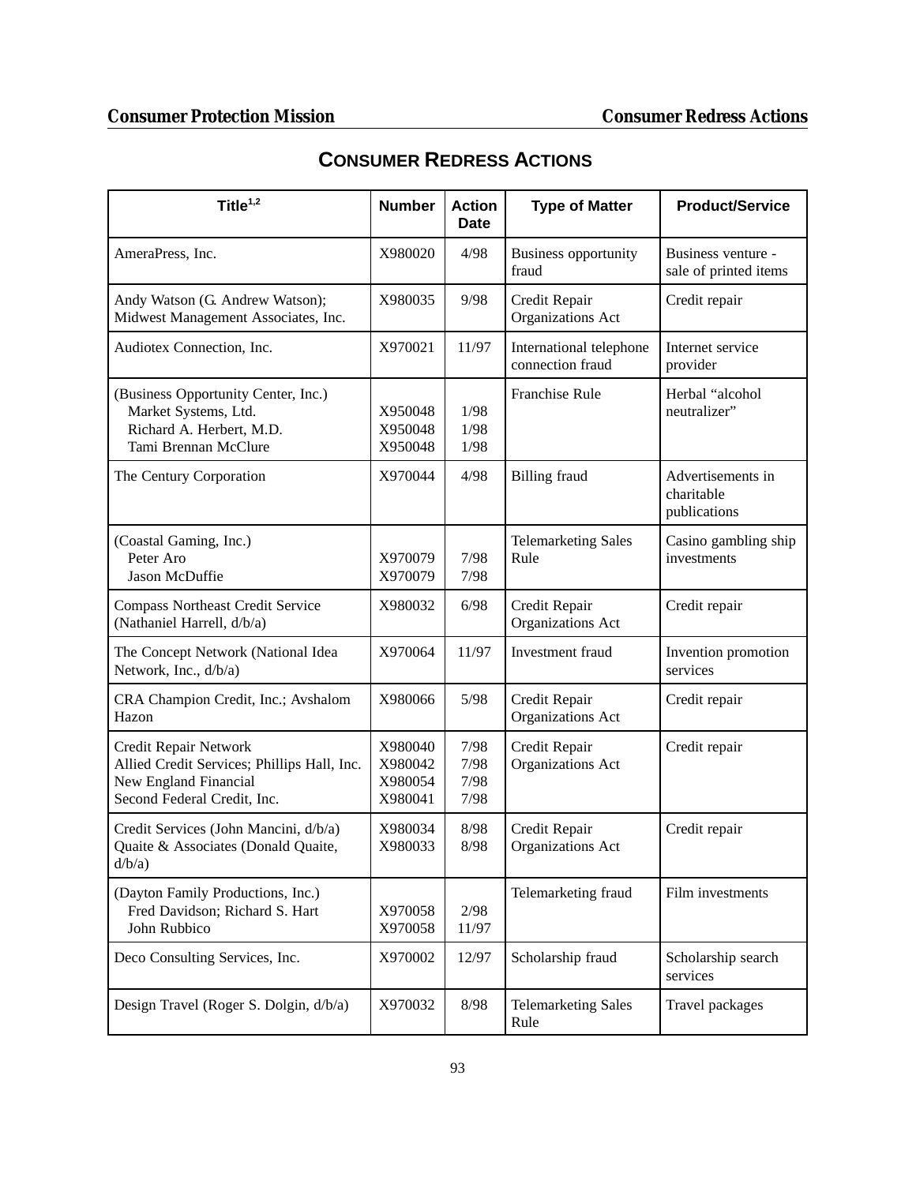# CONSUMER REDRESS ACTIONS

| Title[1,2] | Number | Action Date | Type of Matter | Product/Service |
|---|---|---|---|---|
| AmeraPress, Inc. | X980020 | 4/98 | Business opportunity fraud | Business venture - sale of printed items |
| Andy Watson (G. Andrew Watson); Midwest Management Associates, Inc. | X980035 | 9/98 | Credit Repair Organizations Act | Credit repair |
| Audiotex Connection, Inc. | X970021 | 11/97 | International telephone connection fraud | Internet service provider |
| (Business Opportunity Center, Inc.)<br>Market Systems, Ltd.<br>Richard A. Herbert, M.D.<br>Tami Brennan McClure | <br>X950048<br>X950048<br>X950048 | <br>1/98<br>1/98<br>1/98 | Franchise Rule | Herbal "alcohol neutralizer" |
| The Century Corporation | X970044 | 4/98 | Billing fraud | Advertisements in charitable publications |
| (Coastal Gaming, Inc.)<br>Peter Aro<br>Jason McDuffie | <br>X970079<br>X970079 | <br>7/98<br>7/98 | Telemarketing Sales Rule | Casino gambling ship investments |
| Compass Northeast Credit Service (Nathaniel Harrell, d/b/a) | X980032 | 6/98 | Credit Repair Organizations Act | Credit repair |
| The Concept Network (National Idea Network, Inc., d/b/a) | X970064 | 11/97 | Investment fraud | Invention promotion services |
| CRA Champion Credit, Inc.; Avshalom Hazon | X980066 | 5/98 | Credit Repair Organizations Act | Credit repair |
| Credit Repair Network<br>Allied Credit Services; Phillips Hall, Inc.<br>New England Financial<br>Second Federal Credit, Inc. | X980040<br>X980042<br>X980054<br>X980041 | 7/98<br>7/98<br>7/98<br>7/98 | Credit Repair Organizations Act | Credit repair |
| Credit Services (John Mancini, d/b/a)<br>Quaite & Associates (Donald Quaite, d/b/a) | X980034<br>X980033 | 8/98<br>8/98 | Credit Repair Organizations Act | Credit repair |
| (Dayton Family Productions, Inc.)<br>Fred Davidson; Richard S. Hart<br>John Rubbico | <br>X970058<br>X970058 | <br>2/98<br>11/97 | Telemarketing fraud | Film investments |
| Deco Consulting Services, Inc. | X970002 | 12/97 | Scholarship fraud | Scholarship search services |
| Design Travel (Roger S. Dolgin, d/b/a) | X970032 | 8/98 | Telemarketing Sales Rule | Travel packages |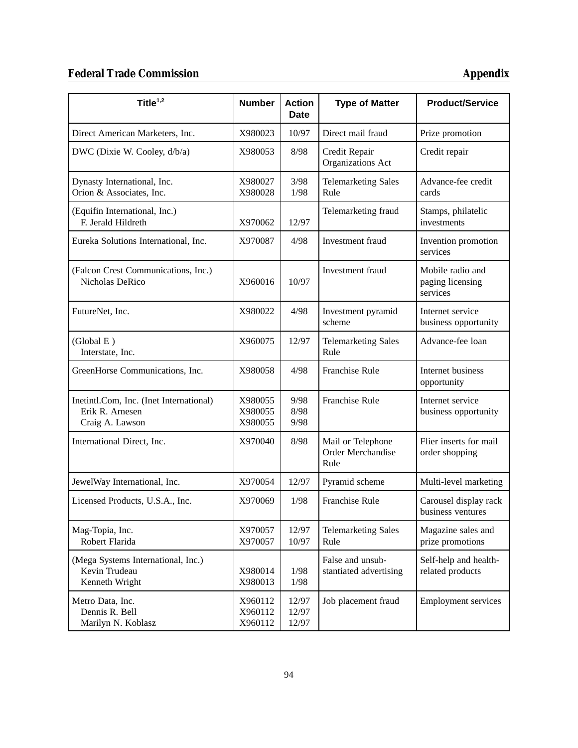| Title[1,2] | Number | Action Date | Type of Matter | Product/Service |
|---|---|---|---|---|
| Direct American Marketers, Inc. | X980023 | 10/97 | Direct mail fraud | Prize promotion |
| DWC (Dixie W. Cooley, d/b/a) | X980053 | 8/98 | Credit Repair Organizations Act | Credit repair |
| Dynasty International, Inc.<br>Orion & Associates, Inc. | X980027<br>X980028 | 3/98<br>1/98 | Telemarketing Sales Rule | Advance-fee credit cards |
| (Equifin International, Inc.)<br>F. Jerald Hildreth | <br>X970062 | <br>12/97 | Telemarketing fraud | Stamps, philatelic investments |
| Eureka Solutions International, Inc. | X970087 | 4/98 | Investment fraud | Invention promotion services |
| (Falcon Crest Communications, Inc.)<br>Nicholas DeRico | <br>X960016 | <br>10/97 | Investment fraud | Mobile radio and paging licensing services |
| FutureNet, Inc. | X980022 | 4/98 | Investment pyramid scheme | Internet service business opportunity |
| (Global E )<br>Interstate, Inc. | X960075 | 12/97 | Telemarketing Sales Rule | Advance-fee loan |
| GreenHorse Communications, Inc. | X980058 | 4/98 | Franchise Rule | Internet business opportunity |
| Inetintl.Com, Inc. (Inet International)<br>Erik R. Arnesen<br>Craig A. Lawson | X980055<br>X980055<br>X980055 | 9/98<br>8/98<br>9/98 | Franchise Rule | Internet service business opportunity |
| International Direct, Inc. | X970040 | 8/98 | Mail or Telephone Order Merchandise Rule | Flier inserts for mail order shopping |
| JewelWay International, Inc. | X970054 | 12/97 | Pyramid scheme | Multi-level marketing |
| Licensed Products, U.S.A., Inc. | X970069 | 1/98 | Franchise Rule | Carousel display rack business ventures |
| Mag-Topia, Inc.<br>Robert Flarida | X970057<br>X970057 | 12/97<br>10/97 | Telemarketing Sales Rule | Magazine sales and prize promotions |
| (Mega Systems International, Inc.)<br>Kevin Trudeau<br>Kenneth Wright | <br>X980014<br>X980013 | <br>1/98<br>1/98 | False and unsubstantiated advertising | Self-help and health-related products |
| Metro Data, Inc.<br>Dennis R. Bell<br>Marilyn N. Koblasz | X960112<br>X960112<br>X960112 | 12/97<br>12/97<br>12/97 | Job placement fraud | Employment services |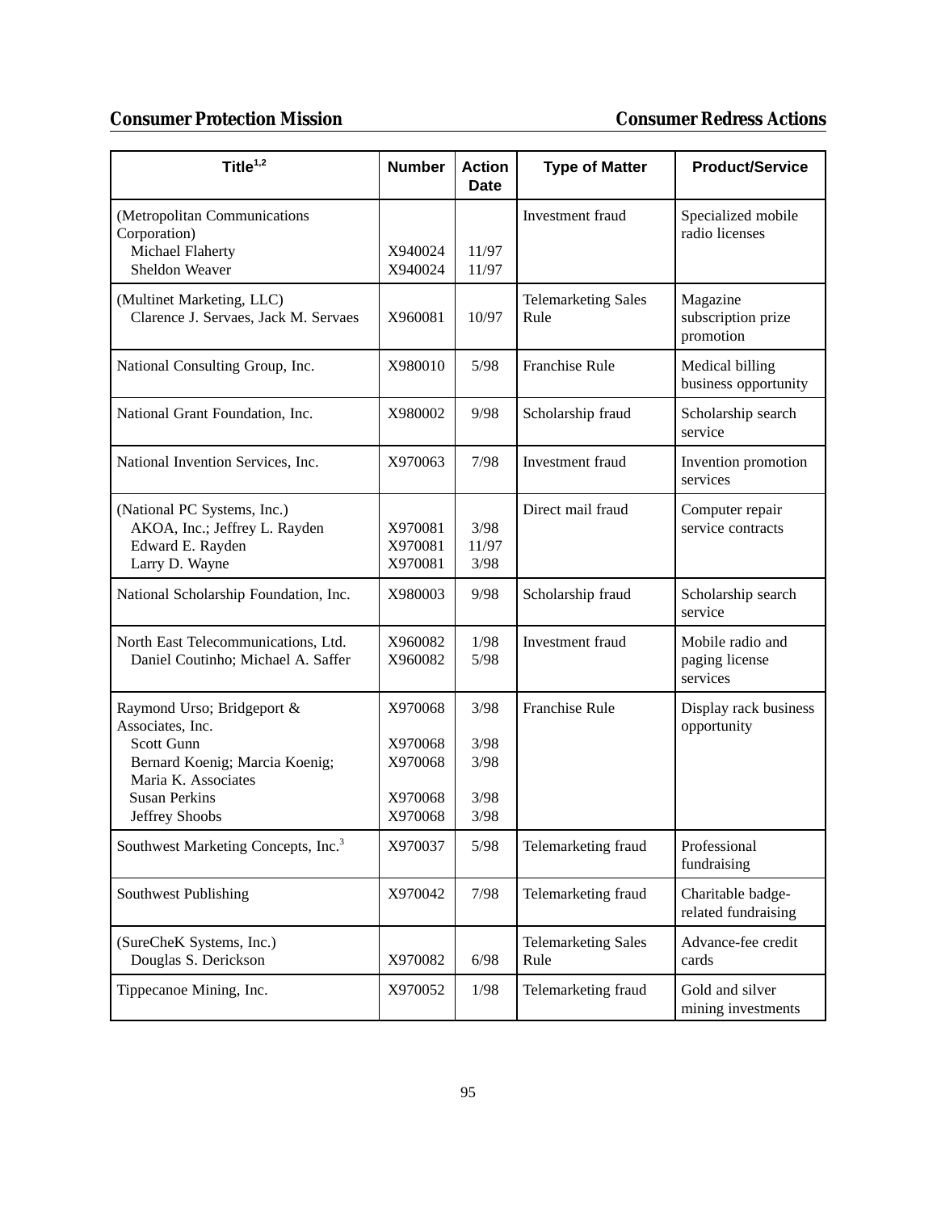| Title[1,2] | Number | Action Date | Type of Matter | Product/Service |
|---|---|---|---|---|
| (Metropolitan Communications Corporation)<br>Michael Flaherty<br>Sheldon Weaver | <br><br>X940024<br>X940024 | <br><br>11/97<br>11/97 | Investment fraud | Specialized mobile radio licenses |
| (Multinet Marketing, LLC)<br>Clarence J. Servaes, Jack M. Servaes | <br>X960081 | <br>10/97 | Telemarketing Sales Rule | Magazine subscription prize promotion |
| National Consulting Group, Inc. | X980010 | 5/98 | Franchise Rule | Medical billing business opportunity |
| National Grant Foundation, Inc. | X980002 | 9/98 | Scholarship fraud | Scholarship search service |
| National Invention Services, Inc. | X970063 | 7/98 | Investment fraud | Invention promotion services |
| (National PC Systems, Inc.)<br>AKOA, Inc.; Jeffrey L. Rayden<br>Edward E. Rayden<br>Larry D. Wayne | <br>X970081<br>X970081<br>X970081 | <br>3/98<br>11/97<br>3/98 | Direct mail fraud | Computer repair service contracts |
| National Scholarship Foundation, Inc. | X980003 | 9/98 | Scholarship fraud | Scholarship search service |
| North East Telecommunications, Ltd.<br>Daniel Coutinho; Michael A. Saffer | X960082<br>X960082 | 1/98<br>5/98 | Investment fraud | Mobile radio and paging license services |
| Raymond Urso; Bridgeport & Associates, Inc.<br>Scott Gunn<br>Bernard Koenig; Marcia Koenig; Maria K. Associates<br>Susan Perkins<br>Jeffrey Shoobs | X970068<br>X970068<br>X970068<br>X970068<br>X970068 | 3/98<br>3/98<br>3/98<br>3/98<br>3/98 | Franchise Rule | Display rack business opportunity |
| Southwest Marketing Concepts, Inc.[3] | X970037 | 5/98 | Telemarketing fraud | Professional fundraising |
| Southwest Publishing | X970042 | 7/98 | Telemarketing fraud | Charitable badge-related fundraising |
| (SureCheK Systems, Inc.)<br>Douglas S. Derickson | <br>X970082 | <br>6/98 | Telemarketing Sales Rule | Advance-fee credit cards |
| Tippecanoe Mining, Inc. | X970052 | 1/98 | Telemarketing fraud | Gold and silver mining investments |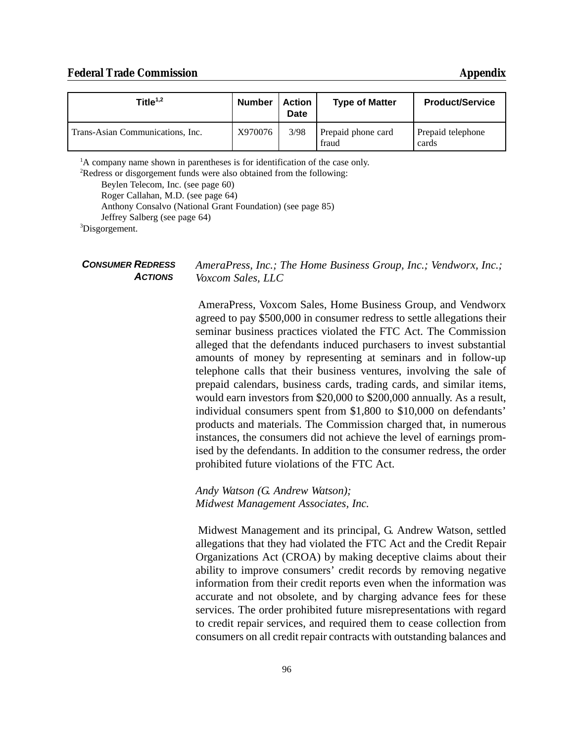| Title[1,2] | Number | Action Date | Type of Matter | Product/Service |
|---|---|---|---|---|
| Trans-Asian Communications, Inc. | X970076 | 3/98 | Prepaid phone card fraud | Prepaid telephone cards |

[1]A company name shown in parentheses is for identification of the case only.
[2]Redress or disgorgement funds were also obtained from the following:
Beylen Telecom, Inc. (see page 60)
Roger Callahan, M.D. (see page 64)
Anthony Consalvo (National Grant Foundation) (see page 85)
Jeffrey Salberg (see page 64)
[3]Disgorgement.

## CONSUMER REDRESS ACTIONS

*AmeraPress, Inc.; The Home Business Group, Inc.; Vendworx, Inc.; Voxcom Sales, LLC*

AmeraPress, Voxcom Sales, Home Business Group, and Vendworx agreed to pay $500,000 in consumer redress to settle allegations their seminar business practices violated the FTC Act. The Commission alleged that the defendants induced purchasers to invest substantial amounts of money by representing at seminars and in follow-up telephone calls that their business ventures, involving the sale of prepaid calendars, business cards, trading cards, and similar items, would earn investors from $20,000 to $200,000 annually. As a result, individual consumers spent from $1,800 to $10,000 on defendants' products and materials. The Commission charged that, in numerous instances, the consumers did not achieve the level of earnings promised by the defendants. In addition to the consumer redress, the order prohibited future violations of the FTC Act.

*Andy Watson (G. Andrew Watson);*
*Midwest Management Associates, Inc.*

Midwest Management and its principal, G. Andrew Watson, settled allegations that they had violated the FTC Act and the Credit Repair Organizations Act (CROA) by making deceptive claims about their ability to improve consumers' credit records by removing negative information from their credit reports even when the information was accurate and not obsolete, and by charging advance fees for these services. The order prohibited future misrepresentations with regard to credit repair services, and required them to cease collection from consumers on all credit repair contracts with outstanding balances and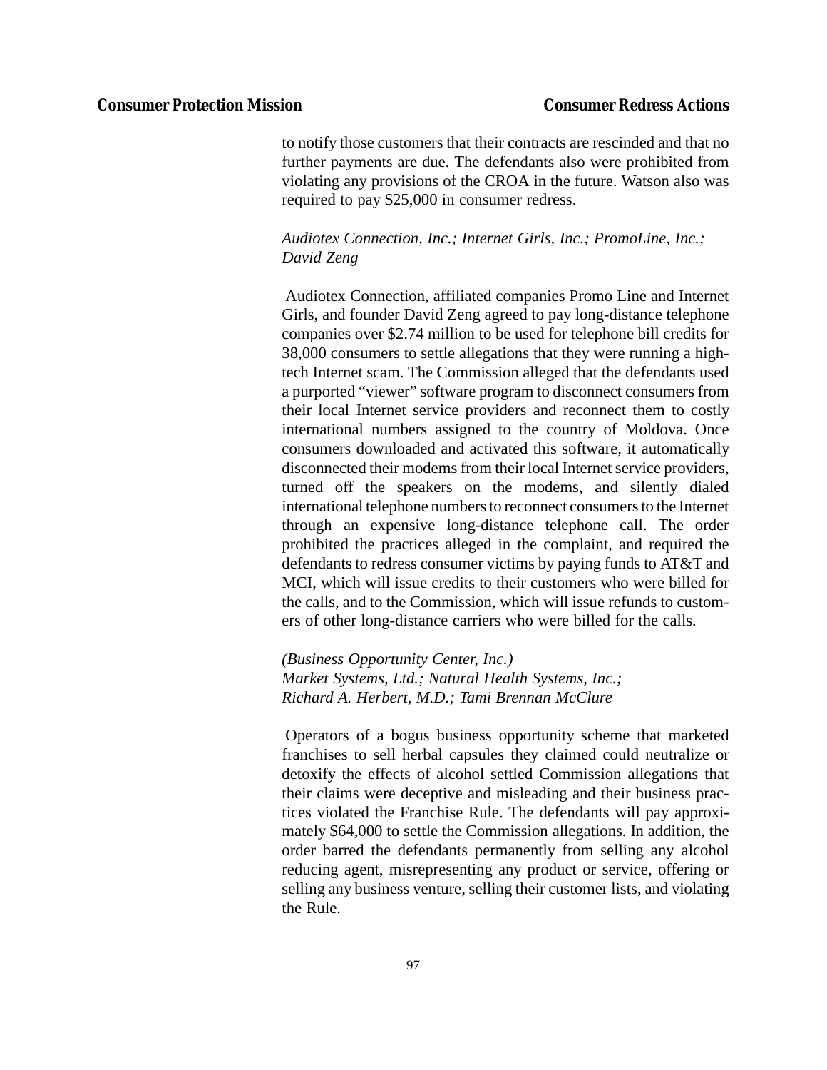to notify those customers that their contracts are rescinded and that no further payments are due. The defendants also were prohibited from violating any provisions of the CROA in the future. Watson also was required to pay $25,000 in consumer redress.

*Audiotex Connection, Inc.; Internet Girls, Inc.; PromoLine, Inc.; David Zeng*

Audiotex Connection, affiliated companies Promo Line and Internet Girls, and founder David Zeng agreed to pay long-distance telephone companies over $2.74 million to be used for telephone bill credits for 38,000 consumers to settle allegations that they were running a high-tech Internet scam. The Commission alleged that the defendants used a purported "viewer" software program to disconnect consumers from their local Internet service providers and reconnect them to costly international numbers assigned to the country of Moldova. Once consumers downloaded and activated this software, it automatically disconnected their modems from their local Internet service providers, turned off the speakers on the modems, and silently dialed international telephone numbers to reconnect consumers to the Internet through an expensive long-distance telephone call. The order prohibited the practices alleged in the complaint, and required the defendants to redress consumer victims by paying funds to AT&T and MCI, which will issue credits to their customers who were billed for the calls, and to the Commission, which will issue refunds to customers of other long-distance carriers who were billed for the calls.

*(Business Opportunity Center, Inc.)*
*Market Systems, Ltd.; Natural Health Systems, Inc.; Richard A. Herbert, M.D.; Tami Brennan McClure*

Operators of a bogus business opportunity scheme that marketed franchises to sell herbal capsules they claimed could neutralize or detoxify the effects of alcohol settled Commission allegations that their claims were deceptive and misleading and their business practices violated the Franchise Rule. The defendants will pay approximately $64,000 to settle the Commission allegations. In addition, the order barred the defendants permanently from selling any alcohol reducing agent, misrepresenting any product or service, offering or selling any business venture, selling their customer lists, and violating the Rule.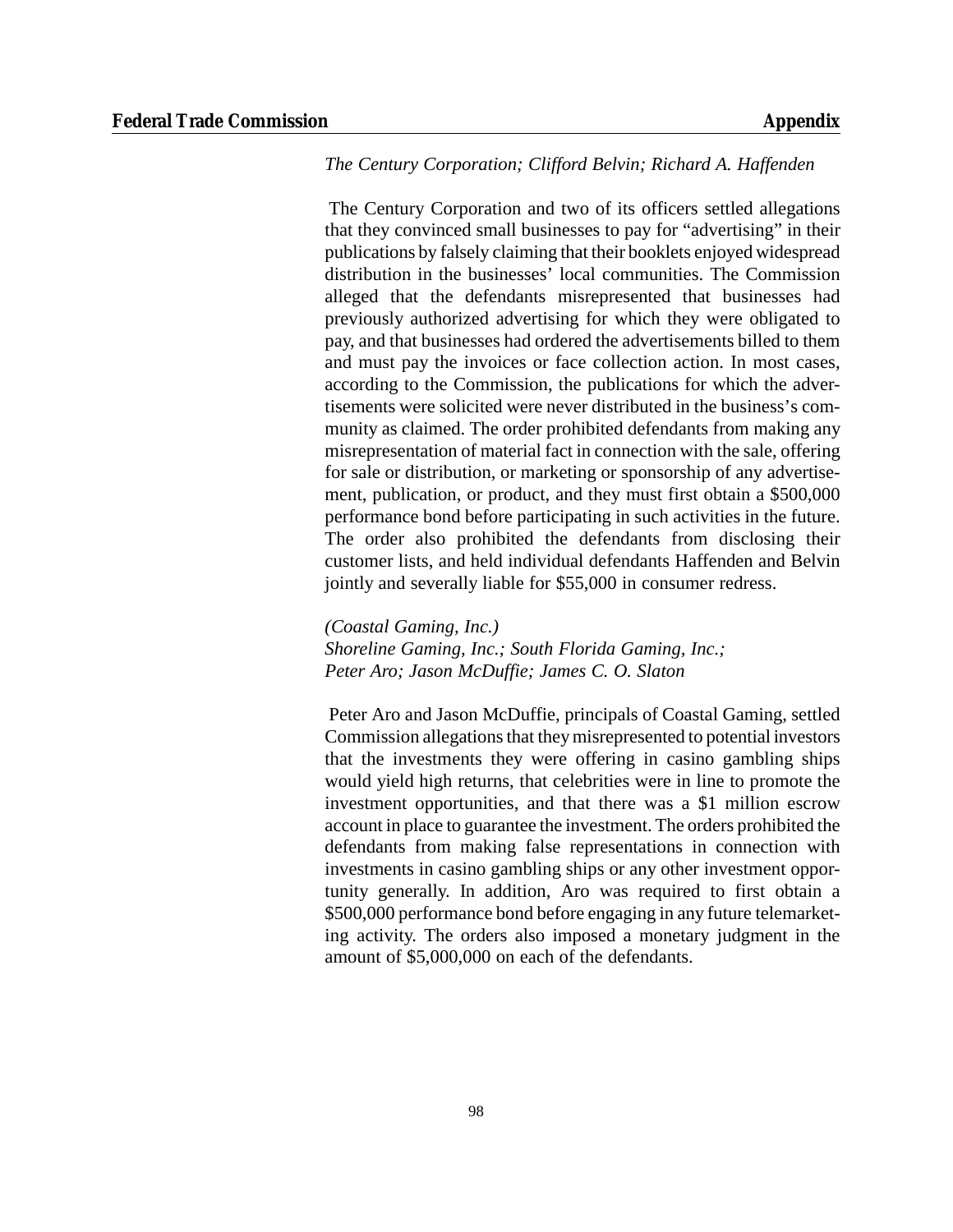*The Century Corporation; Clifford Belvin; Richard A. Haffenden*

The Century Corporation and two of its officers settled allegations that they convinced small businesses to pay for "advertising" in their publications by falsely claiming that their booklets enjoyed widespread distribution in the businesses' local communities. The Commission alleged that the defendants misrepresented that businesses had previously authorized advertising for which they were obligated to pay, and that businesses had ordered the advertisements billed to them and must pay the invoices or face collection action. In most cases, according to the Commission, the publications for which the advertisements were solicited were never distributed in the business's community as claimed. The order prohibited defendants from making any misrepresentation of material fact in connection with the sale, offering for sale or distribution, or marketing or sponsorship of any advertisement, publication, or product, and they must first obtain a $500,000 performance bond before participating in such activities in the future. The order also prohibited the defendants from disclosing their customer lists, and held individual defendants Haffenden and Belvin jointly and severally liable for $55,000 in consumer redress.

*(Coastal Gaming, Inc.)*
*Shoreline Gaming, Inc.; South Florida Gaming, Inc.;*
*Peter Aro; Jason McDuffie; James C. O. Slaton*

Peter Aro and Jason McDuffie, principals of Coastal Gaming, settled Commission allegations that they misrepresented to potential investors that the investments they were offering in casino gambling ships would yield high returns, that celebrities were in line to promote the investment opportunities, and that there was a $1 million escrow account in place to guarantee the investment. The orders prohibited the defendants from making false representations in connection with investments in casino gambling ships or any other investment opportunity generally. In addition, Aro was required to first obtain a $500,000 performance bond before engaging in any future telemarketing activity. The orders also imposed a monetary judgment in the amount of $5,000,000 on each of the defendants.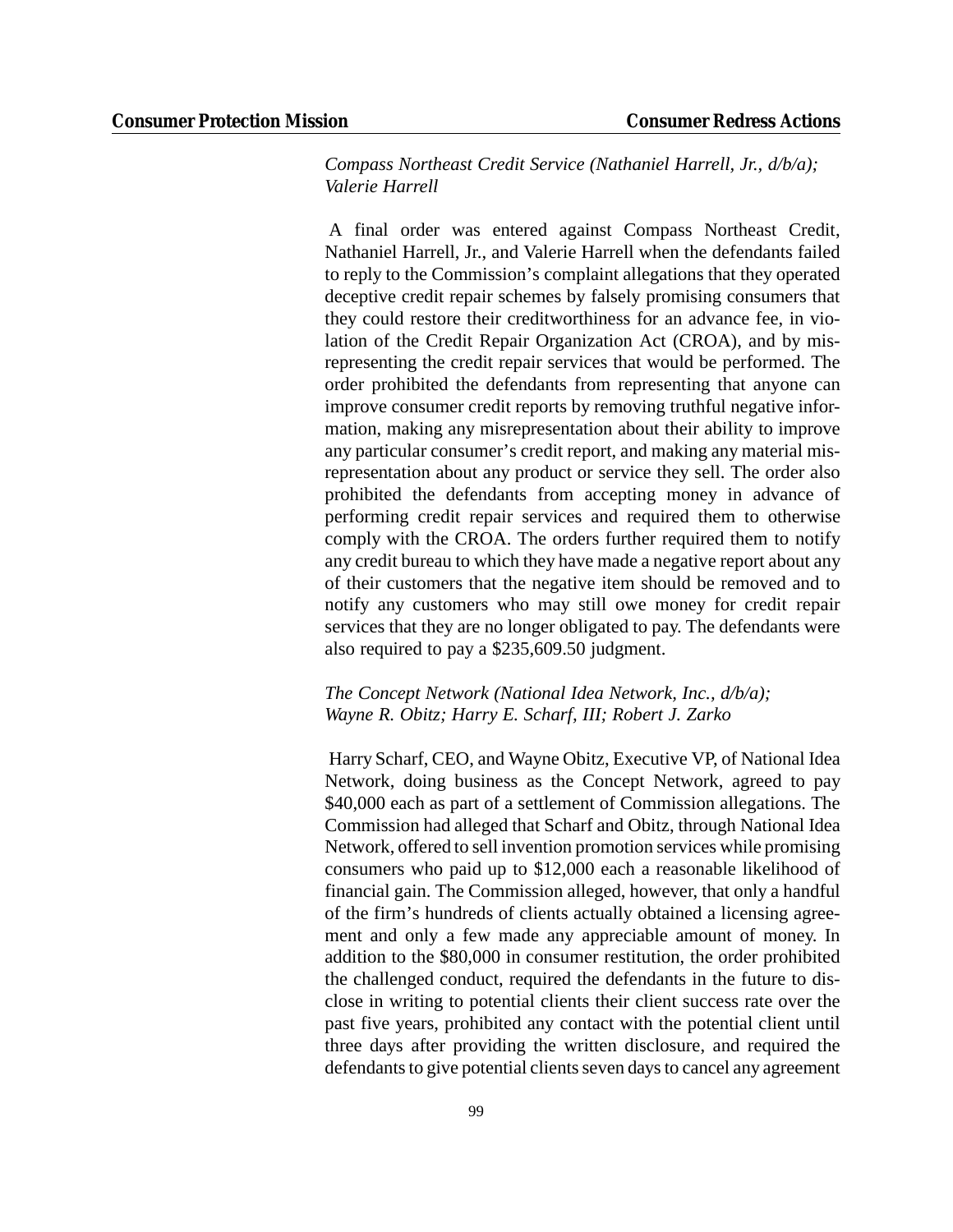*Compass Northeast Credit Service (Nathaniel Harrell, Jr., d/b/a); Valerie Harrell*

A final order was entered against Compass Northeast Credit, Nathaniel Harrell, Jr., and Valerie Harrell when the defendants failed to reply to the Commission's complaint allegations that they operated deceptive credit repair schemes by falsely promising consumers that they could restore their creditworthiness for an advance fee, in violation of the Credit Repair Organization Act (CROA), and by misrepresenting the credit repair services that would be performed. The order prohibited the defendants from representing that anyone can improve consumer credit reports by removing truthful negative information, making any misrepresentation about their ability to improve any particular consumer's credit report, and making any material misrepresentation about any product or service they sell. The order also prohibited the defendants from accepting money in advance of performing credit repair services and required them to otherwise comply with the CROA. The orders further required them to notify any credit bureau to which they have made a negative report about any of their customers that the negative item should be removed and to notify any customers who may still owe money for credit repair services that they are no longer obligated to pay. The defendants were also required to pay a $235,609.50 judgment.

*The Concept Network (National Idea Network, Inc., d/b/a); Wayne R. Obitz; Harry E. Scharf, III; Robert J. Zarko*

Harry Scharf, CEO, and Wayne Obitz, Executive VP, of National Idea Network, doing business as the Concept Network, agreed to pay $40,000 each as part of a settlement of Commission allegations. The Commission had alleged that Scharf and Obitz, through National Idea Network, offered to sell invention promotion services while promising consumers who paid up to $12,000 each a reasonable likelihood of financial gain. The Commission alleged, however, that only a handful of the firm's hundreds of clients actually obtained a licensing agreement and only a few made any appreciable amount of money. In addition to the $80,000 in consumer restitution, the order prohibited the challenged conduct, required the defendants in the future to disclose in writing to potential clients their client success rate over the past five years, prohibited any contact with the potential client until three days after providing the written disclosure, and required the defendants to give potential clients seven days to cancel any agreement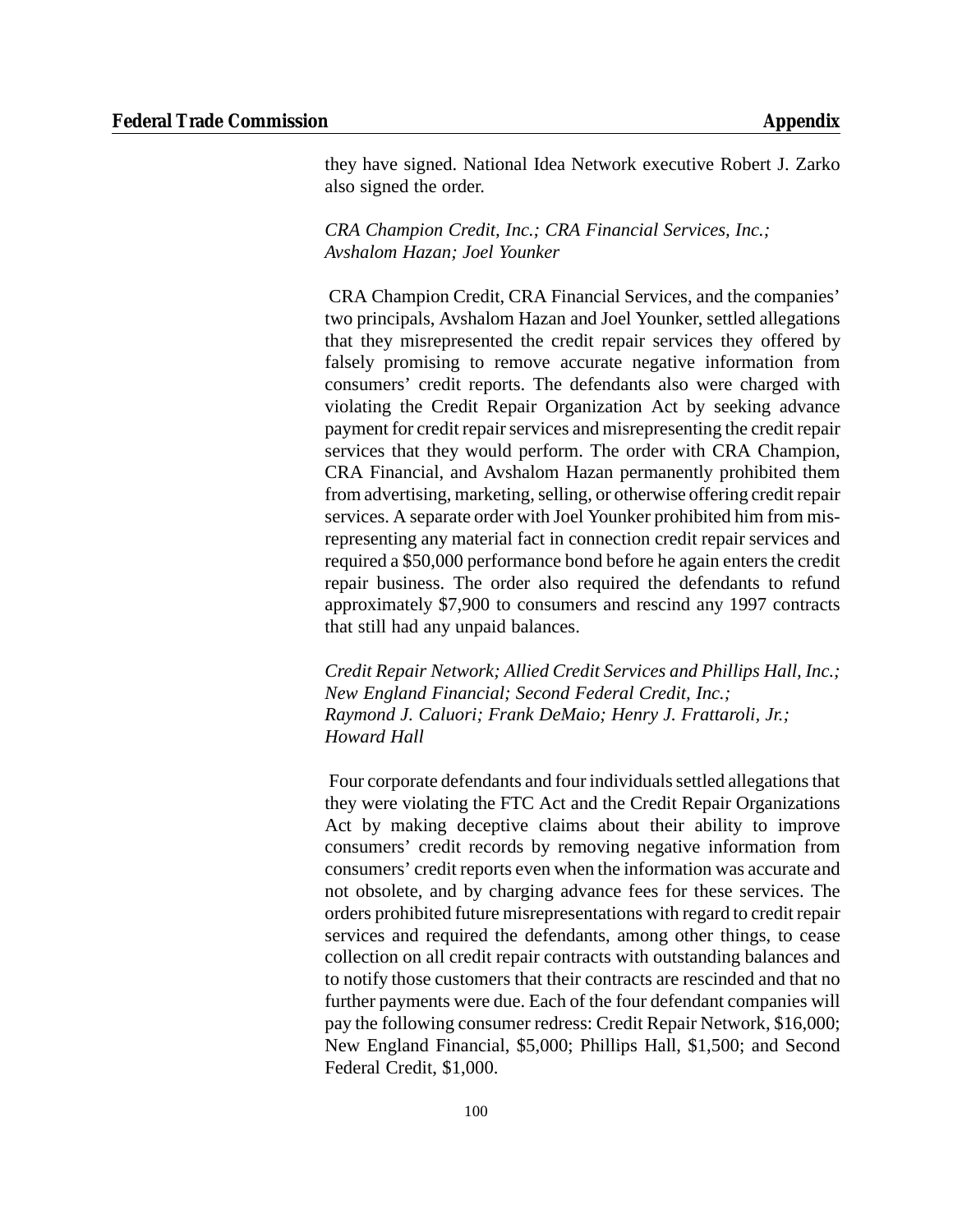they have signed. National Idea Network executive Robert J. Zarko also signed the order.

*CRA Champion Credit, Inc.; CRA Financial Services, Inc.; Avshalom Hazan; Joel Younker*

CRA Champion Credit, CRA Financial Services, and the companies' two principals, Avshalom Hazan and Joel Younker, settled allegations that they misrepresented the credit repair services they offered by falsely promising to remove accurate negative information from consumers' credit reports. The defendants also were charged with violating the Credit Repair Organization Act by seeking advance payment for credit repair services and misrepresenting the credit repair services that they would perform. The order with CRA Champion, CRA Financial, and Avshalom Hazan permanently prohibited them from advertising, marketing, selling, or otherwise offering credit repair services. A separate order with Joel Younker prohibited him from misrepresenting any material fact in connection credit repair services and required a $50,000 performance bond before he again enters the credit repair business. The order also required the defendants to refund approximately $7,900 to consumers and rescind any 1997 contracts that still had any unpaid balances.

*Credit Repair Network; Allied Credit Services and Phillips Hall, Inc.; New England Financial; Second Federal Credit, Inc.; Raymond J. Caluori; Frank DeMaio; Henry J. Frattaroli, Jr.; Howard Hall*

Four corporate defendants and four individuals settled allegations that they were violating the FTC Act and the Credit Repair Organizations Act by making deceptive claims about their ability to improve consumers' credit records by removing negative information from consumers' credit reports even when the information was accurate and not obsolete, and by charging advance fees for these services. The orders prohibited future misrepresentations with regard to credit repair services and required the defendants, among other things, to cease collection on all credit repair contracts with outstanding balances and to notify those customers that their contracts are rescinded and that no further payments were due. Each of the four defendant companies will pay the following consumer redress: Credit Repair Network, $16,000; New England Financial, $5,000; Phillips Hall, $1,500; and Second Federal Credit, $1,000.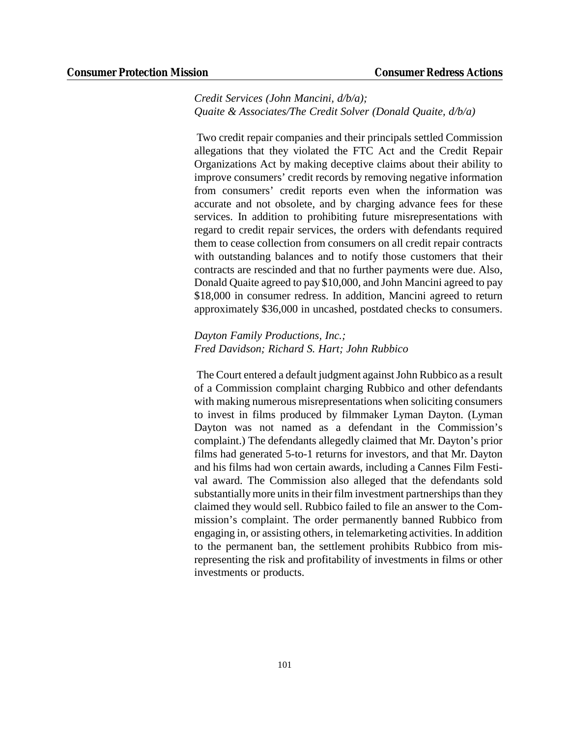*Credit Services (John Mancini, d/b/a);*
*Quaite & Associates/The Credit Solver (Donald Quaite, d/b/a)*

Two credit repair companies and their principals settled Commission allegations that they violated the FTC Act and the Credit Repair Organizations Act by making deceptive claims about their ability to improve consumers' credit records by removing negative information from consumers' credit reports even when the information was accurate and not obsolete, and by charging advance fees for these services. In addition to prohibiting future misrepresentations with regard to credit repair services, the orders with defendants required them to cease collection from consumers on all credit repair contracts with outstanding balances and to notify those customers that their contracts are rescinded and that no further payments were due. Also, Donald Quaite agreed to pay $10,000, and John Mancini agreed to pay $18,000 in consumer redress. In addition, Mancini agreed to return approximately $36,000 in uncashed, postdated checks to consumers.

*Dayton Family Productions, Inc.;*
*Fred Davidson; Richard S. Hart; John Rubbico*

The Court entered a default judgment against John Rubbico as a result of a Commission complaint charging Rubbico and other defendants with making numerous misrepresentations when soliciting consumers to invest in films produced by filmmaker Lyman Dayton. (Lyman Dayton was not named as a defendant in the Commission's complaint.) The defendants allegedly claimed that Mr. Dayton's prior films had generated 5-to-1 returns for investors, and that Mr. Dayton and his films had won certain awards, including a Cannes Film Festival award. The Commission also alleged that the defendants sold substantially more units in their film investment partnerships than they claimed they would sell. Rubbico failed to file an answer to the Commission's complaint. The order permanently banned Rubbico from engaging in, or assisting others, in telemarketing activities. In addition to the permanent ban, the settlement prohibits Rubbico from misrepresenting the risk and profitability of investments in films or other investments or products.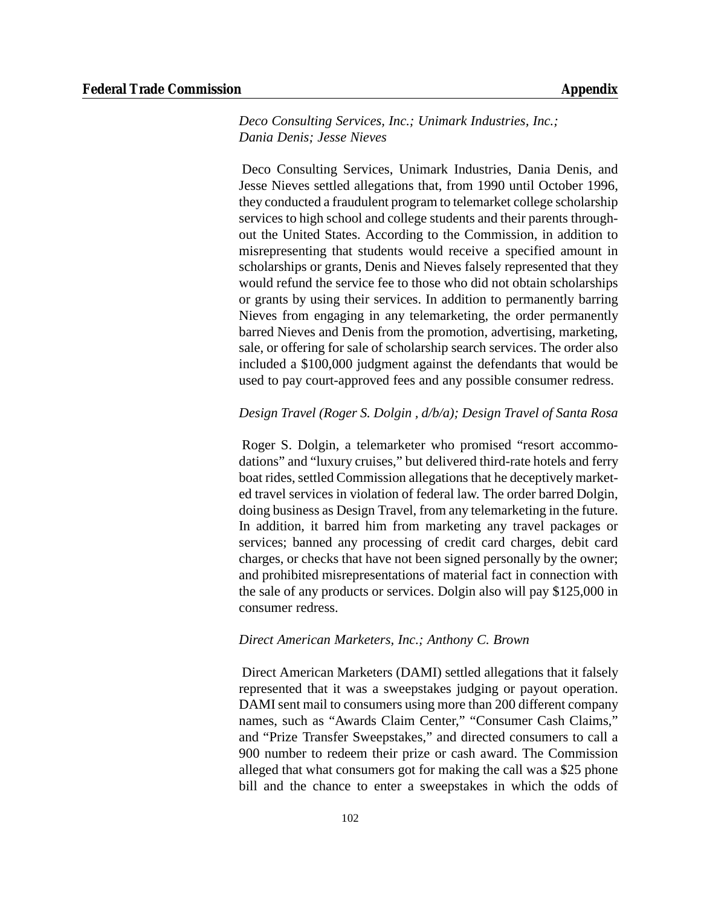*Deco Consulting Services, Inc.; Unimark Industries, Inc.; Dania Denis; Jesse Nieves*

Deco Consulting Services, Unimark Industries, Dania Denis, and Jesse Nieves settled allegations that, from 1990 until October 1996, they conducted a fraudulent program to telemarket college scholarship services to high school and college students and their parents throughout the United States. According to the Commission, in addition to misrepresenting that students would receive a specified amount in scholarships or grants, Denis and Nieves falsely represented that they would refund the service fee to those who did not obtain scholarships or grants by using their services. In addition to permanently barring Nieves from engaging in any telemarketing, the order permanently barred Nieves and Denis from the promotion, advertising, marketing, sale, or offering for sale of scholarship search services. The order also included a $100,000 judgment against the defendants that would be used to pay court-approved fees and any possible consumer redress.

*Design Travel (Roger S. Dolgin , d/b/a); Design Travel of Santa Rosa*

Roger S. Dolgin, a telemarketer who promised "resort accommodations" and "luxury cruises," but delivered third-rate hotels and ferry boat rides, settled Commission allegations that he deceptively marketed travel services in violation of federal law. The order barred Dolgin, doing business as Design Travel, from any telemarketing in the future. In addition, it barred him from marketing any travel packages or services; banned any processing of credit card charges, debit card charges, or checks that have not been signed personally by the owner; and prohibited misrepresentations of material fact in connection with the sale of any products or services. Dolgin also will pay $125,000 in consumer redress.

*Direct American Marketers, Inc.; Anthony C. Brown*

Direct American Marketers (DAMI) settled allegations that it falsely represented that it was a sweepstakes judging or payout operation. DAMI sent mail to consumers using more than 200 different company names, such as "Awards Claim Center," "Consumer Cash Claims," and "Prize Transfer Sweepstakes," and directed consumers to call a 900 number to redeem their prize or cash award. The Commission alleged that what consumers got for making the call was a $25 phone bill and the chance to enter a sweepstakes in which the odds of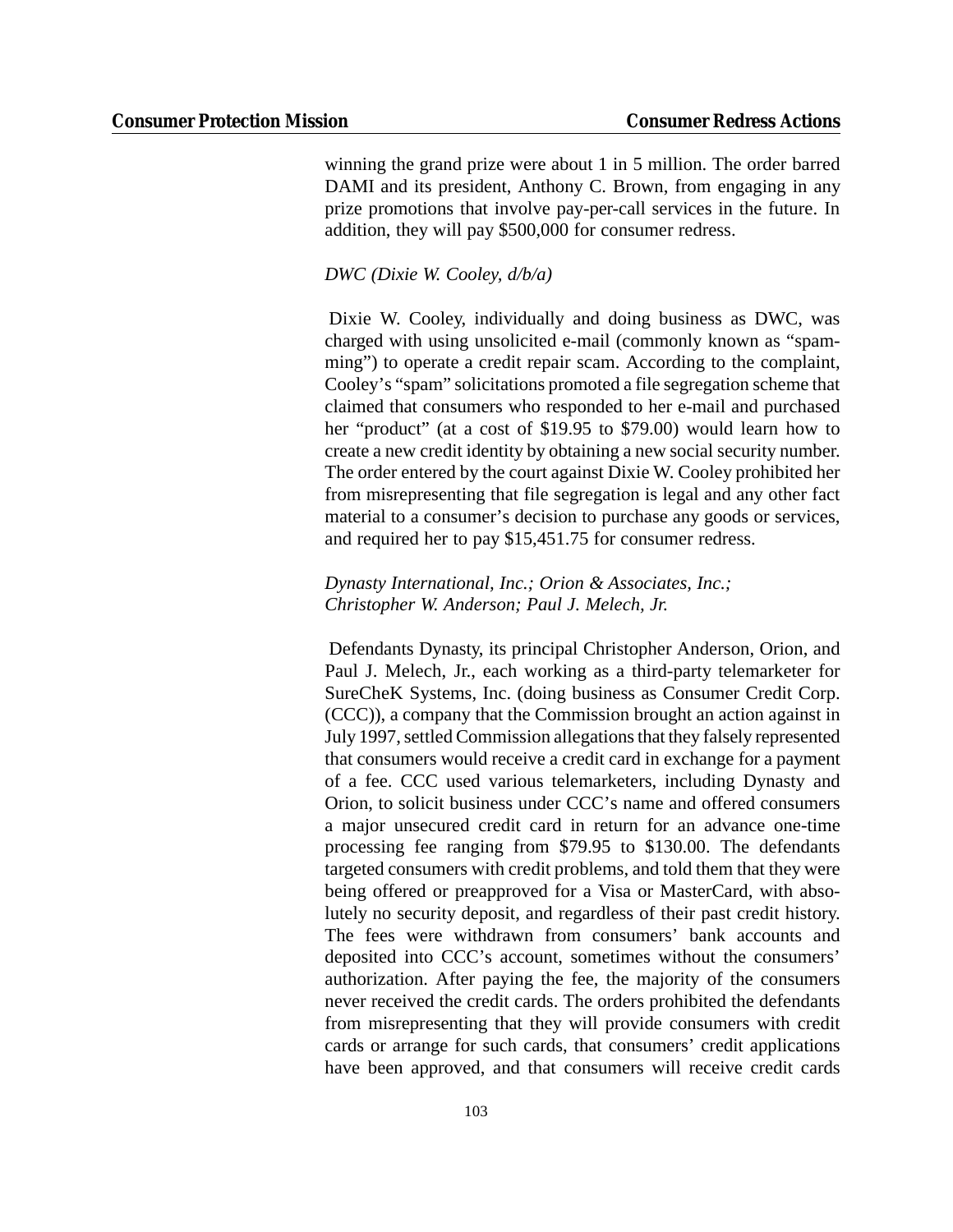winning the grand prize were about 1 in 5 million. The order barred DAMI and its president, Anthony C. Brown, from engaging in any prize promotions that involve pay-per-call services in the future. In addition, they will pay $500,000 for consumer redress.

*DWC (Dixie W. Cooley, d/b/a)*

Dixie W. Cooley, individually and doing business as DWC, was charged with using unsolicited e-mail (commonly known as "spamming") to operate a credit repair scam. According to the complaint, Cooley's "spam" solicitations promoted a file segregation scheme that claimed that consumers who responded to her e-mail and purchased her "product" (at a cost of $19.95 to $79.00) would learn how to create a new credit identity by obtaining a new social security number. The order entered by the court against Dixie W. Cooley prohibited her from misrepresenting that file segregation is legal and any other fact material to a consumer's decision to purchase any goods or services, and required her to pay $15,451.75 for consumer redress.

*Dynasty International, Inc.; Orion & Associates, Inc.; Christopher W. Anderson; Paul J. Melech, Jr.*

Defendants Dynasty, its principal Christopher Anderson, Orion, and Paul J. Melech, Jr., each working as a third-party telemarketer for SureCheK Systems, Inc. (doing business as Consumer Credit Corp. (CCC)), a company that the Commission brought an action against in July 1997, settled Commission allegations that they falsely represented that consumers would receive a credit card in exchange for a payment of a fee. CCC used various telemarketers, including Dynasty and Orion, to solicit business under CCC's name and offered consumers a major unsecured credit card in return for an advance one-time processing fee ranging from $79.95 to $130.00. The defendants targeted consumers with credit problems, and told them that they were being offered or preapproved for a Visa or MasterCard, with absolutely no security deposit, and regardless of their past credit history. The fees were withdrawn from consumers' bank accounts and deposited into CCC's account, sometimes without the consumers' authorization. After paying the fee, the majority of the consumers never received the credit cards. The orders prohibited the defendants from misrepresenting that they will provide consumers with credit cards or arrange for such cards, that consumers' credit applications have been approved, and that consumers will receive credit cards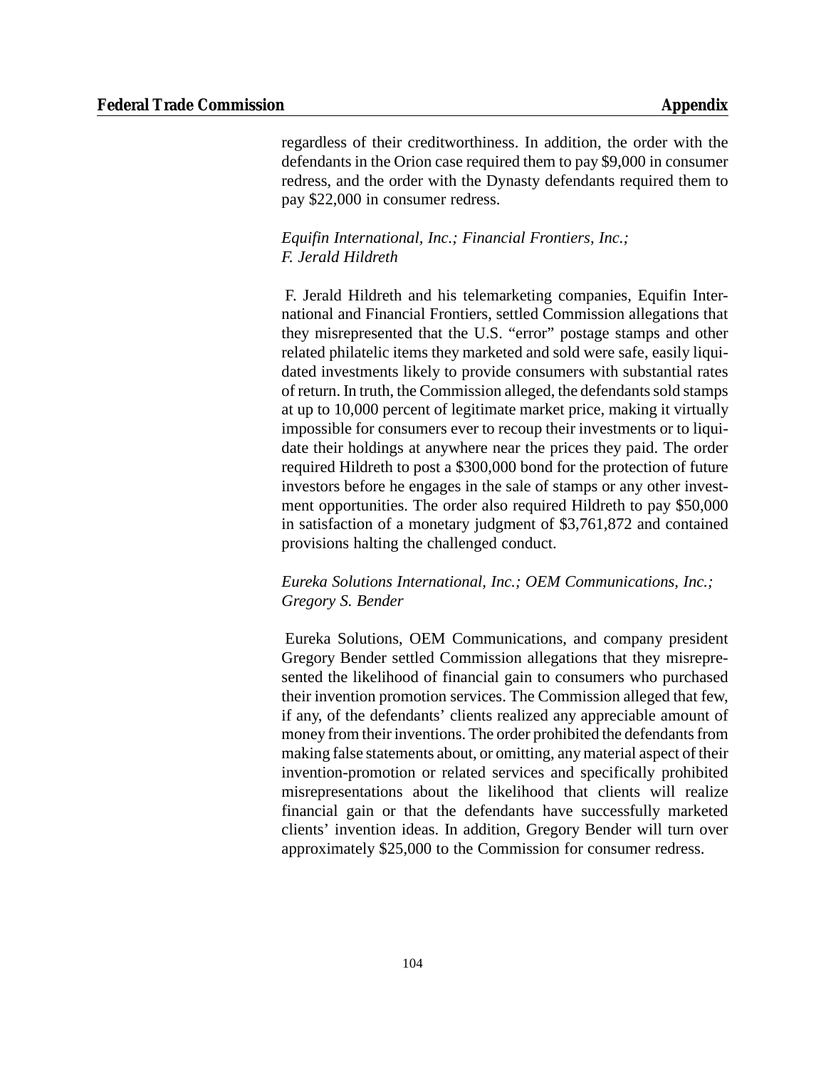regardless of their creditworthiness. In addition, the order with the defendants in the Orion case required them to pay $9,000 in consumer redress, and the order with the Dynasty defendants required them to pay $22,000 in consumer redress.

*Equifin International, Inc.; Financial Frontiers, Inc.; F. Jerald Hildreth*

F. Jerald Hildreth and his telemarketing companies, Equifin International and Financial Frontiers, settled Commission allegations that they misrepresented that the U.S. "error" postage stamps and other related philatelic items they marketed and sold were safe, easily liquidated investments likely to provide consumers with substantial rates of return. In truth, the Commission alleged, the defendants sold stamps at up to 10,000 percent of legitimate market price, making it virtually impossible for consumers ever to recoup their investments or to liquidate their holdings at anywhere near the prices they paid. The order required Hildreth to post a $300,000 bond for the protection of future investors before he engages in the sale of stamps or any other investment opportunities. The order also required Hildreth to pay $50,000 in satisfaction of a monetary judgment of $3,761,872 and contained provisions halting the challenged conduct.

*Eureka Solutions International, Inc.; OEM Communications, Inc.; Gregory S. Bender*

Eureka Solutions, OEM Communications, and company president Gregory Bender settled Commission allegations that they misrepresented the likelihood of financial gain to consumers who purchased their invention promotion services. The Commission alleged that few, if any, of the defendants' clients realized any appreciable amount of money from their inventions. The order prohibited the defendants from making false statements about, or omitting, any material aspect of their invention-promotion or related services and specifically prohibited misrepresentations about the likelihood that clients will realize financial gain or that the defendants have successfully marketed clients' invention ideas. In addition, Gregory Bender will turn over approximately $25,000 to the Commission for consumer redress.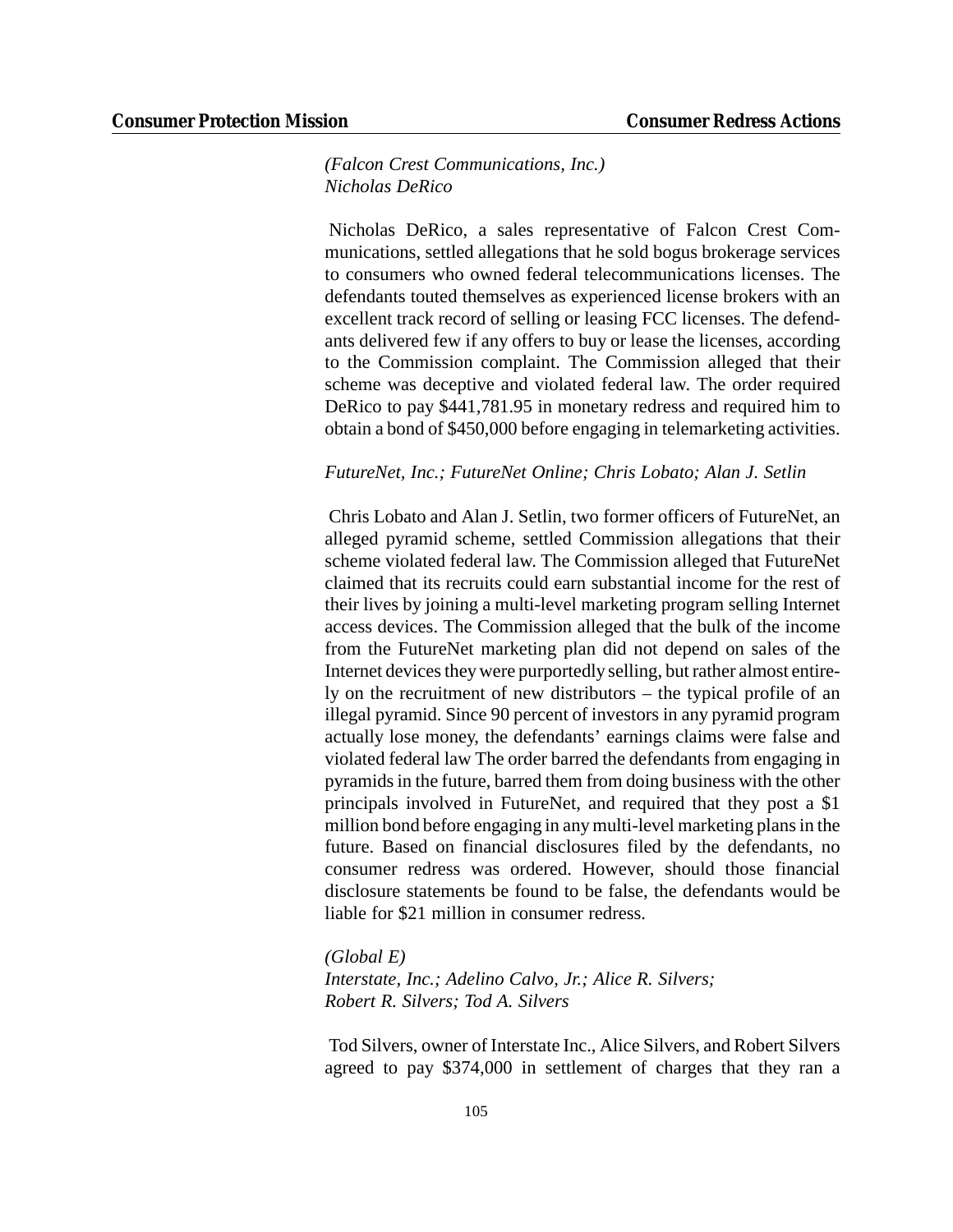*(Falcon Crest Communications, Inc.)*
*Nicholas DeRico*

Nicholas DeRico, a sales representative of Falcon Crest Communications, settled allegations that he sold bogus brokerage services to consumers who owned federal telecommunications licenses. The defendants touted themselves as experienced license brokers with an excellent track record of selling or leasing FCC licenses. The defendants delivered few if any offers to buy or lease the licenses, according to the Commission complaint. The Commission alleged that their scheme was deceptive and violated federal law. The order required DeRico to pay $441,781.95 in monetary redress and required him to obtain a bond of $450,000 before engaging in telemarketing activities.

*FutureNet, Inc.; FutureNet Online; Chris Lobato; Alan J. Setlin*

Chris Lobato and Alan J. Setlin, two former officers of FutureNet, an alleged pyramid scheme, settled Commission allegations that their scheme violated federal law. The Commission alleged that FutureNet claimed that its recruits could earn substantial income for the rest of their lives by joining a multi-level marketing program selling Internet access devices. The Commission alleged that the bulk of the income from the FutureNet marketing plan did not depend on sales of the Internet devices they were purportedly selling, but rather almost entirely on the recruitment of new distributors – the typical profile of an illegal pyramid. Since 90 percent of investors in any pyramid program actually lose money, the defendants' earnings claims were false and violated federal law The order barred the defendants from engaging in pyramids in the future, barred them from doing business with the other principals involved in FutureNet, and required that they post a $1 million bond before engaging in any multi-level marketing plans in the future. Based on financial disclosures filed by the defendants, no consumer redress was ordered. However, should those financial disclosure statements be found to be false, the defendants would be liable for $21 million in consumer redress.

*(Global E)*
*Interstate, Inc.; Adelino Calvo, Jr.; Alice R. Silvers; Robert R. Silvers; Tod A. Silvers*

Tod Silvers, owner of Interstate Inc., Alice Silvers, and Robert Silvers agreed to pay $374,000 in settlement of charges that they ran a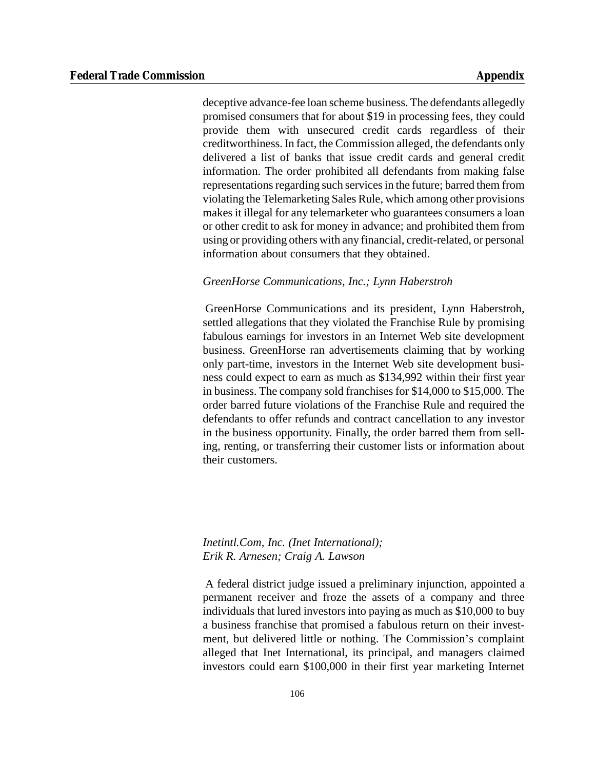deceptive advance-fee loan scheme business. The defendants allegedly promised consumers that for about $19 in processing fees, they could provide them with unsecured credit cards regardless of their creditworthiness. In fact, the Commission alleged, the defendants only delivered a list of banks that issue credit cards and general credit information. The order prohibited all defendants from making false representations regarding such services in the future; barred them from violating the Telemarketing Sales Rule, which among other provisions makes it illegal for any telemarketer who guarantees consumers a loan or other credit to ask for money in advance; and prohibited them from using or providing others with any financial, credit-related, or personal information about consumers that they obtained.

*GreenHorse Communications, Inc.; Lynn Haberstroh*

GreenHorse Communications and its president, Lynn Haberstroh, settled allegations that they violated the Franchise Rule by promising fabulous earnings for investors in an Internet Web site development business. GreenHorse ran advertisements claiming that by working only part-time, investors in the Internet Web site development business could expect to earn as much as $134,992 within their first year in business. The company sold franchises for $14,000 to $15,000. The order barred future violations of the Franchise Rule and required the defendants to offer refunds and contract cancellation to any investor in the business opportunity. Finally, the order barred them from selling, renting, or transferring their customer lists or information about their customers.

*Inetintl.Com, Inc. (Inet International); Erik R. Arnesen; Craig A. Lawson*

A federal district judge issued a preliminary injunction, appointed a permanent receiver and froze the assets of a company and three individuals that lured investors into paying as much as $10,000 to buy a business franchise that promised a fabulous return on their investment, but delivered little or nothing. The Commission's complaint alleged that Inet International, its principal, and managers claimed investors could earn $100,000 in their first year marketing Internet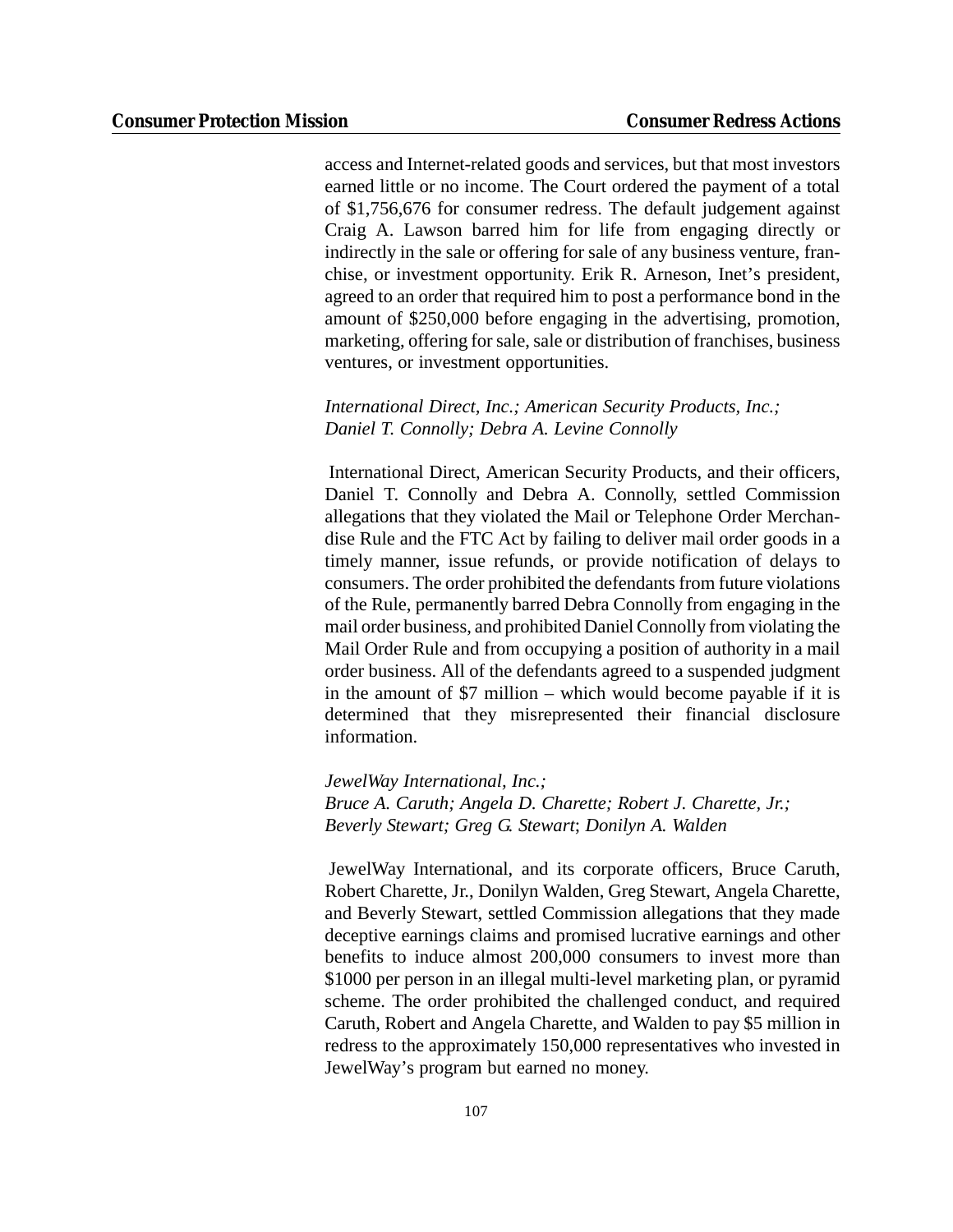access and Internet-related goods and services, but that most investors earned little or no income. The Court ordered the payment of a total of $1,756,676 for consumer redress. The default judgement against Craig A. Lawson barred him for life from engaging directly or indirectly in the sale or offering for sale of any business venture, franchise, or investment opportunity. Erik R. Arneson, Inet's president, agreed to an order that required him to post a performance bond in the amount of $250,000 before engaging in the advertising, promotion, marketing, offering for sale, sale or distribution of franchises, business ventures, or investment opportunities.

*International Direct, Inc.; American Security Products, Inc.; Daniel T. Connolly; Debra A. Levine Connolly*

International Direct, American Security Products, and their officers, Daniel T. Connolly and Debra A. Connolly, settled Commission allegations that they violated the Mail or Telephone Order Merchandise Rule and the FTC Act by failing to deliver mail order goods in a timely manner, issue refunds, or provide notification of delays to consumers. The order prohibited the defendants from future violations of the Rule, permanently barred Debra Connolly from engaging in the mail order business, and prohibited Daniel Connolly from violating the Mail Order Rule and from occupying a position of authority in a mail order business. All of the defendants agreed to a suspended judgment in the amount of $7 million – which would become payable if it is determined that they misrepresented their financial disclosure information.

*JewelWay International, Inc.;*
*Bruce A. Caruth; Angela D. Charette; Robert J. Charette, Jr.; Beverly Stewart; Greg G. Stewart; Donilyn A. Walden*

JewelWay International, and its corporate officers, Bruce Caruth, Robert Charette, Jr., Donilyn Walden, Greg Stewart, Angela Charette, and Beverly Stewart, settled Commission allegations that they made deceptive earnings claims and promised lucrative earnings and other benefits to induce almost 200,000 consumers to invest more than $1000 per person in an illegal multi-level marketing plan, or pyramid scheme. The order prohibited the challenged conduct, and required Caruth, Robert and Angela Charette, and Walden to pay $5 million in redress to the approximately 150,000 representatives who invested in JewelWay's program but earned no money.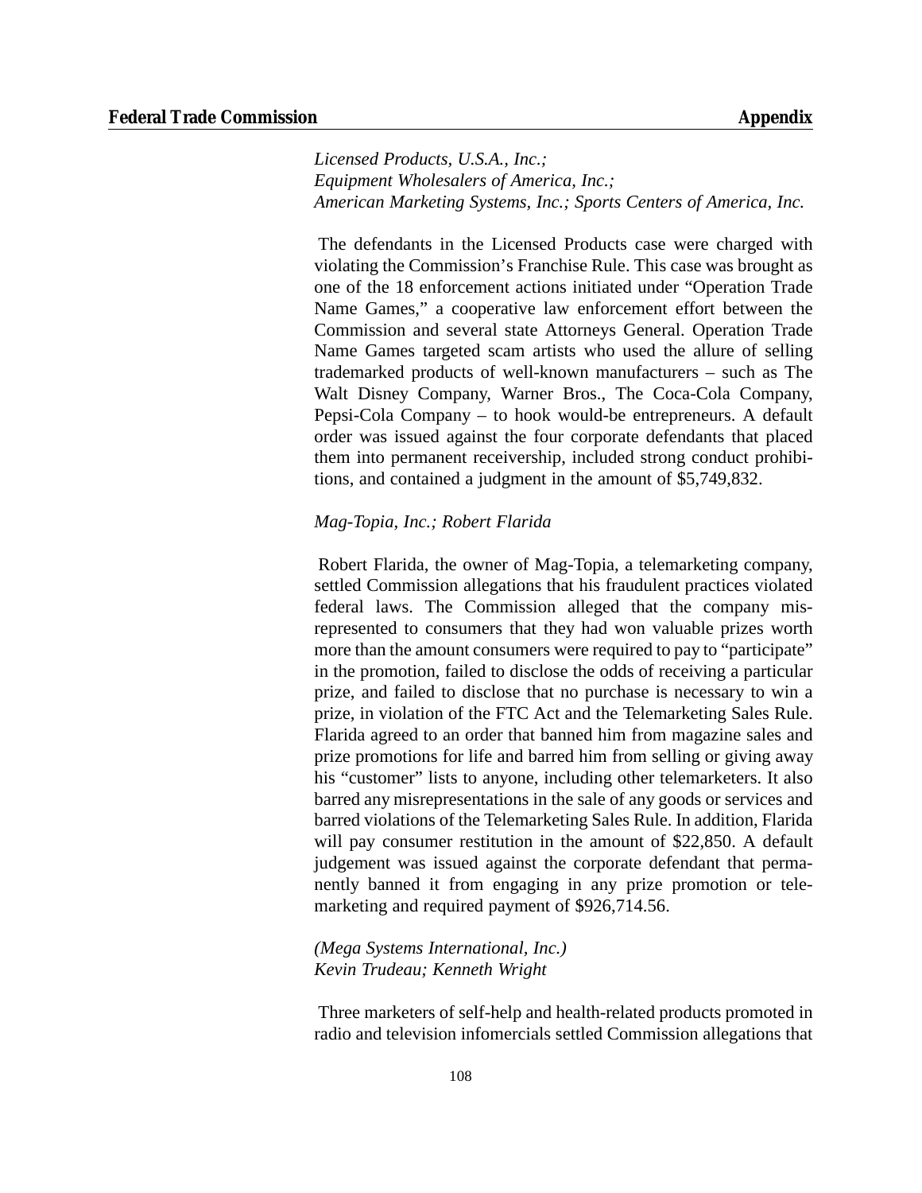*Licensed Products, U.S.A., Inc.;*
*Equipment Wholesalers of America, Inc.;*
*American Marketing Systems, Inc.; Sports Centers of America, Inc.*

The defendants in the Licensed Products case were charged with violating the Commission's Franchise Rule. This case was brought as one of the 18 enforcement actions initiated under "Operation Trade Name Games," a cooperative law enforcement effort between the Commission and several state Attorneys General. Operation Trade Name Games targeted scam artists who used the allure of selling trademarked products of well-known manufacturers – such as The Walt Disney Company, Warner Bros., The Coca-Cola Company, Pepsi-Cola Company – to hook would-be entrepreneurs. A default order was issued against the four corporate defendants that placed them into permanent receivership, included strong conduct prohibitions, and contained a judgment in the amount of $5,749,832.

*Mag-Topia, Inc.; Robert Flarida*

Robert Flarida, the owner of Mag-Topia, a telemarketing company, settled Commission allegations that his fraudulent practices violated federal laws. The Commission alleged that the company misrepresented to consumers that they had won valuable prizes worth more than the amount consumers were required to pay to "participate" in the promotion, failed to disclose the odds of receiving a particular prize, and failed to disclose that no purchase is necessary to win a prize, in violation of the FTC Act and the Telemarketing Sales Rule. Flarida agreed to an order that banned him from magazine sales and prize promotions for life and barred him from selling or giving away his "customer" lists to anyone, including other telemarketers. It also barred any misrepresentations in the sale of any goods or services and barred violations of the Telemarketing Sales Rule. In addition, Flarida will pay consumer restitution in the amount of $22,850. A default judgement was issued against the corporate defendant that permanently banned it from engaging in any prize promotion or telemarketing and required payment of $926,714.56.

*(Mega Systems International, Inc.)*
*Kevin Trudeau; Kenneth Wright*

Three marketers of self-help and health-related products promoted in radio and television infomercials settled Commission allegations that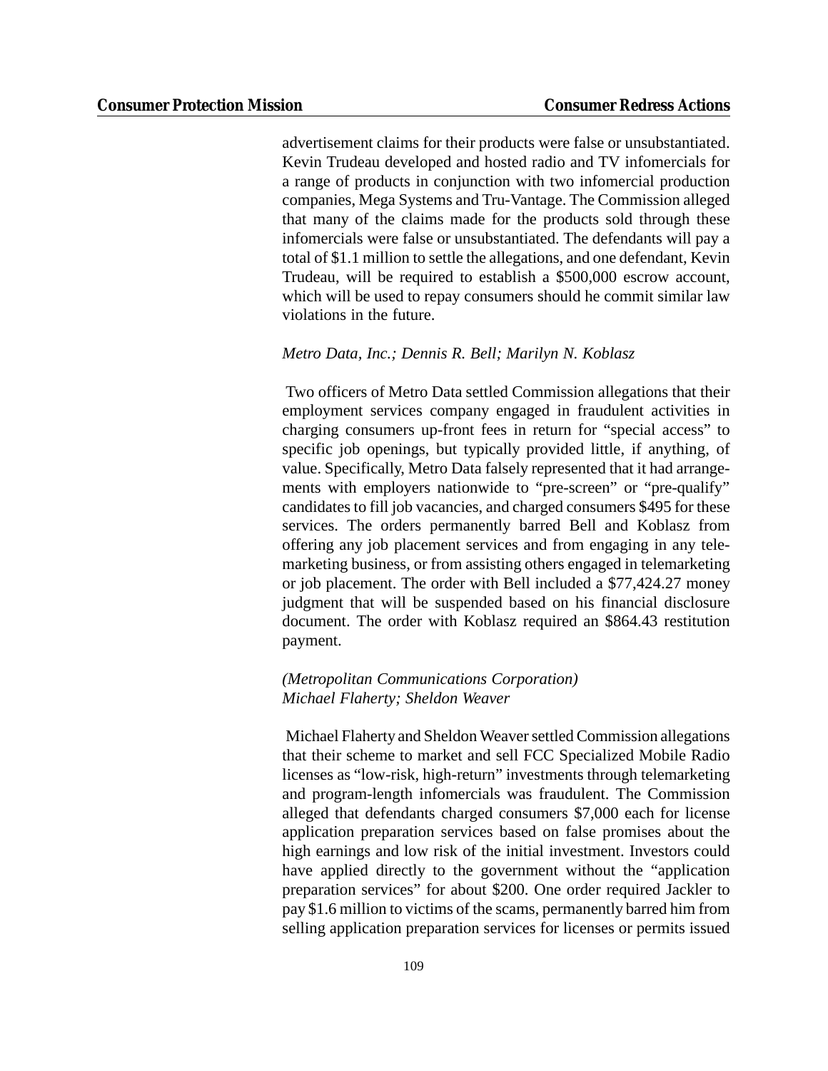advertisement claims for their products were false or unsubstantiated. Kevin Trudeau developed and hosted radio and TV infomercials for a range of products in conjunction with two infomercial production companies, Mega Systems and Tru-Vantage. The Commission alleged that many of the claims made for the products sold through these infomercials were false or unsubstantiated. The defendants will pay a total of $1.1 million to settle the allegations, and one defendant, Kevin Trudeau, will be required to establish a $500,000 escrow account, which will be used to repay consumers should he commit similar law violations in the future.

*Metro Data, Inc.; Dennis R. Bell; Marilyn N. Koblasz*

Two officers of Metro Data settled Commission allegations that their employment services company engaged in fraudulent activities in charging consumers up-front fees in return for "special access" to specific job openings, but typically provided little, if anything, of value. Specifically, Metro Data falsely represented that it had arrangements with employers nationwide to "pre-screen" or "pre-qualify" candidates to fill job vacancies, and charged consumers $495 for these services. The orders permanently barred Bell and Koblasz from offering any job placement services and from engaging in any telemarketing business, or from assisting others engaged in telemarketing or job placement. The order with Bell included a $77,424.27 money judgment that will be suspended based on his financial disclosure document. The order with Koblasz required an $864.43 restitution payment.

*(Metropolitan Communications Corporation)*
*Michael Flaherty; Sheldon Weaver*

Michael Flaherty and Sheldon Weaver settled Commission allegations that their scheme to market and sell FCC Specialized Mobile Radio licenses as "low-risk, high-return" investments through telemarketing and program-length infomercials was fraudulent. The Commission alleged that defendants charged consumers $7,000 each for license application preparation services based on false promises about the high earnings and low risk of the initial investment. Investors could have applied directly to the government without the "application preparation services" for about $200. One order required Jackler to pay $1.6 million to victims of the scams, permanently barred him from selling application preparation services for licenses or permits issued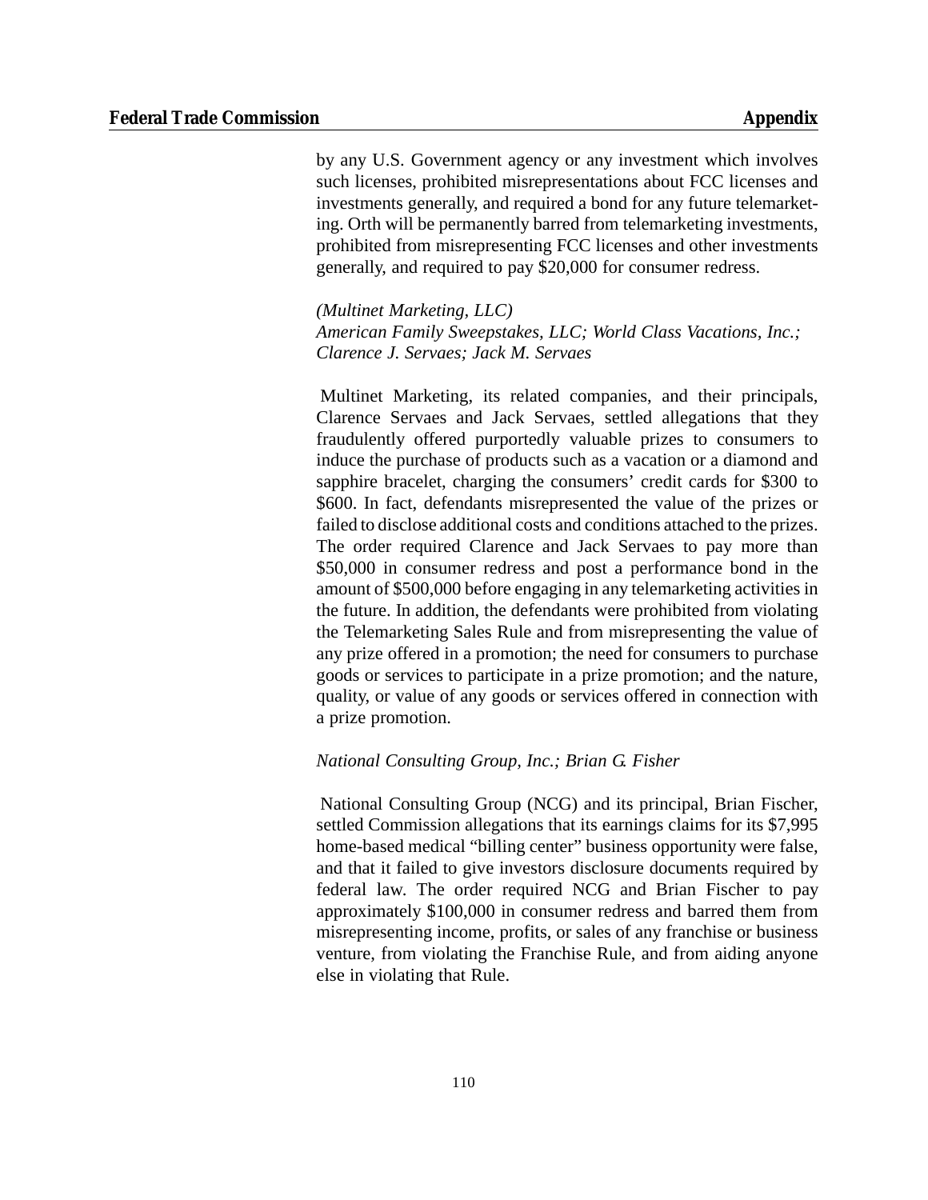by any U.S. Government agency or any investment which involves such licenses, prohibited misrepresentations about FCC licenses and investments generally, and required a bond for any future telemarketing. Orth will be permanently barred from telemarketing investments, prohibited from misrepresenting FCC licenses and other investments generally, and required to pay $20,000 for consumer redress.

*(Multinet Marketing, LLC)*
*American Family Sweepstakes, LLC; World Class Vacations, Inc.; Clarence J. Servaes; Jack M. Servaes*

Multinet Marketing, its related companies, and their principals, Clarence Servaes and Jack Servaes, settled allegations that they fraudulently offered purportedly valuable prizes to consumers to induce the purchase of products such as a vacation or a diamond and sapphire bracelet, charging the consumers' credit cards for $300 to $600. In fact, defendants misrepresented the value of the prizes or failed to disclose additional costs and conditions attached to the prizes. The order required Clarence and Jack Servaes to pay more than $50,000 in consumer redress and post a performance bond in the amount of $500,000 before engaging in any telemarketing activities in the future. In addition, the defendants were prohibited from violating the Telemarketing Sales Rule and from misrepresenting the value of any prize offered in a promotion; the need for consumers to purchase goods or services to participate in a prize promotion; and the nature, quality, or value of any goods or services offered in connection with a prize promotion.

*National Consulting Group, Inc.; Brian G. Fisher*

National Consulting Group (NCG) and its principal, Brian Fischer, settled Commission allegations that its earnings claims for its $7,995 home-based medical "billing center" business opportunity were false, and that it failed to give investors disclosure documents required by federal law. The order required NCG and Brian Fischer to pay approximately $100,000 in consumer redress and barred them from misrepresenting income, profits, or sales of any franchise or business venture, from violating the Franchise Rule, and from aiding anyone else in violating that Rule.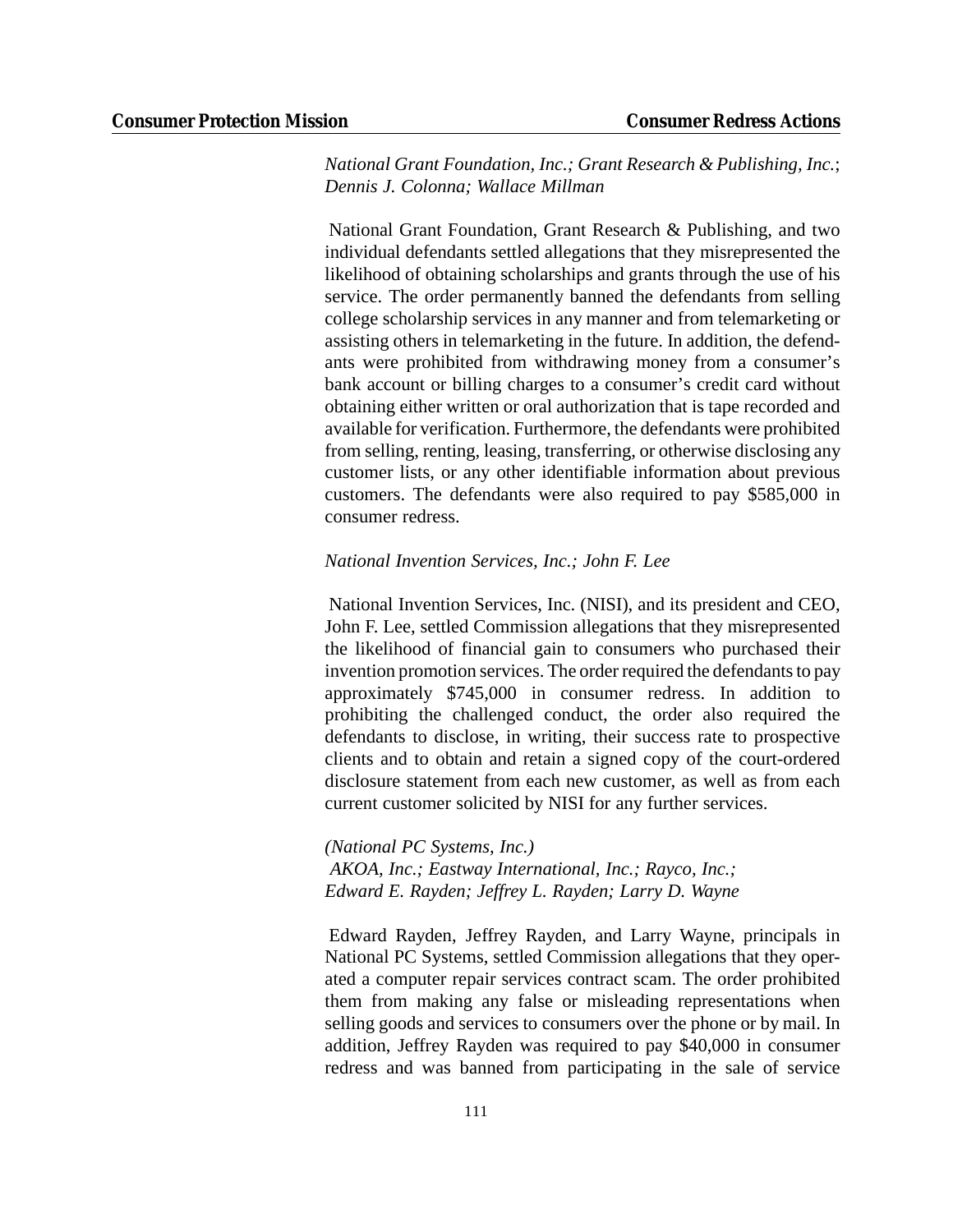*National Grant Foundation, Inc.; Grant Research & Publishing, Inc.; Dennis J. Colonna; Wallace Millman*

National Grant Foundation, Grant Research & Publishing, and two individual defendants settled allegations that they misrepresented the likelihood of obtaining scholarships and grants through the use of his service. The order permanently banned the defendants from selling college scholarship services in any manner and from telemarketing or assisting others in telemarketing in the future. In addition, the defendants were prohibited from withdrawing money from a consumer's bank account or billing charges to a consumer's credit card without obtaining either written or oral authorization that is tape recorded and available for verification. Furthermore, the defendants were prohibited from selling, renting, leasing, transferring, or otherwise disclosing any customer lists, or any other identifiable information about previous customers. The defendants were also required to pay $585,000 in consumer redress.

*National Invention Services, Inc.; John F. Lee*

National Invention Services, Inc. (NISI), and its president and CEO, John F. Lee, settled Commission allegations that they misrepresented the likelihood of financial gain to consumers who purchased their invention promotion services. The order required the defendants to pay approximately $745,000 in consumer redress. In addition to prohibiting the challenged conduct, the order also required the defendants to disclose, in writing, their success rate to prospective clients and to obtain and retain a signed copy of the court-ordered disclosure statement from each new customer, as well as from each current customer solicited by NISI for any further services.

*(National PC Systems, Inc.)*
*AKOA, Inc.; Eastway International, Inc.; Rayco, Inc.; Edward E. Rayden; Jeffrey L. Rayden; Larry D. Wayne*

Edward Rayden, Jeffrey Rayden, and Larry Wayne, principals in National PC Systems, settled Commission allegations that they operated a computer repair services contract scam. The order prohibited them from making any false or misleading representations when selling goods and services to consumers over the phone or by mail. In addition, Jeffrey Rayden was required to pay $40,000 in consumer redress and was banned from participating in the sale of service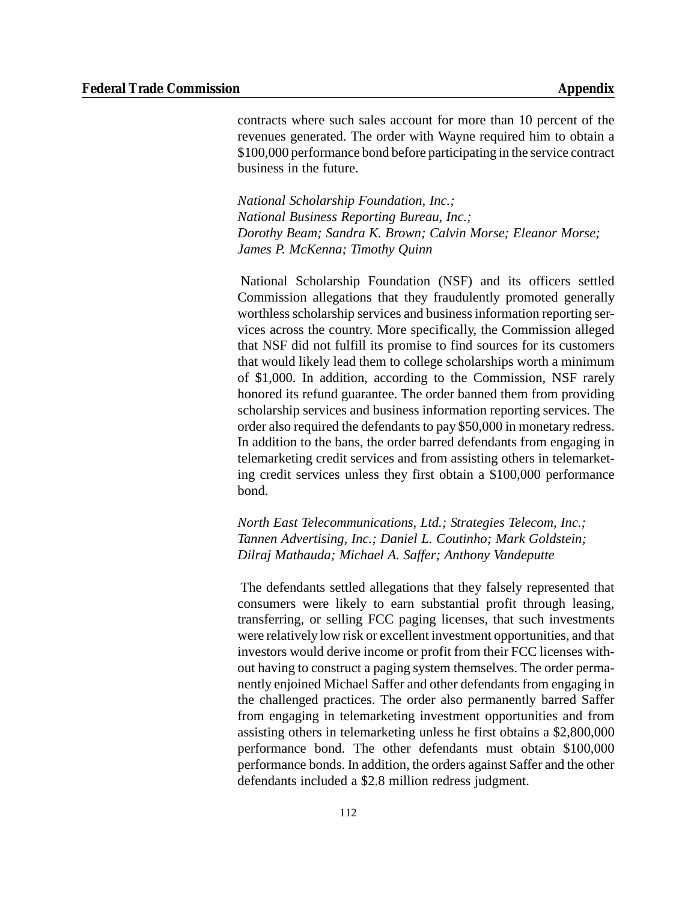contracts where such sales account for more than 10 percent of the revenues generated. The order with Wayne required him to obtain a $100,000 performance bond before participating in the service contract business in the future.

*National Scholarship Foundation, Inc.;*
*National Business Reporting Bureau, Inc.;*
*Dorothy Beam; Sandra K. Brown; Calvin Morse; Eleanor Morse;*
*James P. McKenna; Timothy Quinn*

National Scholarship Foundation (NSF) and its officers settled Commission allegations that they fraudulently promoted generally worthless scholarship services and business information reporting services across the country. More specifically, the Commission alleged that NSF did not fulfill its promise to find sources for its customers that would likely lead them to college scholarships worth a minimum of $1,000. In addition, according to the Commission, NSF rarely honored its refund guarantee. The order banned them from providing scholarship services and business information reporting services. The order also required the defendants to pay $50,000 in monetary redress. In addition to the bans, the order barred defendants from engaging in telemarketing credit services and from assisting others in telemarketing credit services unless they first obtain a $100,000 performance bond.

*North East Telecommunications, Ltd.; Strategies Telecom, Inc.;*
*Tannen Advertising, Inc.; Daniel L. Coutinho; Mark Goldstein;*
*Dilraj Mathauda; Michael A. Saffer; Anthony Vandeputte*

The defendants settled allegations that they falsely represented that consumers were likely to earn substantial profit through leasing, transferring, or selling FCC paging licenses, that such investments were relatively low risk or excellent investment opportunities, and that investors would derive income or profit from their FCC licenses without having to construct a paging system themselves. The order permanently enjoined Michael Saffer and other defendants from engaging in the challenged practices. The order also permanently barred Saffer from engaging in telemarketing investment opportunities and from assisting others in telemarketing unless he first obtains a $2,800,000 performance bond. The other defendants must obtain $100,000 performance bonds. In addition, the orders against Saffer and the other defendants included a $2.8 million redress judgment.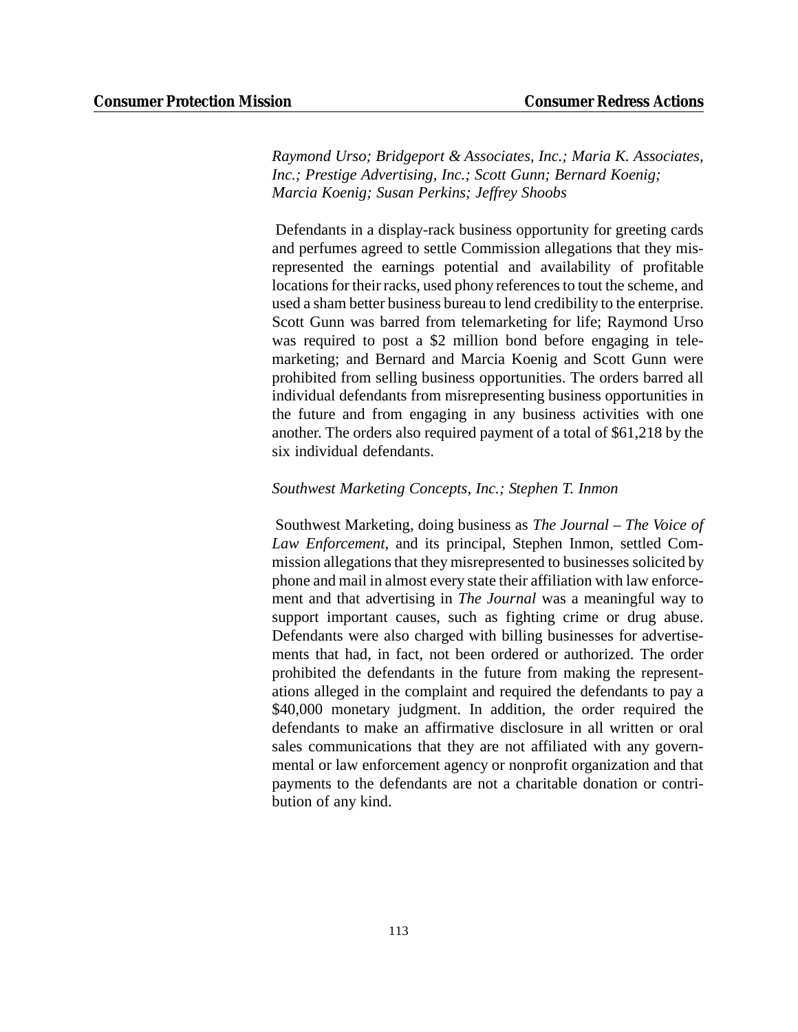*Raymond Urso; Bridgeport & Associates, Inc.; Maria K. Associates, Inc.; Prestige Advertising, Inc.; Scott Gunn; Bernard Koenig; Marcia Koenig; Susan Perkins; Jeffrey Shoobs*

Defendants in a display-rack business opportunity for greeting cards and perfumes agreed to settle Commission allegations that they misrepresented the earnings potential and availability of profitable locations for their racks, used phony references to tout the scheme, and used a sham better business bureau to lend credibility to the enterprise. Scott Gunn was barred from telemarketing for life; Raymond Urso was required to post a $2 million bond before engaging in telemarketing; and Bernard and Marcia Koenig and Scott Gunn were prohibited from selling business opportunities. The orders barred all individual defendants from misrepresenting business opportunities in the future and from engaging in any business activities with one another. The orders also required payment of a total of $61,218 by the six individual defendants.

*Southwest Marketing Concepts, Inc.; Stephen T. Inmon*

Southwest Marketing, doing business as *The Journal – The Voice of Law Enforcement*, and its principal, Stephen Inmon, settled Commission allegations that they misrepresented to businesses solicited by phone and mail in almost every state their affiliation with law enforcement and that advertising in *The Journal* was a meaningful way to support important causes, such as fighting crime or drug abuse. Defendants were also charged with billing businesses for advertisements that had, in fact, not been ordered or authorized. The order prohibited the defendants in the future from making the representations alleged in the complaint and required the defendants to pay a $40,000 monetary judgment. In addition, the order required the defendants to make an affirmative disclosure in all written or oral sales communications that they are not affiliated with any governmental or law enforcement agency or nonprofit organization and that payments to the defendants are not a charitable donation or contribution of any kind.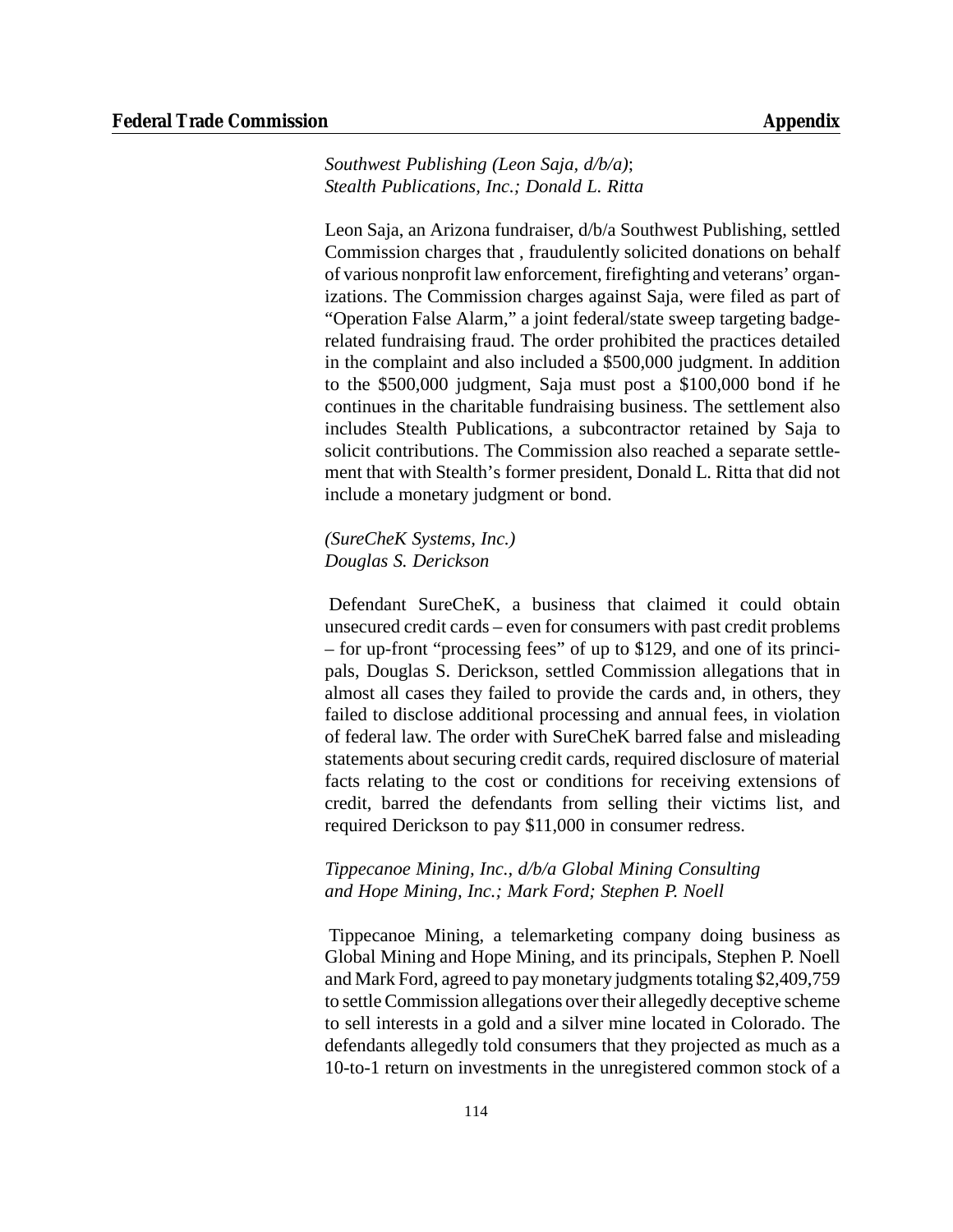*Southwest Publishing (Leon Saja, d/b/a)*;
*Stealth Publications, Inc.; Donald L. Ritta*

Leon Saja, an Arizona fundraiser, d/b/a Southwest Publishing, settled Commission charges that , fraudulently solicited donations on behalf of various nonprofit law enforcement, firefighting and veterans' organizations. The Commission charges against Saja, were filed as part of "Operation False Alarm," a joint federal/state sweep targeting badge-related fundraising fraud. The order prohibited the practices detailed in the complaint and also included a $500,000 judgment. In addition to the $500,000 judgment, Saja must post a $100,000 bond if he continues in the charitable fundraising business. The settlement also includes Stealth Publications, a subcontractor retained by Saja to solicit contributions. The Commission also reached a separate settlement that with Stealth's former president, Donald L. Ritta that did not include a monetary judgment or bond.

*(SureCheK Systems, Inc.)*
*Douglas S. Derickson*

Defendant SureCheK, a business that claimed it could obtain unsecured credit cards – even for consumers with past credit problems – for up-front "processing fees" of up to $129, and one of its principals, Douglas S. Derickson, settled Commission allegations that in almost all cases they failed to provide the cards and, in others, they failed to disclose additional processing and annual fees, in violation of federal law. The order with SureCheK barred false and misleading statements about securing credit cards, required disclosure of material facts relating to the cost or conditions for receiving extensions of credit, barred the defendants from selling their victims list, and required Derickson to pay $11,000 in consumer redress.

*Tippecanoe Mining, Inc., d/b/a Global Mining Consulting*
*and Hope Mining, Inc.; Mark Ford; Stephen P. Noell*

Tippecanoe Mining, a telemarketing company doing business as Global Mining and Hope Mining, and its principals, Stephen P. Noell and Mark Ford, agreed to pay monetary judgments totaling $2,409,759 to settle Commission allegations over their allegedly deceptive scheme to sell interests in a gold and a silver mine located in Colorado. The defendants allegedly told consumers that they projected as much as a 10-to-1 return on investments in the unregistered common stock of a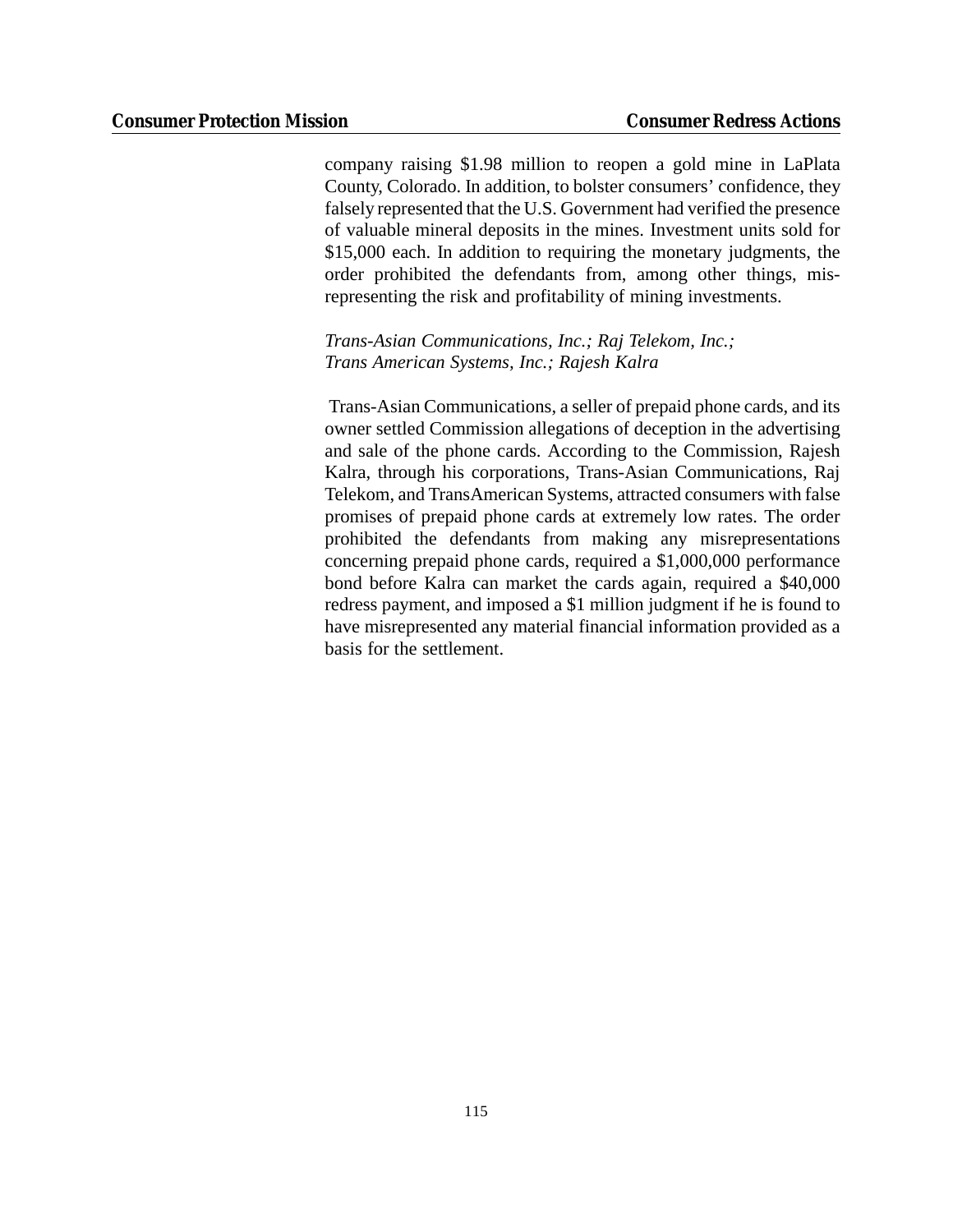company raising $1.98 million to reopen a gold mine in LaPlata County, Colorado. In addition, to bolster consumers' confidence, they falsely represented that the U.S. Government had verified the presence of valuable mineral deposits in the mines. Investment units sold for $15,000 each. In addition to requiring the monetary judgments, the order prohibited the defendants from, among other things, misrepresenting the risk and profitability of mining investments.

*Trans-Asian Communications, Inc.; Raj Telekom, Inc.; Trans American Systems, Inc.; Rajesh Kalra*

Trans-Asian Communications, a seller of prepaid phone cards, and its owner settled Commission allegations of deception in the advertising and sale of the phone cards. According to the Commission, Rajesh Kalra, through his corporations, Trans-Asian Communications, Raj Telekom, and TransAmerican Systems, attracted consumers with false promises of prepaid phone cards at extremely low rates. The order prohibited the defendants from making any misrepresentations concerning prepaid phone cards, required a $1,000,000 performance bond before Kalra can market the cards again, required a $40,000 redress payment, and imposed a $1 million judgment if he is found to have misrepresented any material financial information provided as a basis for the settlement.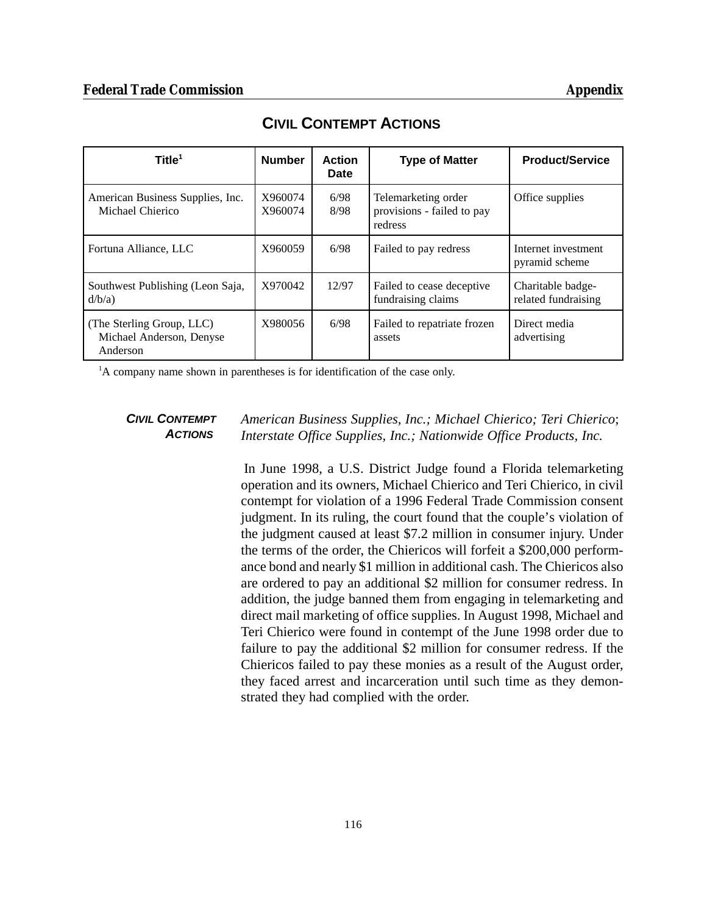## CIVIL CONTEMPT ACTIONS

| Title[1] | Number | Action Date | Type of Matter | Product/Service |
|---|---|---|---|---|
| American Business Supplies, Inc. Michael Chierico | X960074 X960074 | 6/98 8/98 | Telemarketing order provisions - failed to pay redress | Office supplies |
| Fortuna Alliance, LLC | X960059 | 6/98 | Failed to pay redress | Internet investment pyramid scheme |
| Southwest Publishing (Leon Saja, d/b/a) | X970042 | 12/97 | Failed to cease deceptive fundraising claims | Charitable badge-related fundraising |
| (The Sterling Group, LLC) Michael Anderson, Denyse Anderson | X980056 | 6/98 | Failed to repatriate frozen assets | Direct media advertising |

[1]A company name shown in parentheses is for identification of the case only.

***CIVIL CONTEMPT ACTIONS***

*American Business Supplies, Inc.; Michael Chierico; Teri Chierico*; *Interstate Office Supplies, Inc.; Nationwide Office Products, Inc.*

In June 1998, a U.S. District Judge found a Florida telemarketing operation and its owners, Michael Chierico and Teri Chierico, in civil contempt for violation of a 1996 Federal Trade Commission consent judgment. In its ruling, the court found that the couple's violation of the judgment caused at least $7.2 million in consumer injury. Under the terms of the order, the Chiericos will forfeit a $200,000 performance bond and nearly $1 million in additional cash. The Chiericos also are ordered to pay an additional $2 million for consumer redress. In addition, the judge banned them from engaging in telemarketing and direct mail marketing of office supplies. In August 1998, Michael and Teri Chierico were found in contempt of the June 1998 order due to failure to pay the additional $2 million for consumer redress. If the Chiericos failed to pay these monies as a result of the August order, they faced arrest and incarceration until such time as they demonstrated they had complied with the order.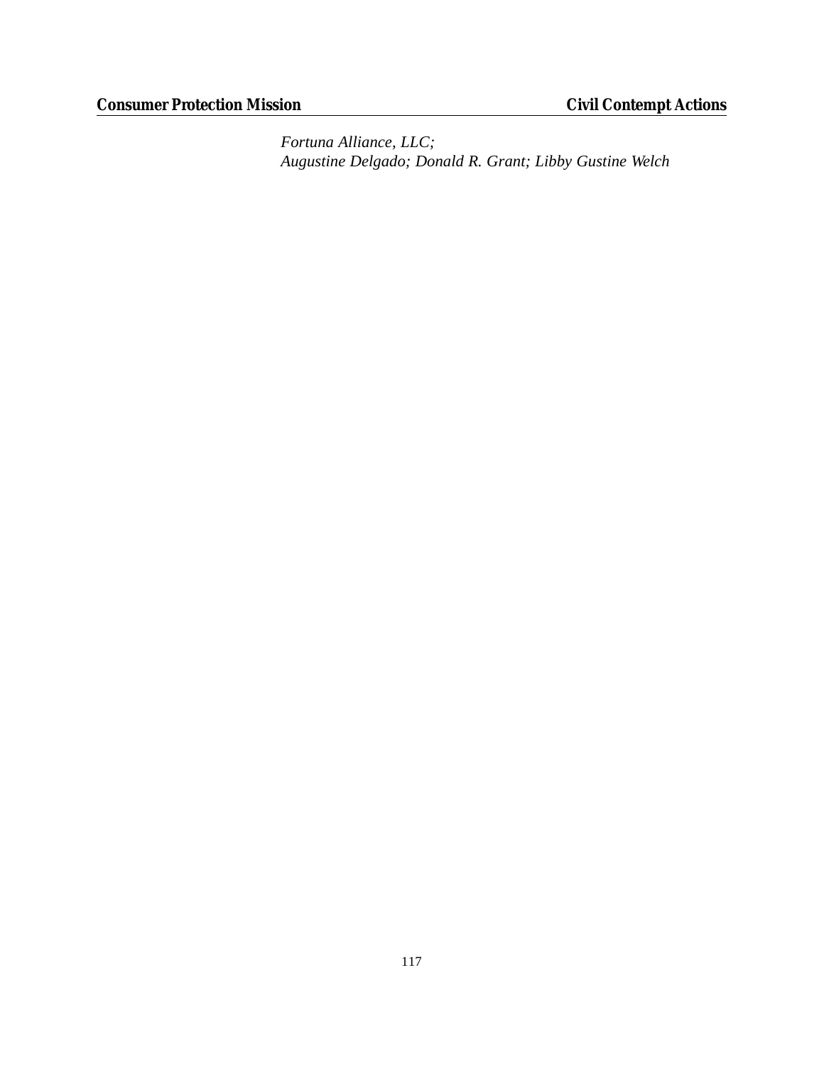*Fortuna Alliance, LLC;*
*Augustine Delgado; Donald R. Grant; Libby Gustine Welch*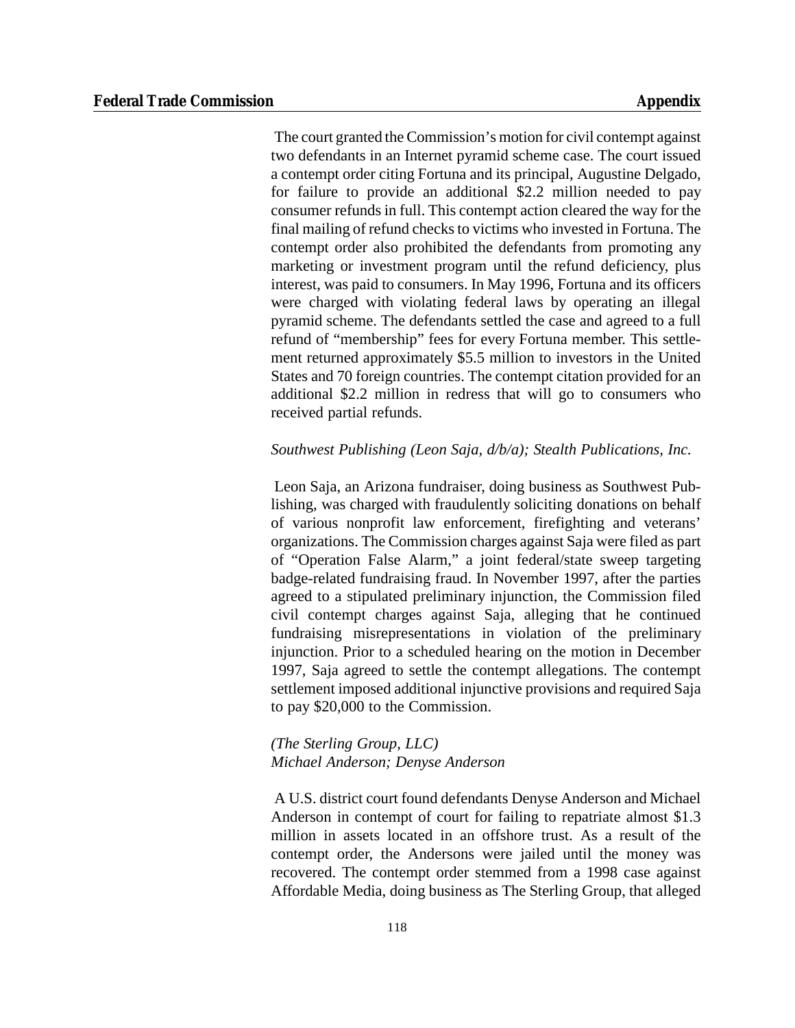The court granted the Commission's motion for civil contempt against two defendants in an Internet pyramid scheme case. The court issued a contempt order citing Fortuna and its principal, Augustine Delgado, for failure to provide an additional $2.2 million needed to pay consumer refunds in full. This contempt action cleared the way for the final mailing of refund checks to victims who invested in Fortuna. The contempt order also prohibited the defendants from promoting any marketing or investment program until the refund deficiency, plus interest, was paid to consumers. In May 1996, Fortuna and its officers were charged with violating federal laws by operating an illegal pyramid scheme. The defendants settled the case and agreed to a full refund of "membership" fees for every Fortuna member. This settlement returned approximately $5.5 million to investors in the United States and 70 foreign countries. The contempt citation provided for an additional $2.2 million in redress that will go to consumers who received partial refunds.

*Southwest Publishing (Leon Saja, d/b/a); Stealth Publications, Inc.*

Leon Saja, an Arizona fundraiser, doing business as Southwest Publishing, was charged with fraudulently soliciting donations on behalf of various nonprofit law enforcement, firefighting and veterans' organizations. The Commission charges against Saja were filed as part of "Operation False Alarm," a joint federal/state sweep targeting badge-related fundraising fraud. In November 1997, after the parties agreed to a stipulated preliminary injunction, the Commission filed civil contempt charges against Saja, alleging that he continued fundraising misrepresentations in violation of the preliminary injunction. Prior to a scheduled hearing on the motion in December 1997, Saja agreed to settle the contempt allegations. The contempt settlement imposed additional injunctive provisions and required Saja to pay $20,000 to the Commission.

*(The Sterling Group, LLC)*
*Michael Anderson; Denyse Anderson*

A U.S. district court found defendants Denyse Anderson and Michael Anderson in contempt of court for failing to repatriate almost $1.3 million in assets located in an offshore trust. As a result of the contempt order, the Andersons were jailed until the money was recovered. The contempt order stemmed from a 1998 case against Affordable Media, doing business as The Sterling Group, that alleged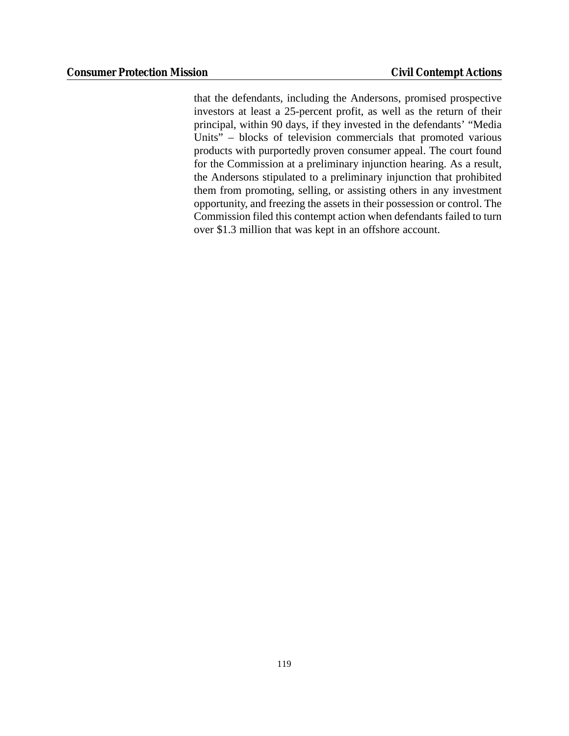that the defendants, including the Andersons, promised prospective investors at least a 25-percent profit, as well as the return of their principal, within 90 days, if they invested in the defendants' "Media Units" – blocks of television commercials that promoted various products with purportedly proven consumer appeal. The court found for the Commission at a preliminary injunction hearing. As a result, the Andersons stipulated to a preliminary injunction that prohibited them from promoting, selling, or assisting others in any investment opportunity, and freezing the assets in their possession or control. The Commission filed this contempt action when defendants failed to turn over $1.3 million that was kept in an offshore account.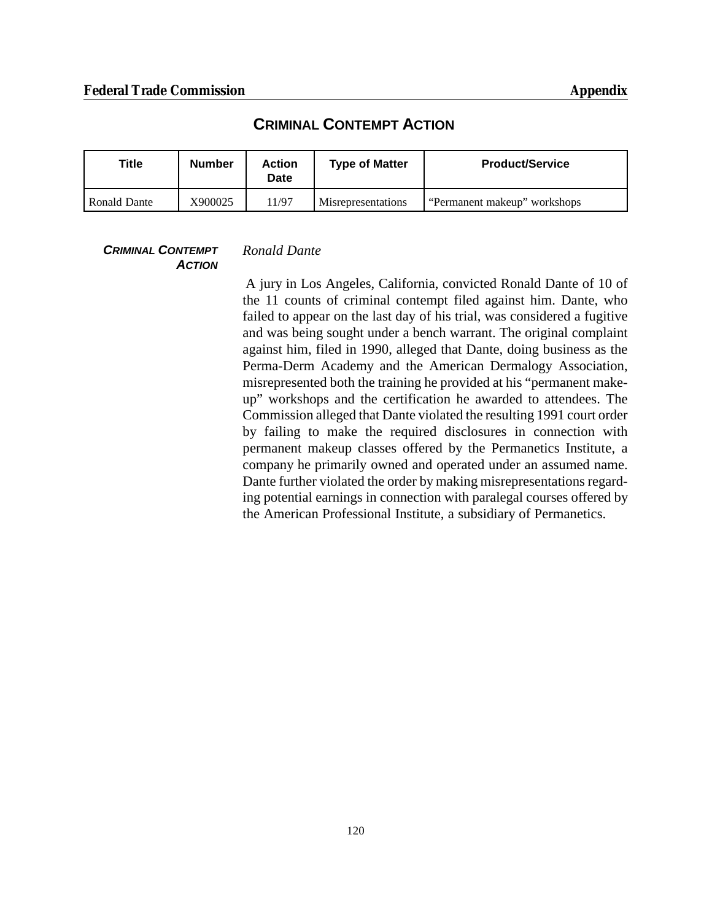## CRIMINAL CONTEMPT ACTION

| Title | Number | Action Date | Type of Matter | Product/Service |
|---|---|---|---|---|
| Ronald Dante | X900025 | 11/97 | Misrepresentations | “Permanent makeup” workshops |

***CRIMINAL CONTEMPT ACTION***

*Ronald Dante*

A jury in Los Angeles, California, convicted Ronald Dante of 10 of the 11 counts of criminal contempt filed against him. Dante, who failed to appear on the last day of his trial, was considered a fugitive and was being sought under a bench warrant. The original complaint against him, filed in 1990, alleged that Dante, doing business as the Perma-Derm Academy and the American Dermalogy Association, misrepresented both the training he provided at his “permanent make-up” workshops and the certification he awarded to attendees. The Commission alleged that Dante violated the resulting 1991 court order by failing to make the required disclosures in connection with permanent makeup classes offered by the Permanetics Institute, a company he primarily owned and operated under an assumed name. Dante further violated the order by making misrepresentations regarding potential earnings in connection with paralegal courses offered by the American Professional Institute, a subsidiary of Permanetics.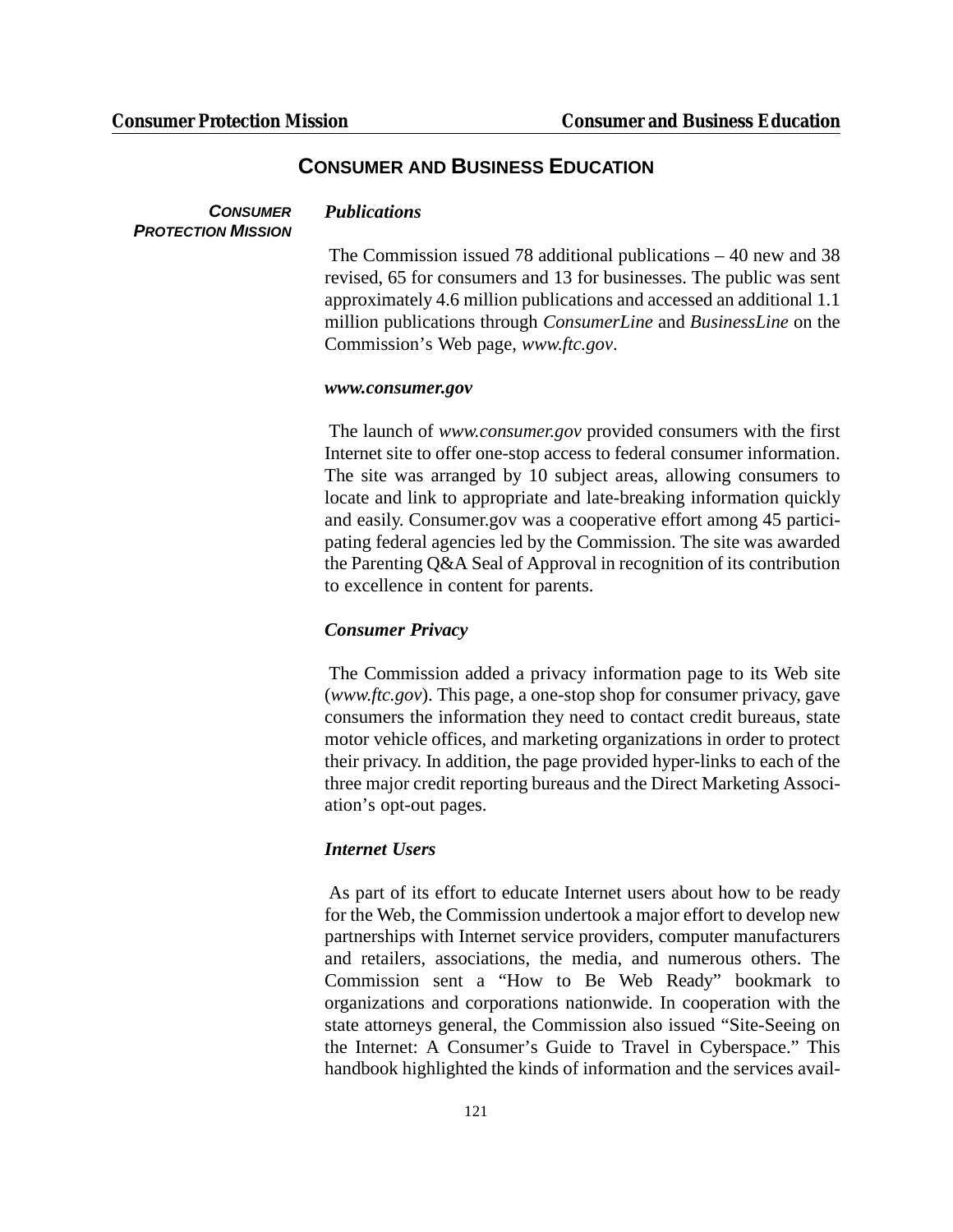## CONSUMER AND BUSINESS EDUCATION

**_CONSUMER PROTECTION MISSION_**

### *Publications*

The Commission issued 78 additional publications – 40 new and 38 revised, 65 for consumers and 13 for businesses. The public was sent approximately 4.6 million publications and accessed an additional 1.1 million publications through *ConsumerLine* and *BusinessLine* on the Commission's Web page, *www.ftc.gov*.

### *www.consumer.gov*

The launch of *www.consumer.gov* provided consumers with the first Internet site to offer one-stop access to federal consumer information. The site was arranged by 10 subject areas, allowing consumers to locate and link to appropriate and late-breaking information quickly and easily. Consumer.gov was a cooperative effort among 45 participating federal agencies led by the Commission. The site was awarded the Parenting Q&A Seal of Approval in recognition of its contribution to excellence in content for parents.

### *Consumer Privacy*

The Commission added a privacy information page to its Web site (*www.ftc.gov*). This page, a one-stop shop for consumer privacy, gave consumers the information they need to contact credit bureaus, state motor vehicle offices, and marketing organizations in order to protect their privacy. In addition, the page provided hyper-links to each of the three major credit reporting bureaus and the Direct Marketing Association's opt-out pages.

### *Internet Users*

As part of its effort to educate Internet users about how to be ready for the Web, the Commission undertook a major effort to develop new partnerships with Internet service providers, computer manufacturers and retailers, associations, the media, and numerous others. The Commission sent a "How to Be Web Ready" bookmark to organizations and corporations nationwide. In cooperation with the state attorneys general, the Commission also issued "Site-Seeing on the Internet: A Consumer's Guide to Travel in Cyberspace." This handbook highlighted the kinds of information and the services avail-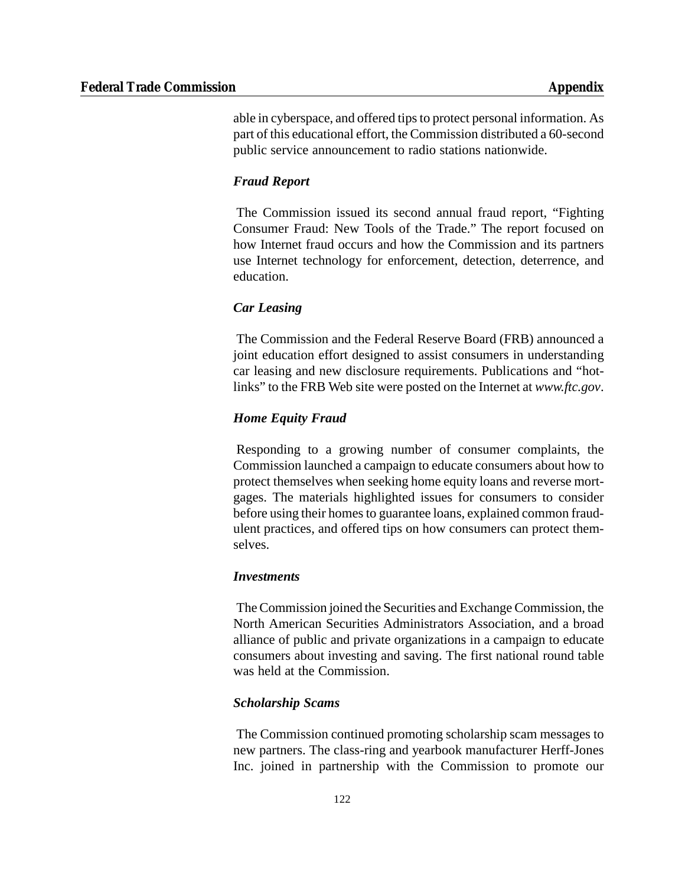able in cyberspace, and offered tips to protect personal information. As part of this educational effort, the Commission distributed a 60-second public service announcement to radio stations nationwide.

***Fraud Report***

The Commission issued its second annual fraud report, "Fighting Consumer Fraud: New Tools of the Trade." The report focused on how Internet fraud occurs and how the Commission and its partners use Internet technology for enforcement, detection, deterrence, and education.

***Car Leasing***

The Commission and the Federal Reserve Board (FRB) announced a joint education effort designed to assist consumers in understanding car leasing and new disclosure requirements. Publications and "hot-links" to the FRB Web site were posted on the Internet at *www.ftc.gov*.

***Home Equity Fraud***

Responding to a growing number of consumer complaints, the Commission launched a campaign to educate consumers about how to protect themselves when seeking home equity loans and reverse mortgages. The materials highlighted issues for consumers to consider before using their homes to guarantee loans, explained common fraudulent practices, and offered tips on how consumers can protect themselves.

***Investments***

The Commission joined the Securities and Exchange Commission, the North American Securities Administrators Association, and a broad alliance of public and private organizations in a campaign to educate consumers about investing and saving. The first national round table was held at the Commission.

***Scholarship Scams***

The Commission continued promoting scholarship scam messages to new partners. The class-ring and yearbook manufacturer Herff-Jones Inc. joined in partnership with the Commission to promote our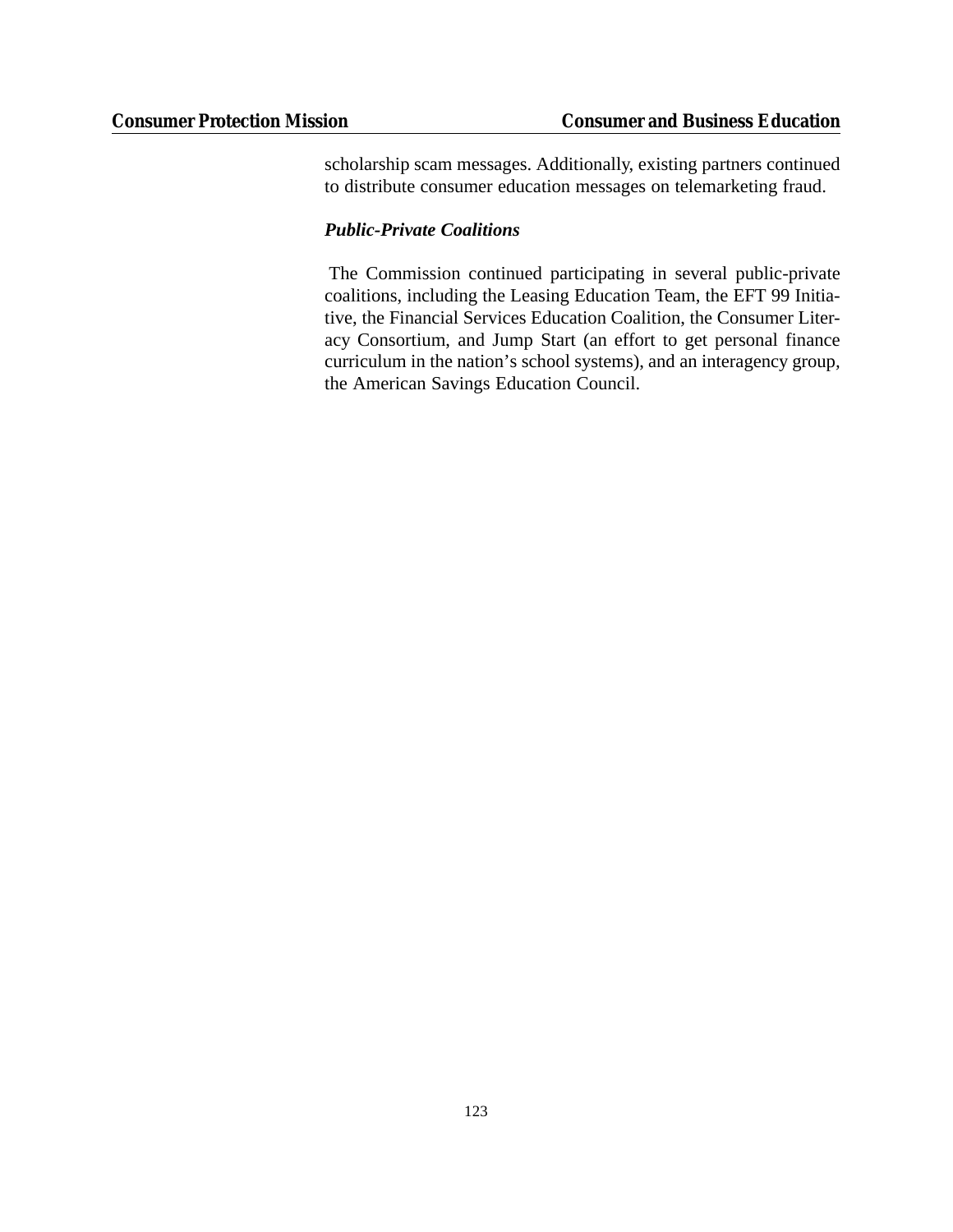scholarship scam messages. Additionally, existing partners continued to distribute consumer education messages on telemarketing fraud.

***Public-Private Coalitions***

The Commission continued participating in several public-private coalitions, including the Leasing Education Team, the EFT 99 Initiative, the Financial Services Education Coalition, the Consumer Literacy Consortium, and Jump Start (an effort to get personal finance curriculum in the nation's school systems), and an interagency group, the American Savings Education Council.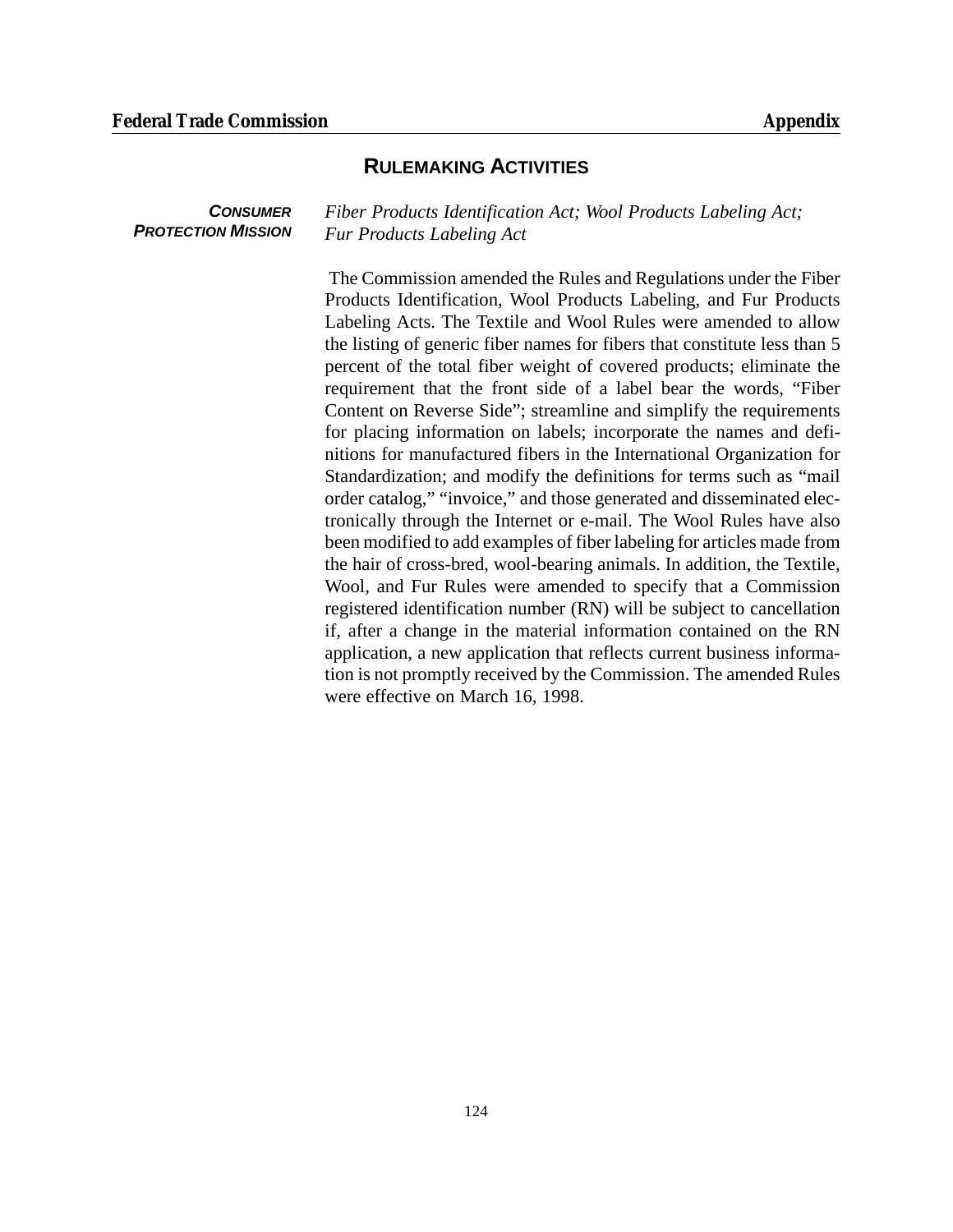## RULEMAKING ACTIVITIES

**_CONSUMER PROTECTION MISSION_**

*Fiber Products Identification Act; Wool Products Labeling Act; Fur Products Labeling Act*

The Commission amended the Rules and Regulations under the Fiber Products Identification, Wool Products Labeling, and Fur Products Labeling Acts. The Textile and Wool Rules were amended to allow the listing of generic fiber names for fibers that constitute less than 5 percent of the total fiber weight of covered products; eliminate the requirement that the front side of a label bear the words, "Fiber Content on Reverse Side"; streamline and simplify the requirements for placing information on labels; incorporate the names and definitions for manufactured fibers in the International Organization for Standardization; and modify the definitions for terms such as "mail order catalog," "invoice," and those generated and disseminated electronically through the Internet or e-mail. The Wool Rules have also been modified to add examples of fiber labeling for articles made from the hair of cross-bred, wool-bearing animals. In addition, the Textile, Wool, and Fur Rules were amended to specify that a Commission registered identification number (RN) will be subject to cancellation if, after a change in the material information contained on the RN application, a new application that reflects current business information is not promptly received by the Commission. The amended Rules were effective on March 16, 1998.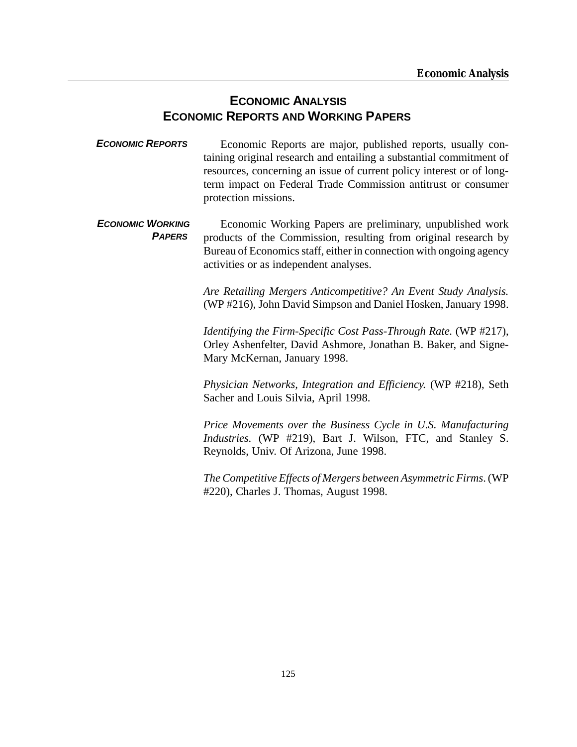# ECONOMIC ANALYSIS
# ECONOMIC REPORTS AND WORKING PAPERS

***ECONOMIC REPORTS***

Economic Reports are major, published reports, usually containing original research and entailing a substantial commitment of resources, concerning an issue of current policy interest or of long-term impact on Federal Trade Commission antitrust or consumer protection missions.

***ECONOMIC WORKING PAPERS***

Economic Working Papers are preliminary, unpublished work products of the Commission, resulting from original research by Bureau of Economics staff, either in connection with ongoing agency activities or as independent analyses.

*Are Retailing Mergers Anticompetitive? An Event Study Analysis.* (WP #216), John David Simpson and Daniel Hosken, January 1998.

*Identifying the Firm-Specific Cost Pass-Through Rate.* (WP #217), Orley Ashenfelter, David Ashmore, Jonathan B. Baker, and Signe-Mary McKernan, January 1998.

*Physician Networks, Integration and Efficiency.* (WP #218), Seth Sacher and Louis Silvia, April 1998.

*Price Movements over the Business Cycle in U.S. Manufacturing Industries.* (WP #219), Bart J. Wilson, FTC, and Stanley S. Reynolds, Univ. Of Arizona, June 1998.

*The Competitive Effects of Mergers between Asymmetric Firms.* (WP #220), Charles J. Thomas, August 1998.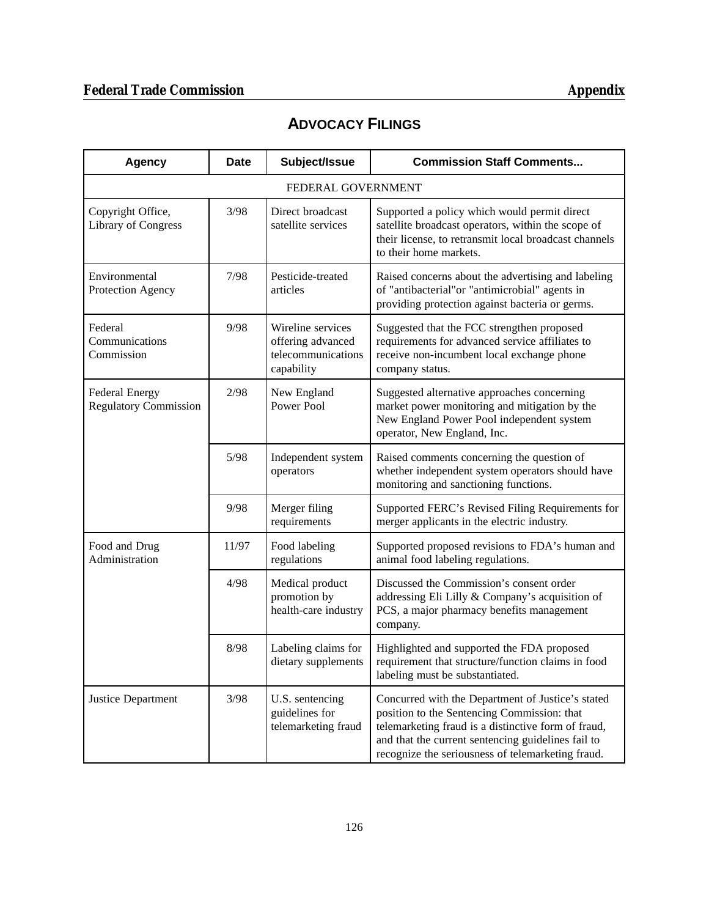## ADVOCACY FILINGS

| Agency | Date | Subject/Issue | Commission Staff Comments... |
|---|---|---|---|
| FEDERAL GOVERNMENT | | | |
| Copyright Office, Library of Congress | 3/98 | Direct broadcast satellite services | Supported a policy which would permit direct satellite broadcast operators, within the scope of their license, to retransmit local broadcast channels to their home markets. |
| Environmental Protection Agency | 7/98 | Pesticide-treated articles | Raised concerns about the advertising and labeling of "antibacterial"or "antimicrobial" agents in providing protection against bacteria or germs. |
| Federal Communications Commission | 9/98 | Wireline services offering advanced telecommunications capability | Suggested that the FCC strengthen proposed requirements for advanced service affiliates to receive non-incumbent local exchange phone company status. |
| Federal Energy Regulatory Commission | 2/98 | New England Power Pool | Suggested alternative approaches concerning market power monitoring and mitigation by the New England Power Pool independent system operator, New England, Inc. |
| | 5/98 | Independent system operators | Raised comments concerning the question of whether independent system operators should have monitoring and sanctioning functions. |
| | 9/98 | Merger filing requirements | Supported FERC's Revised Filing Requirements for merger applicants in the electric industry. |
| Food and Drug Administration | 11/97 | Food labeling regulations | Supported proposed revisions to FDA's human and animal food labeling regulations. |
| | 4/98 | Medical product promotion by health-care industry | Discussed the Commission's consent order addressing Eli Lilly & Company's acquisition of PCS, a major pharmacy benefits management company. |
| | 8/98 | Labeling claims for dietary supplements | Highlighted and supported the FDA proposed requirement that structure/function claims in food labeling must be substantiated. |
| Justice Department | 3/98 | U.S. sentencing guidelines for telemarketing fraud | Concurred with the Department of Justice's stated position to the Sentencing Commission: that telemarketing fraud is a distinctive form of fraud, and that the current sentencing guidelines fail to recognize the seriousness of telemarketing fraud. |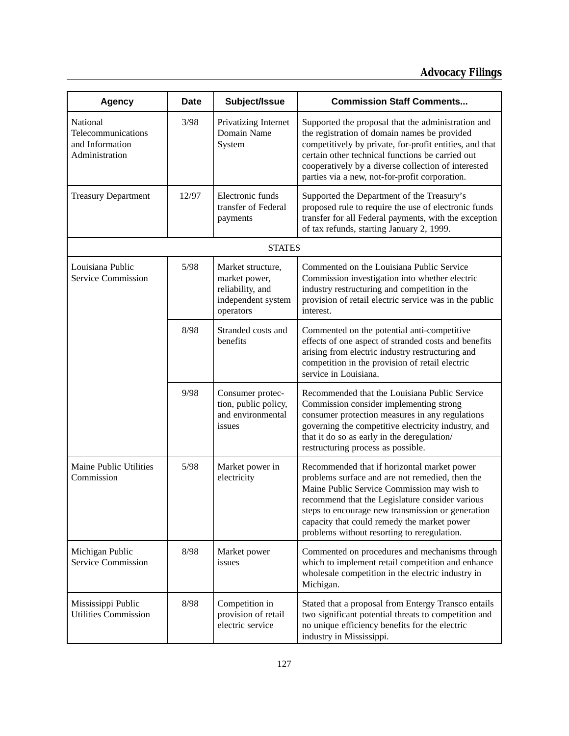| Agency | Date | Subject/Issue | Commission Staff Comments... |
|---|---|---|---|
| National Telecommunications and Information Administration | 3/98 | Privatizing Internet Domain Name System | Supported the proposal that the administration and the registration of domain names be provided competitively by private, for-profit entities, and that certain other technical functions be carried out cooperatively by a diverse collection of interested parties via a new, not-for-profit corporation. |
| Treasury Department | 12/97 | Electronic funds transfer of Federal payments | Supported the Department of the Treasury's proposed rule to require the use of electronic funds transfer for all Federal payments, with the exception of tax refunds, starting January 2, 1999. |
| | | STATES | |
| Louisiana Public Service Commission | 5/98 | Market structure, market power, reliability, and independent system operators | Commented on the Louisiana Public Service Commission investigation into whether electric industry restructuring and competition in the provision of retail electric service was in the public interest. |
| | 8/98 | Stranded costs and benefits | Commented on the potential anti-competitive effects of one aspect of stranded costs and benefits arising from electric industry restructuring and competition in the provision of retail electric service in Louisiana. |
| | 9/98 | Consumer protection, public policy, and environmental issues | Recommended that the Louisiana Public Service Commission consider implementing strong consumer protection measures in any regulations governing the competitive electricity industry, and that it do so as early in the deregulation/restructuring process as possible. |
| Maine Public Utilities Commission | 5/98 | Market power in electricity | Recommended that if horizontal market power problems surface and are not remedied, then the Maine Public Service Commission may wish to recommend that the Legislature consider various steps to encourage new transmission or generation capacity that could remedy the market power problems without resorting to reregulation. |
| Michigan Public Service Commission | 8/98 | Market power issues | Commented on procedures and mechanisms through which to implement retail competition and enhance wholesale competition in the electric industry in Michigan. |
| Mississippi Public Utilities Commission | 8/98 | Competition in provision of retail electric service | Stated that a proposal from Entergy Transco entails two significant potential threats to competition and no unique efficiency benefits for the electric industry in Mississippi. |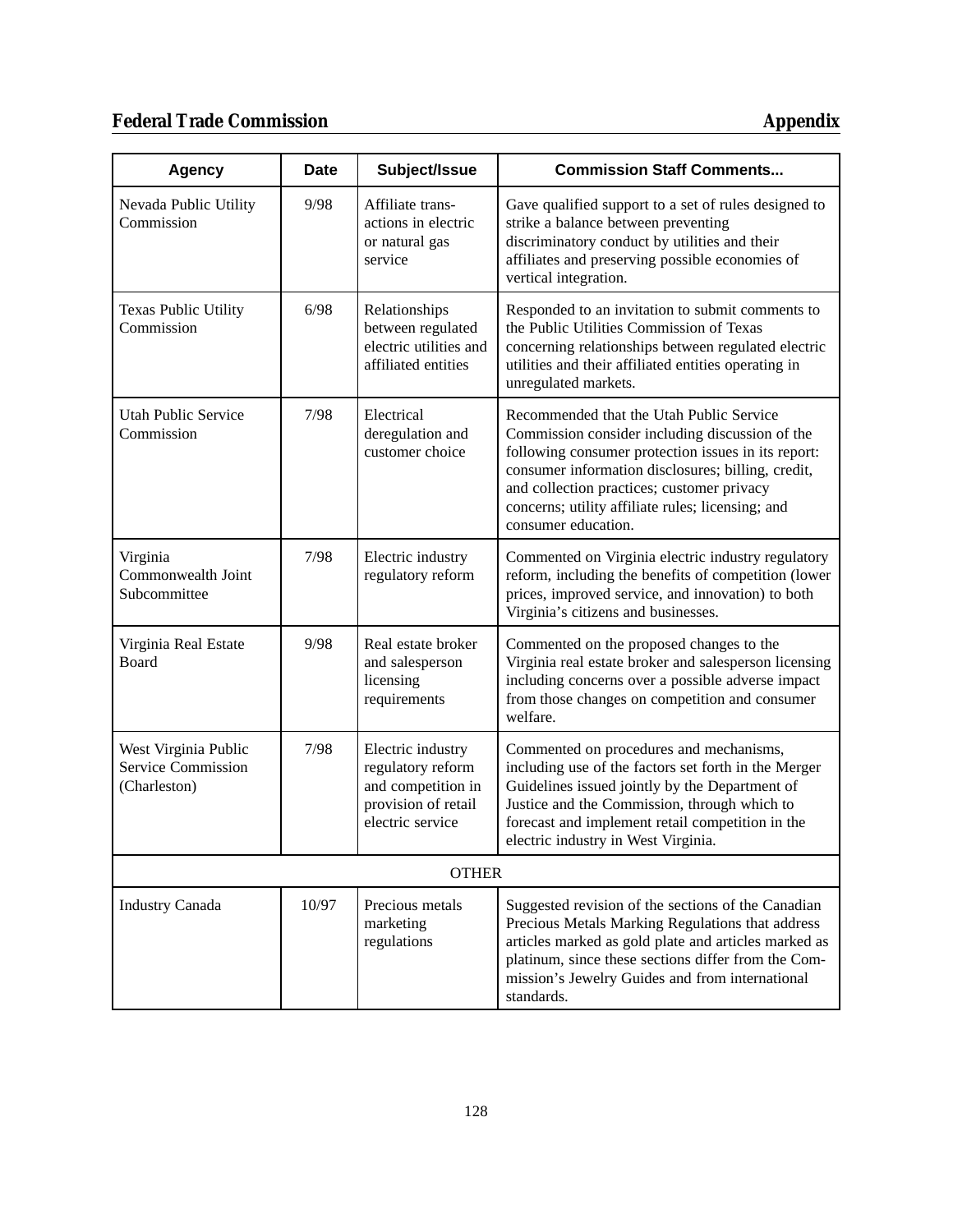| Agency | Date | Subject/Issue | Commission Staff Comments... |
| --- | --- | --- | --- |
| Nevada Public Utility Commission | 9/98 | Affiliate transactions in electric or natural gas service | Gave qualified support to a set of rules designed to strike a balance between preventing discriminatory conduct by utilities and their affiliates and preserving possible economies of vertical integration. |
| Texas Public Utility Commission | 6/98 | Relationships between regulated electric utilities and affiliated entities | Responded to an invitation to submit comments to the Public Utilities Commission of Texas concerning relationships between regulated electric utilities and their affiliated entities operating in unregulated markets. |
| Utah Public Service Commission | 7/98 | Electrical deregulation and customer choice | Recommended that the Utah Public Service Commission consider including discussion of the following consumer protection issues in its report: consumer information disclosures; billing, credit, and collection practices; customer privacy concerns; utility affiliate rules; licensing; and consumer education. |
| Virginia Commonwealth Joint Subcommittee | 7/98 | Electric industry regulatory reform | Commented on Virginia electric industry regulatory reform, including the benefits of competition (lower prices, improved service, and innovation) to both Virginia's citizens and businesses. |
| Virginia Real Estate Board | 9/98 | Real estate broker and salesperson licensing requirements | Commented on the proposed changes to the Virginia real estate broker and salesperson licensing including concerns over a possible adverse impact from those changes on competition and consumer welfare. |
| West Virginia Public Service Commission (Charleston) | 7/98 | Electric industry regulatory reform and competition in provision of retail electric service | Commented on procedures and mechanisms, including use of the factors set forth in the Merger Guidelines issued jointly by the Department of Justice and the Commission, through which to forecast and implement retail competition in the electric industry in West Virginia. |
| OTHER | | | |
| Industry Canada | 10/97 | Precious metals marketing regulations | Suggested revision of the sections of the Canadian Precious Metals Marking Regulations that address articles marked as gold plate and articles marked as platinum, since these sections differ from the Commission's Jewelry Guides and from international standards. |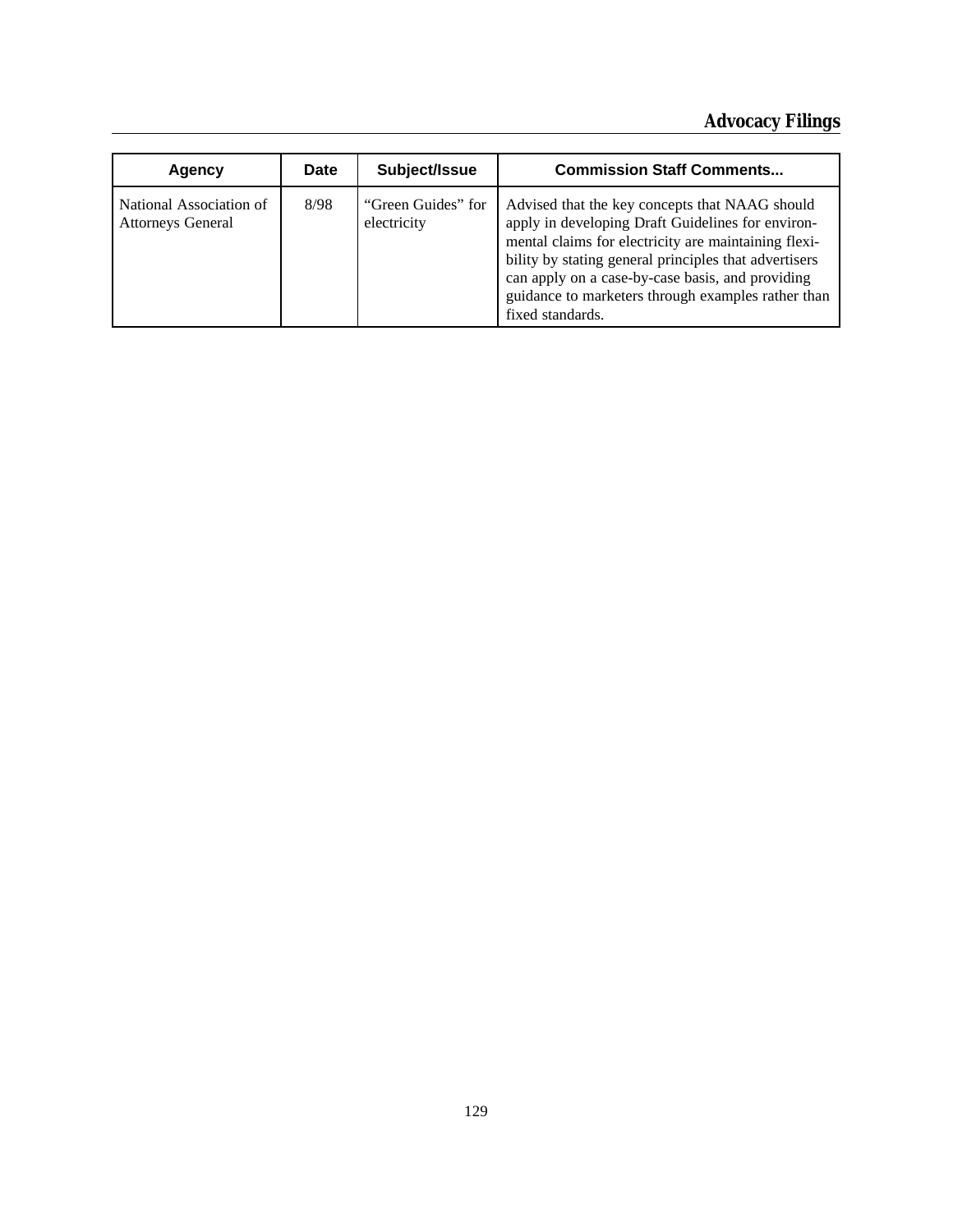| Agency | Date | Subject/Issue | Commission Staff Comments... |
| --- | --- | --- | --- |
| National Association of Attorneys General | 8/98 | “Green Guides” for electricity | Advised that the key concepts that NAAG should apply in developing Draft Guidelines for environmental claims for electricity are maintaining flexibility by stating general principles that advertisers can apply on a case-by-case basis, and providing guidance to marketers through examples rather than fixed standards. |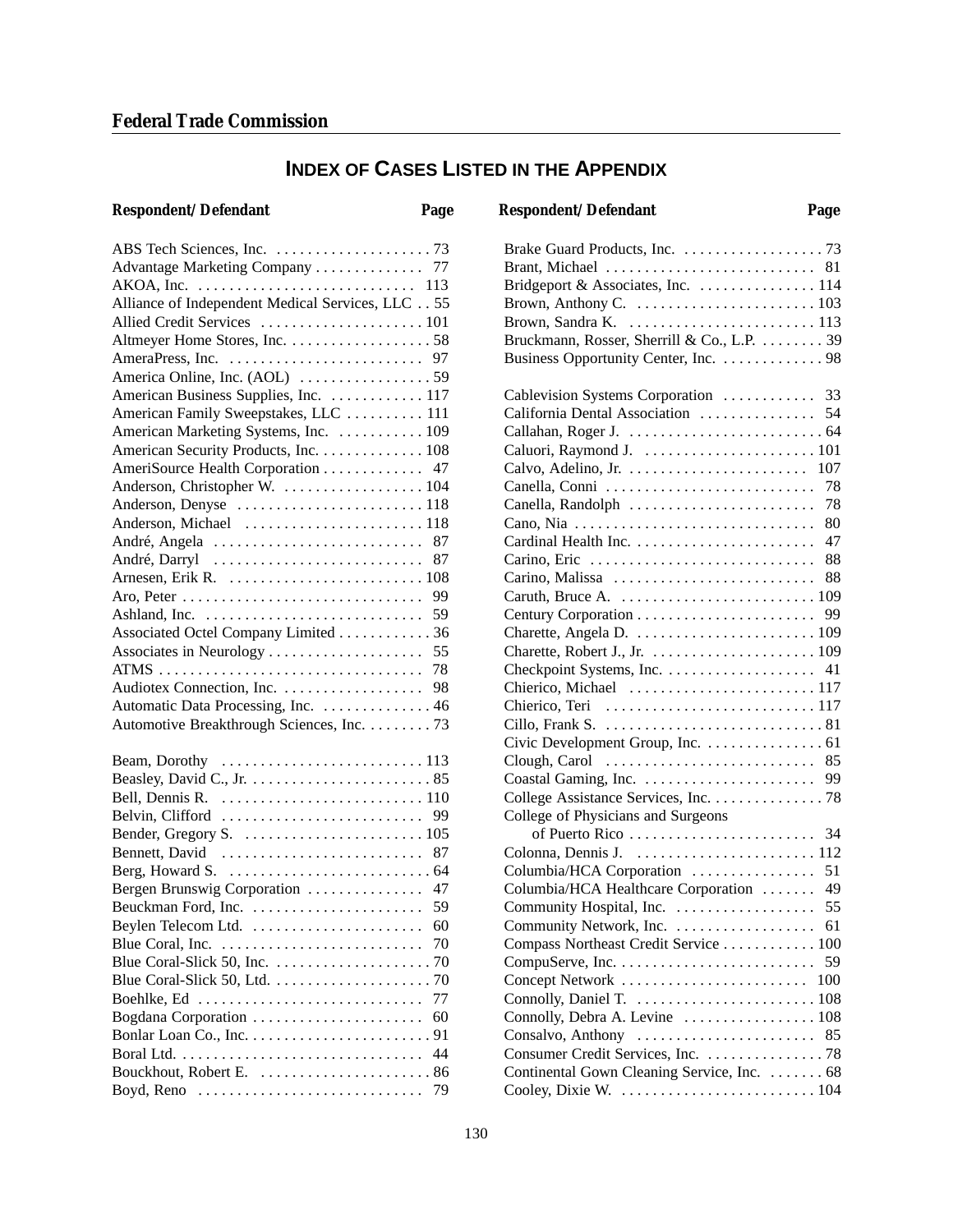## INDEX OF CASES LISTED IN THE APPENDIX

| Respondent/Defendant | Page |
|---|---|
| ABS Tech Sciences, Inc. | 73 |
| Advantage Marketing Company | 77 |
| AKOA, Inc. | 113 |
| Alliance of Independent Medical Services, LLC | 55 |
| Allied Credit Services | 101 |
| Altmeyer Home Stores, Inc. | 58 |
| AmeraPress, Inc. | 97 |
| America Online, Inc. (AOL) | 59 |
| American Business Supplies, Inc. | 117 |
| American Family Sweepstakes, LLC | 111 |
| American Marketing Systems, Inc. | 109 |
| American Security Products, Inc. | 108 |
| AmeriSource Health Corporation | 47 |
| Anderson, Christopher W. | 104 |
| Anderson, Denyse | 118 |
| Anderson, Michael | 118 |
| André, Angela | 87 |
| André, Darryl | 87 |
| Arnesen, Erik R. | 108 |
| Aro, Peter | 99 |
| Ashland, Inc. | 59 |
| Associated Octel Company Limited | 36 |
| Associates in Neurology | 55 |
| ATMS | 78 |
| Audiotex Connection, Inc. | 98 |
| Automatic Data Processing, Inc. | 46 |
| Automotive Breakthrough Sciences, Inc. | 73 |
| Beam, Dorothy | 113 |
| Beasley, David C., Jr. | 85 |
| Bell, Dennis R. | 110 |
| Belvin, Clifford | 99 |
| Bender, Gregory S. | 105 |
| Bennett, David | 87 |
| Berg, Howard S. | 64 |
| Bergen Brunswig Corporation | 47 |
| Beuckman Ford, Inc. | 59 |
| Beylen Telecom Ltd. | 60 |
| Blue Coral, Inc. | 70 |
| Blue Coral-Slick 50, Inc. | 70 |
| Blue Coral-Slick 50, Ltd. | 70 |
| Boehlke, Ed | 77 |
| Bogdana Corporation | 60 |
| Bonlar Loan Co., Inc. | 91 |
| Boral Ltd. | 44 |
| Bouckhout, Robert E. | 86 |
| Boyd, Reno | 79 |
| Brake Guard Products, Inc. | 73 |
| Brant, Michael | 81 |
| Bridgeport & Associates, Inc. | 114 |
| Brown, Anthony C. | 103 |
| Brown, Sandra K. | 113 |
| Bruckmann, Rosser, Sherrill & Co., L.P. | 39 |
| Business Opportunity Center, Inc. | 98 |
| Cablevision Systems Corporation | 33 |
| California Dental Association | 54 |
| Callahan, Roger J. | 64 |
| Caluori, Raymond J. | 101 |
| Calvo, Adelino, Jr. | 107 |
| Canella, Conni | 78 |
| Canella, Randolph | 78 |
| Cano, Nia | 80 |
| Cardinal Health Inc. | 47 |
| Carino, Eric | 88 |
| Carino, Malissa | 88 |
| Caruth, Bruce A. | 109 |
| Century Corporation | 99 |
| Charette, Angela D. | 109 |
| Charette, Robert J., Jr. | 109 |
| Checkpoint Systems, Inc. | 41 |
| Chierico, Michael | 117 |
| Chierico, Teri | 117 |
| Cillo, Frank S. | 81 |
| Civic Development Group, Inc. | 61 |
| Clough, Carol | 85 |
| Coastal Gaming, Inc. | 99 |
| College Assistance Services, Inc. | 78 |
| College of Physicians and Surgeons of Puerto Rico | 34 |
| Colonna, Dennis J. | 112 |
| Columbia/HCA Corporation | 51 |
| Columbia/HCA Healthcare Corporation | 49 |
| Community Hospital, Inc. | 55 |
| Community Network, Inc. | 61 |
| Compass Northeast Credit Service | 100 |
| CompuServe, Inc. | 59 |
| Concept Network | 100 |
| Connolly, Daniel T. | 108 |
| Connolly, Debra A. Levine | 108 |
| Consalvo, Anthony | 85 |
| Consumer Credit Services, Inc. | 78 |
| Continental Gown Cleaning Service, Inc. | 68 |
| Cooley, Dixie W. | 104 |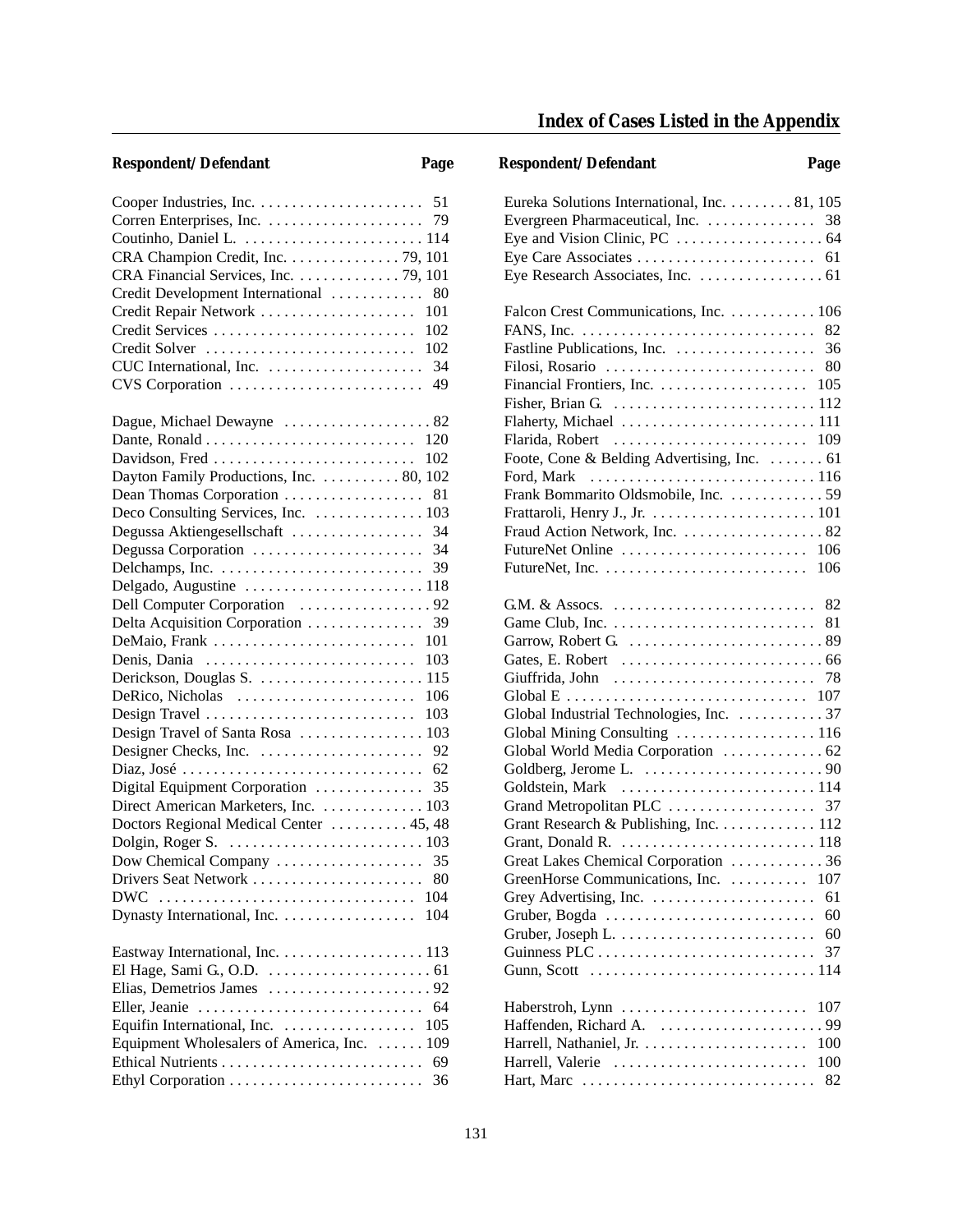## Index of Cases Listed in the Appendix

| Respondent/Defendant | Page |
|---|---|
| Cooper Industries, Inc. | 51 |
| Corren Enterprises, Inc. | 79 |
| Coutinho, Daniel L. | 114 |
| CRA Champion Credit, Inc. | 79, 101 |
| CRA Financial Services, Inc. | 79, 101 |
| Credit Development International | 80 |
| Credit Repair Network | 101 |
| Credit Services | 102 |
| Credit Solver | 102 |
| CUC International, Inc. | 34 |
| CVS Corporation | 49 |
| Dague, Michael Dewayne | 82 |
| Dante, Ronald | 120 |
| Davidson, Fred | 102 |
| Dayton Family Productions, Inc. | 80, 102 |
| Dean Thomas Corporation | 81 |
| Deco Consulting Services, Inc. | 103 |
| Degussa Aktiengesellschaft | 34 |
| Degussa Corporation | 34 |
| Delchamps, Inc. | 39 |
| Delgado, Augustine | 118 |
| Dell Computer Corporation | 92 |
| Delta Acquisition Corporation | 39 |
| DeMaio, Frank | 101 |
| Denis, Dania | 103 |
| Derickson, Douglas S. | 115 |
| DeRico, Nicholas | 106 |
| Design Travel | 103 |
| Design Travel of Santa Rosa | 103 |
| Designer Checks, Inc. | 92 |
| Diaz, José | 62 |
| Digital Equipment Corporation | 35 |
| Direct American Marketers, Inc. | 103 |
| Doctors Regional Medical Center | 45, 48 |
| Dolgin, Roger S. | 103 |
| Dow Chemical Company | 35 |
| Drivers Seat Network | 80 |
| DWC | 104 |
| Dynasty International, Inc. | 104 |
| Eastway International, Inc. | 113 |
| El Hage, Sami G., O.D. | 61 |
| Elias, Demetrios James | 92 |
| Eller, Jeanie | 64 |
| Equifin International, Inc. | 105 |
| Equipment Wholesalers of America, Inc. | 109 |
| Ethical Nutrients | 69 |
| Ethyl Corporation | 36 |
| Eureka Solutions International, Inc. | 81, 105 |
| Evergreen Pharmaceutical, Inc. | 38 |
| Eye and Vision Clinic, PC | 64 |
| Eye Care Associates | 61 |
| Eye Research Associates, Inc. | 61 |
| Falcon Crest Communications, Inc. | 106 |
| FANS, Inc. | 82 |
| Fastline Publications, Inc. | 36 |
| Filosi, Rosario | 80 |
| Financial Frontiers, Inc. | 105 |
| Fisher, Brian G. | 112 |
| Flaherty, Michael | 111 |
| Flarida, Robert | 109 |
| Foote, Cone & Belding Advertising, Inc. | 61 |
| Ford, Mark | 116 |
| Frank Bommarito Oldsmobile, Inc. | 59 |
| Frattaroli, Henry J., Jr. | 101 |
| Fraud Action Network, Inc. | 82 |
| FutureNet Online | 106 |
| FutureNet, Inc. | 106 |
| G.M. & Assocs. | 82 |
| Game Club, Inc. | 81 |
| Garrow, Robert G. | 89 |
| Gates, E. Robert | 66 |
| Giuffrida, John | 78 |
| Global E | 107 |
| Global Industrial Technologies, Inc. | 37 |
| Global Mining Consulting | 116 |
| Global World Media Corporation | 62 |
| Goldberg, Jerome L. | 90 |
| Goldstein, Mark | 114 |
| Grand Metropolitan PLC | 37 |
| Grant Research & Publishing, Inc. | 112 |
| Grant, Donald R. | 118 |
| Great Lakes Chemical Corporation | 36 |
| GreenHorse Communications, Inc. | 107 |
| Grey Advertising, Inc. | 61 |
| Gruber, Bogda | 60 |
| Gruber, Joseph L. | 60 |
| Guinness PLC | 37 |
| Gunn, Scott | 114 |
| Haberstroh, Lynn | 107 |
| Haffenden, Richard A. | 99 |
| Harrell, Nathaniel, Jr. | 100 |
| Harrell, Valerie | 100 |
| Hart, Marc | 82 |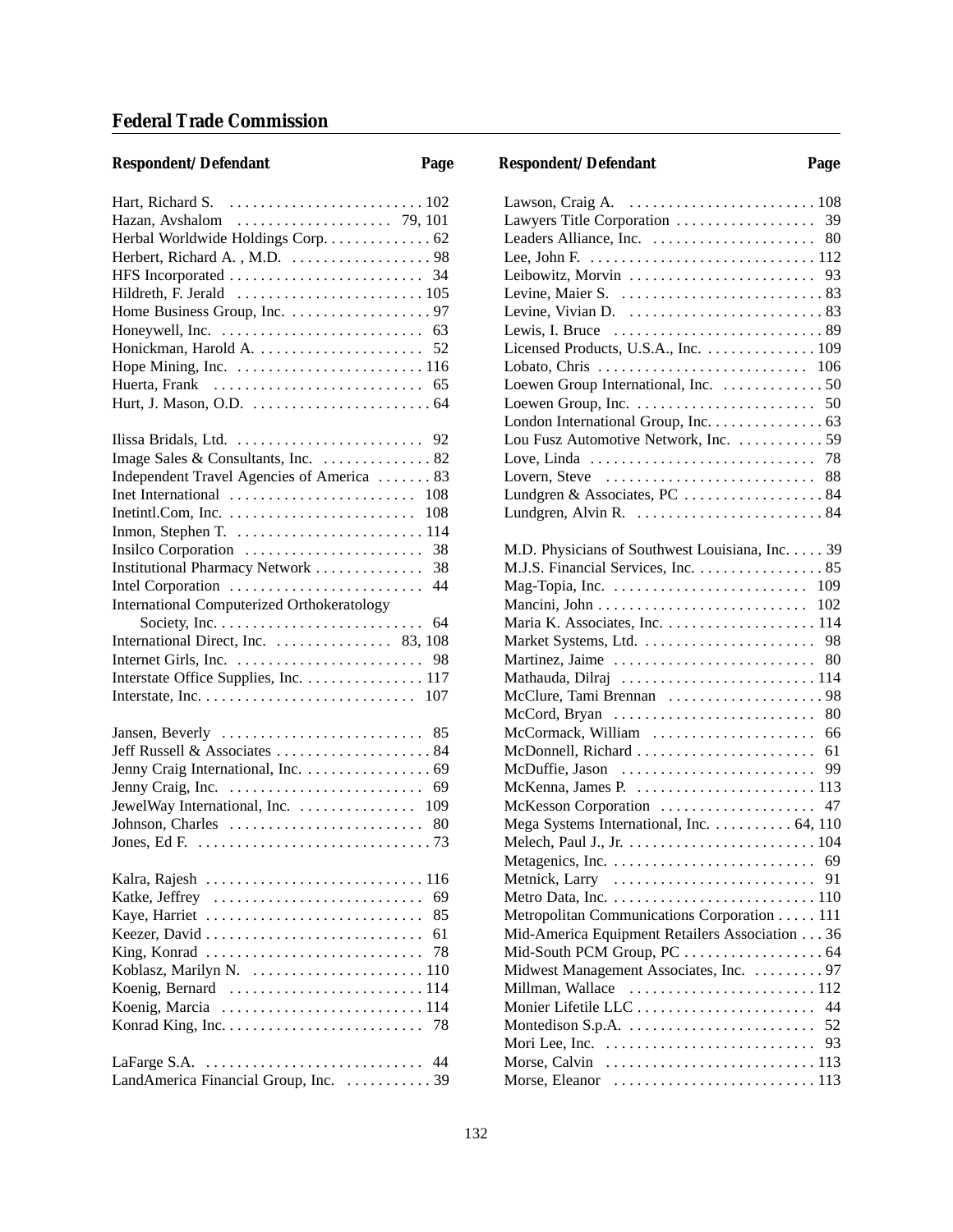## Federal Trade Commission

| Respondent/Defendant | Page |
|---|---|
| Hart, Richard S. | 102 |
| Hazan, Avshalom | 79, 101 |
| Herbal Worldwide Holdings Corp. | 62 |
| Herbert, Richard A. , M.D. | 98 |
| HFS Incorporated | 34 |
| Hildreth, F. Jerald | 105 |
| Home Business Group, Inc. | 97 |
| Honeywell, Inc. | 63 |
| Honickman, Harold A. | 52 |
| Hope Mining, Inc. | 116 |
| Huerta, Frank | 65 |
| Hurt, J. Mason, O.D. | 64 |
| | |
| Ilissa Bridals, Ltd. | 92 |
| Image Sales & Consultants, Inc. | 82 |
| Independent Travel Agencies of America | 83 |
| Inet International | 108 |
| Inetintl.Com, Inc. | 108 |
| Inmon, Stephen T. | 114 |
| Insilco Corporation | 38 |
| Institutional Pharmacy Network | 38 |
| Intel Corporation | 44 |
| International Computerized Orthokeratology Society, Inc. | 64 |
| International Direct, Inc. | 83, 108 |
| Internet Girls, Inc. | 98 |
| Interstate Office Supplies, Inc. | 117 |
| Interstate, Inc. | 107 |
| | |
| Jansen, Beverly | 85 |
| Jeff Russell & Associates | 84 |
| Jenny Craig International, Inc. | 69 |
| Jenny Craig, Inc. | 69 |
| JewelWay International, Inc. | 109 |
| Johnson, Charles | 80 |
| Jones, Ed F. | 73 |
| | |
| Kalra, Rajesh | 116 |
| Katke, Jeffrey | 69 |
| Kaye, Harriet | 85 |
| Keezer, David | 61 |
| King, Konrad | 78 |
| Koblasz, Marilyn N. | 110 |
| Koenig, Bernard | 114 |
| Koenig, Marcia | 114 |
| Konrad King, Inc. | 78 |
| | |
| LaFarge S.A. | 44 |
| LandAmerica Financial Group, Inc. | 39 |
| Lawson, Craig A. | 108 |
| Lawyers Title Corporation | 39 |
| Leaders Alliance, Inc. | 80 |
| Lee, John F. | 112 |
| Leibowitz, Morvin | 93 |
| Levine, Maier S. | 83 |
| Levine, Vivian D. | 83 |
| Lewis, I. Bruce | 89 |
| Licensed Products, U.S.A., Inc. | 109 |
| Lobato, Chris | 106 |
| Loewen Group International, Inc. | 50 |
| Loewen Group, Inc. | 50 |
| London International Group, Inc. | 63 |
| Lou Fusz Automotive Network, Inc. | 59 |
| Love, Linda | 78 |
| Lovern, Steve | 88 |
| Lundgren & Associates, PC | 84 |
| Lundgren, Alvin R. | 84 |
| | |
| M.D. Physicians of Southwest Louisiana, Inc. | 39 |
| M.J.S. Financial Services, Inc. | 85 |
| Mag-Topia, Inc. | 109 |
| Mancini, John | 102 |
| Maria K. Associates, Inc. | 114 |
| Market Systems, Ltd. | 98 |
| Martinez, Jaime | 80 |
| Mathauda, Dilraj | 114 |
| McClure, Tami Brennan | 98 |
| McCord, Bryan | 80 |
| McCormack, William | 66 |
| McDonnell, Richard | 61 |
| McDuffie, Jason | 99 |
| McKenna, James P. | 113 |
| McKesson Corporation | 47 |
| Mega Systems International, Inc. | 64, 110 |
| Melech, Paul J., Jr. | 104 |
| Metagenics, Inc. | 69 |
| Metnick, Larry | 91 |
| Metro Data, Inc. | 110 |
| Metropolitan Communications Corporation | 111 |
| Mid-America Equipment Retailers Association | 36 |
| Mid-South PCM Group, PC | 64 |
| Midwest Management Associates, Inc. | 97 |
| Millman, Wallace | 112 |
| Monier Lifetile LLC | 44 |
| Montedison S.p.A. | 52 |
| Mori Lee, Inc. | 93 |
| Morse, Calvin | 113 |
| Morse, Eleanor | 113 |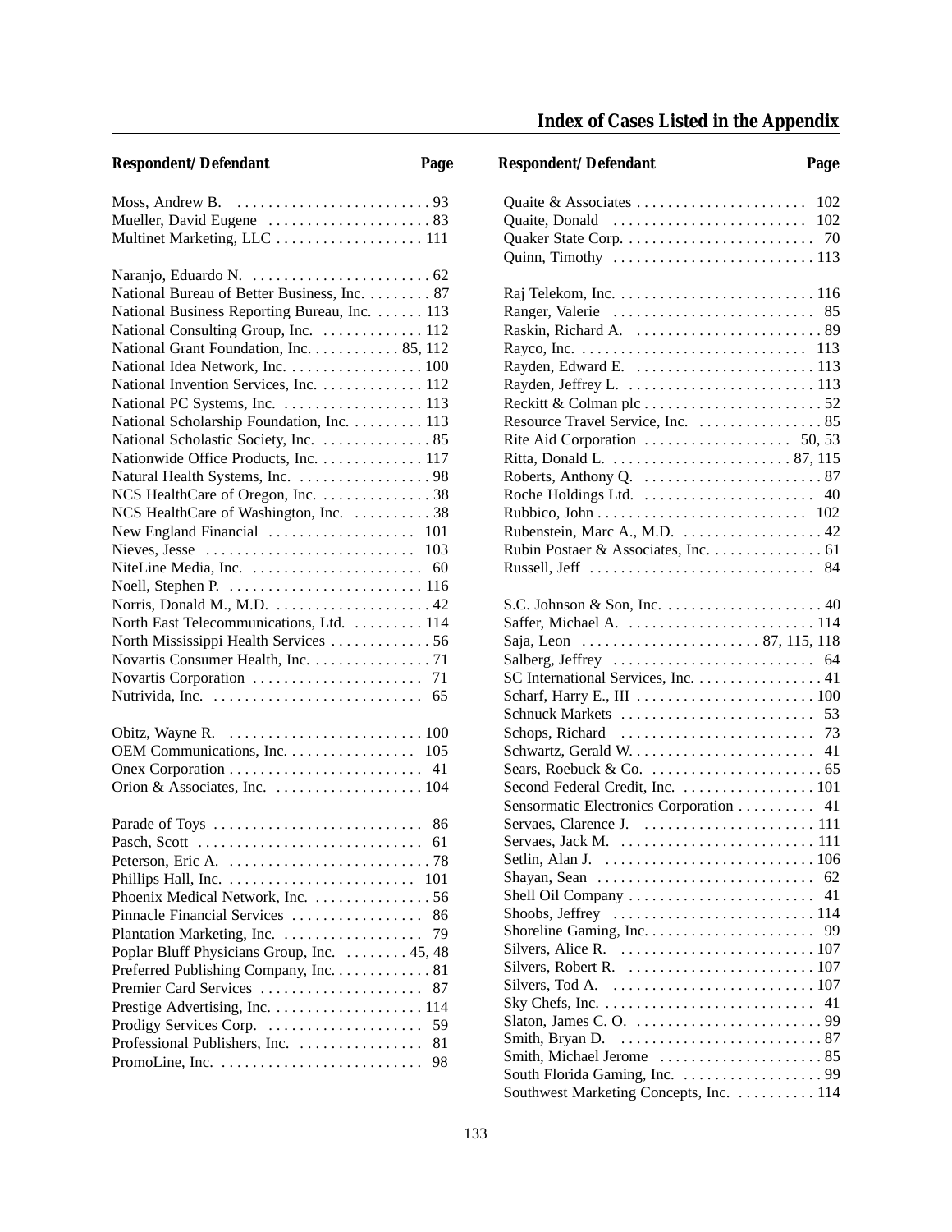## Index of Cases Listed in the Appendix

| Respondent/Defendant | Page |
|---|---|
| Moss, Andrew B. | 93 |
| Mueller, David Eugene | 83 |
| Multinet Marketing, LLC | 111 |
| | |
| Naranjo, Eduardo N. | 62 |
| National Bureau of Better Business, Inc. | 87 |
| National Business Reporting Bureau, Inc. | 113 |
| National Consulting Group, Inc. | 112 |
| National Grant Foundation, Inc. | 85, 112 |
| National Idea Network, Inc. | 100 |
| National Invention Services, Inc. | 112 |
| National PC Systems, Inc. | 113 |
| National Scholarship Foundation, Inc. | 113 |
| National Scholastic Society, Inc. | 85 |
| Nationwide Office Products, Inc. | 117 |
| Natural Health Systems, Inc. | 98 |
| NCS HealthCare of Oregon, Inc. | 38 |
| NCS HealthCare of Washington, Inc. | 38 |
| New England Financial | 101 |
| Nieves, Jesse | 103 |
| NiteLine Media, Inc. | 60 |
| Noell, Stephen P. | 116 |
| Norris, Donald M., M.D. | 42 |
| North East Telecommunications, Ltd. | 114 |
| North Mississippi Health Services | 56 |
| Novartis Consumer Health, Inc. | 71 |
| Novartis Corporation | 71 |
| Nutrivida, Inc. | 65 |
| | |
| Obitz, Wayne R. | 100 |
| OEM Communications, Inc. | 105 |
| Onex Corporation | 41 |
| Orion & Associates, Inc. | 104 |
| | |
| Parade of Toys | 86 |
| Pasch, Scott | 61 |
| Peterson, Eric A. | 78 |
| Phillips Hall, Inc. | 101 |
| Phoenix Medical Network, Inc. | 56 |
| Pinnacle Financial Services | 86 |
| Plantation Marketing, Inc. | 79 |
| Poplar Bluff Physicians Group, Inc. | 45, 48 |
| Preferred Publishing Company, Inc. | 81 |
| Premier Card Services | 87 |
| Prestige Advertising, Inc. | 114 |
| Prodigy Services Corp. | 59 |
| Professional Publishers, Inc. | 81 |
| PromoLine, Inc. | 98 |
| | |
| Quaite & Associates | 102 |
| Quaite, Donald | 102 |
| Quaker State Corp. | 70 |
| Quinn, Timothy | 113 |
| | |
| Raj Telekom, Inc. | 116 |
| Ranger, Valerie | 85 |
| Raskin, Richard A. | 89 |
| Rayco, Inc. | 113 |
| Rayden, Edward E. | 113 |
| Rayden, Jeffrey L. | 113 |
| Reckitt & Colman plc | 52 |
| Resource Travel Service, Inc. | 85 |
| Rite Aid Corporation | 50, 53 |
| Ritta, Donald L. | 87, 115 |
| Roberts, Anthony Q. | 87 |
| Roche Holdings Ltd. | 40 |
| Rubbico, John | 102 |
| Rubenstein, Marc A., M.D. | 42 |
| Rubin Postaer & Associates, Inc. | 61 |
| Russell, Jeff | 84 |
| | |
| S.C. Johnson & Son, Inc. | 40 |
| Saffer, Michael A. | 114 |
| Saja, Leon | 87, 115, 118 |
| Salberg, Jeffrey | 64 |
| SC International Services, Inc. | 41 |
| Scharf, Harry E., III | 100 |
| Schnuck Markets | 53 |
| Schops, Richard | 73 |
| Schwartz, Gerald W. | 41 |
| Sears, Roebuck & Co. | 65 |
| Second Federal Credit, Inc. | 101 |
| Sensormatic Electronics Corporation | 41 |
| Servaes, Clarence J. | 111 |
| Servaes, Jack M. | 111 |
| Setlin, Alan J. | 106 |
| Shayan, Sean | 62 |
| Shell Oil Company | 41 |
| Shoobs, Jeffrey | 114 |
| Shoreline Gaming, Inc. | 99 |
| Silvers, Alice R. | 107 |
| Silvers, Robert R. | 107 |
| Silvers, Tod A. | 107 |
| Sky Chefs, Inc. | 41 |
| Slaton, James C. O. | 99 |
| Smith, Bryan D. | 87 |
| Smith, Michael Jerome | 85 |
| South Florida Gaming, Inc. | 99 |
| Southwest Marketing Concepts, Inc. | 114 |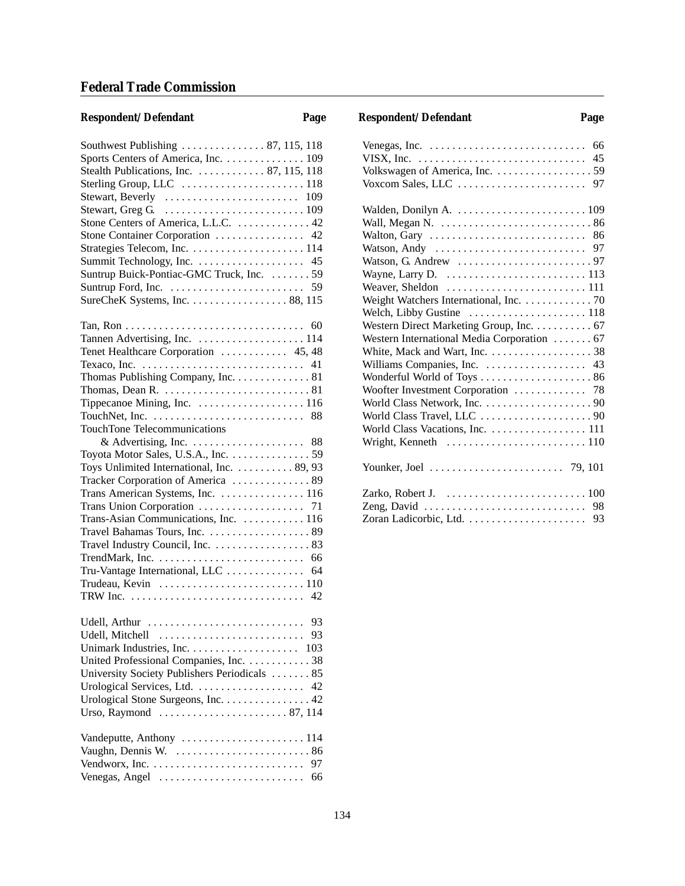## Federal Trade Commission

| Respondent/Defendant | Page |
|---|---|
| Southwest Publishing | 87, 115, 118 |
| Sports Centers of America, Inc. | 109 |
| Stealth Publications, Inc. | 87, 115, 118 |
| Sterling Group, LLC | 118 |
| Stewart, Beverly | 109 |
| Stewart, Greg G. | 109 |
| Stone Centers of America, L.L.C. | 42 |
| Stone Container Corporation | 42 |
| Strategies Telecom, Inc. | 114 |
| Summit Technology, Inc. | 45 |
| Suntrup Buick-Pontiac-GMC Truck, Inc. | 59 |
| Suntrup Ford, Inc. | 59 |
| SureCheK Systems, Inc. | 88, 115 |
| Tan, Ron | 60 |
| Tannen Advertising, Inc. | 114 |
| Tenet Healthcare Corporation | 45, 48 |
| Texaco, Inc. | 41 |
| Thomas Publishing Company, Inc. | 81 |
| Thomas, Dean R. | 81 |
| Tippecanoe Mining, Inc. | 116 |
| TouchNet, Inc. | 88 |
| TouchTone Telecommunications & Advertising, Inc. | 88 |
| Toyota Motor Sales, U.S.A., Inc. | 59 |
| Toys Unlimited International, Inc. | 89, 93 |
| Tracker Corporation of America | 89 |
| Trans American Systems, Inc. | 116 |
| Trans Union Corporation | 71 |
| Trans-Asian Communications, Inc. | 116 |
| Travel Bahamas Tours, Inc. | 89 |
| Travel Industry Council, Inc. | 83 |
| TrendMark, Inc. | 66 |
| Tru-Vantage International, LLC | 64 |
| Trudeau, Kevin | 110 |
| TRW Inc. | 42 |
| Udell, Arthur | 93 |
| Udell, Mitchell | 93 |
| Unimark Industries, Inc. | 103 |
| United Professional Companies, Inc. | 38 |
| University Society Publishers Periodicals | 85 |
| Urological Services, Ltd. | 42 |
| Urological Stone Surgeons, Inc. | 42 |
| Urso, Raymond | 87, 114 |
| Vandeputte, Anthony | 114 |
| Vaughn, Dennis W. | 86 |
| Vendworx, Inc. | 97 |
| Venegas, Angel | 66 |
| Venegas, Inc. | 66 |
| VISX, Inc. | 45 |
| Volkswagen of America, Inc. | 59 |
| Voxcom Sales, LLC | 97 |
| Walden, Donilyn A. | 109 |
| Wall, Megan N. | 86 |
| Walton, Gary | 86 |
| Watson, Andy | 97 |
| Watson, G. Andrew | 97 |
| Wayne, Larry D. | 113 |
| Weaver, Sheldon | 111 |
| Weight Watchers International, Inc. | 70 |
| Welch, Libby Gustine | 118 |
| Western Direct Marketing Group, Inc. | 67 |
| Western International Media Corporation | 67 |
| White, Mack and Wart, Inc. | 38 |
| Williams Companies, Inc. | 43 |
| Wonderful World of Toys | 86 |
| Woofter Investment Corporation | 78 |
| World Class Network, Inc. | 90 |
| World Class Travel, LLC | 90 |
| World Class Vacations, Inc. | 111 |
| Wright, Kenneth | 110 |
| Younker, Joel | 79, 101 |
| Zarko, Robert J. | 100 |
| Zeng, David | 98 |
| Zoran Ladicorbic, Ltd. | 93 |